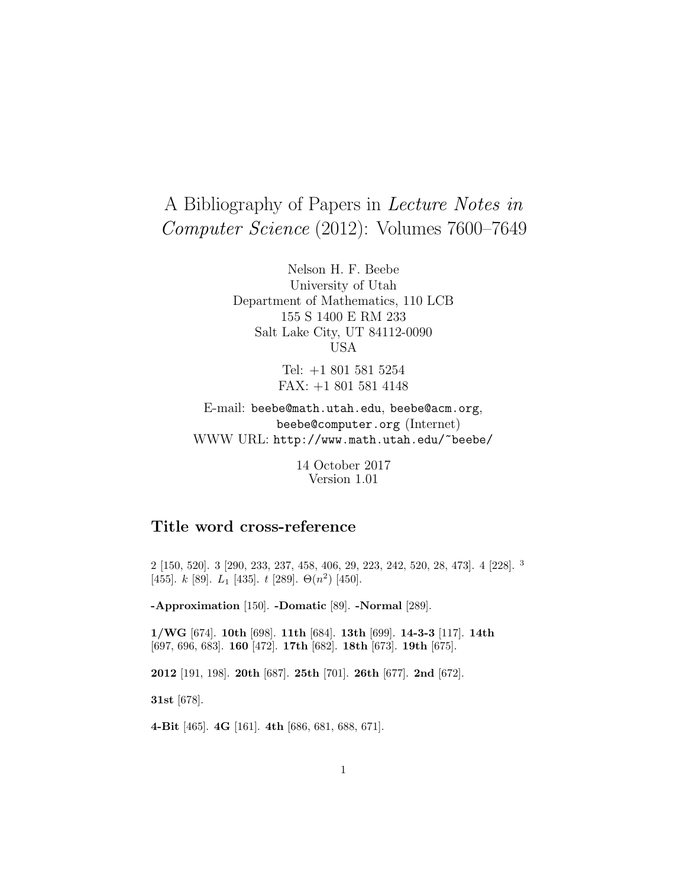# A Bibliography of Papers in *Lecture Notes in Computer Science* (2012): Volumes 7600–7649

Nelson H. F. Beebe
University of Utah
Department of Mathematics, 110 LCB
155 S 1400 E RM 233
Salt Lake City, UT 84112-0090
USA

Tel: +1 801 581 5254
FAX: +1 801 581 4148

E-mail: `beebe@math.utah.edu`, `beebe@acm.org`, `beebe@computer.org` (Internet)
WWW URL: `http://www.math.utah.edu/~beebe/`

14 October 2017
Version 1.01

## Title word cross-reference

2 [150, 520]. 3 [290, 233, 237, 458, 406, 29, 223, 242, 520, 28, 473]. 4 [228]. $^3$ [455]. $k$ [89]. $L_1$ [435]. $t$ [289]. $\Theta(n^2)$ [450].

**-Approximation** [150]. **-Domatic** [89]. **-Normal** [289].

**1/WG** [674]. **10th** [698]. **11th** [684]. **13th** [699]. **14-3-3** [117]. **14th** [697, 696, 683]. **160** [472]. **17th** [682]. **18th** [673]. **19th** [675].

**2012** [191, 198]. **20th** [687]. **25th** [701]. **26th** [677]. **2nd** [672].

**31st** [678].

**4-Bit** [465]. **4G** [161]. **4th** [686, 681, 688, 671].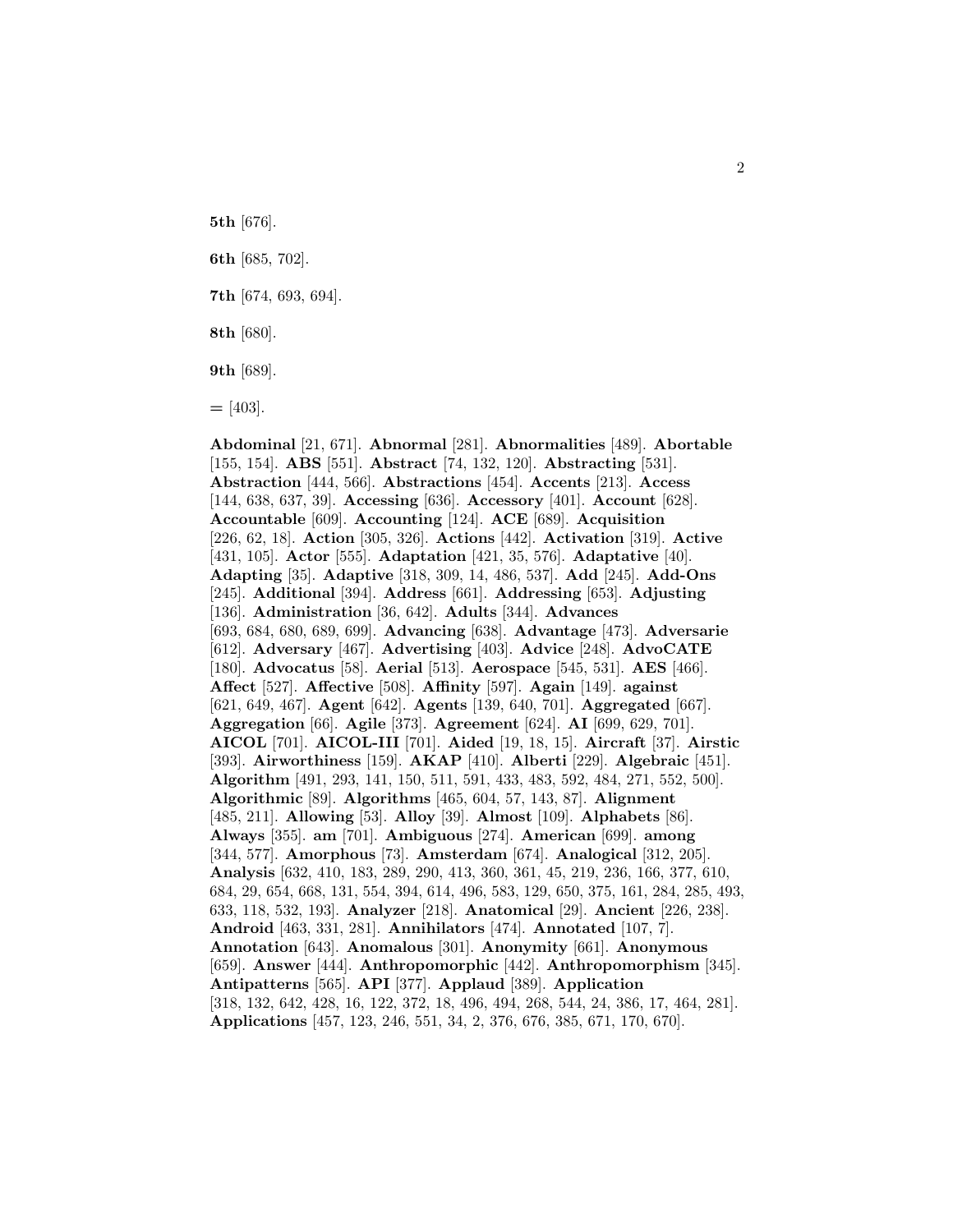**5th** [676].

**6th** [685, 702].

**7th** [674, 693, 694].

**8th** [680].

**9th** [689].

**=** [403].

**Abdominal** [21, 671]. **Abnormal** [281]. **Abnormalities** [489]. **Abortable** [155, 154]. **ABS** [551]. **Abstract** [74, 132, 120]. **Abstracting** [531]. **Abstraction** [444, 566]. **Abstractions** [454]. **Accents** [213]. **Access** [144, 638, 637, 39]. **Accessing** [636]. **Accessory** [401]. **Account** [628]. **Accountable** [609]. **Accounting** [124]. **ACE** [689]. **Acquisition** [226, 62, 18]. **Action** [305, 326]. **Actions** [442]. **Activation** [319]. **Active** [431, 105]. **Actor** [555]. **Adaptation** [421, 35, 576]. **Adaptative** [40]. **Adapting** [35]. **Adaptive** [318, 309, 14, 486, 537]. **Add** [245]. **Add-Ons** [245]. **Additional** [394]. **Address** [661]. **Addressing** [653]. **Adjusting** [136]. **Administration** [36, 642]. **Adults** [344]. **Advances** [693, 684, 680, 689, 699]. **Advancing** [638]. **Advantage** [473]. **Adversarie** [612]. **Adversary** [467]. **Advertising** [403]. **Advice** [248]. **AdvoCATE** [180]. **Advocatus** [58]. **Aerial** [513]. **Aerospace** [545, 531]. **AES** [466]. **Affect** [527]. **Affective** [508]. **Affinity** [597]. **Again** [149]. **against** [621, 649, 467]. **Agent** [642]. **Agents** [139, 640, 701]. **Aggregated** [667]. **Aggregation** [66]. **Agile** [373]. **Agreement** [624]. **AI** [699, 629, 701]. **AICOL** [701]. **AICOL-III** [701]. **Aided** [19, 18, 15]. **Aircraft** [37]. **Airstic** [393]. **Airworthiness** [159]. **AKAP** [410]. **Alberti** [229]. **Algebraic** [451]. **Algorithm** [491, 293, 141, 150, 511, 591, 433, 483, 592, 484, 271, 552, 500]. **Algorithmic** [89]. **Algorithms** [465, 604, 57, 143, 87]. **Alignment** [485, 211]. **Allowing** [53]. **Alloy** [39]. **Almost** [109]. **Alphabets** [86]. **Always** [355]. **am** [701]. **Ambiguous** [274]. **American** [699]. **among** [344, 577]. **Amorphous** [73]. **Amsterdam** [674]. **Analogical** [312, 205]. **Analysis** [632, 410, 183, 289, 290, 413, 360, 361, 45, 219, 236, 166, 377, 610, 684, 29, 654, 668, 131, 554, 394, 614, 496, 583, 129, 650, 375, 161, 284, 285, 493, 633, 118, 532, 193]. **Analyzer** [218]. **Anatomical** [29]. **Ancient** [226, 238]. **Android** [463, 331, 281]. **Annihilators** [474]. **Annotated** [107, 7]. **Annotation** [643]. **Anomalous** [301]. **Anonymity** [661]. **Anonymous** [659]. **Answer** [444]. **Anthropomorphic** [442]. **Anthropomorphism** [345]. **Antipatterns** [565]. **API** [377]. **Applaud** [389]. **Application** [318, 132, 642, 428, 16, 122, 372, 18, 496, 494, 268, 544, 24, 386, 17, 464, 281]. **Applications** [457, 123, 246, 551, 34, 2, 376, 676, 385, 671, 170, 670].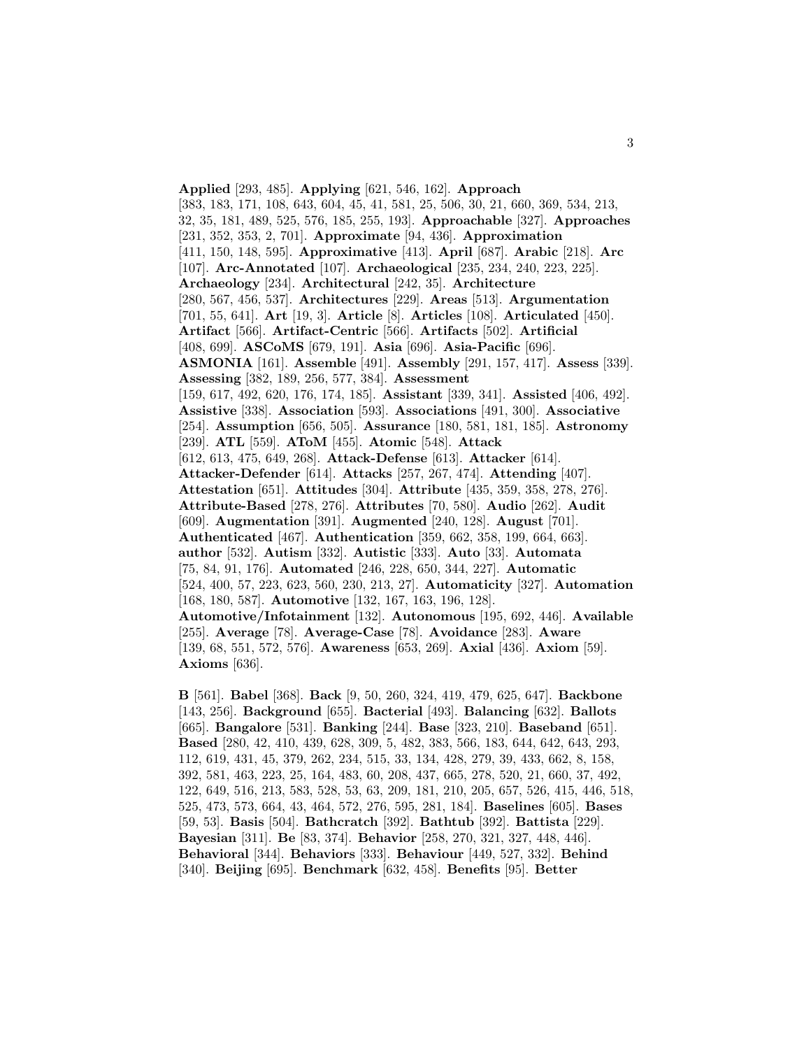**Applied** [293, 485]. **Applying** [621, 546, 162]. **Approach** [383, 183, 171, 108, 643, 604, 45, 41, 581, 25, 506, 30, 21, 660, 369, 534, 213, 32, 35, 181, 489, 525, 576, 185, 255, 193]. **Approachable** [327]. **Approaches** [231, 352, 353, 2, 701]. **Approximate** [94, 436]. **Approximation** [411, 150, 148, 595]. **Approximative** [413]. **April** [687]. **Arabic** [218]. **Arc** [107]. **Arc-Annotated** [107]. **Archaeological** [235, 234, 240, 223, 225]. **Archaeology** [234]. **Architectural** [242, 35]. **Architecture** [280, 567, 456, 537]. **Architectures** [229]. **Areas** [513]. **Argumentation** [701, 55, 641]. **Art** [19, 3]. **Article** [8]. **Articles** [108]. **Articulated** [450]. **Artifact** [566]. **Artifact-Centric** [566]. **Artifacts** [502]. **Artificial** [408, 699]. **ASCoMS** [679, 191]. **Asia** [696]. **Asia-Pacific** [696]. **ASMONIA** [161]. **Assemble** [491]. **Assembly** [291, 157, 417]. **Assess** [339]. **Assessing** [382, 189, 256, 577, 384]. **Assessment** [159, 617, 492, 620, 176, 174, 185]. **Assistant** [339, 341]. **Assisted** [406, 492]. **Assistive** [338]. **Association** [593]. **Associations** [491, 300]. **Associative** [254]. **Assumption** [656, 505]. **Assurance** [180, 581, 181, 185]. **Astronomy** [239]. **ATL** [559]. **AToM** [455]. **Atomic** [548]. **Attack** [612, 613, 475, 649, 268]. **Attack-Defense** [613]. **Attacker** [614]. **Attacker-Defender** [614]. **Attacks** [257, 267, 474]. **Attending** [407]. **Attestation** [651]. **Attitudes** [304]. **Attribute** [435, 359, 358, 278, 276]. **Attribute-Based** [278, 276]. **Attributes** [70, 580]. **Audio** [262]. **Audit** [609]. **Augmentation** [391]. **Augmented** [240, 128]. **August** [701]. **Authenticated** [467]. **Authentication** [359, 662, 358, 199, 664, 663]. **author** [532]. **Autism** [332]. **Autistic** [333]. **Auto** [33]. **Automata** [75, 84, 91, 176]. **Automated** [246, 228, 650, 344, 227]. **Automatic** [524, 400, 57, 223, 623, 560, 230, 213, 27]. **Automaticity** [327]. **Automation** [168, 180, 587]. **Automotive** [132, 167, 163, 196, 128]. **Automotive/Infotainment** [132]. **Autonomous** [195, 692, 446]. **Available** [255]. **Average** [78]. **Average-Case** [78]. **Avoidance** [283]. **Aware** [139, 68, 551, 572, 576]. **Awareness** [653, 269]. **Axial** [436]. **Axiom** [59]. **Axioms** [636].

**B** [561]. **Babel** [368]. **Back** [9, 50, 260, 324, 419, 479, 625, 647]. **Backbone** [143, 256]. **Background** [655]. **Bacterial** [493]. **Balancing** [632]. **Ballots** [665]. **Bangalore** [531]. **Banking** [244]. **Base** [323, 210]. **Baseband** [651]. **Based** [280, 42, 410, 439, 628, 309, 5, 482, 383, 566, 183, 644, 642, 643, 293, 112, 619, 431, 45, 379, 262, 234, 515, 33, 134, 428, 279, 39, 433, 662, 8, 158, 392, 581, 463, 223, 25, 164, 483, 60, 208, 437, 665, 278, 520, 21, 660, 37, 492, 122, 649, 516, 213, 583, 528, 53, 63, 209, 181, 210, 205, 657, 526, 415, 446, 518, 525, 473, 573, 664, 43, 464, 572, 276, 595, 281, 184]. **Baselines** [605]. **Bases** [59, 53]. **Basis** [504]. **Bathcratch** [392]. **Bathtub** [392]. **Battista** [229]. **Bayesian** [311]. **Be** [83, 374]. **Behavior** [258, 270, 321, 327, 448, 446]. **Behavioral** [344]. **Behaviors** [333]. **Behaviour** [449, 527, 332]. **Behind** [340]. **Beijing** [695]. **Benchmark** [632, 458]. **Benefits** [95]. **Better**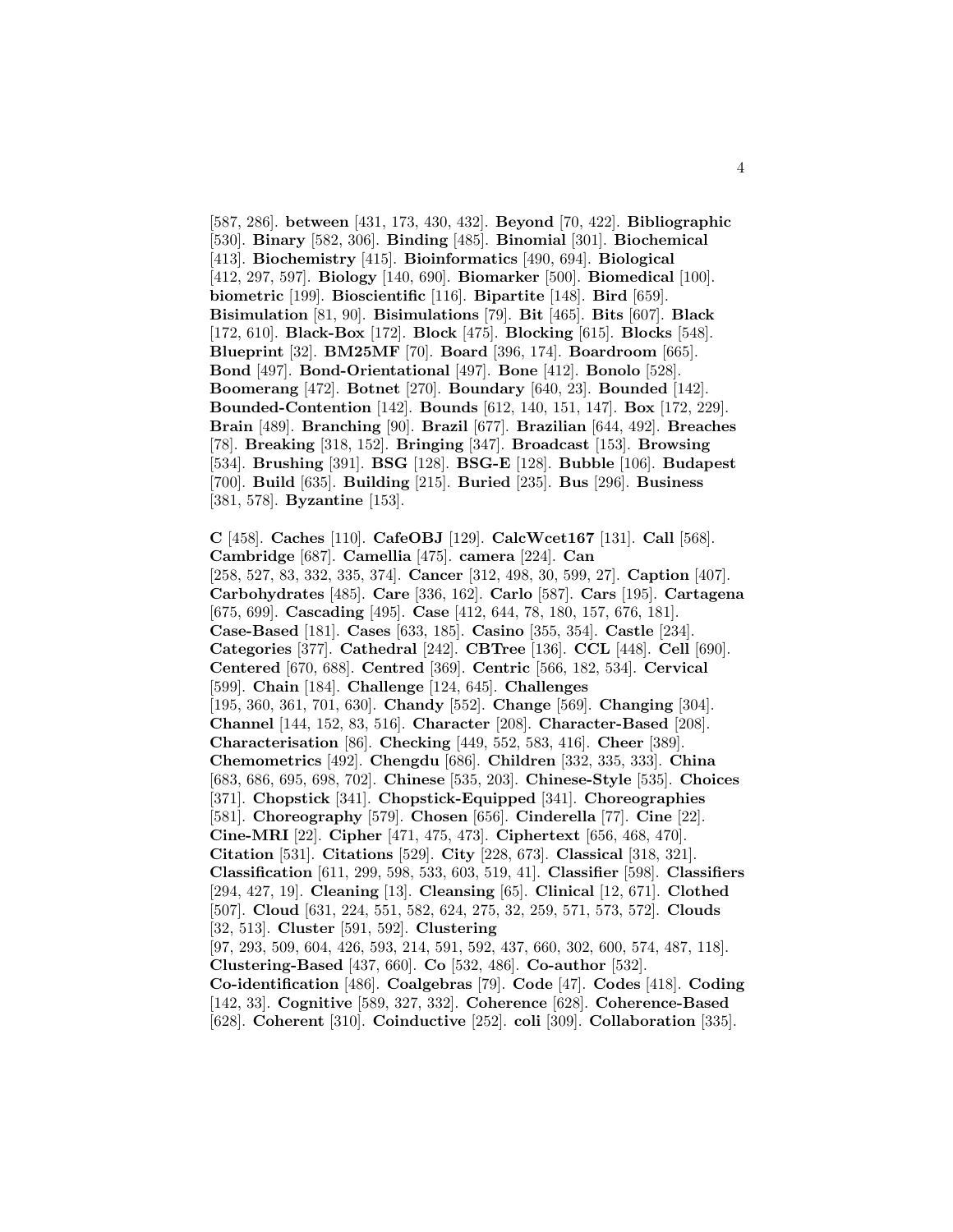[587, 286]. **between** [431, 173, 430, 432]. **Beyond** [70, 422]. **Bibliographic** [530]. **Binary** [582, 306]. **Binding** [485]. **Binomial** [301]. **Biochemical** [413]. **Biochemistry** [415]. **Bioinformatics** [490, 694]. **Biological** [412, 297, 597]. **Biology** [140, 690]. **Biomarker** [500]. **Biomedical** [100]. **biometric** [199]. **Bioscientific** [116]. **Bipartite** [148]. **Bird** [659]. **Bisimulation** [81, 90]. **Bisimulations** [79]. **Bit** [465]. **Bits** [607]. **Black** [172, 610]. **Black-Box** [172]. **Block** [475]. **Blocking** [615]. **Blocks** [548]. **Blueprint** [32]. **BM25MF** [70]. **Board** [396, 174]. **Boardroom** [665]. **Bond** [497]. **Bond-Orientational** [497]. **Bone** [412]. **Bonolo** [528]. **Boomerang** [472]. **Botnet** [270]. **Boundary** [640, 23]. **Bounded** [142]. **Bounded-Contention** [142]. **Bounds** [612, 140, 151, 147]. **Box** [172, 229]. **Brain** [489]. **Branching** [90]. **Brazil** [677]. **Brazilian** [644, 492]. **Breaches** [78]. **Breaking** [318, 152]. **Bringing** [347]. **Broadcast** [153]. **Browsing** [534]. **Brushing** [391]. **BSG** [128]. **BSG-E** [128]. **Bubble** [106]. **Budapest** [700]. **Build** [635]. **Building** [215]. **Buried** [235]. **Bus** [296]. **Business** [381, 578]. **Byzantine** [153].

**C** [458]. **Caches** [110]. **CafeOBJ** [129]. **CalcWcet167** [131]. **Call** [568]. **Cambridge** [687]. **Camellia** [475]. **camera** [224]. **Can** [258, 527, 83, 332, 335, 374]. **Cancer** [312, 498, 30, 599, 27]. **Caption** [407]. **Carbohydrates** [485]. **Care** [336, 162]. **Carlo** [587]. **Cars** [195]. **Cartagena** [675, 699]. **Cascading** [495]. **Case** [412, 644, 78, 180, 157, 676, 181]. **Case-Based** [181]. **Cases** [633, 185]. **Casino** [355, 354]. **Castle** [234]. **Categories** [377]. **Cathedral** [242]. **CBTree** [136]. **CCL** [448]. **Cell** [690]. **Centered** [670, 688]. **Centred** [369]. **Centric** [566, 182, 534]. **Cervical** [599]. **Chain** [184]. **Challenge** [124, 645]. **Challenges** [195, 360, 361, 701, 630]. **Chandy** [552]. **Change** [569]. **Changing** [304]. **Channel** [144, 152, 83, 516]. **Character** [208]. **Character-Based** [208]. **Characterisation** [86]. **Checking** [449, 552, 583, 416]. **Cheer** [389]. **Chemometrics** [492]. **Chengdu** [686]. **Children** [332, 335, 333]. **China** [683, 686, 695, 698, 702]. **Chinese** [535, 203]. **Chinese-Style** [535]. **Choices** [371]. **Chopstick** [341]. **Chopstick-Equipped** [341]. **Choreographies** [581]. **Choreography** [579]. **Chosen** [656]. **Cinderella** [77]. **Cine** [22]. **Cine-MRI** [22]. **Cipher** [471, 475, 473]. **Ciphertext** [656, 468, 470]. **Citation** [531]. **Citations** [529]. **City** [228, 673]. **Classical** [318, 321]. **Classification** [611, 299, 598, 533, 603, 519, 41]. **Classifier** [598]. **Classifiers** [294, 427, 19]. **Cleaning** [13]. **Cleansing** [65]. **Clinical** [12, 671]. **Clothed** [507]. **Cloud** [631, 224, 551, 582, 624, 275, 32, 259, 571, 573, 572]. **Clouds** [32, 513]. **Cluster** [591, 592]. **Clustering** [97, 293, 509, 604, 426, 593, 214, 591, 592, 437, 660, 302, 600, 574, 487, 118]. **Clustering-Based** [437, 660]. **Co** [532, 486]. **Co-author** [532]. **Co-identification** [486]. **Coalgebras** [79]. **Code** [47]. **Codes** [418]. **Coding** [142, 33]. **Cognitive** [589, 327, 332]. **Coherence** [628]. **Coherence-Based** [628]. **Coherent** [310]. **Coinductive** [252]. **coli** [309]. **Collaboration** [335].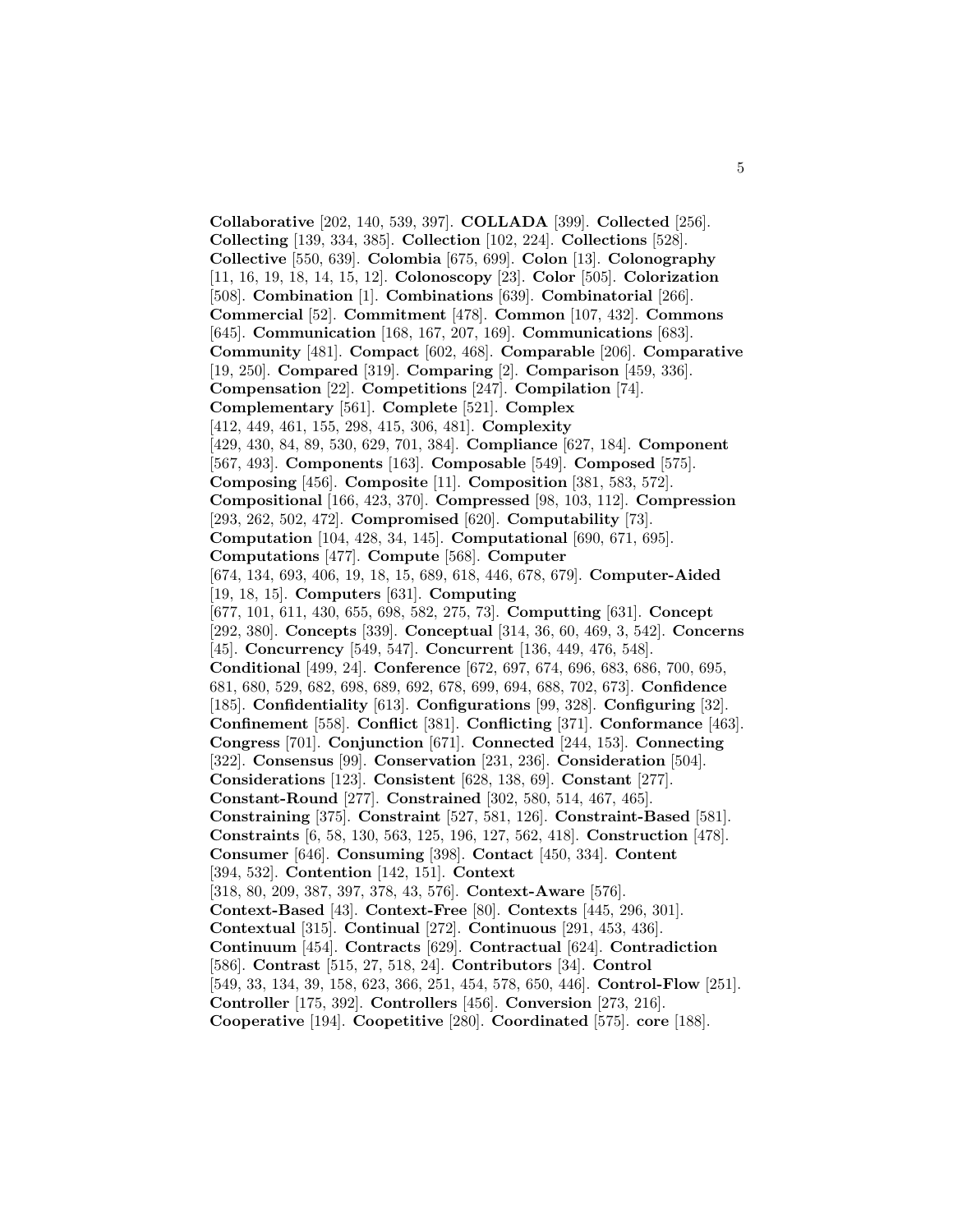**Collaborative** [202, 140, 539, 397]. **COLLADA** [399]. **Collected** [256]. **Collecting** [139, 334, 385]. **Collection** [102, 224]. **Collections** [528]. **Collective** [550, 639]. **Colombia** [675, 699]. **Colon** [13]. **Colonography** [11, 16, 19, 18, 14, 15, 12]. **Colonoscopy** [23]. **Color** [505]. **Colorization** [508]. **Combination** [1]. **Combinations** [639]. **Combinatorial** [266]. **Commercial** [52]. **Commitment** [478]. **Common** [107, 432]. **Commons** [645]. **Communication** [168, 167, 207, 169]. **Communications** [683]. **Community** [481]. **Compact** [602, 468]. **Comparable** [206]. **Comparative** [19, 250]. **Compared** [319]. **Comparing** [2]. **Comparison** [459, 336]. **Compensation** [22]. **Competitions** [247]. **Compilation** [74]. **Complementary** [561]. **Complete** [521]. **Complex** [412, 449, 461, 155, 298, 415, 306, 481]. **Complexity** [429, 430, 84, 89, 530, 629, 701, 384]. **Compliance** [627, 184]. **Component** [567, 493]. **Components** [163]. **Composable** [549]. **Composed** [575]. **Composing** [456]. **Composite** [11]. **Composition** [381, 583, 572]. **Compositional** [166, 423, 370]. **Compressed** [98, 103, 112]. **Compression** [293, 262, 502, 472]. **Compromised** [620]. **Computability** [73]. **Computation** [104, 428, 34, 145]. **Computational** [690, 671, 695]. **Computations** [477]. **Compute** [568]. **Computer** [674, 134, 693, 406, 19, 18, 15, 689, 618, 446, 678, 679]. **Computer-Aided** [19, 18, 15]. **Computers** [631]. **Computing** [677, 101, 611, 430, 655, 698, 582, 275, 73]. **Computting** [631]. **Concept** [292, 380]. **Concepts** [339]. **Conceptual** [314, 36, 60, 469, 3, 542]. **Concerns** [45]. **Concurrency** [549, 547]. **Concurrent** [136, 449, 476, 548]. **Conditional** [499, 24]. **Conference** [672, 697, 674, 696, 683, 686, 700, 695, 681, 680, 529, 682, 698, 689, 692, 678, 699, 694, 688, 702, 673]. **Confidence** [185]. **Confidentiality** [613]. **Configurations** [99, 328]. **Configuring** [32]. **Confinement** [558]. **Conflict** [381]. **Conflicting** [371]. **Conformance** [463]. **Congress** [701]. **Conjunction** [671]. **Connected** [244, 153]. **Connecting** [322]. **Consensus** [99]. **Conservation** [231, 236]. **Consideration** [504]. **Considerations** [123]. **Consistent** [628, 138, 69]. **Constant** [277]. **Constant-Round** [277]. **Constrained** [302, 580, 514, 467, 465]. **Constraining** [375]. **Constraint** [527, 581, 126]. **Constraint-Based** [581]. **Constraints** [6, 58, 130, 563, 125, 196, 127, 562, 418]. **Construction** [478]. **Consumer** [646]. **Consuming** [398]. **Contact** [450, 334]. **Content** [394, 532]. **Contention** [142, 151]. **Context** [318, 80, 209, 387, 397, 378, 43, 576]. **Context-Aware** [576]. **Context-Based** [43]. **Context-Free** [80]. **Contexts** [445, 296, 301]. **Contextual** [315]. **Continual** [272]. **Continuous** [291, 453, 436]. **Continuum** [454]. **Contracts** [629]. **Contractual** [624]. **Contradiction** [586]. **Contrast** [515, 27, 518, 24]. **Contributors** [34]. **Control** [549, 33, 134, 39, 158, 623, 366, 251, 454, 578, 650, 446]. **Control-Flow** [251]. **Controller** [175, 392]. **Controllers** [456]. **Conversion** [273, 216]. **Cooperative** [194]. **Coopetitive** [280]. **Coordinated** [575]. **core** [188].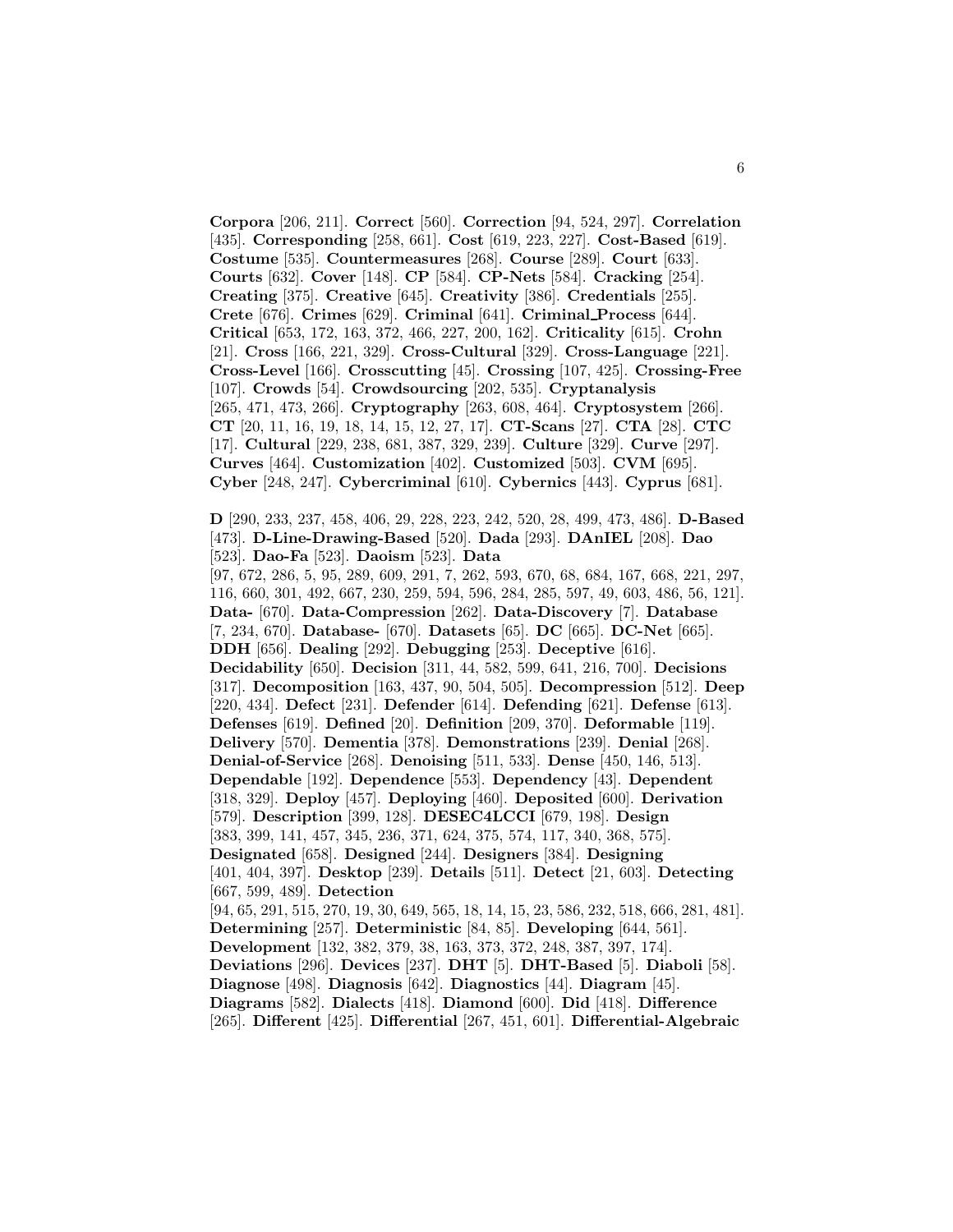**Corpora** [206, 211]. **Correct** [560]. **Correction** [94, 524, 297]. **Correlation** [435]. **Corresponding** [258, 661]. **Cost** [619, 223, 227]. **Cost-Based** [619]. **Costume** [535]. **Countermeasures** [268]. **Course** [289]. **Court** [633]. **Courts** [632]. **Cover** [148]. **CP** [584]. **CP-Nets** [584]. **Cracking** [254]. **Creating** [375]. **Creative** [645]. **Creativity** [386]. **Credentials** [255]. **Crete** [676]. **Crimes** [629]. **Criminal** [641]. **Criminal_Process** [644]. **Critical** [653, 172, 163, 372, 466, 227, 200, 162]. **Criticality** [615]. **Crohn** [21]. **Cross** [166, 221, 329]. **Cross-Cultural** [329]. **Cross-Language** [221]. **Cross-Level** [166]. **Crosscutting** [45]. **Crossing** [107, 425]. **Crossing-Free** [107]. **Crowds** [54]. **Crowdsourcing** [202, 535]. **Cryptanalysis** [265, 471, 473, 266]. **Cryptography** [263, 608, 464]. **Cryptosystem** [266]. **CT** [20, 11, 16, 19, 18, 14, 15, 12, 27, 17]. **CT-Scans** [27]. **CTA** [28]. **CTC** [17]. **Cultural** [229, 238, 681, 387, 329, 239]. **Culture** [329]. **Curve** [297]. **Curves** [464]. **Customization** [402]. **Customized** [503]. **CVM** [695]. **Cyber** [248, 247]. **Cybercriminal** [610]. **Cybernics** [443]. **Cyprus** [681].

**D** [290, 233, 237, 458, 406, 29, 228, 223, 242, 520, 28, 499, 473, 486]. **D-Based** [473]. **D-Line-Drawing-Based** [520]. **Dada** [293]. **DAnIEL** [208]. **Dao** [523]. **Dao-Fa** [523]. **Daoism** [523]. **Data** [97, 672, 286, 5, 95, 289, 609, 291, 7, 262, 593, 670, 68, 684, 167, 668, 221, 297, 116, 660, 301, 492, 667, 230, 259, 594, 596, 284, 285, 597, 49, 603, 486, 56, 121]. **Data-** [670]. **Data-Compression** [262]. **Data-Discovery** [7]. **Database** [7, 234, 670]. **Database-** [670]. **Datasets** [65]. **DC** [665]. **DC-Net** [665]. **DDH** [656]. **Dealing** [292]. **Debugging** [253]. **Deceptive** [616]. **Decidability** [650]. **Decision** [311, 44, 582, 599, 641, 216, 700]. **Decisions** [317]. **Decomposition** [163, 437, 90, 504, 505]. **Decompression** [512]. **Deep** [220, 434]. **Defect** [231]. **Defender** [614]. **Defending** [621]. **Defense** [613]. **Defenses** [619]. **Defined** [20]. **Definition** [209, 370]. **Deformable** [119]. **Delivery** [570]. **Dementia** [378]. **Demonstrations** [239]. **Denial** [268]. **Denial-of-Service** [268]. **Denoising** [511, 533]. **Dense** [450, 146, 513]. **Dependable** [192]. **Dependence** [553]. **Dependency** [43]. **Dependent** [318, 329]. **Deploy** [457]. **Deploying** [460]. **Deposited** [600]. **Derivation** [579]. **Description** [399, 128]. **DESEC4LCCI** [679, 198]. **Design** [383, 399, 141, 457, 345, 236, 371, 624, 375, 574, 117, 340, 368, 575]. **Designated** [658]. **Designed** [244]. **Designers** [384]. **Designing** [401, 404, 397]. **Desktop** [239]. **Details** [511]. **Detect** [21, 603]. **Detecting** [667, 599, 489]. **Detection** [94, 65, 291, 515, 270, 19, 30, 649, 565, 18, 14, 15, 23, 586, 232, 518, 666, 281, 481]. **Determining** [257]. **Deterministic** [84, 85]. **Developing** [644, 561]. **Development** [132, 382, 379, 38, 163, 373, 372, 248, 387, 397, 174]. **Deviations** [296]. **Devices** [237]. **DHT** [5]. **DHT-Based** [5]. **Diaboli** [58]. **Diagnose** [498]. **Diagnosis** [642]. **Diagnostics** [44]. **Diagram** [45]. **Diagrams** [582]. **Dialects** [418]. **Diamond** [600]. **Did** [418]. **Difference** [265]. **Different** [425]. **Differential** [267, 451, 601]. **Differential-Algebraic**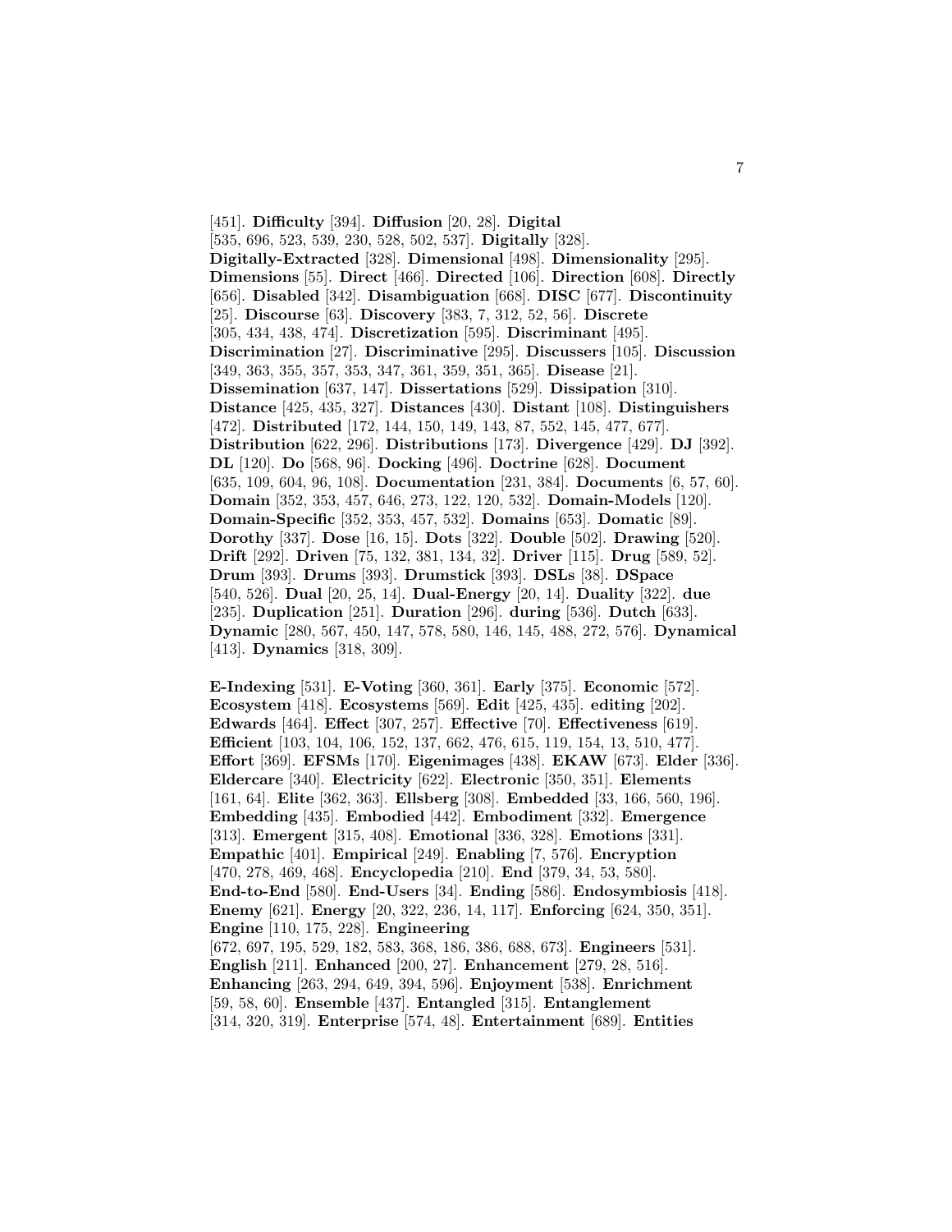[451]. **Difficulty** [394]. **Diffusion** [20, 28]. **Digital** [535, 696, 523, 539, 230, 528, 502, 537]. **Digitally** [328]. **Digitally-Extracted** [328]. **Dimensional** [498]. **Dimensionality** [295]. **Dimensions** [55]. **Direct** [466]. **Directed** [106]. **Direction** [608]. **Directly** [656]. **Disabled** [342]. **Disambiguation** [668]. **DISC** [677]. **Discontinuity** [25]. **Discourse** [63]. **Discovery** [383, 7, 312, 52, 56]. **Discrete** [305, 434, 438, 474]. **Discretization** [595]. **Discriminant** [495]. **Discrimination** [27]. **Discriminative** [295]. **Discussers** [105]. **Discussion** [349, 363, 355, 357, 353, 347, 361, 359, 351, 365]. **Disease** [21]. **Dissemination** [637, 147]. **Dissertations** [529]. **Dissipation** [310]. **Distance** [425, 435, 327]. **Distances** [430]. **Distant** [108]. **Distinguishers** [472]. **Distributed** [172, 144, 150, 149, 143, 87, 552, 145, 477, 677]. **Distribution** [622, 296]. **Distributions** [173]. **Divergence** [429]. **DJ** [392]. **DL** [120]. **Do** [568, 96]. **Docking** [496]. **Doctrine** [628]. **Document** [635, 109, 604, 96, 108]. **Documentation** [231, 384]. **Documents** [6, 57, 60]. **Domain** [352, 353, 457, 646, 273, 122, 120, 532]. **Domain-Models** [120]. **Domain-Specific** [352, 353, 457, 532]. **Domains** [653]. **Domatic** [89]. **Dorothy** [337]. **Dose** [16, 15]. **Dots** [322]. **Double** [502]. **Drawing** [520]. **Drift** [292]. **Driven** [75, 132, 381, 134, 32]. **Driver** [115]. **Drug** [589, 52]. **Drum** [393]. **Drums** [393]. **Drumstick** [393]. **DSLs** [38]. **DSpace** [540, 526]. **Dual** [20, 25, 14]. **Dual-Energy** [20, 14]. **Duality** [322]. **due** [235]. **Duplication** [251]. **Duration** [296]. **during** [536]. **Dutch** [633]. **Dynamic** [280, 567, 450, 147, 578, 580, 146, 145, 488, 272, 576]. **Dynamical** [413]. **Dynamics** [318, 309].

**E-Indexing** [531]. **E-Voting** [360, 361]. **Early** [375]. **Economic** [572]. **Ecosystem** [418]. **Ecosystems** [569]. **Edit** [425, 435]. **editing** [202]. **Edwards** [464]. **Effect** [307, 257]. **Effective** [70]. **Effectiveness** [619]. **Efficient** [103, 104, 106, 152, 137, 662, 476, 615, 119, 154, 13, 510, 477]. **Effort** [369]. **EFSMs** [170]. **Eigenimages** [438]. **EKAW** [673]. **Elder** [336]. **Eldercare** [340]. **Electricity** [622]. **Electronic** [350, 351]. **Elements** [161, 64]. **Elite** [362, 363]. **Ellsberg** [308]. **Embedded** [33, 166, 560, 196]. **Embedding** [435]. **Embodied** [442]. **Embodiment** [332]. **Emergence** [313]. **Emergent** [315, 408]. **Emotional** [336, 328]. **Emotions** [331]. **Empathic** [401]. **Empirical** [249]. **Enabling** [7, 576]. **Encryption** [470, 278, 469, 468]. **Encyclopedia** [210]. **End** [379, 34, 53, 580]. **End-to-End** [580]. **End-Users** [34]. **Ending** [586]. **Endosymbiosis** [418]. **Enemy** [621]. **Energy** [20, 322, 236, 14, 117]. **Enforcing** [624, 350, 351]. **Engine** [110, 175, 228]. **Engineering** [672, 697, 195, 529, 182, 583, 368, 186, 386, 688, 673]. **Engineers** [531]. **English** [211]. **Enhanced** [200, 27]. **Enhancement** [279, 28, 516]. **Enhancing** [263, 294, 649, 394, 596]. **Enjoyment** [538]. **Enrichment** [59, 58, 60]. **Ensemble** [437]. **Entangled** [315]. **Entanglement** [314, 320, 319]. **Enterprise** [574, 48]. **Entertainment** [689]. **Entities**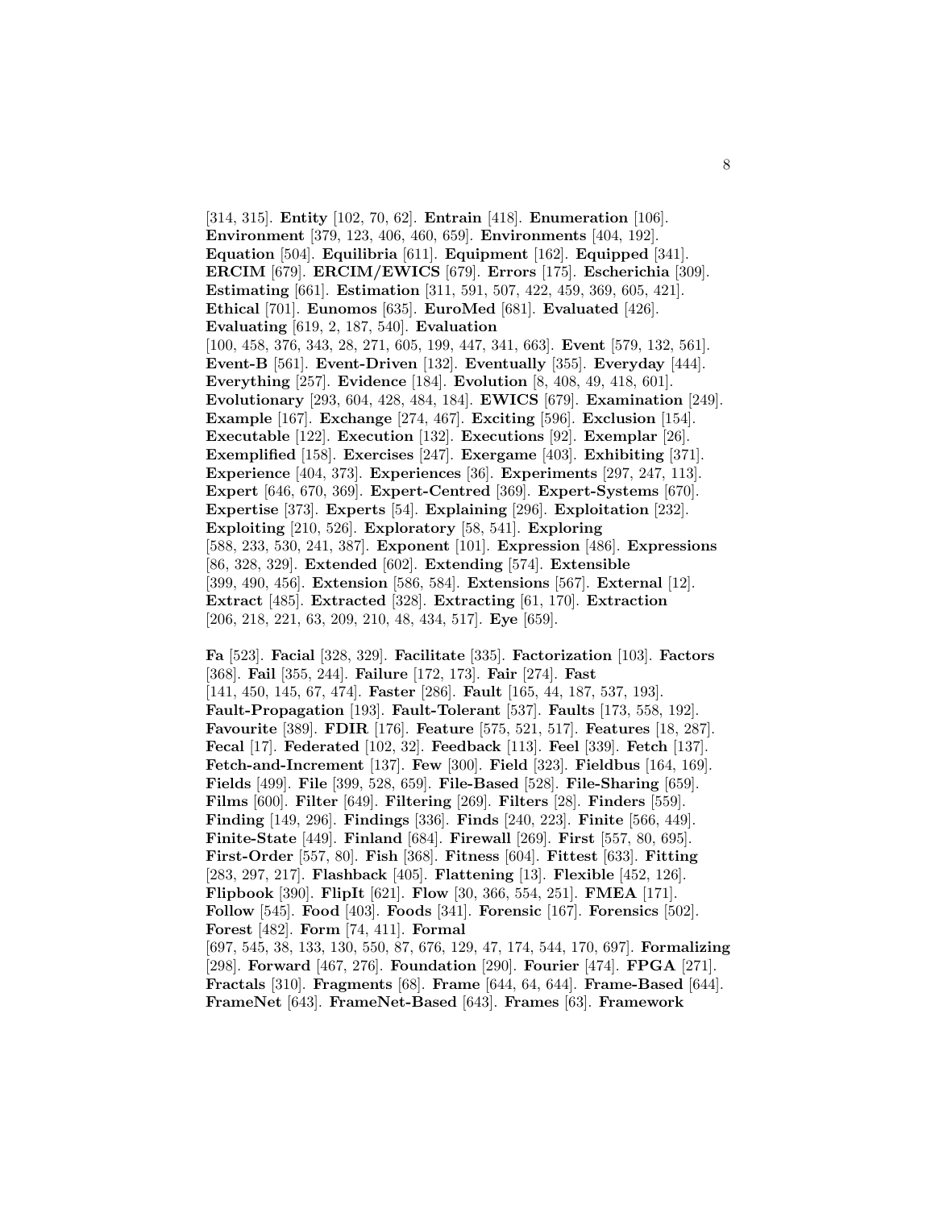[314, 315]. **Entity** [102, 70, 62]. **Entrain** [418]. **Enumeration** [106]. **Environment** [379, 123, 406, 460, 659]. **Environments** [404, 192]. **Equation** [504]. **Equilibria** [611]. **Equipment** [162]. **Equipped** [341]. **ERCIM** [679]. **ERCIM/EWICS** [679]. **Errors** [175]. **Escherichia** [309]. **Estimating** [661]. **Estimation** [311, 591, 507, 422, 459, 369, 605, 421]. **Ethical** [701]. **Eunomos** [635]. **EuroMed** [681]. **Evaluated** [426]. **Evaluating** [619, 2, 187, 540]. **Evaluation** [100, 458, 376, 343, 28, 271, 605, 199, 447, 341, 663]. **Event** [579, 132, 561]. **Event-B** [561]. **Event-Driven** [132]. **Eventually** [355]. **Everyday** [444]. **Everything** [257]. **Evidence** [184]. **Evolution** [8, 408, 49, 418, 601]. **Evolutionary** [293, 604, 428, 484, 184]. **EWICS** [679]. **Examination** [249]. **Example** [167]. **Exchange** [274, 467]. **Exciting** [596]. **Exclusion** [154]. **Executable** [122]. **Execution** [132]. **Executions** [92]. **Exemplar** [26]. **Exemplified** [158]. **Exercises** [247]. **Exergame** [403]. **Exhibiting** [371]. **Experience** [404, 373]. **Experiences** [36]. **Experiments** [297, 247, 113]. **Expert** [646, 670, 369]. **Expert-Centred** [369]. **Expert-Systems** [670]. **Expertise** [373]. **Experts** [54]. **Explaining** [296]. **Exploitation** [232]. **Exploiting** [210, 526]. **Exploratory** [58, 541]. **Exploring** [588, 233, 530, 241, 387]. **Exponent** [101]. **Expression** [486]. **Expressions** [86, 328, 329]. **Extended** [602]. **Extending** [574]. **Extensible** [399, 490, 456]. **Extension** [586, 584]. **Extensions** [567]. **External** [12]. **Extract** [485]. **Extracted** [328]. **Extracting** [61, 170]. **Extraction** [206, 218, 221, 63, 209, 210, 48, 434, 517]. **Eye** [659].

**Fa** [523]. **Facial** [328, 329]. **Facilitate** [335]. **Factorization** [103]. **Factors** [368]. **Fail** [355, 244]. **Failure** [172, 173]. **Fair** [274]. **Fast** [141, 450, 145, 67, 474]. **Faster** [286]. **Fault** [165, 44, 187, 537, 193]. **Fault-Propagation** [193]. **Fault-Tolerant** [537]. **Faults** [173, 558, 192]. **Favourite** [389]. **FDIR** [176]. **Feature** [575, 521, 517]. **Features** [18, 287]. **Fecal** [17]. **Federated** [102, 32]. **Feedback** [113]. **Feel** [339]. **Fetch** [137]. **Fetch-and-Increment** [137]. **Few** [300]. **Field** [323]. **Fieldbus** [164, 169]. **Fields** [499]. **File** [399, 528, 659]. **File-Based** [528]. **File-Sharing** [659]. **Films** [600]. **Filter** [649]. **Filtering** [269]. **Filters** [28]. **Finders** [559]. **Finding** [149, 296]. **Findings** [336]. **Finds** [240, 223]. **Finite** [566, 449]. **Finite-State** [449]. **Finland** [684]. **Firewall** [269]. **First** [557, 80, 695]. **First-Order** [557, 80]. **Fish** [368]. **Fitness** [604]. **Fittest** [633]. **Fitting** [283, 297, 217]. **Flashback** [405]. **Flattening** [13]. **Flexible** [452, 126]. **Flipbook** [390]. **FlipIt** [621]. **Flow** [30, 366, 554, 251]. **FMEA** [171]. **Follow** [545]. **Food** [403]. **Foods** [341]. **Forensic** [167]. **Forensics** [502]. **Forest** [482]. **Form** [74, 411]. **Formal** [697, 545, 38, 133, 130, 550, 87, 676, 129, 47, 174, 544, 170, 697]. **Formalizing** [298]. **Forward** [467, 276]. **Foundation** [290]. **Fourier** [474]. **FPGA** [271]. **Fractals** [310]. **Fragments** [68]. **Frame** [644, 64, 644]. **Frame-Based** [644]. **FrameNet** [643]. **FrameNet-Based** [643]. **Frames** [63]. **Framework**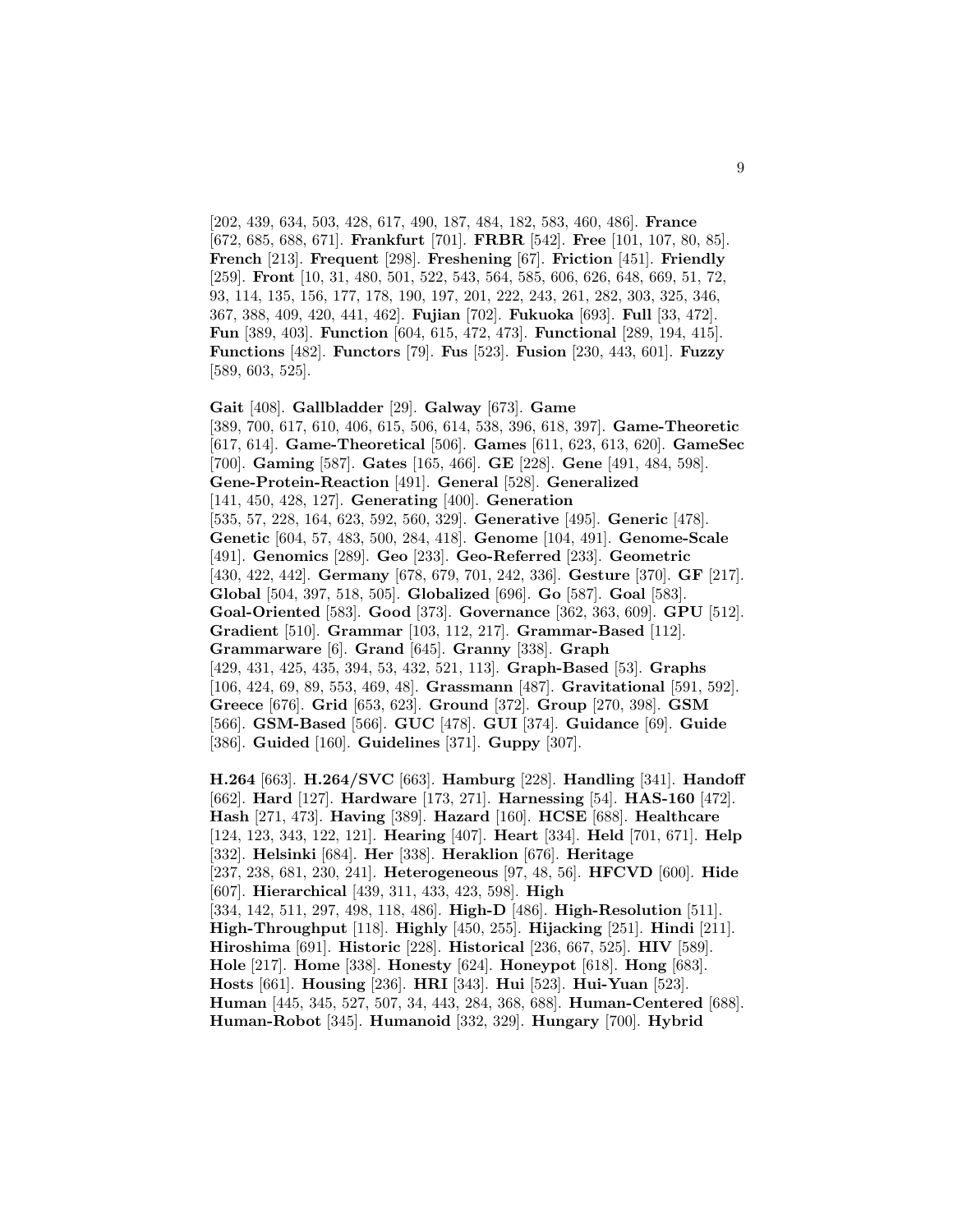[202, 439, 634, 503, 428, 617, 490, 187, 484, 182, 583, 460, 486]. **France** [672, 685, 688, 671]. **Frankfurt** [701]. **FRBR** [542]. **Free** [101, 107, 80, 85]. **French** [213]. **Frequent** [298]. **Freshening** [67]. **Friction** [451]. **Friendly** [259]. **Front** [10, 31, 480, 501, 522, 543, 564, 585, 606, 626, 648, 669, 51, 72, 93, 114, 135, 156, 177, 178, 190, 197, 201, 222, 243, 261, 282, 303, 325, 346, 367, 388, 409, 420, 441, 462]. **Fujian** [702]. **Fukuoka** [693]. **Full** [33, 472]. **Fun** [389, 403]. **Function** [604, 615, 472, 473]. **Functional** [289, 194, 415]. **Functions** [482]. **Functors** [79]. **Fus** [523]. **Fusion** [230, 443, 601]. **Fuzzy** [589, 603, 525].

**Gait** [408]. **Gallbladder** [29]. **Galway** [673]. **Game** [389, 700, 617, 610, 406, 615, 506, 614, 538, 396, 618, 397]. **Game-Theoretic** [617, 614]. **Game-Theoretical** [506]. **Games** [611, 623, 613, 620]. **GameSec** [700]. **Gaming** [587]. **Gates** [165, 466]. **GE** [228]. **Gene** [491, 484, 598]. **Gene-Protein-Reaction** [491]. **General** [528]. **Generalized** [141, 450, 428, 127]. **Generating** [400]. **Generation** [535, 57, 228, 164, 623, 592, 560, 329]. **Generative** [495]. **Generic** [478]. **Genetic** [604, 57, 483, 500, 284, 418]. **Genome** [104, 491]. **Genome-Scale** [491]. **Genomics** [289]. **Geo** [233]. **Geo-Referred** [233]. **Geometric** [430, 422, 442]. **Germany** [678, 679, 701, 242, 336]. **Gesture** [370]. **GF** [217]. **Global** [504, 397, 518, 505]. **Globalized** [696]. **Go** [587]. **Goal** [583]. **Goal-Oriented** [583]. **Good** [373]. **Governance** [362, 363, 609]. **GPU** [512]. **Gradient** [510]. **Grammar** [103, 112, 217]. **Grammar-Based** [112]. **Grammarware** [6]. **Grand** [645]. **Granny** [338]. **Graph** [429, 431, 425, 435, 394, 53, 432, 521, 113]. **Graph-Based** [53]. **Graphs** [106, 424, 69, 89, 553, 469, 48]. **Grassmann** [487]. **Gravitational** [591, 592]. **Greece** [676]. **Grid** [653, 623]. **Ground** [372]. **Group** [270, 398]. **GSM** [566]. **GSM-Based** [566]. **GUC** [478]. **GUI** [374]. **Guidance** [69]. **Guide** [386]. **Guided** [160]. **Guidelines** [371]. **Guppy** [307].

**H.264** [663]. **H.264/SVC** [663]. **Hamburg** [228]. **Handling** [341]. **Handoff** [662]. **Hard** [127]. **Hardware** [173, 271]. **Harnessing** [54]. **HAS-160** [472]. **Hash** [271, 473]. **Having** [389]. **Hazard** [160]. **HCSE** [688]. **Healthcare** [124, 123, 343, 122, 121]. **Hearing** [407]. **Heart** [334]. **Held** [701, 671]. **Help** [332]. **Helsinki** [684]. **Her** [338]. **Heraklion** [676]. **Heritage** [237, 238, 681, 230, 241]. **Heterogeneous** [97, 48, 56]. **HFCVD** [600]. **Hide** [607]. **Hierarchical** [439, 311, 433, 423, 598]. **High** [334, 142, 511, 297, 498, 118, 486]. **High-D** [486]. **High-Resolution** [511]. **High-Throughput** [118]. **Highly** [450, 255]. **Hijacking** [251]. **Hindi** [211]. **Hiroshima** [691]. **Historic** [228]. **Historical** [236, 667, 525]. **HIV** [589]. **Hole** [217]. **Home** [338]. **Honesty** [624]. **Honeypot** [618]. **Hong** [683]. **Hosts** [661]. **Housing** [236]. **HRI** [343]. **Hui** [523]. **Hui-Yuan** [523]. **Human** [445, 345, 527, 507, 34, 443, 284, 368, 688]. **Human-Centered** [688]. **Human-Robot** [345]. **Humanoid** [332, 329]. **Hungary** [700]. **Hybrid**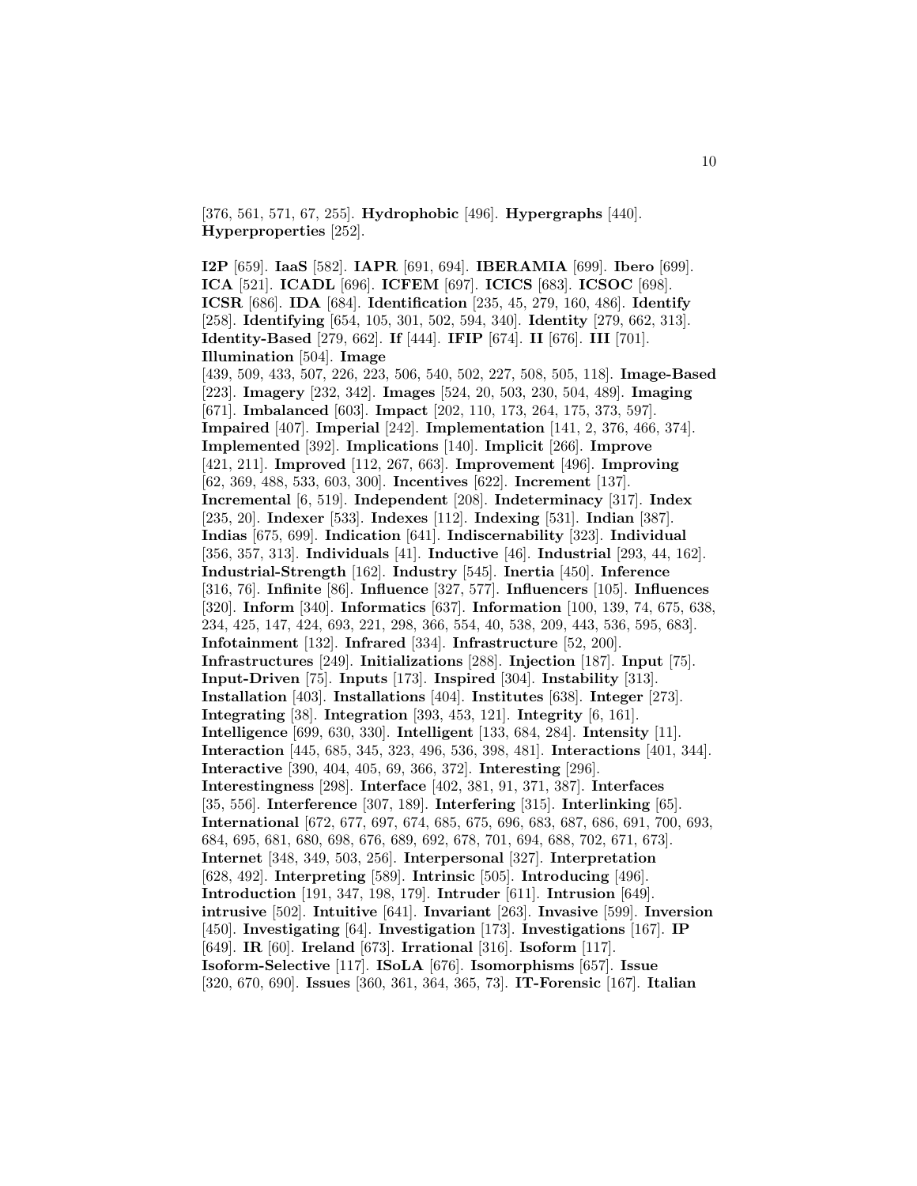[376, 561, 571, 67, 255]. **Hydrophobic** [496]. **Hypergraphs** [440]. **Hyperproperties** [252].

**I2P** [659]. **IaaS** [582]. **IAPR** [691, 694]. **IBERAMIA** [699]. **Ibero** [699]. **ICA** [521]. **ICADL** [696]. **ICFEM** [697]. **ICICS** [683]. **ICSOC** [698]. **ICSR** [686]. **IDA** [684]. **Identification** [235, 45, 279, 160, 486]. **Identify** [258]. **Identifying** [654, 105, 301, 502, 594, 340]. **Identity** [279, 662, 313]. **Identity-Based** [279, 662]. **If** [444]. **IFIP** [674]. **II** [676]. **III** [701]. **Illumination** [504]. **Image** [439, 509, 433, 507, 226, 223, 506, 540, 502, 227, 508, 505, 118]. **Image-Based** [223]. **Imagery** [232, 342]. **Images** [524, 20, 503, 230, 504, 489]. **Imaging** [671]. **Imbalanced** [603]. **Impact** [202, 110, 173, 264, 175, 373, 597]. **Impaired** [407]. **Imperial** [242]. **Implementation** [141, 2, 376, 466, 374]. **Implemented** [392]. **Implications** [140]. **Implicit** [266]. **Improve** [421, 211]. **Improved** [112, 267, 663]. **Improvement** [496]. **Improving** [62, 369, 488, 533, 603, 300]. **Incentives** [622]. **Increment** [137]. **Incremental** [6, 519]. **Independent** [208]. **Indeterminacy** [317]. **Index** [235, 20]. **Indexer** [533]. **Indexes** [112]. **Indexing** [531]. **Indian** [387]. **Indias** [675, 699]. **Indication** [641]. **Indiscernability** [323]. **Individual** [356, 357, 313]. **Individuals** [41]. **Inductive** [46]. **Industrial** [293, 44, 162]. **Industrial-Strength** [162]. **Industry** [545]. **Inertia** [450]. **Inference** [316, 76]. **Infinite** [86]. **Influence** [327, 577]. **Influencers** [105]. **Influences** [320]. **Inform** [340]. **Informatics** [637]. **Information** [100, 139, 74, 675, 638, 234, 425, 147, 424, 693, 221, 298, 366, 554, 40, 538, 209, 443, 536, 595, 683]. **Infotainment** [132]. **Infrared** [334]. **Infrastructure** [52, 200]. **Infrastructures** [249]. **Initializations** [288]. **Injection** [187]. **Input** [75]. **Input-Driven** [75]. **Inputs** [173]. **Inspired** [304]. **Instability** [313]. **Installation** [403]. **Installations** [404]. **Institutes** [638]. **Integer** [273]. **Integrating** [38]. **Integration** [393, 453, 121]. **Integrity** [6, 161]. **Intelligence** [699, 630, 330]. **Intelligent** [133, 684, 284]. **Intensity** [11]. **Interaction** [445, 685, 345, 323, 496, 536, 398, 481]. **Interactions** [401, 344]. **Interactive** [390, 404, 405, 69, 366, 372]. **Interesting** [296]. **Interestingness** [298]. **Interface** [402, 381, 91, 371, 387]. **Interfaces** [35, 556]. **Interference** [307, 189]. **Interfering** [315]. **Interlinking** [65]. **International** [672, 677, 697, 674, 685, 675, 696, 683, 687, 686, 691, 700, 693, 684, 695, 681, 680, 698, 676, 689, 692, 678, 701, 694, 688, 702, 671, 673]. **Internet** [348, 349, 503, 256]. **Interpersonal** [327]. **Interpretation** [628, 492]. **Interpreting** [589]. **Intrinsic** [505]. **Introducing** [496]. **Introduction** [191, 347, 198, 179]. **Intruder** [611]. **Intrusion** [649]. **intrusive** [502]. **Intuitive** [641]. **Invariant** [263]. **Invasive** [599]. **Inversion** [450]. **Investigating** [64]. **Investigation** [173]. **Investigations** [167]. **IP** [649]. **IR** [60]. **Ireland** [673]. **Irrational** [316]. **Isoform** [117]. **Isoform-Selective** [117]. **ISoLA** [676]. **Isomorphisms** [657]. **Issue** [320, 670, 690]. **Issues** [360, 361, 364, 365, 73]. **IT-Forensic** [167]. **Italian**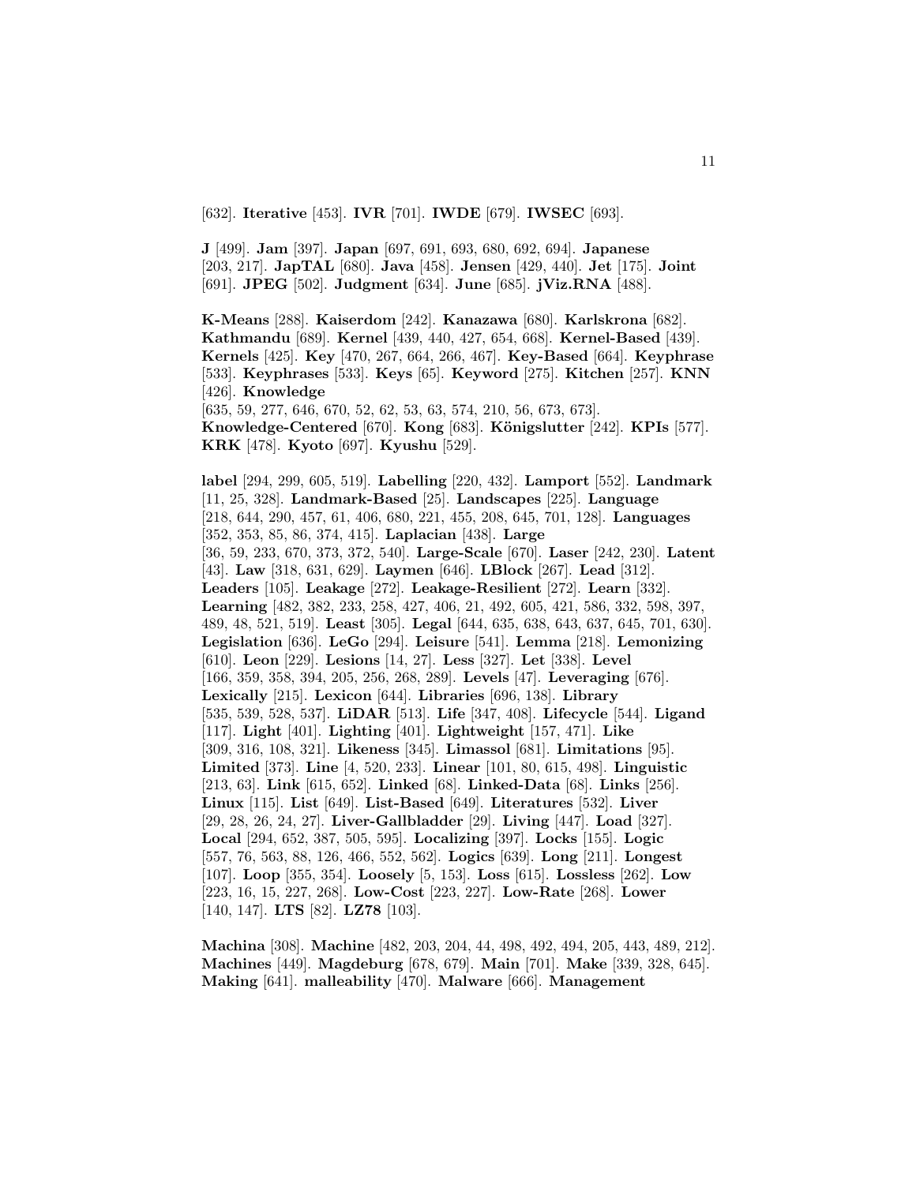[632]. **Iterative** [453]. **IVR** [701]. **IWDE** [679]. **IWSEC** [693].

**J** [499]. **Jam** [397]. **Japan** [697, 691, 693, 680, 692, 694]. **Japanese** [203, 217]. **JapTAL** [680]. **Java** [458]. **Jensen** [429, 440]. **Jet** [175]. **Joint** [691]. **JPEG** [502]. **Judgment** [634]. **June** [685]. **jViz.RNA** [488].

**K-Means** [288]. **Kaiserdom** [242]. **Kanazawa** [680]. **Karlskrona** [682]. **Kathmandu** [689]. **Kernel** [439, 440, 427, 654, 668]. **Kernel-Based** [439]. **Kernels** [425]. **Key** [470, 267, 664, 266, 467]. **Key-Based** [664]. **Keyphrase** [533]. **Keyphrases** [533]. **Keys** [65]. **Keyword** [275]. **Kitchen** [257]. **KNN** [426]. **Knowledge** [635, 59, 277, 646, 670, 52, 62, 53, 63, 574, 210, 56, 673, 673]. **Knowledge-Centered** [670]. **Kong** [683]. **Königslutter** [242]. **KPIs** [577]. **KRK** [478]. **Kyoto** [697]. **Kyushu** [529].

**label** [294, 299, 605, 519]. **Labelling** [220, 432]. **Lamport** [552]. **Landmark** [11, 25, 328]. **Landmark-Based** [25]. **Landscapes** [225]. **Language** [218, 644, 290, 457, 61, 406, 680, 221, 455, 208, 645, 701, 128]. **Languages** [352, 353, 85, 86, 374, 415]. **Laplacian** [438]. **Large** [36, 59, 233, 670, 373, 372, 540]. **Large-Scale** [670]. **Laser** [242, 230]. **Latent** [43]. **Law** [318, 631, 629]. **Laymen** [646]. **LBlock** [267]. **Lead** [312]. **Leaders** [105]. **Leakage** [272]. **Leakage-Resilient** [272]. **Learn** [332]. **Learning** [482, 382, 233, 258, 427, 406, 21, 492, 605, 421, 586, 332, 598, 397, 489, 48, 521, 519]. **Least** [305]. **Legal** [644, 635, 638, 643, 637, 645, 701, 630]. **Legislation** [636]. **LeGo** [294]. **Leisure** [541]. **Lemma** [218]. **Lemonizing** [610]. **Leon** [229]. **Lesions** [14, 27]. **Less** [327]. **Let** [338]. **Level** [166, 359, 358, 394, 205, 256, 268, 289]. **Levels** [47]. **Leveraging** [676]. **Lexically** [215]. **Lexicon** [644]. **Libraries** [696, 138]. **Library** [535, 539, 528, 537]. **LiDAR** [513]. **Life** [347, 408]. **Lifecycle** [544]. **Ligand** [117]. **Light** [401]. **Lighting** [401]. **Lightweight** [157, 471]. **Like** [309, 316, 108, 321]. **Likeness** [345]. **Limassol** [681]. **Limitations** [95]. **Limited** [373]. **Line** [4, 520, 233]. **Linear** [101, 80, 615, 498]. **Linguistic** [213, 63]. **Link** [615, 652]. **Linked** [68]. **Linked-Data** [68]. **Links** [256]. **Linux** [115]. **List** [649]. **List-Based** [649]. **Literatures** [532]. **Liver** [29, 28, 26, 24, 27]. **Liver-Gallbladder** [29]. **Living** [447]. **Load** [327]. **Local** [294, 652, 387, 505, 595]. **Localizing** [397]. **Locks** [155]. **Logic** [557, 76, 563, 88, 126, 466, 552, 562]. **Logics** [639]. **Long** [211]. **Longest** [107]. **Loop** [355, 354]. **Loosely** [5, 153]. **Loss** [615]. **Lossless** [262]. **Low** [223, 16, 15, 227, 268]. **Low-Cost** [223, 227]. **Low-Rate** [268]. **Lower** [140, 147]. **LTS** [82]. **LZ78** [103].

**Machina** [308]. **Machine** [482, 203, 204, 44, 498, 492, 494, 205, 443, 489, 212]. **Machines** [449]. **Magdeburg** [678, 679]. **Main** [701]. **Make** [339, 328, 645]. **Making** [641]. **malleability** [470]. **Malware** [666]. **Management**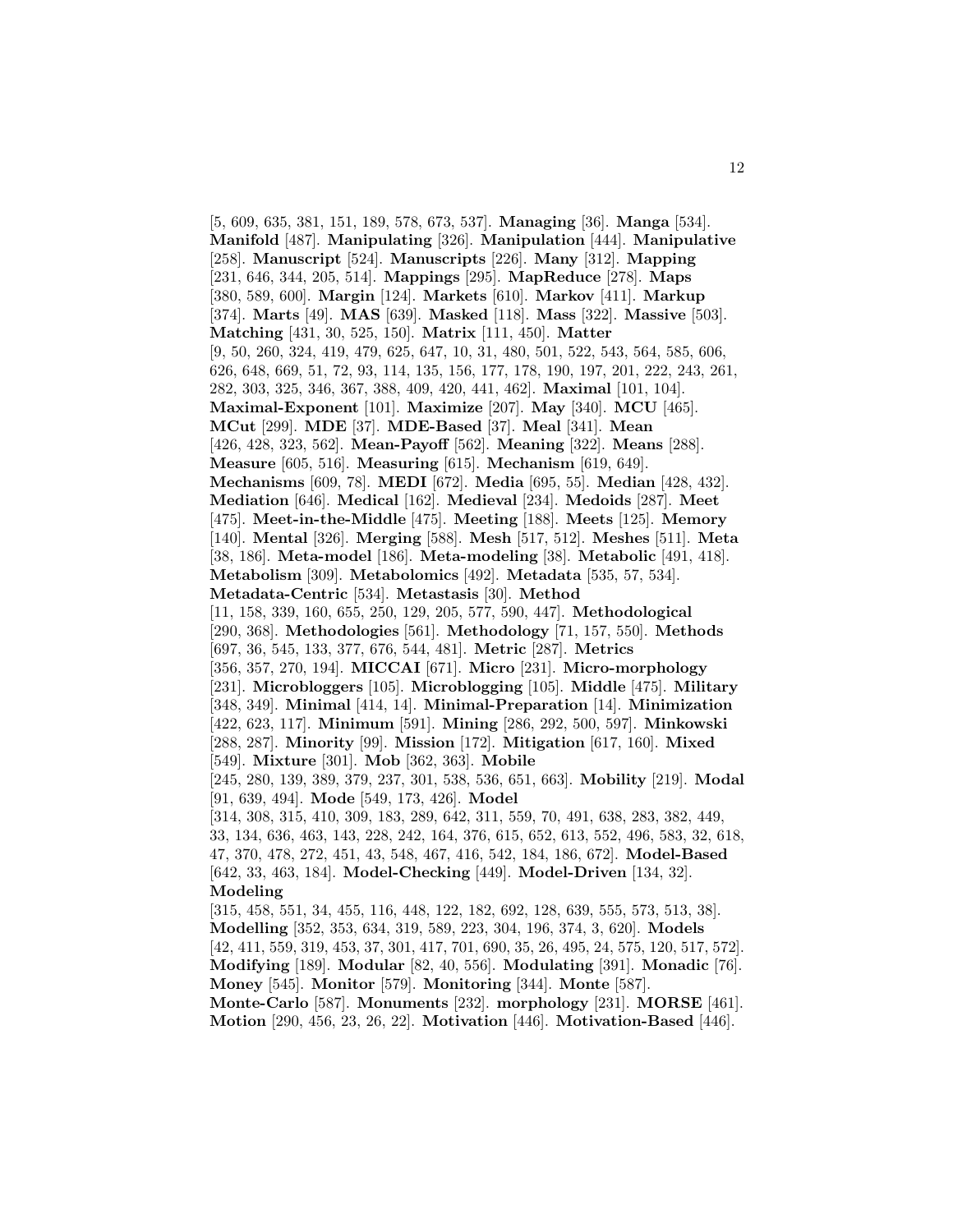[5, 609, 635, 381, 151, 189, 578, 673, 537]. **Managing** [36]. **Manga** [534]. **Manifold** [487]. **Manipulating** [326]. **Manipulation** [444]. **Manipulative** [258]. **Manuscript** [524]. **Manuscripts** [226]. **Many** [312]. **Mapping** [231, 646, 344, 205, 514]. **Mappings** [295]. **MapReduce** [278]. **Maps** [380, 589, 600]. **Margin** [124]. **Markets** [610]. **Markov** [411]. **Markup** [374]. **Marts** [49]. **MAS** [639]. **Masked** [118]. **Mass** [322]. **Massive** [503]. **Matching** [431, 30, 525, 150]. **Matrix** [111, 450]. **Matter** [9, 50, 260, 324, 419, 479, 625, 647, 10, 31, 480, 501, 522, 543, 564, 585, 606, 626, 648, 669, 51, 72, 93, 114, 135, 156, 177, 178, 190, 197, 201, 222, 243, 261, 282, 303, 325, 346, 367, 388, 409, 420, 441, 462]. **Maximal** [101, 104]. **Maximal-Exponent** [101]. **Maximize** [207]. **May** [340]. **MCU** [465]. **MCut** [299]. **MDE** [37]. **MDE-Based** [37]. **Meal** [341]. **Mean** [426, 428, 323, 562]. **Mean-Payoff** [562]. **Meaning** [322]. **Means** [288]. **Measure** [605, 516]. **Measuring** [615]. **Mechanism** [619, 649]. **Mechanisms** [609, 78]. **MEDI** [672]. **Media** [695, 55]. **Median** [428, 432]. **Mediation** [646]. **Medical** [162]. **Medieval** [234]. **Medoids** [287]. **Meet** [475]. **Meet-in-the-Middle** [475]. **Meeting** [188]. **Meets** [125]. **Memory** [140]. **Mental** [326]. **Merging** [588]. **Mesh** [517, 512]. **Meshes** [511]. **Meta** [38, 186]. **Meta-model** [186]. **Meta-modeling** [38]. **Metabolic** [491, 418]. **Metabolism** [309]. **Metabolomics** [492]. **Metadata** [535, 57, 534]. **Metadata-Centric** [534]. **Metastasis** [30]. **Method** [11, 158, 339, 160, 655, 250, 129, 205, 577, 590, 447]. **Methodological** [290, 368]. **Methodologies** [561]. **Methodology** [71, 157, 550]. **Methods** [697, 36, 545, 133, 377, 676, 544, 481]. **Metric** [287]. **Metrics** [356, 357, 270, 194]. **MICCAI** [671]. **Micro** [231]. **Micro-morphology** [231]. **Microbloggers** [105]. **Microblogging** [105]. **Middle** [475]. **Military** [348, 349]. **Minimal** [414, 14]. **Minimal-Preparation** [14]. **Minimization** [422, 623, 117]. **Minimum** [591]. **Mining** [286, 292, 500, 597]. **Minkowski** [288, 287]. **Minority** [99]. **Mission** [172]. **Mitigation** [617, 160]. **Mixed** [549]. **Mixture** [301]. **Mob** [362, 363]. **Mobile** [245, 280, 139, 389, 379, 237, 301, 538, 536, 651, 663]. **Mobility** [219]. **Modal** [91, 639, 494]. **Mode** [549, 173, 426]. **Model** [314, 308, 315, 410, 309, 183, 289, 642, 311, 559, 70, 491, 638, 283, 382, 449, 33, 134, 636, 463, 143, 228, 242, 164, 376, 615, 652, 613, 552, 496, 583, 32, 618, 47, 370, 478, 272, 451, 43, 548, 467, 416, 542, 184, 186, 672]. **Model-Based** [642, 33, 463, 184]. **Model-Checking** [449]. **Model-Driven** [134, 32]. **Modeling** [315, 458, 551, 34, 455, 116, 448, 122, 182, 692, 128, 639, 555, 573, 513, 38]. **Modelling** [352, 353, 634, 319, 589, 223, 304, 196, 374, 3, 620]. **Models** [42, 411, 559, 319, 453, 37, 301, 417, 701, 690, 35, 26, 495, 24, 575, 120, 517, 572]. **Modifying** [189]. **Modular** [82, 40, 556]. **Modulating** [391]. **Monadic** [76]. **Money** [545]. **Monitor** [579]. **Monitoring** [344]. **Monte** [587]. **Monte-Carlo** [587]. **Monuments** [232]. **morphology** [231]. **MORSE** [461]. **Motion** [290, 456, 23, 26, 22]. **Motivation** [446]. **Motivation-Based** [446].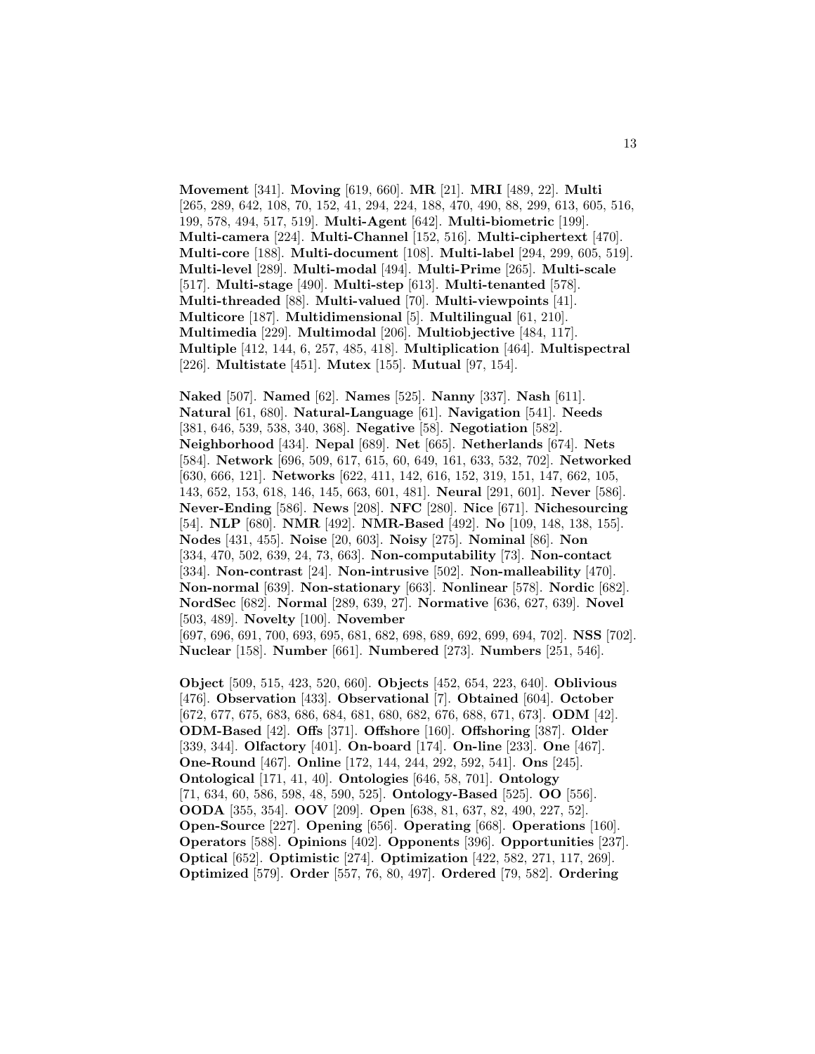**Movement** [341]. **Moving** [619, 660]. **MR** [21]. **MRI** [489, 22]. **Multi** [265, 289, 642, 108, 70, 152, 41, 294, 224, 188, 470, 490, 88, 299, 613, 605, 516, 199, 578, 494, 517, 519]. **Multi-Agent** [642]. **Multi-biometric** [199]. **Multi-camera** [224]. **Multi-Channel** [152, 516]. **Multi-ciphertext** [470]. **Multi-core** [188]. **Multi-document** [108]. **Multi-label** [294, 299, 605, 519]. **Multi-level** [289]. **Multi-modal** [494]. **Multi-Prime** [265]. **Multi-scale** [517]. **Multi-stage** [490]. **Multi-step** [613]. **Multi-tenanted** [578]. **Multi-threaded** [88]. **Multi-valued** [70]. **Multi-viewpoints** [41]. **Multicore** [187]. **Multidimensional** [5]. **Multilingual** [61, 210]. **Multimedia** [229]. **Multimodal** [206]. **Multiobjective** [484, 117]. **Multiple** [412, 144, 6, 257, 485, 418]. **Multiplication** [464]. **Multispectral** [226]. **Multistate** [451]. **Mutex** [155]. **Mutual** [97, 154].

**Naked** [507]. **Named** [62]. **Names** [525]. **Nanny** [337]. **Nash** [611]. **Natural** [61, 680]. **Natural-Language** [61]. **Navigation** [541]. **Needs** [381, 646, 539, 538, 340, 368]. **Negative** [58]. **Negotiation** [582]. **Neighborhood** [434]. **Nepal** [689]. **Net** [665]. **Netherlands** [674]. **Nets** [584]. **Network** [696, 509, 617, 615, 60, 649, 161, 633, 532, 702]. **Networked** [630, 666, 121]. **Networks** [622, 411, 142, 616, 152, 319, 151, 147, 662, 105, 143, 652, 153, 618, 146, 145, 663, 601, 481]. **Neural** [291, 601]. **Never** [586]. **Never-Ending** [586]. **News** [208]. **NFC** [280]. **Nice** [671]. **Nichesourcing** [54]. **NLP** [680]. **NMR** [492]. **NMR-Based** [492]. **No** [109, 148, 138, 155]. **Nodes** [431, 455]. **Noise** [20, 603]. **Noisy** [275]. **Nominal** [86]. **Non** [334, 470, 502, 639, 24, 73, 663]. **Non-computability** [73]. **Non-contact** [334]. **Non-contrast** [24]. **Non-intrusive** [502]. **Non-malleability** [470]. **Non-normal** [639]. **Non-stationary** [663]. **Nonlinear** [578]. **Nordic** [682]. **NordSec** [682]. **Normal** [289, 639, 27]. **Normative** [636, 627, 639]. **Novel** [503, 489]. **Novelty** [100]. **November** [697, 696, 691, 700, 693, 695, 681, 682, 698, 689, 692, 699, 694, 702]. **NSS** [702]. **Nuclear** [158]. **Number** [661]. **Numbered** [273]. **Numbers** [251, 546].

**Object** [509, 515, 423, 520, 660]. **Objects** [452, 654, 223, 640]. **Oblivious** [476]. **Observation** [433]. **Observational** [7]. **Obtained** [604]. **October** [672, 677, 675, 683, 686, 684, 681, 680, 682, 676, 688, 671, 673]. **ODM** [42]. **ODM-Based** [42]. **Offs** [371]. **Offshore** [160]. **Offshoring** [387]. **Older** [339, 344]. **Olfactory** [401]. **On-board** [174]. **On-line** [233]. **One** [467]. **One-Round** [467]. **Online** [172, 144, 244, 292, 592, 541]. **Ons** [245]. **Ontological** [171, 41, 40]. **Ontologies** [646, 58, 701]. **Ontology** [71, 634, 60, 586, 598, 48, 590, 525]. **Ontology-Based** [525]. **OO** [556]. **OODA** [355, 354]. **OOV** [209]. **Open** [638, 81, 637, 82, 490, 227, 52]. **Open-Source** [227]. **Opening** [656]. **Operating** [668]. **Operations** [160]. **Operators** [588]. **Opinions** [402]. **Opponents** [396]. **Opportunities** [237]. **Optical** [652]. **Optimistic** [274]. **Optimization** [422, 582, 271, 117, 269]. **Optimized** [579]. **Order** [557, 76, 80, 497]. **Ordered** [79, 582]. **Ordering**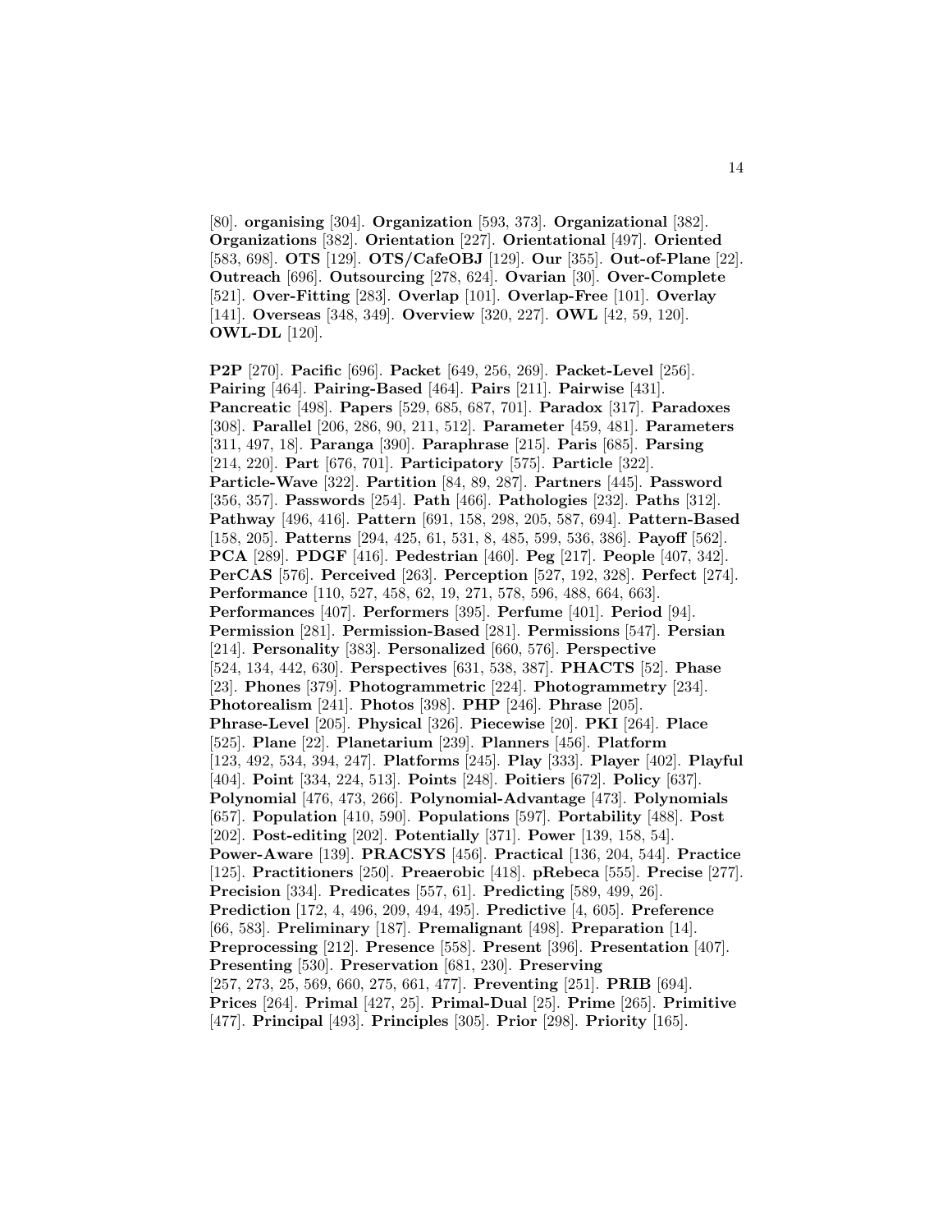[80]. **organising** [304]. **Organization** [593, 373]. **Organizational** [382]. **Organizations** [382]. **Orientation** [227]. **Orientational** [497]. **Oriented** [583, 698]. **OTS** [129]. **OTS/CafeOBJ** [129]. **Our** [355]. **Out-of-Plane** [22]. **Outreach** [696]. **Outsourcing** [278, 624]. **Ovarian** [30]. **Over-Complete** [521]. **Over-Fitting** [283]. **Overlap** [101]. **Overlap-Free** [101]. **Overlay** [141]. **Overseas** [348, 349]. **Overview** [320, 227]. **OWL** [42, 59, 120]. **OWL-DL** [120].

**P2P** [270]. **Pacific** [696]. **Packet** [649, 256, 269]. **Packet-Level** [256]. **Pairing** [464]. **Pairing-Based** [464]. **Pairs** [211]. **Pairwise** [431]. **Pancreatic** [498]. **Papers** [529, 685, 687, 701]. **Paradox** [317]. **Paradoxes** [308]. **Parallel** [206, 286, 90, 211, 512]. **Parameter** [459, 481]. **Parameters** [311, 497, 18]. **Paranga** [390]. **Paraphrase** [215]. **Paris** [685]. **Parsing** [214, 220]. **Part** [676, 701]. **Participatory** [575]. **Particle** [322]. **Particle-Wave** [322]. **Partition** [84, 89, 287]. **Partners** [445]. **Password** [356, 357]. **Passwords** [254]. **Path** [466]. **Pathologies** [232]. **Paths** [312]. **Pathway** [496, 416]. **Pattern** [691, 158, 298, 205, 587, 694]. **Pattern-Based** [158, 205]. **Patterns** [294, 425, 61, 531, 8, 485, 599, 536, 386]. **Payoff** [562]. **PCA** [289]. **PDGF** [416]. **Pedestrian** [460]. **Peg** [217]. **People** [407, 342]. **PerCAS** [576]. **Perceived** [263]. **Perception** [527, 192, 328]. **Perfect** [274]. **Performance** [110, 527, 458, 62, 19, 271, 578, 596, 488, 664, 663]. **Performances** [407]. **Performers** [395]. **Perfume** [401]. **Period** [94]. **Permission** [281]. **Permission-Based** [281]. **Permissions** [547]. **Persian** [214]. **Personality** [383]. **Personalized** [660, 576]. **Perspective** [524, 134, 442, 630]. **Perspectives** [631, 538, 387]. **PHACTS** [52]. **Phase** [23]. **Phones** [379]. **Photogrammetric** [224]. **Photogrammetry** [234]. **Photorealism** [241]. **Photos** [398]. **PHP** [246]. **Phrase** [205]. **Phrase-Level** [205]. **Physical** [326]. **Piecewise** [20]. **PKI** [264]. **Place** [525]. **Plane** [22]. **Planetarium** [239]. **Planners** [456]. **Platform** [123, 492, 534, 394, 247]. **Platforms** [245]. **Play** [333]. **Player** [402]. **Playful** [404]. **Point** [334, 224, 513]. **Points** [248]. **Poitiers** [672]. **Policy** [637]. **Polynomial** [476, 473, 266]. **Polynomial-Advantage** [473]. **Polynomials** [657]. **Population** [410, 590]. **Populations** [597]. **Portability** [488]. **Post** [202]. **Post-editing** [202]. **Potentially** [371]. **Power** [139, 158, 54]. **Power-Aware** [139]. **PRACSYS** [456]. **Practical** [136, 204, 544]. **Practice** [125]. **Practitioners** [250]. **Preaerobic** [418]. **pRebeca** [555]. **Precise** [277]. **Precision** [334]. **Predicates** [557, 61]. **Predicting** [589, 499, 26]. **Prediction** [172, 4, 496, 209, 494, 495]. **Predictive** [4, 605]. **Preference** [66, 583]. **Preliminary** [187]. **Premalignant** [498]. **Preparation** [14]. **Preprocessing** [212]. **Presence** [558]. **Present** [396]. **Presentation** [407]. **Presenting** [530]. **Preservation** [681, 230]. **Preserving** [257, 273, 25, 569, 660, 275, 661, 477]. **Preventing** [251]. **PRIB** [694]. **Prices** [264]. **Primal** [427, 25]. **Primal-Dual** [25]. **Prime** [265]. **Primitive** [477]. **Principal** [493]. **Principles** [305]. **Prior** [298]. **Priority** [165].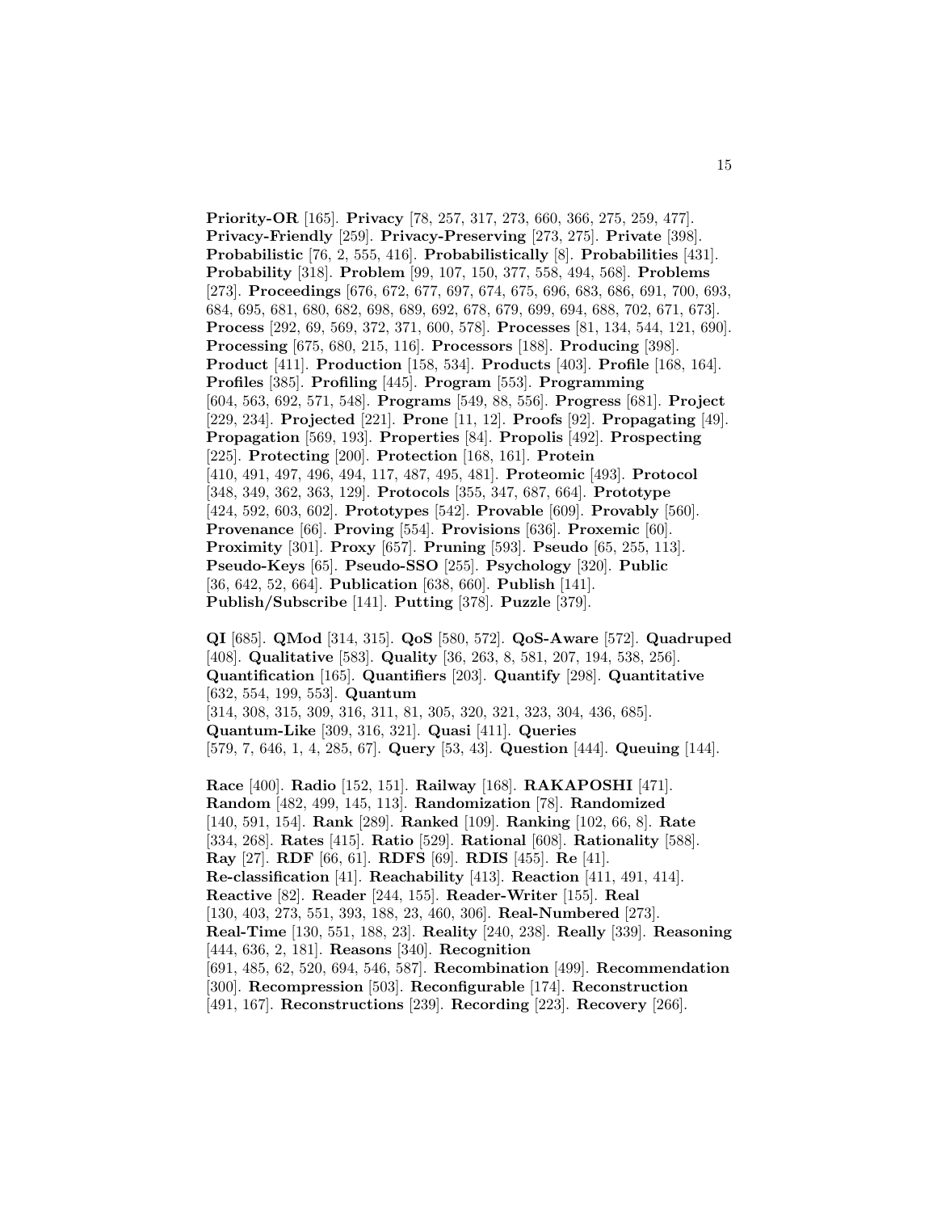**Priority-OR** [165]. **Privacy** [78, 257, 317, 273, 660, 366, 275, 259, 477]. **Privacy-Friendly** [259]. **Privacy-Preserving** [273, 275]. **Private** [398]. **Probabilistic** [76, 2, 555, 416]. **Probabilistically** [8]. **Probabilities** [431]. **Probability** [318]. **Problem** [99, 107, 150, 377, 558, 494, 568]. **Problems** [273]. **Proceedings** [676, 672, 677, 697, 674, 675, 696, 683, 686, 691, 700, 693, 684, 695, 681, 680, 682, 698, 689, 692, 678, 679, 699, 694, 688, 702, 671, 673]. **Process** [292, 69, 569, 372, 371, 600, 578]. **Processes** [81, 134, 544, 121, 690]. **Processing** [675, 680, 215, 116]. **Processors** [188]. **Producing** [398]. **Product** [411]. **Production** [158, 534]. **Products** [403]. **Profile** [168, 164]. **Profiles** [385]. **Profiling** [445]. **Program** [553]. **Programming** [604, 563, 692, 571, 548]. **Programs** [549, 88, 556]. **Progress** [681]. **Project** [229, 234]. **Projected** [221]. **Prone** [11, 12]. **Proofs** [92]. **Propagating** [49]. **Propagation** [569, 193]. **Properties** [84]. **Propolis** [492]. **Prospecting** [225]. **Protecting** [200]. **Protection** [168, 161]. **Protein** [410, 491, 497, 496, 494, 117, 487, 495, 481]. **Proteomic** [493]. **Protocol** [348, 349, 362, 363, 129]. **Protocols** [355, 347, 687, 664]. **Prototype** [424, 592, 603, 602]. **Prototypes** [542]. **Provable** [609]. **Provably** [560]. **Provenance** [66]. **Proving** [554]. **Provisions** [636]. **Proxemic** [60]. **Proximity** [301]. **Proxy** [657]. **Pruning** [593]. **Pseudo** [65, 255, 113]. **Pseudo-Keys** [65]. **Pseudo-SSO** [255]. **Psychology** [320]. **Public** [36, 642, 52, 664]. **Publication** [638, 660]. **Publish** [141]. **Publish/Subscribe** [141]. **Putting** [378]. **Puzzle** [379].

**QI** [685]. **QMod** [314, 315]. **QoS** [580, 572]. **QoS-Aware** [572]. **Quadruped** [408]. **Qualitative** [583]. **Quality** [36, 263, 8, 581, 207, 194, 538, 256]. **Quantification** [165]. **Quantifiers** [203]. **Quantify** [298]. **Quantitative** [632, 554, 199, 553]. **Quantum** [314, 308, 315, 309, 316, 311, 81, 305, 320, 321, 323, 304, 436, 685]. **Quantum-Like** [309, 316, 321]. **Quasi** [411]. **Queries** [579, 7, 646, 1, 4, 285, 67]. **Query** [53, 43]. **Question** [444]. **Queuing** [144].

**Race** [400]. **Radio** [152, 151]. **Railway** [168]. **RAKAPOSHI** [471]. **Random** [482, 499, 145, 113]. **Randomization** [78]. **Randomized** [140, 591, 154]. **Rank** [289]. **Ranked** [109]. **Ranking** [102, 66, 8]. **Rate** [334, 268]. **Rates** [415]. **Ratio** [529]. **Rational** [608]. **Rationality** [588]. **Ray** [27]. **RDF** [66, 61]. **RDFS** [69]. **RDIS** [455]. **Re** [41]. **Re-classification** [41]. **Reachability** [413]. **Reaction** [411, 491, 414]. **Reactive** [82]. **Reader** [244, 155]. **Reader-Writer** [155]. **Real** [130, 403, 273, 551, 393, 188, 23, 460, 306]. **Real-Numbered** [273]. **Real-Time** [130, 551, 188, 23]. **Reality** [240, 238]. **Really** [339]. **Reasoning** [444, 636, 2, 181]. **Reasons** [340]. **Recognition** [691, 485, 62, 520, 694, 546, 587]. **Recombination** [499]. **Recommendation** [300]. **Recompression** [503]. **Reconfigurable** [174]. **Reconstruction** [491, 167]. **Reconstructions** [239]. **Recording** [223]. **Recovery** [266].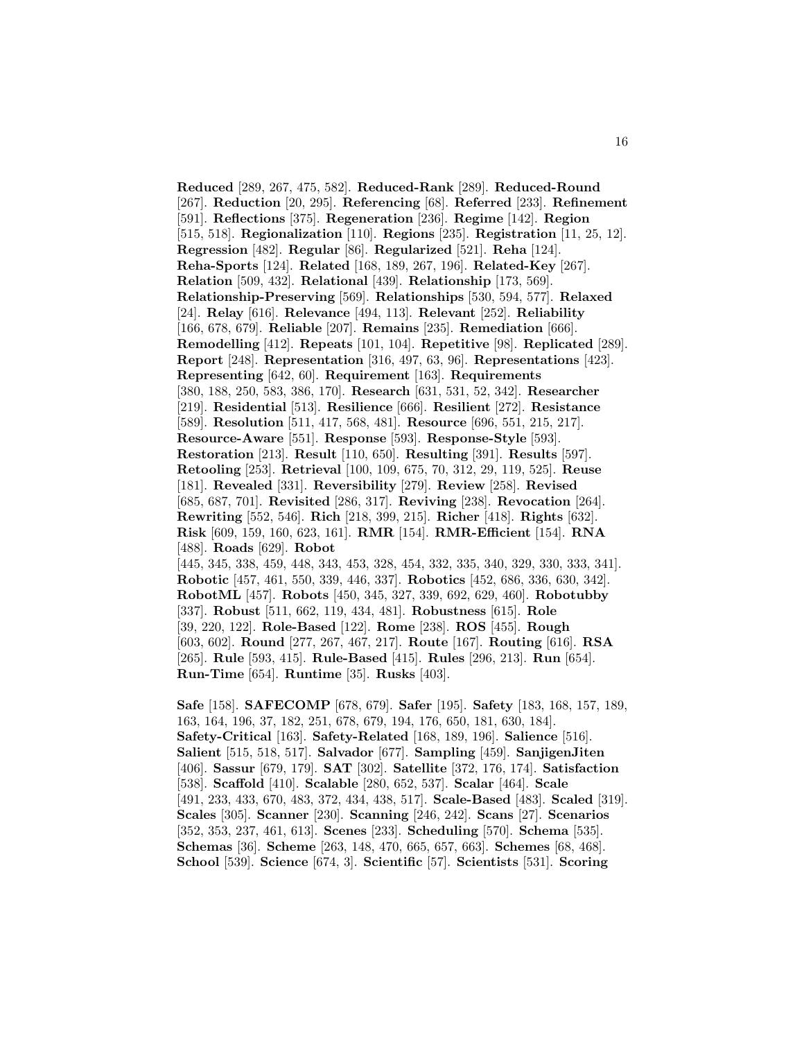**Reduced** [289, 267, 475, 582]. **Reduced-Rank** [289]. **Reduced-Round** [267]. **Reduction** [20, 295]. **Referencing** [68]. **Referred** [233]. **Refinement** [591]. **Reflections** [375]. **Regeneration** [236]. **Regime** [142]. **Region** [515, 518]. **Regionalization** [110]. **Regions** [235]. **Registration** [11, 25, 12]. **Regression** [482]. **Regular** [86]. **Regularized** [521]. **Reha** [124]. **Reha-Sports** [124]. **Related** [168, 189, 267, 196]. **Related-Key** [267]. **Relation** [509, 432]. **Relational** [439]. **Relationship** [173, 569]. **Relationship-Preserving** [569]. **Relationships** [530, 594, 577]. **Relaxed** [24]. **Relay** [616]. **Relevance** [494, 113]. **Relevant** [252]. **Reliability** [166, 678, 679]. **Reliable** [207]. **Remains** [235]. **Remediation** [666]. **Remodelling** [412]. **Repeats** [101, 104]. **Repetitive** [98]. **Replicated** [289]. **Report** [248]. **Representation** [316, 497, 63, 96]. **Representations** [423]. **Representing** [642, 60]. **Requirement** [163]. **Requirements** [380, 188, 250, 583, 386, 170]. **Research** [631, 531, 52, 342]. **Researcher** [219]. **Residential** [513]. **Resilience** [666]. **Resilient** [272]. **Resistance** [589]. **Resolution** [511, 417, 568, 481]. **Resource** [696, 551, 215, 217]. **Resource-Aware** [551]. **Response** [593]. **Response-Style** [593]. **Restoration** [213]. **Result** [110, 650]. **Resulting** [391]. **Results** [597]. **Retooling** [253]. **Retrieval** [100, 109, 675, 70, 312, 29, 119, 525]. **Reuse** [181]. **Revealed** [331]. **Reversibility** [279]. **Review** [258]. **Revised** [685, 687, 701]. **Revisited** [286, 317]. **Reviving** [238]. **Revocation** [264]. **Rewriting** [552, 546]. **Rich** [218, 399, 215]. **Richer** [418]. **Rights** [632]. **Risk** [609, 159, 160, 623, 161]. **RMR** [154]. **RMR-Efficient** [154]. **RNA** [488]. **Roads** [629]. **Robot** [445, 345, 338, 459, 448, 343, 453, 328, 454, 332, 335, 340, 329, 330, 333, 341]. **Robotic** [457, 461, 550, 339, 446, 337]. **Robotics** [452, 686, 336, 630, 342]. **RobotML** [457]. **Robots** [450, 345, 327, 339, 692, 629, 460]. **Robotubby** [337]. **Robust** [511, 662, 119, 434, 481]. **Robustness** [615]. **Role** [39, 220, 122]. **Role-Based** [122]. **Rome** [238]. **ROS** [455]. **Rough** [603, 602]. **Round** [277, 267, 467, 217]. **Route** [167]. **Routing** [616]. **RSA** [265]. **Rule** [593, 415]. **Rule-Based** [415]. **Rules** [296, 213]. **Run** [654]. **Run-Time** [654]. **Runtime** [35]. **Rusks** [403].

**Safe** [158]. **SAFECOMP** [678, 679]. **Safer** [195]. **Safety** [183, 168, 157, 189, 163, 164, 196, 37, 182, 251, 678, 679, 194, 176, 650, 181, 630, 184]. **Safety-Critical** [163]. **Safety-Related** [168, 189, 196]. **Salience** [516]. **Salient** [515, 518, 517]. **Salvador** [677]. **Sampling** [459]. **SanjigenJiten** [406]. **Sassur** [679, 179]. **SAT** [302]. **Satellite** [372, 176, 174]. **Satisfaction** [538]. **Scaffold** [410]. **Scalable** [280, 652, 537]. **Scalar** [464]. **Scale** [491, 233, 433, 670, 483, 372, 434, 438, 517]. **Scale-Based** [483]. **Scaled** [319]. **Scales** [305]. **Scanner** [230]. **Scanning** [246, 242]. **Scans** [27]. **Scenarios** [352, 353, 237, 461, 613]. **Scenes** [233]. **Scheduling** [570]. **Schema** [535]. **Schemas** [36]. **Scheme** [263, 148, 470, 665, 657, 663]. **Schemes** [68, 468]. **School** [539]. **Science** [674, 3]. **Scientific** [57]. **Scientists** [531]. **Scoring**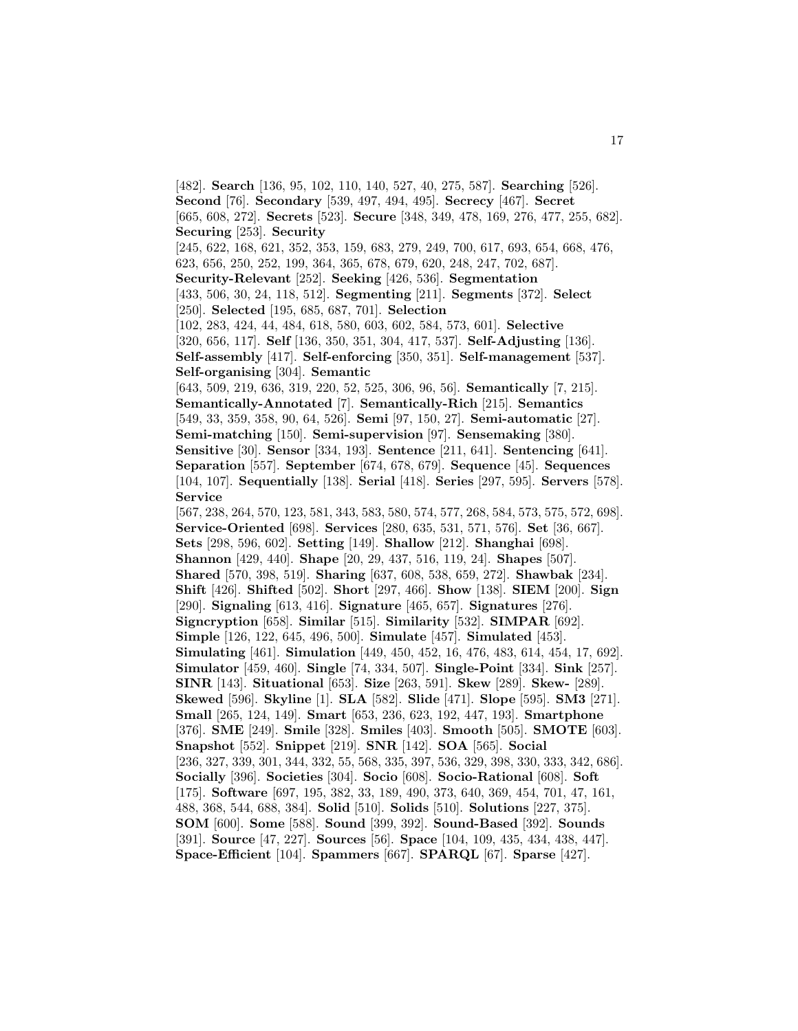[482]. **Search** [136, 95, 102, 110, 140, 527, 40, 275, 587]. **Searching** [526]. **Second** [76]. **Secondary** [539, 497, 494, 495]. **Secrecy** [467]. **Secret** [665, 608, 272]. **Secrets** [523]. **Secure** [348, 349, 478, 169, 276, 477, 255, 682]. **Securing** [253]. **Security** [245, 622, 168, 621, 352, 353, 159, 683, 279, 249, 700, 617, 693, 654, 668, 476, 623, 656, 250, 252, 199, 364, 365, 678, 679, 620, 248, 247, 702, 687]. **Security-Relevant** [252]. **Seeking** [426, 536]. **Segmentation** [433, 506, 30, 24, 118, 512]. **Segmenting** [211]. **Segments** [372]. **Select** [250]. **Selected** [195, 685, 687, 701]. **Selection** [102, 283, 424, 44, 484, 618, 580, 603, 602, 584, 573, 601]. **Selective** [320, 656, 117]. **Self** [136, 350, 351, 304, 417, 537]. **Self-Adjusting** [136]. **Self-assembly** [417]. **Self-enforcing** [350, 351]. **Self-management** [537]. **Self-organising** [304]. **Semantic** [643, 509, 219, 636, 319, 220, 52, 525, 306, 96, 56]. **Semantically** [7, 215]. **Semantically-Annotated** [7]. **Semantically-Rich** [215]. **Semantics** [549, 33, 359, 358, 90, 64, 526]. **Semi** [97, 150, 27]. **Semi-automatic** [27]. **Semi-matching** [150]. **Semi-supervision** [97]. **Sensemaking** [380]. **Sensitive** [30]. **Sensor** [334, 193]. **Sentence** [211, 641]. **Sentencing** [641]. **Separation** [557]. **September** [674, 678, 679]. **Sequence** [45]. **Sequences** [104, 107]. **Sequentially** [138]. **Serial** [418]. **Series** [297, 595]. **Servers** [578]. **Service** [567, 238, 264, 570, 123, 581, 343, 583, 580, 574, 577, 268, 584, 573, 575, 572, 698]. **Service-Oriented** [698]. **Services** [280, 635, 531, 571, 576]. **Set** [36, 667]. **Sets** [298, 596, 602]. **Setting** [149]. **Shallow** [212]. **Shanghai** [698]. **Shannon** [429, 440]. **Shape** [20, 29, 437, 516, 119, 24]. **Shapes** [507]. **Shared** [570, 398, 519]. **Sharing** [637, 608, 538, 659, 272]. **Shawbak** [234]. **Shift** [426]. **Shifted** [502]. **Short** [297, 466]. **Show** [138]. **SIEM** [200]. **Sign** [290]. **Signaling** [613, 416]. **Signature** [465, 657]. **Signatures** [276]. **Signcryption** [658]. **Similar** [515]. **Similarity** [532]. **SIMPAR** [692]. **Simple** [126, 122, 645, 496, 500]. **Simulate** [457]. **Simulated** [453]. **Simulating** [461]. **Simulation** [449, 450, 452, 16, 476, 483, 614, 454, 17, 692]. **Simulator** [459, 460]. **Single** [74, 334, 507]. **Single-Point** [334]. **Sink** [257]. **SINR** [143]. **Situational** [653]. **Size** [263, 591]. **Skew** [289]. **Skew-** [289]. **Skewed** [596]. **Skyline** [1]. **SLA** [582]. **Slide** [471]. **Slope** [595]. **SM3** [271]. **Small** [265, 124, 149]. **Smart** [653, 236, 623, 192, 447, 193]. **Smartphone** [376]. **SME** [249]. **Smile** [328]. **Smiles** [403]. **Smooth** [505]. **SMOTE** [603]. **Snapshot** [552]. **Snippet** [219]. **SNR** [142]. **SOA** [565]. **Social** [236, 327, 339, 301, 344, 332, 55, 568, 335, 397, 536, 329, 398, 330, 333, 342, 686]. **Socially** [396]. **Societies** [304]. **Socio** [608]. **Socio-Rational** [608]. **Soft** [175]. **Software** [697, 195, 382, 33, 189, 490, 373, 640, 369, 454, 701, 47, 161, 488, 368, 544, 688, 384]. **Solid** [510]. **Solids** [510]. **Solutions** [227, 375]. **SOM** [600]. **Some** [588]. **Sound** [399, 392]. **Sound-Based** [392]. **Sounds** [391]. **Source** [47, 227]. **Sources** [56]. **Space** [104, 109, 435, 434, 438, 447]. **Space-Efficient** [104]. **Spammers** [667]. **SPARQL** [67]. **Sparse** [427].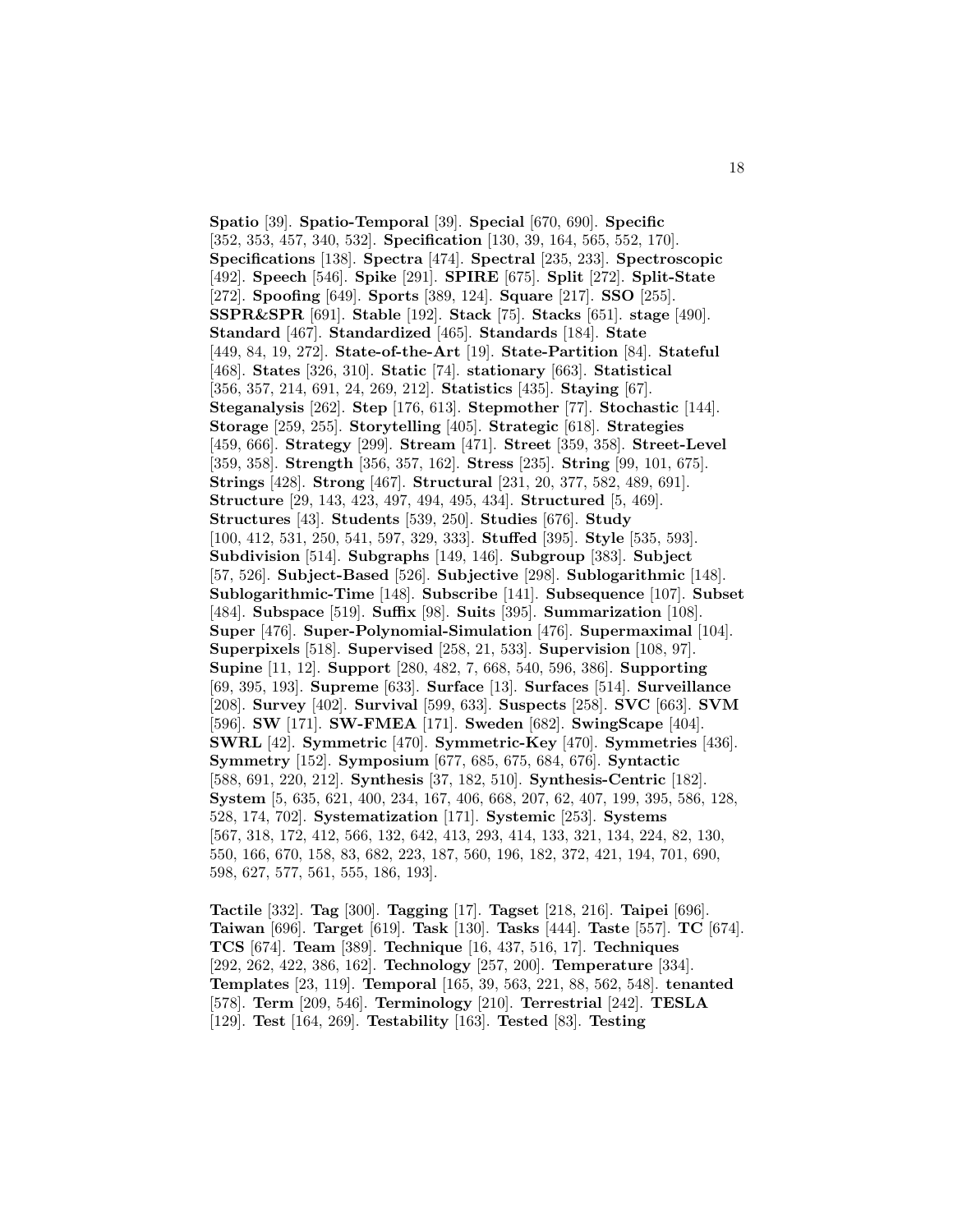**Spatio** [39]. **Spatio-Temporal** [39]. **Special** [670, 690]. **Specific** [352, 353, 457, 340, 532]. **Specification** [130, 39, 164, 565, 552, 170]. **Specifications** [138]. **Spectra** [474]. **Spectral** [235, 233]. **Spectroscopic** [492]. **Speech** [546]. **Spike** [291]. **SPIRE** [675]. **Split** [272]. **Split-State** [272]. **Spoofing** [649]. **Sports** [389, 124]. **Square** [217]. **SSO** [255]. **SSPR&SPR** [691]. **Stable** [192]. **Stack** [75]. **Stacks** [651]. **stage** [490]. **Standard** [467]. **Standardized** [465]. **Standards** [184]. **State** [449, 84, 19, 272]. **State-of-the-Art** [19]. **State-Partition** [84]. **Stateful** [468]. **States** [326, 310]. **Static** [74]. **stationary** [663]. **Statistical** [356, 357, 214, 691, 24, 269, 212]. **Statistics** [435]. **Staying** [67]. **Steganalysis** [262]. **Step** [176, 613]. **Stepmother** [77]. **Stochastic** [144]. **Storage** [259, 255]. **Storytelling** [405]. **Strategic** [618]. **Strategies** [459, 666]. **Strategy** [299]. **Stream** [471]. **Street** [359, 358]. **Street-Level** [359, 358]. **Strength** [356, 357, 162]. **Stress** [235]. **String** [99, 101, 675]. **Strings** [428]. **Strong** [467]. **Structural** [231, 20, 377, 582, 489, 691]. **Structure** [29, 143, 423, 497, 494, 495, 434]. **Structured** [5, 469]. **Structures** [43]. **Students** [539, 250]. **Studies** [676]. **Study** [100, 412, 531, 250, 541, 597, 329, 333]. **Stuffed** [395]. **Style** [535, 593]. **Subdivision** [514]. **Subgraphs** [149, 146]. **Subgroup** [383]. **Subject** [57, 526]. **Subject-Based** [526]. **Subjective** [298]. **Sublogarithmic** [148]. **Sublogarithmic-Time** [148]. **Subscribe** [141]. **Subsequence** [107]. **Subset** [484]. **Subspace** [519]. **Suffix** [98]. **Suits** [395]. **Summarization** [108]. **Super** [476]. **Super-Polynomial-Simulation** [476]. **Supermaximal** [104]. **Superpixels** [518]. **Supervised** [258, 21, 533]. **Supervision** [108, 97]. **Supine** [11, 12]. **Support** [280, 482, 7, 668, 540, 596, 386]. **Supporting** [69, 395, 193]. **Supreme** [633]. **Surface** [13]. **Surfaces** [514]. **Surveillance** [208]. **Survey** [402]. **Survival** [599, 633]. **Suspects** [258]. **SVC** [663]. **SVM** [596]. **SW** [171]. **SW-FMEA** [171]. **Sweden** [682]. **SwingScape** [404]. **SWRL** [42]. **Symmetric** [470]. **Symmetric-Key** [470]. **Symmetries** [436]. **Symmetry** [152]. **Symposium** [677, 685, 675, 684, 676]. **Syntactic** [588, 691, 220, 212]. **Synthesis** [37, 182, 510]. **Synthesis-Centric** [182]. **System** [5, 635, 621, 400, 234, 167, 406, 668, 207, 62, 407, 199, 395, 586, 128, 528, 174, 702]. **Systematization** [171]. **Systemic** [253]. **Systems** [567, 318, 172, 412, 566, 132, 642, 413, 293, 414, 133, 321, 134, 224, 82, 130, 550, 166, 670, 158, 83, 682, 223, 187, 560, 196, 182, 372, 421, 194, 701, 690, 598, 627, 577, 561, 555, 186, 193].

**Tactile** [332]. **Tag** [300]. **Tagging** [17]. **Tagset** [218, 216]. **Taipei** [696]. **Taiwan** [696]. **Target** [619]. **Task** [130]. **Tasks** [444]. **Taste** [557]. **TC** [674]. **TCS** [674]. **Team** [389]. **Technique** [16, 437, 516, 17]. **Techniques** [292, 262, 422, 386, 162]. **Technology** [257, 200]. **Temperature** [334]. **Templates** [23, 119]. **Temporal** [165, 39, 563, 221, 88, 562, 548]. **tenanted** [578]. **Term** [209, 546]. **Terminology** [210]. **Terrestrial** [242]. **TESLA** [129]. **Test** [164, 269]. **Testability** [163]. **Tested** [83]. **Testing**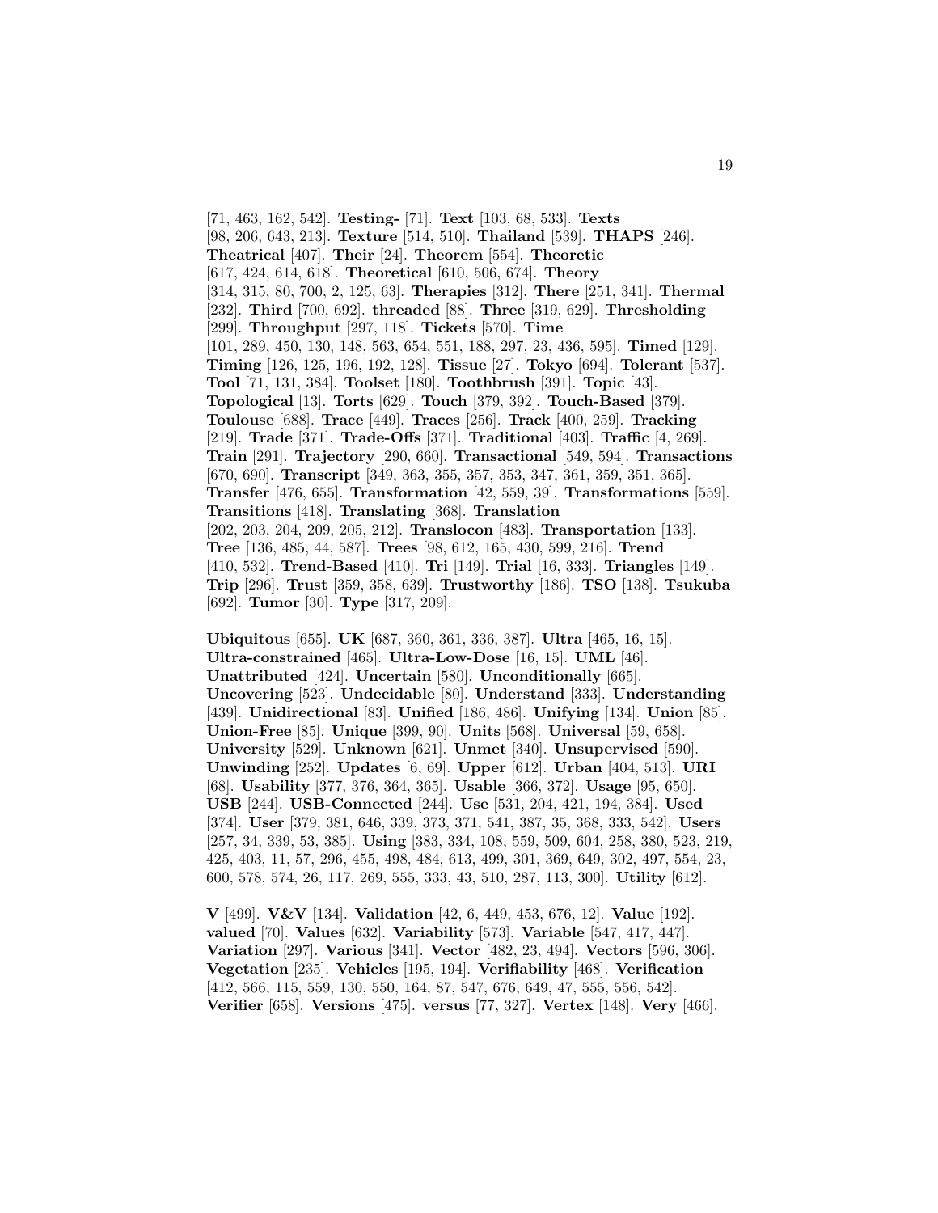[71, 463, 162, 542]. **Testing-** [71]. **Text** [103, 68, 533]. **Texts** [98, 206, 643, 213]. **Texture** [514, 510]. **Thailand** [539]. **THAPS** [246]. **Theatrical** [407]. **Their** [24]. **Theorem** [554]. **Theoretic** [617, 424, 614, 618]. **Theoretical** [610, 506, 674]. **Theory** [314, 315, 80, 700, 2, 125, 63]. **Therapies** [312]. **There** [251, 341]. **Thermal** [232]. **Third** [700, 692]. **threaded** [88]. **Three** [319, 629]. **Thresholding** [299]. **Throughput** [297, 118]. **Tickets** [570]. **Time** [101, 289, 450, 130, 148, 563, 654, 551, 188, 297, 23, 436, 595]. **Timed** [129]. **Timing** [126, 125, 196, 192, 128]. **Tissue** [27]. **Tokyo** [694]. **Tolerant** [537]. **Tool** [71, 131, 384]. **Toolset** [180]. **Toothbrush** [391]. **Topic** [43]. **Topological** [13]. **Torts** [629]. **Touch** [379, 392]. **Touch-Based** [379]. **Toulouse** [688]. **Trace** [449]. **Traces** [256]. **Track** [400, 259]. **Tracking** [219]. **Trade** [371]. **Trade-Offs** [371]. **Traditional** [403]. **Traffic** [4, 269]. **Train** [291]. **Trajectory** [290, 660]. **Transactional** [549, 594]. **Transactions** [670, 690]. **Transcript** [349, 363, 355, 357, 353, 347, 361, 359, 351, 365]. **Transfer** [476, 655]. **Transformation** [42, 559, 39]. **Transformations** [559]. **Transitions** [418]. **Translating** [368]. **Translation** [202, 203, 204, 209, 205, 212]. **Translocon** [483]. **Transportation** [133]. **Tree** [136, 485, 44, 587]. **Trees** [98, 612, 165, 430, 599, 216]. **Trend** [410, 532]. **Trend-Based** [410]. **Tri** [149]. **Trial** [16, 333]. **Triangles** [149]. **Trip** [296]. **Trust** [359, 358, 639]. **Trustworthy** [186]. **TSO** [138]. **Tsukuba** [692]. **Tumor** [30]. **Type** [317, 209].

**Ubiquitous** [655]. **UK** [687, 360, 361, 336, 387]. **Ultra** [465, 16, 15]. **Ultra-constrained** [465]. **Ultra-Low-Dose** [16, 15]. **UML** [46]. **Unattributed** [424]. **Uncertain** [580]. **Unconditionally** [665]. **Uncovering** [523]. **Undecidable** [80]. **Understand** [333]. **Understanding** [439]. **Unidirectional** [83]. **Unified** [186, 486]. **Unifying** [134]. **Union** [85]. **Union-Free** [85]. **Unique** [399, 90]. **Units** [568]. **Universal** [59, 658]. **University** [529]. **Unknown** [621]. **Unmet** [340]. **Unsupervised** [590]. **Unwinding** [252]. **Updates** [6, 69]. **Upper** [612]. **Urban** [404, 513]. **URI** [68]. **Usability** [377, 376, 364, 365]. **Usable** [366, 372]. **Usage** [95, 650]. **USB** [244]. **USB-Connected** [244]. **Use** [531, 204, 421, 194, 384]. **Used** [374]. **User** [379, 381, 646, 339, 373, 371, 541, 387, 35, 368, 333, 542]. **Users** [257, 34, 339, 53, 385]. **Using** [383, 334, 108, 559, 509, 604, 258, 380, 523, 219, 425, 403, 11, 57, 296, 455, 498, 484, 613, 499, 301, 369, 649, 302, 497, 554, 23, 600, 578, 574, 26, 117, 269, 555, 333, 43, 510, 287, 113, 300]. **Utility** [612].

**V** [499]. **V&V** [134]. **Validation** [42, 6, 449, 453, 676, 12]. **Value** [192]. **valued** [70]. **Values** [632]. **Variability** [573]. **Variable** [547, 417, 447]. **Variation** [297]. **Various** [341]. **Vector** [482, 23, 494]. **Vectors** [596, 306]. **Vegetation** [235]. **Vehicles** [195, 194]. **Verifiability** [468]. **Verification** [412, 566, 115, 559, 130, 550, 164, 87, 547, 676, 649, 47, 555, 556, 542]. **Verifier** [658]. **Versions** [475]. **versus** [77, 327]. **Vertex** [148]. **Very** [466].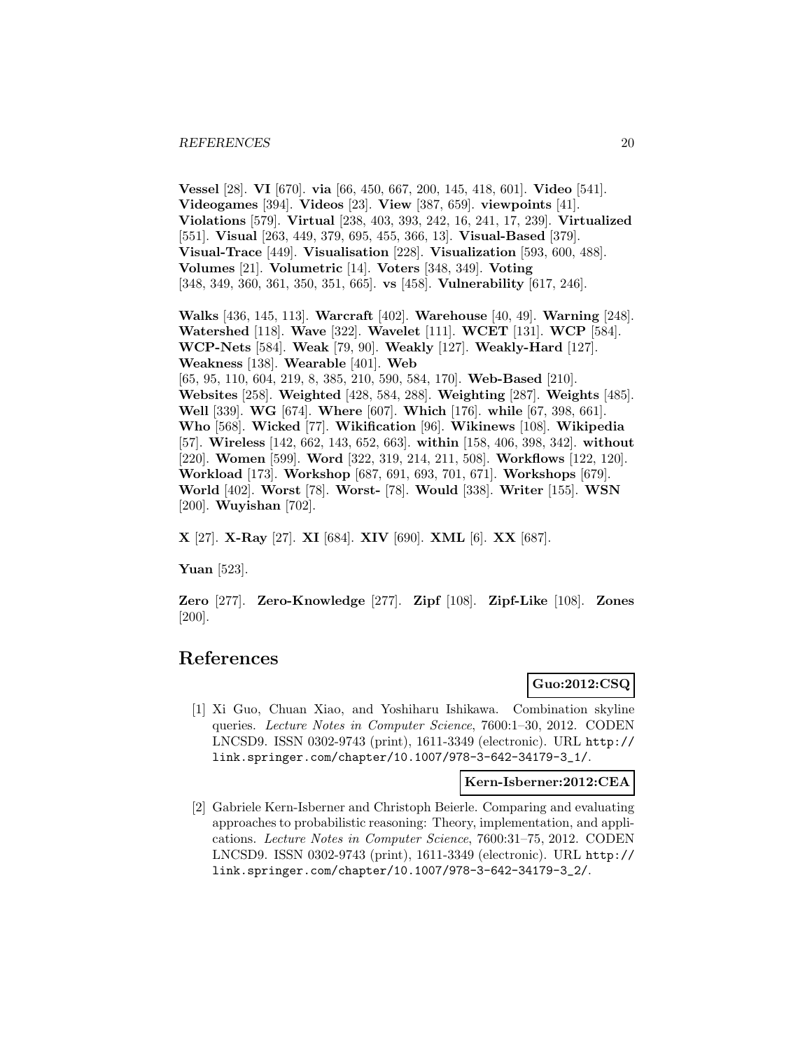**Vessel** [28]. **VI** [670]. **via** [66, 450, 667, 200, 145, 418, 601]. **Video** [541]. **Videogames** [394]. **Videos** [23]. **View** [387, 659]. **viewpoints** [41]. **Violations** [579]. **Virtual** [238, 403, 393, 242, 16, 241, 17, 239]. **Virtualized** [551]. **Visual** [263, 449, 379, 695, 455, 366, 13]. **Visual-Based** [379]. **Visual-Trace** [449]. **Visualisation** [228]. **Visualization** [593, 600, 488]. **Volumes** [21]. **Volumetric** [14]. **Voters** [348, 349]. **Voting** [348, 349, 360, 361, 350, 351, 665]. **vs** [458]. **Vulnerability** [617, 246].

**Walks** [436, 145, 113]. **Warcraft** [402]. **Warehouse** [40, 49]. **Warning** [248]. **Watershed** [118]. **Wave** [322]. **Wavelet** [111]. **WCET** [131]. **WCP** [584]. **WCP-Nets** [584]. **Weak** [79, 90]. **Weakly** [127]. **Weakly-Hard** [127]. **Weakness** [138]. **Wearable** [401]. **Web** [65, 95, 110, 604, 219, 8, 385, 210, 590, 584, 170]. **Web-Based** [210]. **Websites** [258]. **Weighted** [428, 584, 288]. **Weighting** [287]. **Weights** [485]. **Well** [339]. **WG** [674]. **Where** [607]. **Which** [176]. **while** [67, 398, 661]. **Who** [568]. **Wicked** [77]. **Wikification** [96]. **Wikinews** [108]. **Wikipedia** [57]. **Wireless** [142, 662, 143, 652, 663]. **within** [158, 406, 398, 342]. **without** [220]. **Women** [599]. **Word** [322, 319, 214, 211, 508]. **Workflows** [122, 120]. **Workload** [173]. **Workshop** [687, 691, 693, 701, 671]. **Workshops** [679]. **World** [402]. **Worst** [78]. **Worst-** [78]. **Would** [338]. **Writer** [155]. **WSN** [200]. **Wuyishan** [702].

**X** [27]. **X-Ray** [27]. **XI** [684]. **XIV** [690]. **XML** [6]. **XX** [687].

**Yuan** [523].

**Zero** [277]. **Zero-Knowledge** [277]. **Zipf** [108]. **Zipf-Like** [108]. **Zones** [200].

# References

**Guo:2012:CSQ**

[1] Xi Guo, Chuan Xiao, and Yoshiharu Ishikawa. Combination skyline queries. *Lecture Notes in Computer Science*, 7600:1–30, 2012. CODEN LNCSD9. ISSN 0302-9743 (print), 1611-3349 (electronic). URL http://link.springer.com/chapter/10.1007/978-3-642-34179-3_1/.

**Kern-Isberner:2012:CEA**

[2] Gabriele Kern-Isberner and Christoph Beierle. Comparing and evaluating approaches to probabilistic reasoning: Theory, implementation, and applications. *Lecture Notes in Computer Science*, 7600:31–75, 2012. CODEN LNCSD9. ISSN 0302-9743 (print), 1611-3349 (electronic). URL http://link.springer.com/chapter/10.1007/978-3-642-34179-3_2/.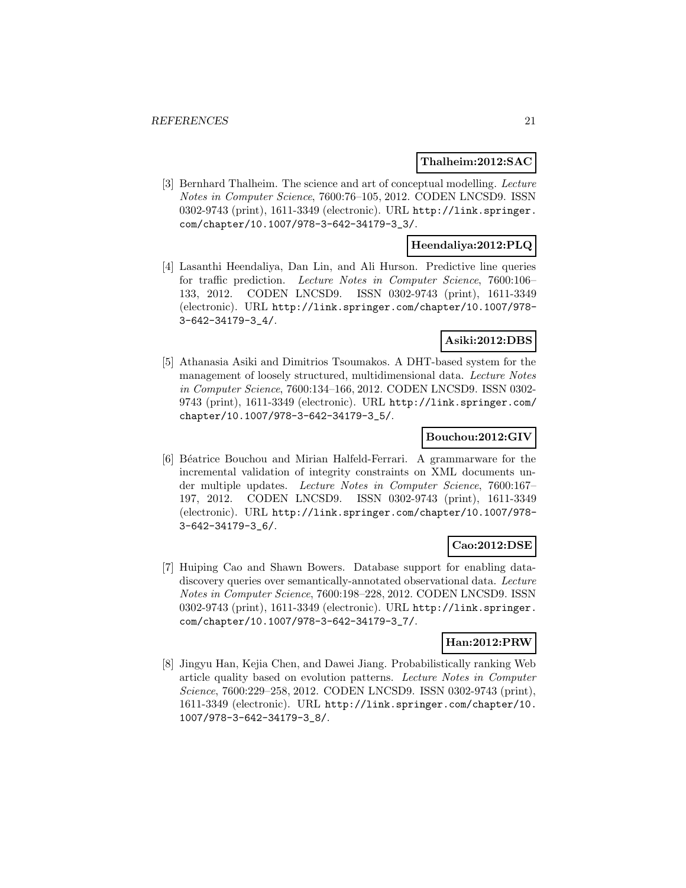**Thalheim:2012:SAC**

[3] Bernhard Thalheim. The science and art of conceptual modelling. *Lecture Notes in Computer Science*, 7600:76–105, 2012. CODEN LNCSD9. ISSN 0302-9743 (print), 1611-3349 (electronic). URL http://link.springer.com/chapter/10.1007/978-3-642-34179-3_3/.

**Heendaliya:2012:PLQ**

[4] Lasanthi Heendaliya, Dan Lin, and Ali Hurson. Predictive line queries for traffic prediction. *Lecture Notes in Computer Science*, 7600:106–133, 2012. CODEN LNCSD9. ISSN 0302-9743 (print), 1611-3349 (electronic). URL http://link.springer.com/chapter/10.1007/978-3-642-34179-3_4/.

**Asiki:2012:DBS**

[5] Athanasia Asiki and Dimitrios Tsoumakos. A DHT-based system for the management of loosely structured, multidimensional data. *Lecture Notes in Computer Science*, 7600:134–166, 2012. CODEN LNCSD9. ISSN 0302-9743 (print), 1611-3349 (electronic). URL http://link.springer.com/chapter/10.1007/978-3-642-34179-3_5/.

**Bouchou:2012:GIV**

[6] Béatrice Bouchou and Mirian Halfeld-Ferrari. A grammarware for the incremental validation of integrity constraints on XML documents under multiple updates. *Lecture Notes in Computer Science*, 7600:167–197, 2012. CODEN LNCSD9. ISSN 0302-9743 (print), 1611-3349 (electronic). URL http://link.springer.com/chapter/10.1007/978-3-642-34179-3_6/.

**Cao:2012:DSE**

[7] Huiping Cao and Shawn Bowers. Database support for enabling data-discovery queries over semantically-annotated observational data. *Lecture Notes in Computer Science*, 7600:198–228, 2012. CODEN LNCSD9. ISSN 0302-9743 (print), 1611-3349 (electronic). URL http://link.springer.com/chapter/10.1007/978-3-642-34179-3_7/.

**Han:2012:PRW**

[8] Jingyu Han, Kejia Chen, and Dawei Jiang. Probabilistically ranking Web article quality based on evolution patterns. *Lecture Notes in Computer Science*, 7600:229–258, 2012. CODEN LNCSD9. ISSN 0302-9743 (print), 1611-3349 (electronic). URL http://link.springer.com/chapter/10.1007/978-3-642-34179-3_8/.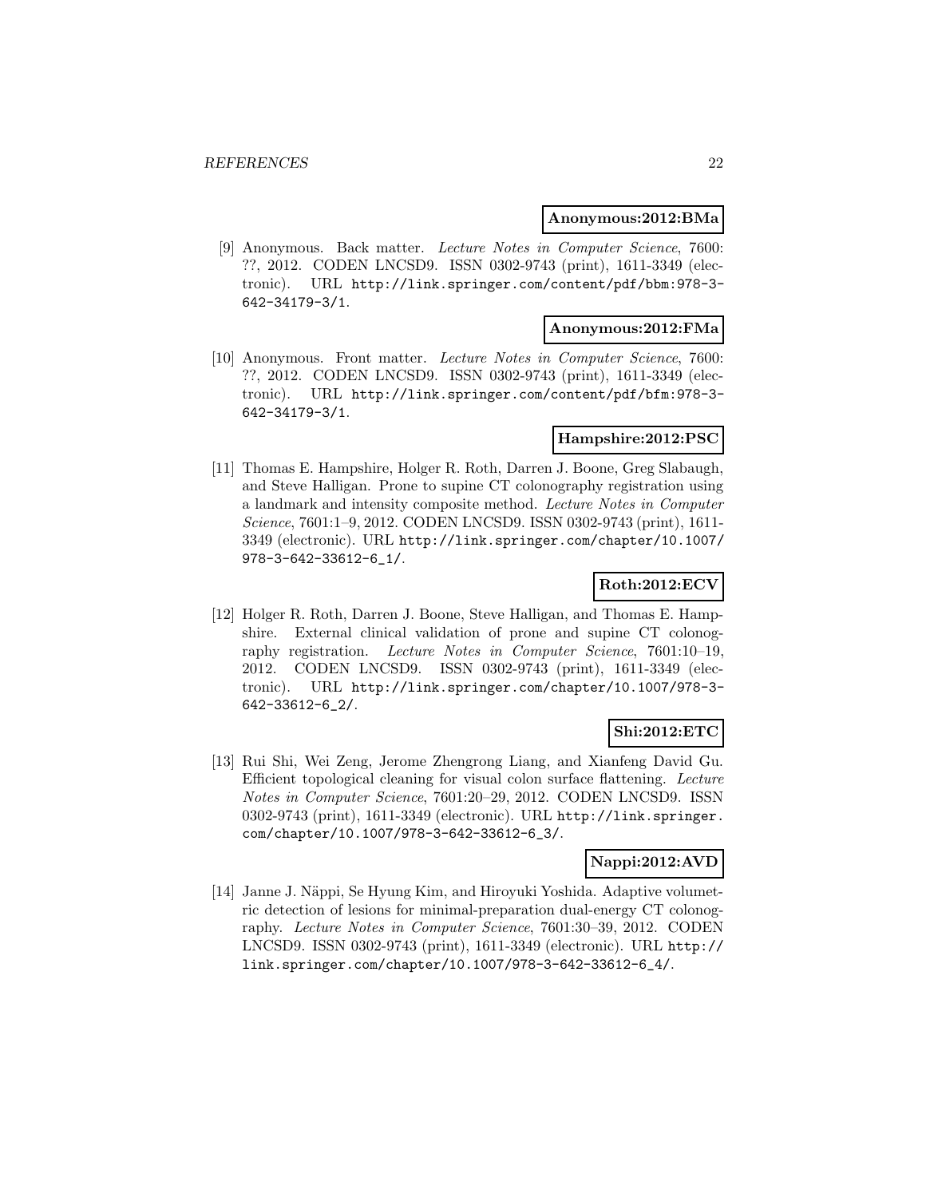**Anonymous:2012:BMa**

[9] Anonymous. Back matter. *Lecture Notes in Computer Science*, 7600: ??, 2012. CODEN LNCSD9. ISSN 0302-9743 (print), 1611-3349 (electronic). URL http://link.springer.com/content/pdf/bbm:978-3-642-34179-3/1.

**Anonymous:2012:FMa**

[10] Anonymous. Front matter. *Lecture Notes in Computer Science*, 7600: ??, 2012. CODEN LNCSD9. ISSN 0302-9743 (print), 1611-3349 (electronic). URL http://link.springer.com/content/pdf/bfm:978-3-642-34179-3/1.

**Hampshire:2012:PSC**

[11] Thomas E. Hampshire, Holger R. Roth, Darren J. Boone, Greg Slabaugh, and Steve Halligan. Prone to supine CT colonography registration using a landmark and intensity composite method. *Lecture Notes in Computer Science*, 7601:1–9, 2012. CODEN LNCSD9. ISSN 0302-9743 (print), 1611-3349 (electronic). URL http://link.springer.com/chapter/10.1007/978-3-642-33612-6_1/.

**Roth:2012:ECV**

[12] Holger R. Roth, Darren J. Boone, Steve Halligan, and Thomas E. Hampshire. External clinical validation of prone and supine CT colonography registration. *Lecture Notes in Computer Science*, 7601:10–19, 2012. CODEN LNCSD9. ISSN 0302-9743 (print), 1611-3349 (electronic). URL http://link.springer.com/chapter/10.1007/978-3-642-33612-6_2/.

**Shi:2012:ETC**

[13] Rui Shi, Wei Zeng, Jerome Zhengrong Liang, and Xianfeng David Gu. Efficient topological cleaning for visual colon surface flattening. *Lecture Notes in Computer Science*, 7601:20–29, 2012. CODEN LNCSD9. ISSN 0302-9743 (print), 1611-3349 (electronic). URL http://link.springer.com/chapter/10.1007/978-3-642-33612-6_3/.

**Nappi:2012:AVD**

[14] Janne J. Näppi, Se Hyung Kim, and Hiroyuki Yoshida. Adaptive volumetric detection of lesions for minimal-preparation dual-energy CT colonography. *Lecture Notes in Computer Science*, 7601:30–39, 2012. CODEN LNCSD9. ISSN 0302-9743 (print), 1611-3349 (electronic). URL http://link.springer.com/chapter/10.1007/978-3-642-33612-6_4/.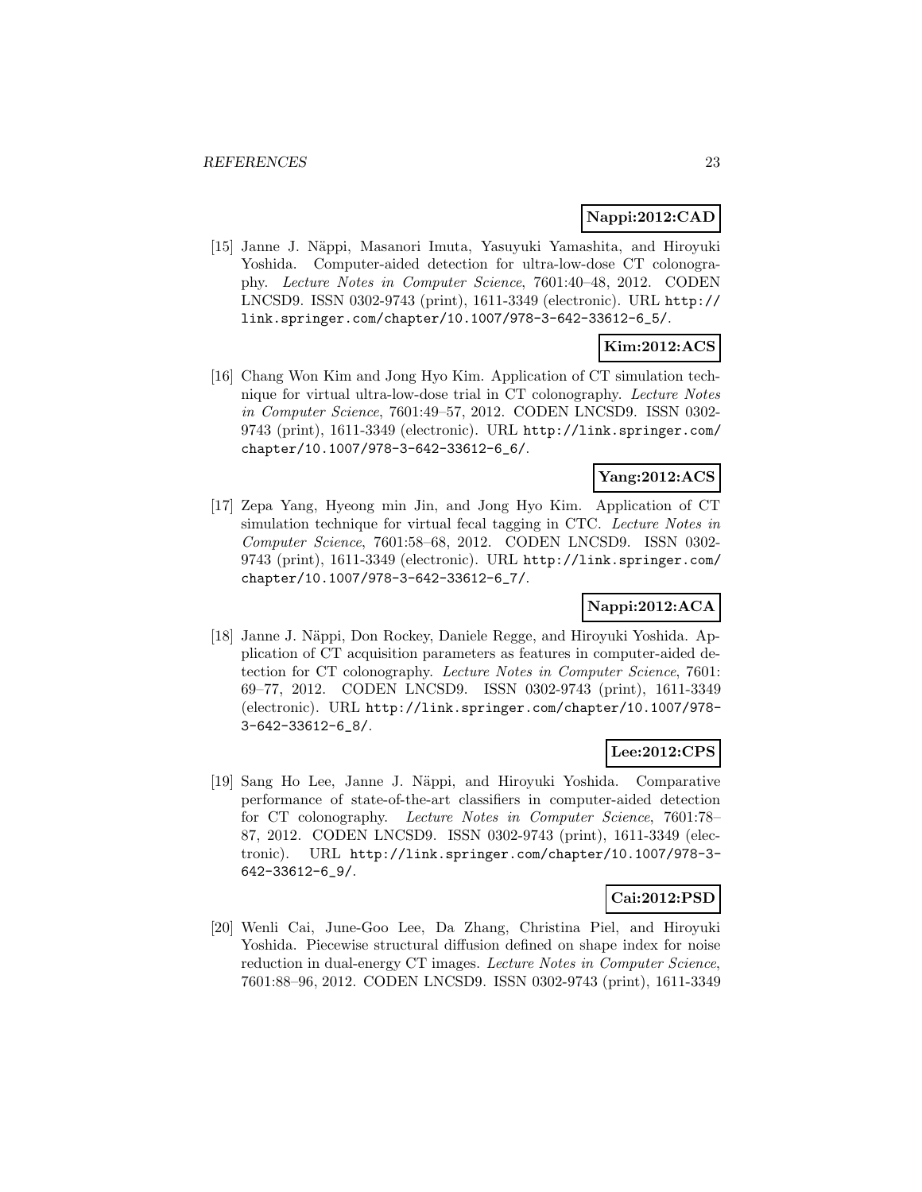**Nappi:2012:CAD**

[15] Janne J. Näppi, Masanori Imuta, Yasuyuki Yamashita, and Hiroyuki Yoshida. Computer-aided detection for ultra-low-dose CT colonography. *Lecture Notes in Computer Science*, 7601:40–48, 2012. CODEN LNCSD9. ISSN 0302-9743 (print), 1611-3349 (electronic). URL http://link.springer.com/chapter/10.1007/978-3-642-33612-6_5/.

**Kim:2012:ACS**

[16] Chang Won Kim and Jong Hyo Kim. Application of CT simulation technique for virtual ultra-low-dose trial in CT colonography. *Lecture Notes in Computer Science*, 7601:49–57, 2012. CODEN LNCSD9. ISSN 0302-9743 (print), 1611-3349 (electronic). URL http://link.springer.com/chapter/10.1007/978-3-642-33612-6_6/.

**Yang:2012:ACS**

[17] Zepa Yang, Hyeong min Jin, and Jong Hyo Kim. Application of CT simulation technique for virtual fecal tagging in CTC. *Lecture Notes in Computer Science*, 7601:58–68, 2012. CODEN LNCSD9. ISSN 0302-9743 (print), 1611-3349 (electronic). URL http://link.springer.com/chapter/10.1007/978-3-642-33612-6_7/.

**Nappi:2012:ACA**

[18] Janne J. Näppi, Don Rockey, Daniele Regge, and Hiroyuki Yoshida. Application of CT acquisition parameters as features in computer-aided detection for CT colonography. *Lecture Notes in Computer Science*, 7601: 69–77, 2012. CODEN LNCSD9. ISSN 0302-9743 (print), 1611-3349 (electronic). URL http://link.springer.com/chapter/10.1007/978-3-642-33612-6_8/.

**Lee:2012:CPS**

[19] Sang Ho Lee, Janne J. Näppi, and Hiroyuki Yoshida. Comparative performance of state-of-the-art classifiers in computer-aided detection for CT colonography. *Lecture Notes in Computer Science*, 7601:78–87, 2012. CODEN LNCSD9. ISSN 0302-9743 (print), 1611-3349 (electronic). URL http://link.springer.com/chapter/10.1007/978-3-642-33612-6_9/.

**Cai:2012:PSD**

[20] Wenli Cai, June-Goo Lee, Da Zhang, Christina Piel, and Hiroyuki Yoshida. Piecewise structural diffusion defined on shape index for noise reduction in dual-energy CT images. *Lecture Notes in Computer Science*, 7601:88–96, 2012. CODEN LNCSD9. ISSN 0302-9743 (print), 1611-3349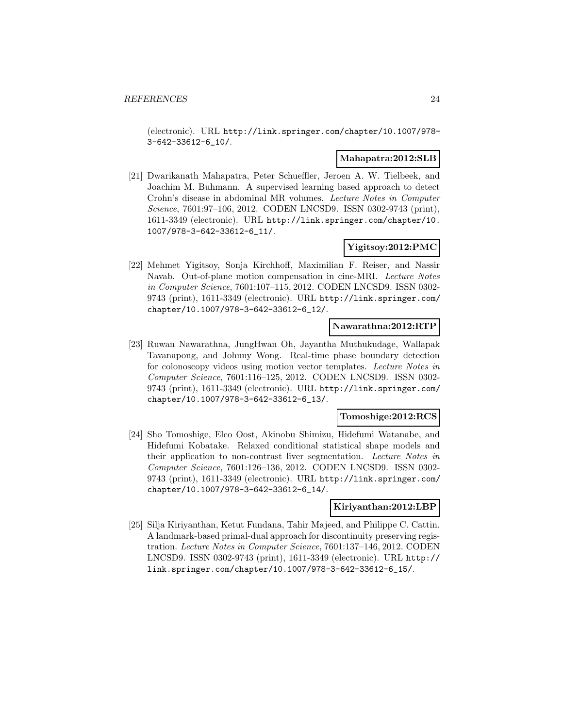(electronic). URL http://link.springer.com/chapter/10.1007/978-3-642-33612-6_10/.

**Mahapatra:2012:SLB**

[21] Dwarikanath Mahapatra, Peter Schueffler, Jeroen A. W. Tielbeek, and Joachim M. Buhmann. A supervised learning based approach to detect Crohn's disease in abdominal MR volumes. *Lecture Notes in Computer Science*, 7601:97–106, 2012. CODEN LNCSD9. ISSN 0302-9743 (print), 1611-3349 (electronic). URL http://link.springer.com/chapter/10.1007/978-3-642-33612-6_11/.

**Yigitsoy:2012:PMC**

[22] Mehmet Yigitsoy, Sonja Kirchhoff, Maximilian F. Reiser, and Nassir Navab. Out-of-plane motion compensation in cine-MRI. *Lecture Notes in Computer Science*, 7601:107–115, 2012. CODEN LNCSD9. ISSN 0302-9743 (print), 1611-3349 (electronic). URL http://link.springer.com/chapter/10.1007/978-3-642-33612-6_12/.

**Nawarathna:2012:RTP**

[23] Ruwan Nawarathna, JungHwan Oh, Jayantha Muthukudage, Wallapak Tavanapong, and Johnny Wong. Real-time phase boundary detection for colonoscopy videos using motion vector templates. *Lecture Notes in Computer Science*, 7601:116–125, 2012. CODEN LNCSD9. ISSN 0302-9743 (print), 1611-3349 (electronic). URL http://link.springer.com/chapter/10.1007/978-3-642-33612-6_13/.

**Tomoshige:2012:RCS**

[24] Sho Tomoshige, Elco Oost, Akinobu Shimizu, Hidefumi Watanabe, and Hidefumi Kobatake. Relaxed conditional statistical shape models and their application to non-contrast liver segmentation. *Lecture Notes in Computer Science*, 7601:126–136, 2012. CODEN LNCSD9. ISSN 0302-9743 (print), 1611-3349 (electronic). URL http://link.springer.com/chapter/10.1007/978-3-642-33612-6_14/.

**Kiriyanthan:2012:LBP**

[25] Silja Kiriyanthan, Ketut Fundana, Tahir Majeed, and Philippe C. Cattin. A landmark-based primal-dual approach for discontinuity preserving registration. *Lecture Notes in Computer Science*, 7601:137–146, 2012. CODEN LNCSD9. ISSN 0302-9743 (print), 1611-3349 (electronic). URL http://link.springer.com/chapter/10.1007/978-3-642-33612-6_15/.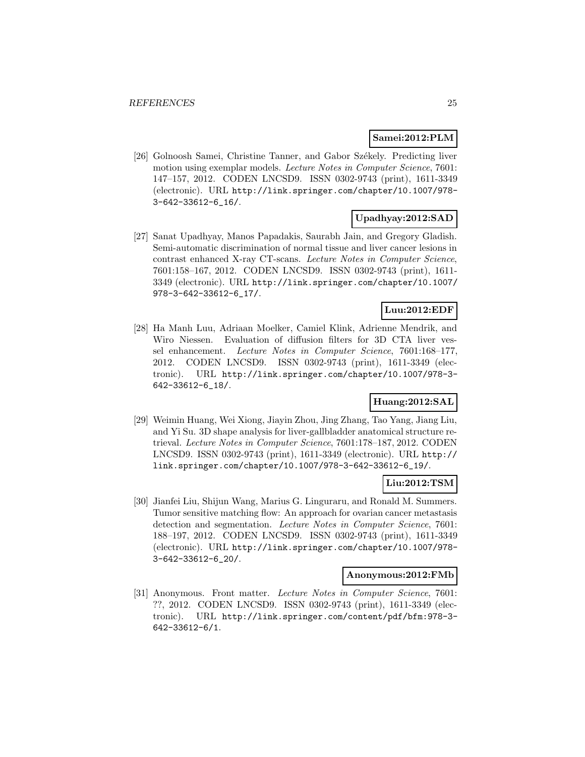**Samei:2012:PLM**

[26] Golnoosh Samei, Christine Tanner, and Gabor Székely. Predicting liver motion using exemplar models. *Lecture Notes in Computer Science*, 7601: 147–157, 2012. CODEN LNCSD9. ISSN 0302-9743 (print), 1611-3349 (electronic). URL `http://link.springer.com/chapter/10.1007/978-3-642-33612-6_16/`.

**Upadhyay:2012:SAD**

[27] Sanat Upadhyay, Manos Papadakis, Saurabh Jain, and Gregory Gladish. Semi-automatic discrimination of normal tissue and liver cancer lesions in contrast enhanced X-ray CT-scans. *Lecture Notes in Computer Science*, 7601:158–167, 2012. CODEN LNCSD9. ISSN 0302-9743 (print), 1611-3349 (electronic). URL `http://link.springer.com/chapter/10.1007/978-3-642-33612-6_17/`.

**Luu:2012:EDF**

[28] Ha Manh Luu, Adriaan Moelker, Camiel Klink, Adrienne Mendrik, and Wiro Niessen. Evaluation of diffusion filters for 3D CTA liver vessel enhancement. *Lecture Notes in Computer Science*, 7601:168–177, 2012. CODEN LNCSD9. ISSN 0302-9743 (print), 1611-3349 (electronic). URL `http://link.springer.com/chapter/10.1007/978-3-642-33612-6_18/`.

**Huang:2012:SAL**

[29] Weimin Huang, Wei Xiong, Jiayin Zhou, Jing Zhang, Tao Yang, Jiang Liu, and Yi Su. 3D shape analysis for liver-gallbladder anatomical structure retrieval. *Lecture Notes in Computer Science*, 7601:178–187, 2012. CODEN LNCSD9. ISSN 0302-9743 (print), 1611-3349 (electronic). URL `http://link.springer.com/chapter/10.1007/978-3-642-33612-6_19/`.

**Liu:2012:TSM**

[30] Jianfei Liu, Shijun Wang, Marius G. Linguraru, and Ronald M. Summers. Tumor sensitive matching flow: An approach for ovarian cancer metastasis detection and segmentation. *Lecture Notes in Computer Science*, 7601: 188–197, 2012. CODEN LNCSD9. ISSN 0302-9743 (print), 1611-3349 (electronic). URL `http://link.springer.com/chapter/10.1007/978-3-642-33612-6_20/`.

**Anonymous:2012:FMb**

[31] Anonymous. Front matter. *Lecture Notes in Computer Science*, 7601: ??, 2012. CODEN LNCSD9. ISSN 0302-9743 (print), 1611-3349 (electronic). URL `http://link.springer.com/content/pdf/bfm:978-3-642-33612-6/1`.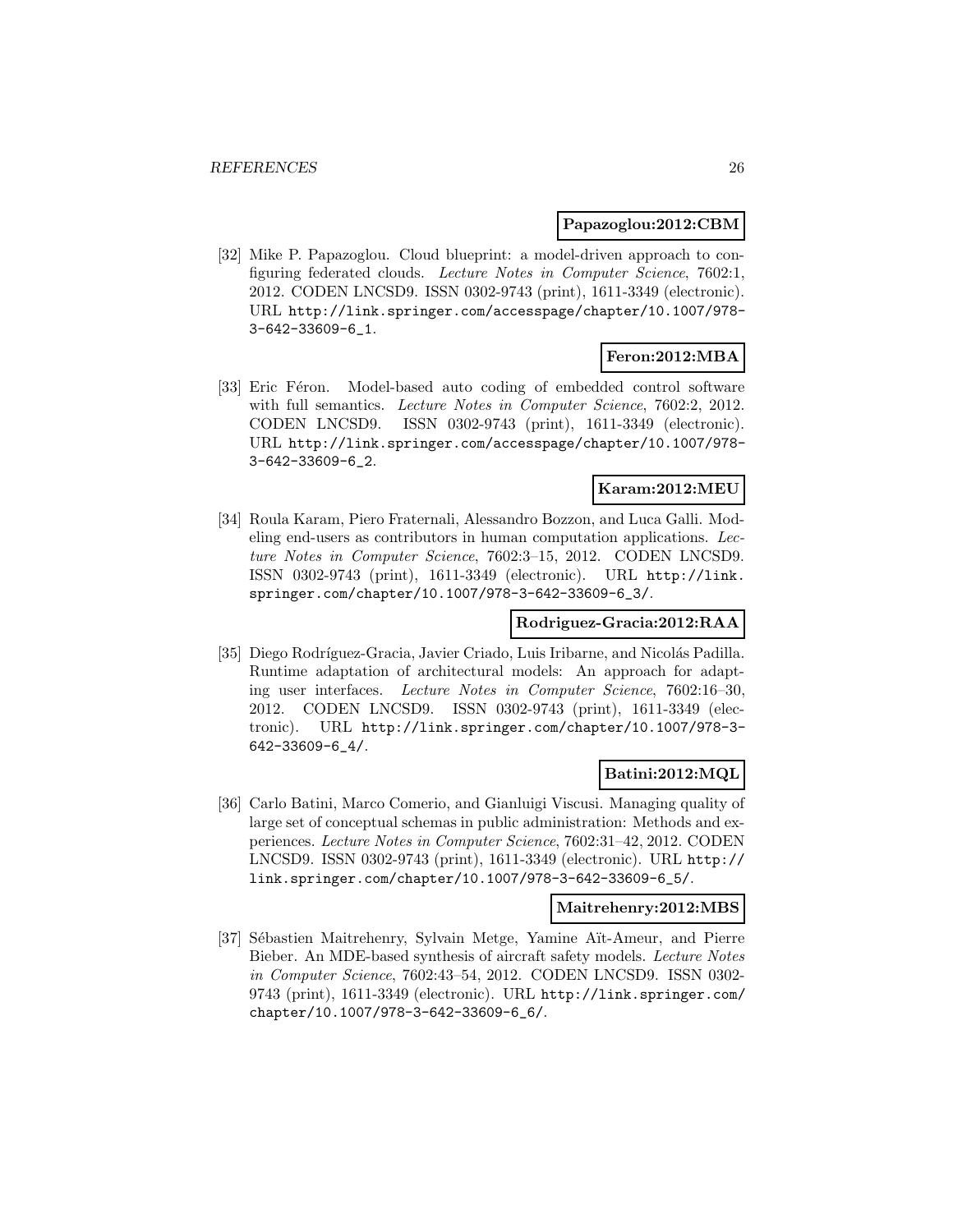**Papazoglou:2012:CBM**

[32] Mike P. Papazoglou. Cloud blueprint: a model-driven approach to configuring federated clouds. *Lecture Notes in Computer Science*, 7602:1, 2012. CODEN LNCSD9. ISSN 0302-9743 (print), 1611-3349 (electronic). URL http://link.springer.com/accesspage/chapter/10.1007/978-3-642-33609-6_1.

**Feron:2012:MBA**

[33] Eric Féron. Model-based auto coding of embedded control software with full semantics. *Lecture Notes in Computer Science*, 7602:2, 2012. CODEN LNCSD9. ISSN 0302-9743 (print), 1611-3349 (electronic). URL http://link.springer.com/accesspage/chapter/10.1007/978-3-642-33609-6_2.

**Karam:2012:MEU**

[34] Roula Karam, Piero Fraternali, Alessandro Bozzon, and Luca Galli. Modeling end-users as contributors in human computation applications. *Lecture Notes in Computer Science*, 7602:3–15, 2012. CODEN LNCSD9. ISSN 0302-9743 (print), 1611-3349 (electronic). URL http://link.springer.com/chapter/10.1007/978-3-642-33609-6_3/.

**Rodriguez-Gracia:2012:RAA**

[35] Diego Rodríguez-Gracia, Javier Criado, Luis Iribarne, and Nicolás Padilla. Runtime adaptation of architectural models: An approach for adapting user interfaces. *Lecture Notes in Computer Science*, 7602:16–30, 2012. CODEN LNCSD9. ISSN 0302-9743 (print), 1611-3349 (electronic). URL http://link.springer.com/chapter/10.1007/978-3-642-33609-6_4/.

**Batini:2012:MQL**

[36] Carlo Batini, Marco Comerio, and Gianluigi Viscusi. Managing quality of large set of conceptual schemas in public administration: Methods and experiences. *Lecture Notes in Computer Science*, 7602:31–42, 2012. CODEN LNCSD9. ISSN 0302-9743 (print), 1611-3349 (electronic). URL http://link.springer.com/chapter/10.1007/978-3-642-33609-6_5/.

**Maitrehenry:2012:MBS**

[37] Sébastien Maitrehenry, Sylvain Metge, Yamine Aït-Ameur, and Pierre Bieber. An MDE-based synthesis of aircraft safety models. *Lecture Notes in Computer Science*, 7602:43–54, 2012. CODEN LNCSD9. ISSN 0302-9743 (print), 1611-3349 (electronic). URL http://link.springer.com/chapter/10.1007/978-3-642-33609-6_6/.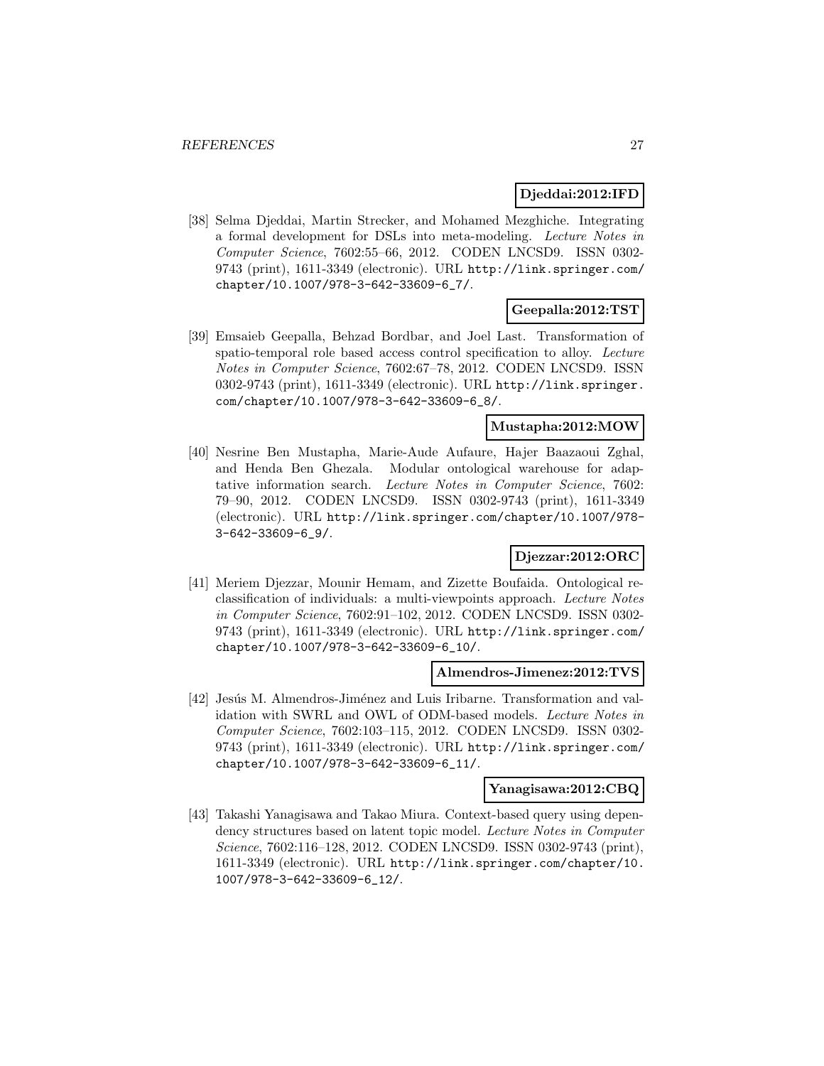**Djeddai:2012:IFD**

[38] Selma Djeddai, Martin Strecker, and Mohamed Mezghiche. Integrating a formal development for DSLs into meta-modeling. *Lecture Notes in Computer Science*, 7602:55–66, 2012. CODEN LNCSD9. ISSN 0302-9743 (print), 1611-3349 (electronic). URL http://link.springer.com/chapter/10.1007/978-3-642-33609-6_7/.

**Geepalla:2012:TST**

[39] Emsaieb Geepalla, Behzad Bordbar, and Joel Last. Transformation of spatio-temporal role based access control specification to alloy. *Lecture Notes in Computer Science*, 7602:67–78, 2012. CODEN LNCSD9. ISSN 0302-9743 (print), 1611-3349 (electronic). URL http://link.springer.com/chapter/10.1007/978-3-642-33609-6_8/.

**Mustapha:2012:MOW**

[40] Nesrine Ben Mustapha, Marie-Aude Aufaure, Hajer Baazaoui Zghal, and Henda Ben Ghezala. Modular ontological warehouse for adaptative information search. *Lecture Notes in Computer Science*, 7602: 79–90, 2012. CODEN LNCSD9. ISSN 0302-9743 (print), 1611-3349 (electronic). URL http://link.springer.com/chapter/10.1007/978-3-642-33609-6_9/.

**Djezzar:2012:ORC**

[41] Meriem Djezzar, Mounir Hemam, and Zizette Boufaida. Ontological re-classification of individuals: a multi-viewpoints approach. *Lecture Notes in Computer Science*, 7602:91–102, 2012. CODEN LNCSD9. ISSN 0302-9743 (print), 1611-3349 (electronic). URL http://link.springer.com/chapter/10.1007/978-3-642-33609-6_10/.

**Almendros-Jimenez:2012:TVS**

[42] Jesús M. Almendros-Jiménez and Luis Iribarne. Transformation and validation with SWRL and OWL of ODM-based models. *Lecture Notes in Computer Science*, 7602:103–115, 2012. CODEN LNCSD9. ISSN 0302-9743 (print), 1611-3349 (electronic). URL http://link.springer.com/chapter/10.1007/978-3-642-33609-6_11/.

**Yanagisawa:2012:CBQ**

[43] Takashi Yanagisawa and Takao Miura. Context-based query using dependency structures based on latent topic model. *Lecture Notes in Computer Science*, 7602:116–128, 2012. CODEN LNCSD9. ISSN 0302-9743 (print), 1611-3349 (electronic). URL http://link.springer.com/chapter/10.1007/978-3-642-33609-6_12/.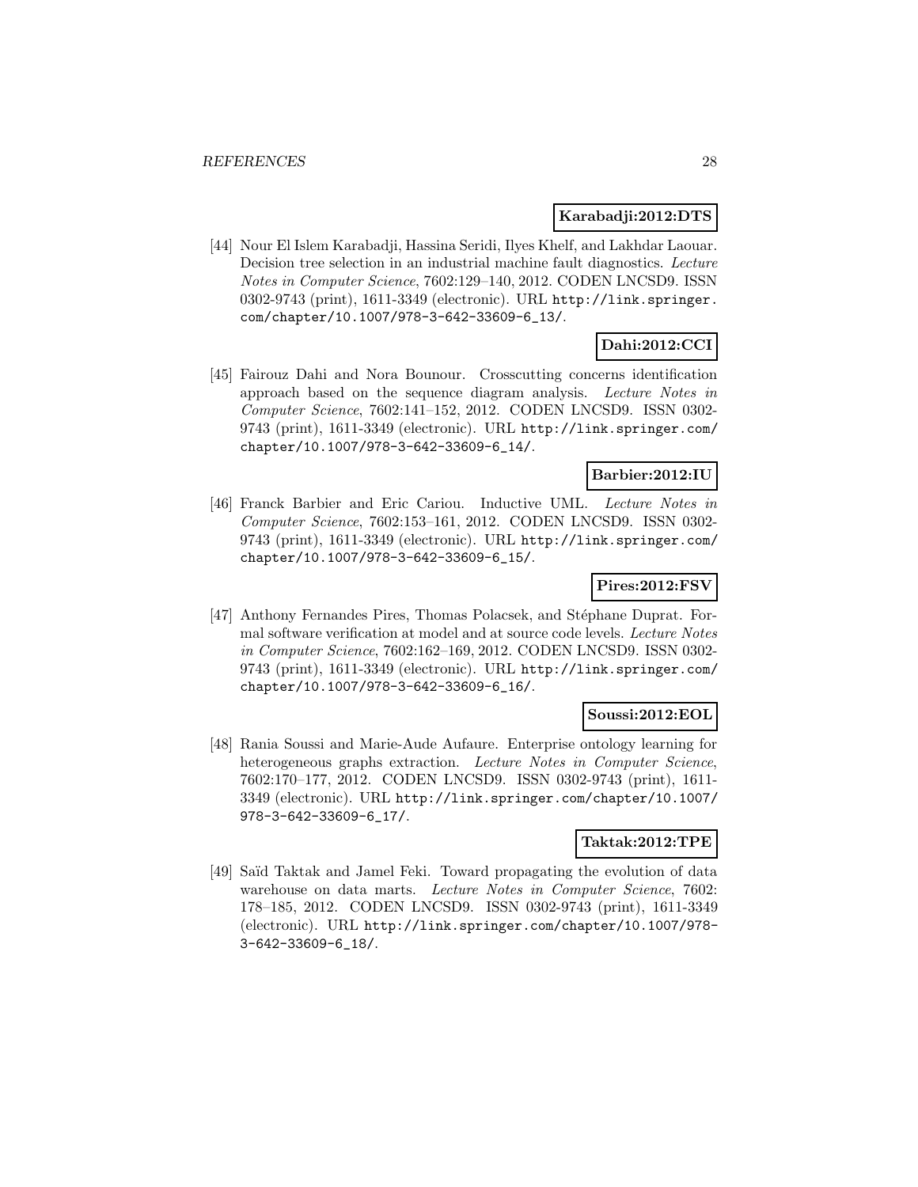**Karabadji:2012:DTS**

[44] Nour El Islem Karabadji, Hassina Seridi, Ilyes Khelf, and Lakhdar Laouar. Decision tree selection in an industrial machine fault diagnostics. *Lecture Notes in Computer Science*, 7602:129–140, 2012. CODEN LNCSD9. ISSN 0302-9743 (print), 1611-3349 (electronic). URL `http://link.springer.com/chapter/10.1007/978-3-642-33609-6_13/`.

**Dahi:2012:CCI**

[45] Fairouz Dahi and Nora Bounour. Crosscutting concerns identification approach based on the sequence diagram analysis. *Lecture Notes in Computer Science*, 7602:141–152, 2012. CODEN LNCSD9. ISSN 0302-9743 (print), 1611-3349 (electronic). URL `http://link.springer.com/chapter/10.1007/978-3-642-33609-6_14/`.

**Barbier:2012:IU**

[46] Franck Barbier and Eric Cariou. Inductive UML. *Lecture Notes in Computer Science*, 7602:153–161, 2012. CODEN LNCSD9. ISSN 0302-9743 (print), 1611-3349 (electronic). URL `http://link.springer.com/chapter/10.1007/978-3-642-33609-6_15/`.

**Pires:2012:FSV**

[47] Anthony Fernandes Pires, Thomas Polacsek, and Stéphane Duprat. Formal software verification at model and at source code levels. *Lecture Notes in Computer Science*, 7602:162–169, 2012. CODEN LNCSD9. ISSN 0302-9743 (print), 1611-3349 (electronic). URL `http://link.springer.com/chapter/10.1007/978-3-642-33609-6_16/`.

**Soussi:2012:EOL**

[48] Rania Soussi and Marie-Aude Aufaure. Enterprise ontology learning for heterogeneous graphs extraction. *Lecture Notes in Computer Science*, 7602:170–177, 2012. CODEN LNCSD9. ISSN 0302-9743 (print), 1611-3349 (electronic). URL `http://link.springer.com/chapter/10.1007/978-3-642-33609-6_17/`.

**Taktak:2012:TPE**

[49] Saïd Taktak and Jamel Feki. Toward propagating the evolution of data warehouse on data marts. *Lecture Notes in Computer Science*, 7602: 178–185, 2012. CODEN LNCSD9. ISSN 0302-9743 (print), 1611-3349 (electronic). URL `http://link.springer.com/chapter/10.1007/978-3-642-33609-6_18/`.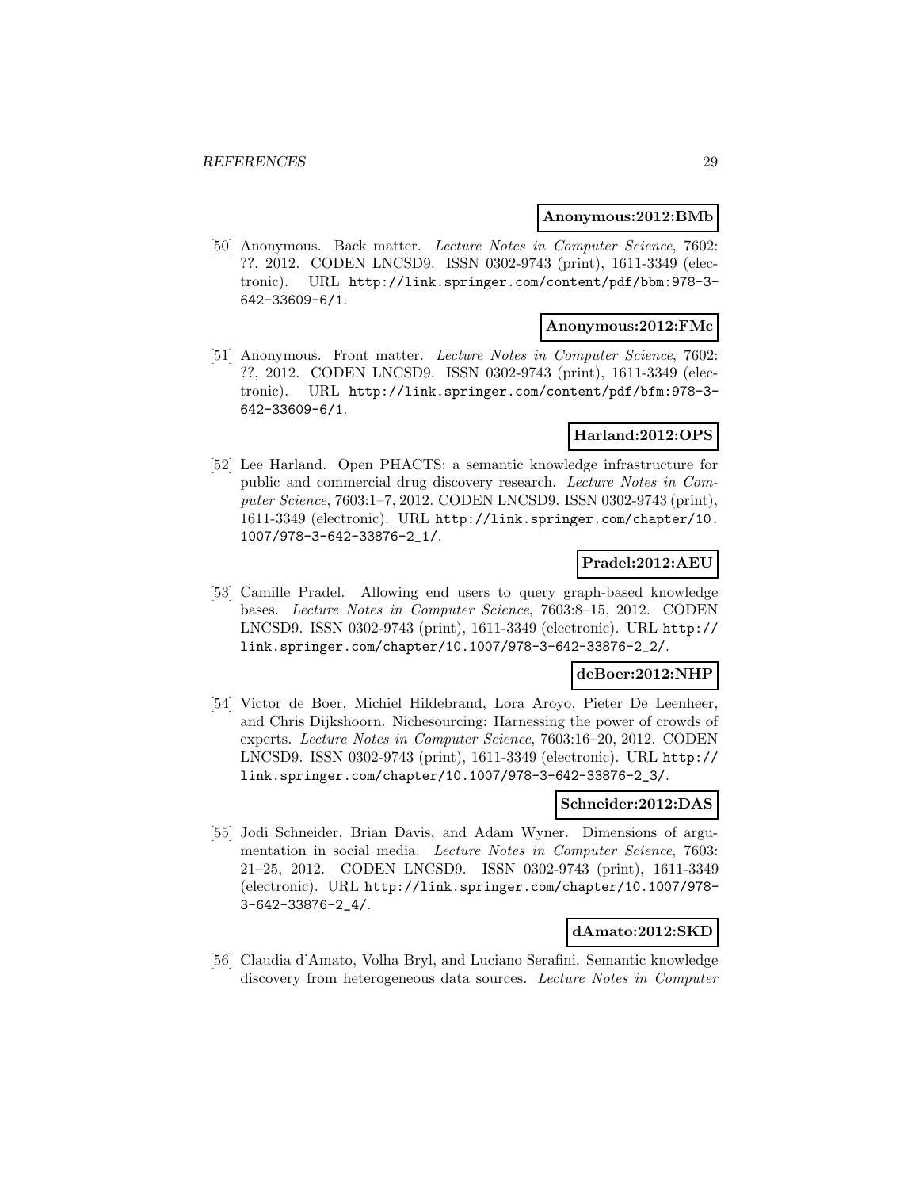**Anonymous:2012:BMb**

[50] Anonymous. Back matter. *Lecture Notes in Computer Science*, 7602: ??, 2012. CODEN LNCSD9. ISSN 0302-9743 (print), 1611-3349 (electronic). URL http://link.springer.com/content/pdf/bbm:978-3-642-33609-6/1.

**Anonymous:2012:FMc**

[51] Anonymous. Front matter. *Lecture Notes in Computer Science*, 7602: ??, 2012. CODEN LNCSD9. ISSN 0302-9743 (print), 1611-3349 (electronic). URL http://link.springer.com/content/pdf/bfm:978-3-642-33609-6/1.

**Harland:2012:OPS**

[52] Lee Harland. Open PHACTS: a semantic knowledge infrastructure for public and commercial drug discovery research. *Lecture Notes in Computer Science*, 7603:1–7, 2012. CODEN LNCSD9. ISSN 0302-9743 (print), 1611-3349 (electronic). URL http://link.springer.com/chapter/10.1007/978-3-642-33876-2_1/.

**Pradel:2012:AEU**

[53] Camille Pradel. Allowing end users to query graph-based knowledge bases. *Lecture Notes in Computer Science*, 7603:8–15, 2012. CODEN LNCSD9. ISSN 0302-9743 (print), 1611-3349 (electronic). URL http://link.springer.com/chapter/10.1007/978-3-642-33876-2_2/.

**deBoer:2012:NHP**

[54] Victor de Boer, Michiel Hildebrand, Lora Aroyo, Pieter De Leenheer, and Chris Dijkshoorn. Nichesourcing: Harnessing the power of crowds of experts. *Lecture Notes in Computer Science*, 7603:16–20, 2012. CODEN LNCSD9. ISSN 0302-9743 (print), 1611-3349 (electronic). URL http://link.springer.com/chapter/10.1007/978-3-642-33876-2_3/.

**Schneider:2012:DAS**

[55] Jodi Schneider, Brian Davis, and Adam Wyner. Dimensions of argumentation in social media. *Lecture Notes in Computer Science*, 7603: 21–25, 2012. CODEN LNCSD9. ISSN 0302-9743 (print), 1611-3349 (electronic). URL http://link.springer.com/chapter/10.1007/978-3-642-33876-2_4/.

**dAmato:2012:SKD**

[56] Claudia d'Amato, Volha Bryl, and Luciano Serafini. Semantic knowledge discovery from heterogeneous data sources. *Lecture Notes in Computer*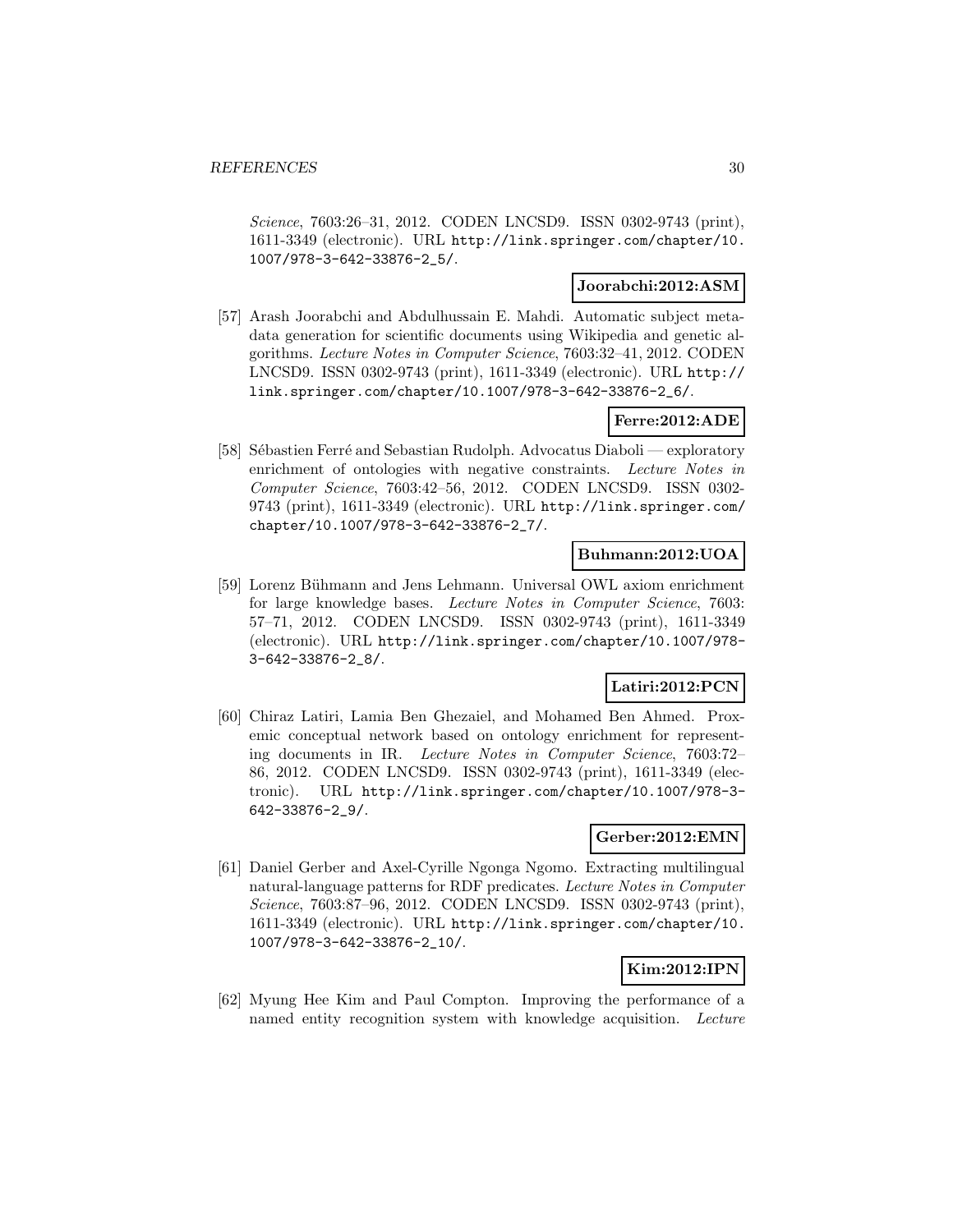*Science*, 7603:26–31, 2012. CODEN LNCSD9. ISSN 0302-9743 (print), 1611-3349 (electronic). URL http://link.springer.com/chapter/10.1007/978-3-642-33876-2_5/.

**Joorabchi:2012:ASM**

[57] Arash Joorabchi and Abdulhussain E. Mahdi. Automatic subject metadata generation for scientific documents using Wikipedia and genetic algorithms. *Lecture Notes in Computer Science*, 7603:32–41, 2012. CODEN LNCSD9. ISSN 0302-9743 (print), 1611-3349 (electronic). URL http://link.springer.com/chapter/10.1007/978-3-642-33876-2_6/.

**Ferre:2012:ADE**

[58] Sébastien Ferré and Sebastian Rudolph. Advocatus Diaboli — exploratory enrichment of ontologies with negative constraints. *Lecture Notes in Computer Science*, 7603:42–56, 2012. CODEN LNCSD9. ISSN 0302-9743 (print), 1611-3349 (electronic). URL http://link.springer.com/chapter/10.1007/978-3-642-33876-2_7/.

**Buhmann:2012:UOA**

[59] Lorenz Bühmann and Jens Lehmann. Universal OWL axiom enrichment for large knowledge bases. *Lecture Notes in Computer Science*, 7603:57–71, 2012. CODEN LNCSD9. ISSN 0302-9743 (print), 1611-3349 (electronic). URL http://link.springer.com/chapter/10.1007/978-3-642-33876-2_8/.

**Latiri:2012:PCN**

[60] Chiraz Latiri, Lamia Ben Ghezaiel, and Mohamed Ben Ahmed. Proxemic conceptual network based on ontology enrichment for representing documents in IR. *Lecture Notes in Computer Science*, 7603:72–86, 2012. CODEN LNCSD9. ISSN 0302-9743 (print), 1611-3349 (electronic). URL http://link.springer.com/chapter/10.1007/978-3-642-33876-2_9/.

**Gerber:2012:EMN**

[61] Daniel Gerber and Axel-Cyrille Ngonga Ngomo. Extracting multilingual natural-language patterns for RDF predicates. *Lecture Notes in Computer Science*, 7603:87–96, 2012. CODEN LNCSD9. ISSN 0302-9743 (print), 1611-3349 (electronic). URL http://link.springer.com/chapter/10.1007/978-3-642-33876-2_10/.

**Kim:2012:IPN**

[62] Myung Hee Kim and Paul Compton. Improving the performance of a named entity recognition system with knowledge acquisition. *Lecture*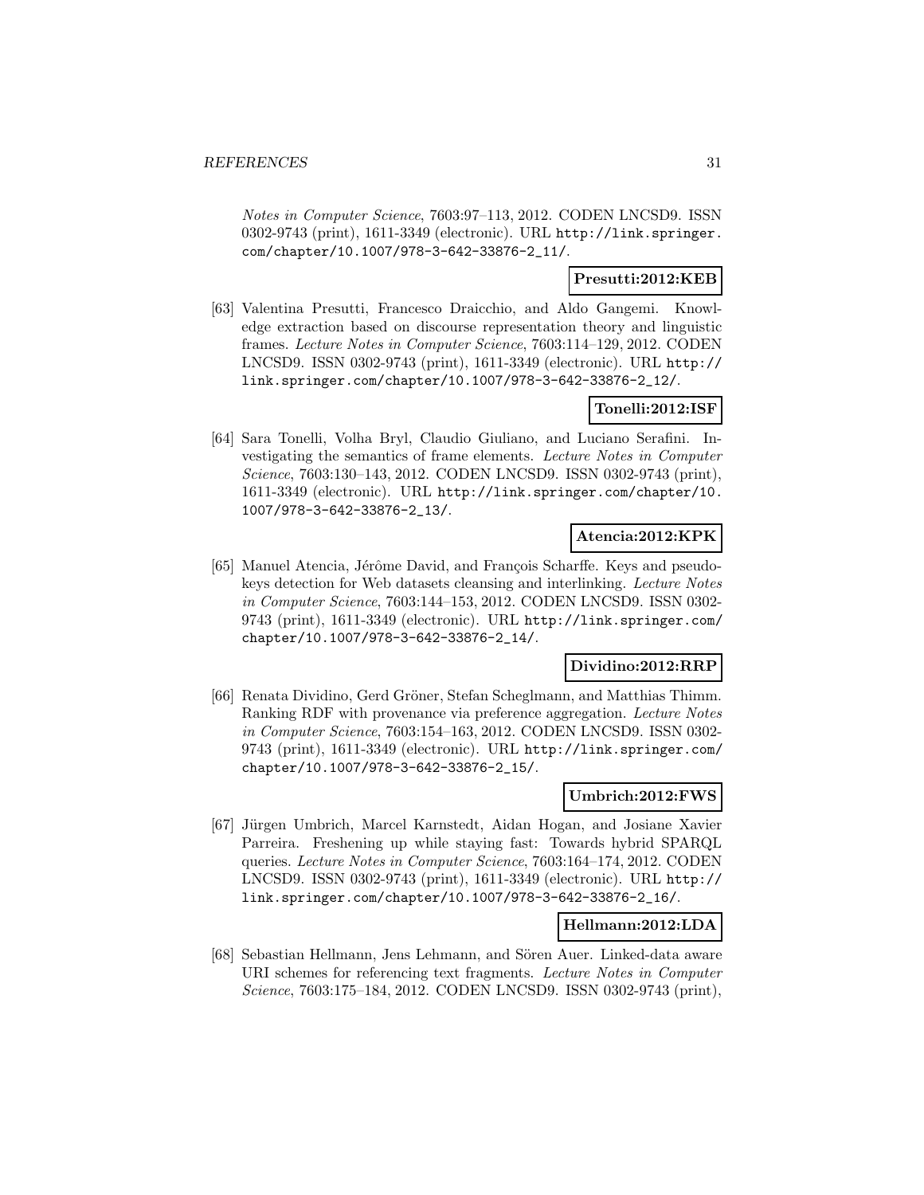*Notes in Computer Science*, 7603:97–113, 2012. CODEN LNCSD9. ISSN 0302-9743 (print), 1611-3349 (electronic). URL http://link.springer.com/chapter/10.1007/978-3-642-33876-2_11/.

**Presutti:2012:KEB**

[63] Valentina Presutti, Francesco Draicchio, and Aldo Gangemi. Knowledge extraction based on discourse representation theory and linguistic frames. *Lecture Notes in Computer Science*, 7603:114–129, 2012. CODEN LNCSD9. ISSN 0302-9743 (print), 1611-3349 (electronic). URL http://link.springer.com/chapter/10.1007/978-3-642-33876-2_12/.

**Tonelli:2012:ISF**

[64] Sara Tonelli, Volha Bryl, Claudio Giuliano, and Luciano Serafini. Investigating the semantics of frame elements. *Lecture Notes in Computer Science*, 7603:130–143, 2012. CODEN LNCSD9. ISSN 0302-9743 (print), 1611-3349 (electronic). URL http://link.springer.com/chapter/10.1007/978-3-642-33876-2_13/.

**Atencia:2012:KPK**

[65] Manuel Atencia, Jérôme David, and François Scharffe. Keys and pseudo-keys detection for Web datasets cleansing and interlinking. *Lecture Notes in Computer Science*, 7603:144–153, 2012. CODEN LNCSD9. ISSN 0302-9743 (print), 1611-3349 (electronic). URL http://link.springer.com/chapter/10.1007/978-3-642-33876-2_14/.

**Dividino:2012:RRP**

[66] Renata Dividino, Gerd Gröner, Stefan Scheglmann, and Matthias Thimm. Ranking RDF with provenance via preference aggregation. *Lecture Notes in Computer Science*, 7603:154–163, 2012. CODEN LNCSD9. ISSN 0302-9743 (print), 1611-3349 (electronic). URL http://link.springer.com/chapter/10.1007/978-3-642-33876-2_15/.

**Umbrich:2012:FWS**

[67] Jürgen Umbrich, Marcel Karnstedt, Aidan Hogan, and Josiane Xavier Parreira. Freshening up while staying fast: Towards hybrid SPARQL queries. *Lecture Notes in Computer Science*, 7603:164–174, 2012. CODEN LNCSD9. ISSN 0302-9743 (print), 1611-3349 (electronic). URL http://link.springer.com/chapter/10.1007/978-3-642-33876-2_16/.

**Hellmann:2012:LDA**

[68] Sebastian Hellmann, Jens Lehmann, and Sören Auer. Linked-data aware URI schemes for referencing text fragments. *Lecture Notes in Computer Science*, 7603:175–184, 2012. CODEN LNCSD9. ISSN 0302-9743 (print),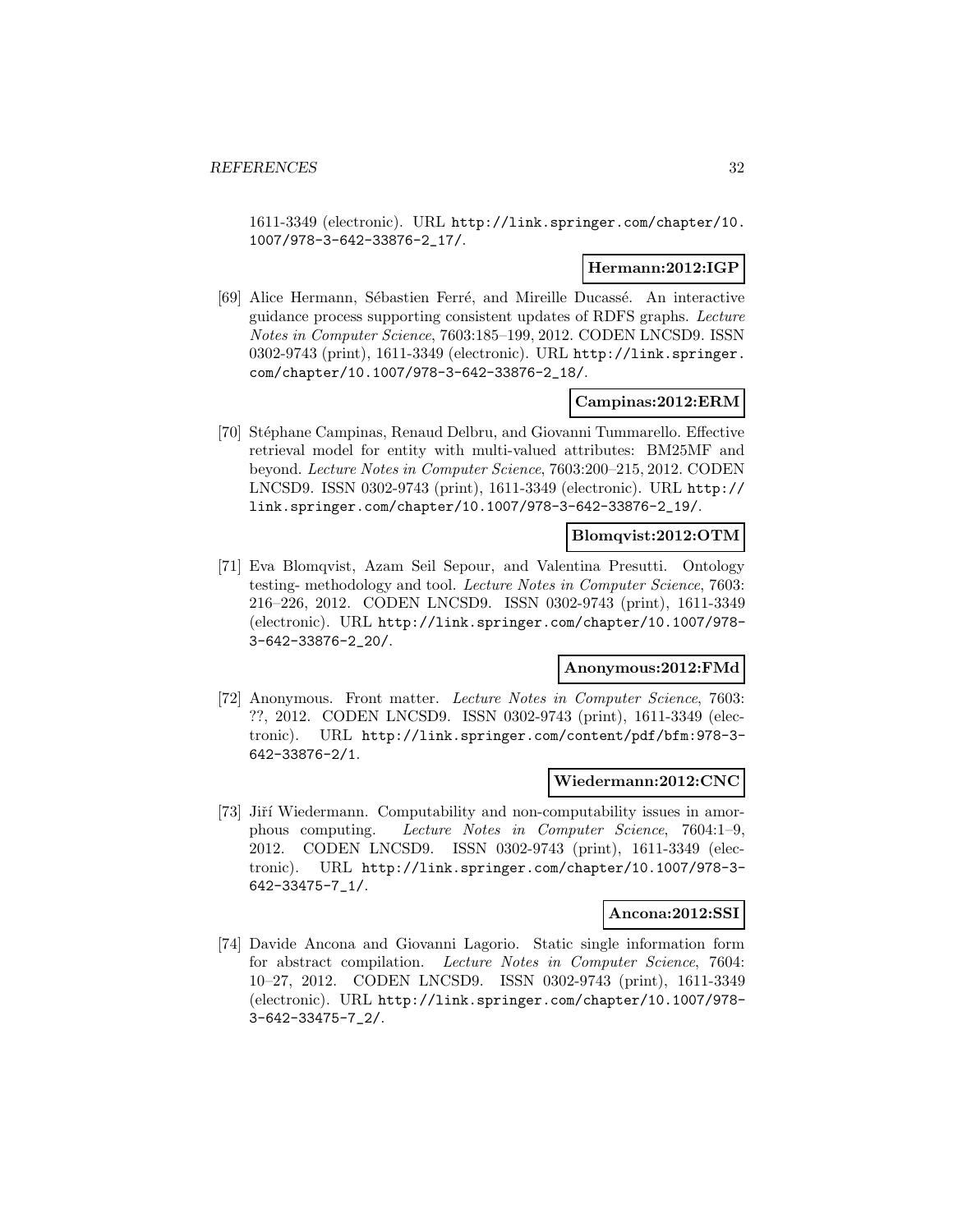1611-3349 (electronic). URL http://link.springer.com/chapter/10.1007/978-3-642-33876-2_17/.

**Hermann:2012:IGP**

[69] Alice Hermann, Sébastien Ferré, and Mireille Ducassé. An interactive guidance process supporting consistent updates of RDFS graphs. *Lecture Notes in Computer Science*, 7603:185–199, 2012. CODEN LNCSD9. ISSN 0302-9743 (print), 1611-3349 (electronic). URL http://link.springer.com/chapter/10.1007/978-3-642-33876-2_18/.

**Campinas:2012:ERM**

[70] Stéphane Campinas, Renaud Delbru, and Giovanni Tummarello. Effective retrieval model for entity with multi-valued attributes: BM25MF and beyond. *Lecture Notes in Computer Science*, 7603:200–215, 2012. CODEN LNCSD9. ISSN 0302-9743 (print), 1611-3349 (electronic). URL http://link.springer.com/chapter/10.1007/978-3-642-33876-2_19/.

**Blomqvist:2012:OTM**

[71] Eva Blomqvist, Azam Seil Sepour, and Valentina Presutti. Ontology testing- methodology and tool. *Lecture Notes in Computer Science*, 7603: 216–226, 2012. CODEN LNCSD9. ISSN 0302-9743 (print), 1611-3349 (electronic). URL http://link.springer.com/chapter/10.1007/978-3-642-33876-2_20/.

**Anonymous:2012:FMd**

[72] Anonymous. Front matter. *Lecture Notes in Computer Science*, 7603: ??, 2012. CODEN LNCSD9. ISSN 0302-9743 (print), 1611-3349 (electronic). URL http://link.springer.com/content/pdf/bfm:978-3-642-33876-2/1.

**Wiedermann:2012:CNC**

[73] Jiří Wiedermann. Computability and non-computability issues in amorphous computing. *Lecture Notes in Computer Science*, 7604:1–9, 2012. CODEN LNCSD9. ISSN 0302-9743 (print), 1611-3349 (electronic). URL http://link.springer.com/chapter/10.1007/978-3-642-33475-7_1/.

**Ancona:2012:SSI**

[74] Davide Ancona and Giovanni Lagorio. Static single information form for abstract compilation. *Lecture Notes in Computer Science*, 7604: 10–27, 2012. CODEN LNCSD9. ISSN 0302-9743 (print), 1611-3349 (electronic). URL http://link.springer.com/chapter/10.1007/978-3-642-33475-7_2/.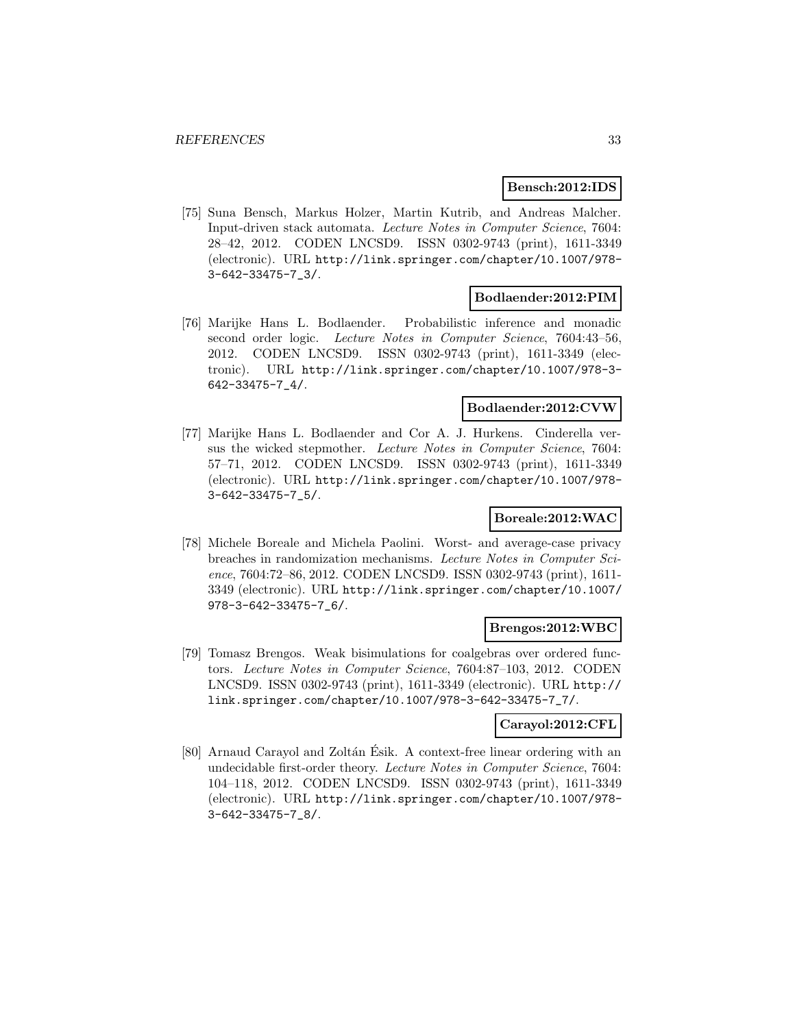**Bensch:2012:IDS**

[75] Suna Bensch, Markus Holzer, Martin Kutrib, and Andreas Malcher. Input-driven stack automata. *Lecture Notes in Computer Science*, 7604: 28–42, 2012. CODEN LNCSD9. ISSN 0302-9743 (print), 1611-3349 (electronic). URL http://link.springer.com/chapter/10.1007/978-3-642-33475-7_3/.

**Bodlaender:2012:PIM**

[76] Marijke Hans L. Bodlaender. Probabilistic inference and monadic second order logic. *Lecture Notes in Computer Science*, 7604:43–56, 2012. CODEN LNCSD9. ISSN 0302-9743 (print), 1611-3349 (electronic). URL http://link.springer.com/chapter/10.1007/978-3-642-33475-7_4/.

**Bodlaender:2012:CVW**

[77] Marijke Hans L. Bodlaender and Cor A. J. Hurkens. Cinderella versus the wicked stepmother. *Lecture Notes in Computer Science*, 7604: 57–71, 2012. CODEN LNCSD9. ISSN 0302-9743 (print), 1611-3349 (electronic). URL http://link.springer.com/chapter/10.1007/978-3-642-33475-7_5/.

**Boreale:2012:WAC**

[78] Michele Boreale and Michela Paolini. Worst- and average-case privacy breaches in randomization mechanisms. *Lecture Notes in Computer Science*, 7604:72–86, 2012. CODEN LNCSD9. ISSN 0302-9743 (print), 1611-3349 (electronic). URL http://link.springer.com/chapter/10.1007/978-3-642-33475-7_6/.

**Brengos:2012:WBC**

[79] Tomasz Brengos. Weak bisimulations for coalgebras over ordered functors. *Lecture Notes in Computer Science*, 7604:87–103, 2012. CODEN LNCSD9. ISSN 0302-9743 (print), 1611-3349 (electronic). URL http://link.springer.com/chapter/10.1007/978-3-642-33475-7_7/.

**Carayol:2012:CFL**

[80] Arnaud Carayol and Zoltán Ésik. A context-free linear ordering with an undecidable first-order theory. *Lecture Notes in Computer Science*, 7604: 104–118, 2012. CODEN LNCSD9. ISSN 0302-9743 (print), 1611-3349 (electronic). URL http://link.springer.com/chapter/10.1007/978-3-642-33475-7_8/.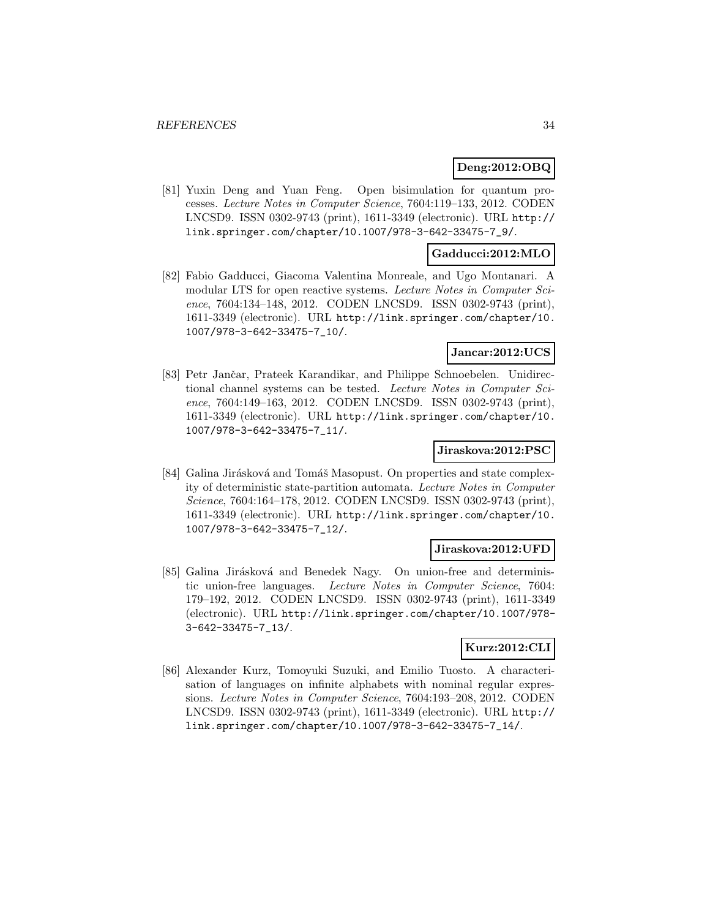**Deng:2012:OBQ**

[81] Yuxin Deng and Yuan Feng. Open bisimulation for quantum processes. *Lecture Notes in Computer Science*, 7604:119–133, 2012. CODEN LNCSD9. ISSN 0302-9743 (print), 1611-3349 (electronic). URL http://link.springer.com/chapter/10.1007/978-3-642-33475-7_9/.

**Gadducci:2012:MLO**

[82] Fabio Gadducci, Giacoma Valentina Monreale, and Ugo Montanari. A modular LTS for open reactive systems. *Lecture Notes in Computer Science*, 7604:134–148, 2012. CODEN LNCSD9. ISSN 0302-9743 (print), 1611-3349 (electronic). URL http://link.springer.com/chapter/10.1007/978-3-642-33475-7_10/.

**Jancar:2012:UCS**

[83] Petr Jančar, Prateek Karandikar, and Philippe Schnoebelen. Unidirectional channel systems can be tested. *Lecture Notes in Computer Science*, 7604:149–163, 2012. CODEN LNCSD9. ISSN 0302-9743 (print), 1611-3349 (electronic). URL http://link.springer.com/chapter/10.1007/978-3-642-33475-7_11/.

**Jiraskova:2012:PSC**

[84] Galina Jirásková and Tomáš Masopust. On properties and state complexity of deterministic state-partition automata. *Lecture Notes in Computer Science*, 7604:164–178, 2012. CODEN LNCSD9. ISSN 0302-9743 (print), 1611-3349 (electronic). URL http://link.springer.com/chapter/10.1007/978-3-642-33475-7_12/.

**Jiraskova:2012:UFD**

[85] Galina Jirásková and Benedek Nagy. On union-free and deterministic union-free languages. *Lecture Notes in Computer Science*, 7604:179–192, 2012. CODEN LNCSD9. ISSN 0302-9743 (print), 1611-3349 (electronic). URL http://link.springer.com/chapter/10.1007/978-3-642-33475-7_13/.

**Kurz:2012:CLI**

[86] Alexander Kurz, Tomoyuki Suzuki, and Emilio Tuosto. A characterisation of languages on infinite alphabets with nominal regular expressions. *Lecture Notes in Computer Science*, 7604:193–208, 2012. CODEN LNCSD9. ISSN 0302-9743 (print), 1611-3349 (electronic). URL http://link.springer.com/chapter/10.1007/978-3-642-33475-7_14/.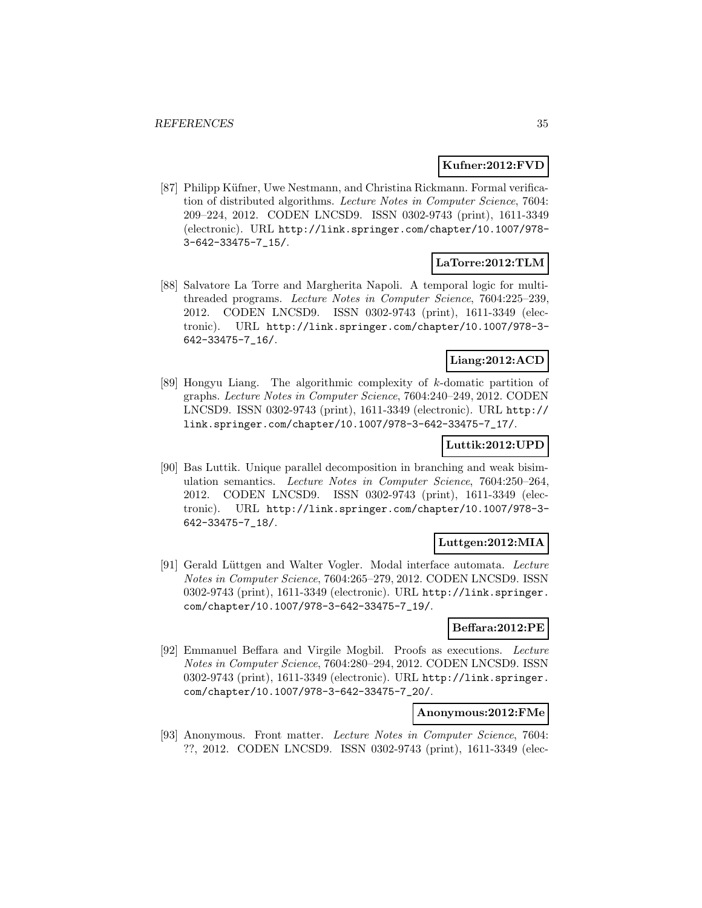**Kufner:2012:FVD**

[87] Philipp Küfner, Uwe Nestmann, and Christina Rickmann. Formal verification of distributed algorithms. *Lecture Notes in Computer Science*, 7604: 209–224, 2012. CODEN LNCSD9. ISSN 0302-9743 (print), 1611-3349 (electronic). URL `http://link.springer.com/chapter/10.1007/978-3-642-33475-7_15/`.

**LaTorre:2012:TLM**

[88] Salvatore La Torre and Margherita Napoli. A temporal logic for multi-threaded programs. *Lecture Notes in Computer Science*, 7604:225–239, 2012. CODEN LNCSD9. ISSN 0302-9743 (print), 1611-3349 (electronic). URL `http://link.springer.com/chapter/10.1007/978-3-642-33475-7_16/`.

**Liang:2012:ACD**

[89] Hongyu Liang. The algorithmic complexity of $k$-domatic partition of graphs. *Lecture Notes in Computer Science*, 7604:240–249, 2012. CODEN LNCSD9. ISSN 0302-9743 (print), 1611-3349 (electronic). URL `http://link.springer.com/chapter/10.1007/978-3-642-33475-7_17/`.

**Luttik:2012:UPD**

[90] Bas Luttik. Unique parallel decomposition in branching and weak bisimulation semantics. *Lecture Notes in Computer Science*, 7604:250–264, 2012. CODEN LNCSD9. ISSN 0302-9743 (print), 1611-3349 (electronic). URL `http://link.springer.com/chapter/10.1007/978-3-642-33475-7_18/`.

**Luttgen:2012:MIA**

[91] Gerald Lüttgen and Walter Vogler. Modal interface automata. *Lecture Notes in Computer Science*, 7604:265–279, 2012. CODEN LNCSD9. ISSN 0302-9743 (print), 1611-3349 (electronic). URL `http://link.springer.com/chapter/10.1007/978-3-642-33475-7_19/`.

**Beffara:2012:PE**

[92] Emmanuel Beffara and Virgile Mogbil. Proofs as executions. *Lecture Notes in Computer Science*, 7604:280–294, 2012. CODEN LNCSD9. ISSN 0302-9743 (print), 1611-3349 (electronic). URL `http://link.springer.com/chapter/10.1007/978-3-642-33475-7_20/`.

**Anonymous:2012:FMe**

[93] Anonymous. Front matter. *Lecture Notes in Computer Science*, 7604: ??, 2012. CODEN LNCSD9. ISSN 0302-9743 (print), 1611-3349 (elec-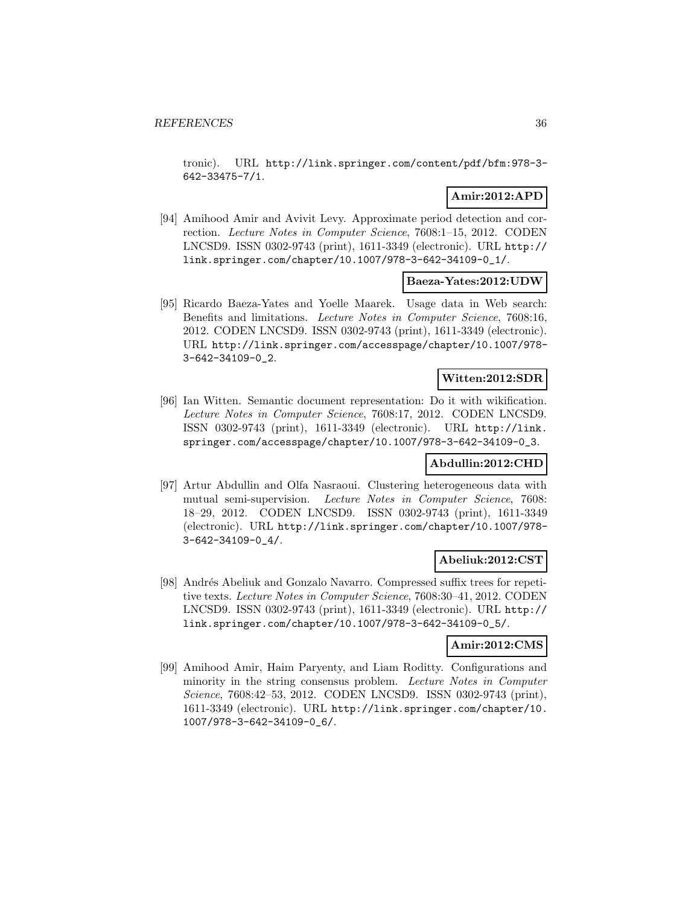tronic). URL http://link.springer.com/content/pdf/bfm:978-3-642-33475-7/1.

**Amir:2012:APD**

[94] Amihood Amir and Avivit Levy. Approximate period detection and correction. *Lecture Notes in Computer Science*, 7608:1–15, 2012. CODEN LNCSD9. ISSN 0302-9743 (print), 1611-3349 (electronic). URL http://link.springer.com/chapter/10.1007/978-3-642-34109-0_1/.

**Baeza-Yates:2012:UDW**

[95] Ricardo Baeza-Yates and Yoelle Maarek. Usage data in Web search: Benefits and limitations. *Lecture Notes in Computer Science*, 7608:16, 2012. CODEN LNCSD9. ISSN 0302-9743 (print), 1611-3349 (electronic). URL http://link.springer.com/accesspage/chapter/10.1007/978-3-642-34109-0_2.

**Witten:2012:SDR**

[96] Ian Witten. Semantic document representation: Do it with wikification. *Lecture Notes in Computer Science*, 7608:17, 2012. CODEN LNCSD9. ISSN 0302-9743 (print), 1611-3349 (electronic). URL http://link.springer.com/accesspage/chapter/10.1007/978-3-642-34109-0_3.

**Abdullin:2012:CHD**

[97] Artur Abdullin and Olfa Nasraoui. Clustering heterogeneous data with mutual semi-supervision. *Lecture Notes in Computer Science*, 7608:18–29, 2012. CODEN LNCSD9. ISSN 0302-9743 (print), 1611-3349 (electronic). URL http://link.springer.com/chapter/10.1007/978-3-642-34109-0_4/.

**Abeliuk:2012:CST**

[98] Andrés Abeliuk and Gonzalo Navarro. Compressed suffix trees for repetitive texts. *Lecture Notes in Computer Science*, 7608:30–41, 2012. CODEN LNCSD9. ISSN 0302-9743 (print), 1611-3349 (electronic). URL http://link.springer.com/chapter/10.1007/978-3-642-34109-0_5/.

**Amir:2012:CMS**

[99] Amihood Amir, Haim Paryenty, and Liam Roditty. Configurations and minority in the string consensus problem. *Lecture Notes in Computer Science*, 7608:42–53, 2012. CODEN LNCSD9. ISSN 0302-9743 (print), 1611-3349 (electronic). URL http://link.springer.com/chapter/10.1007/978-3-642-34109-0_6/.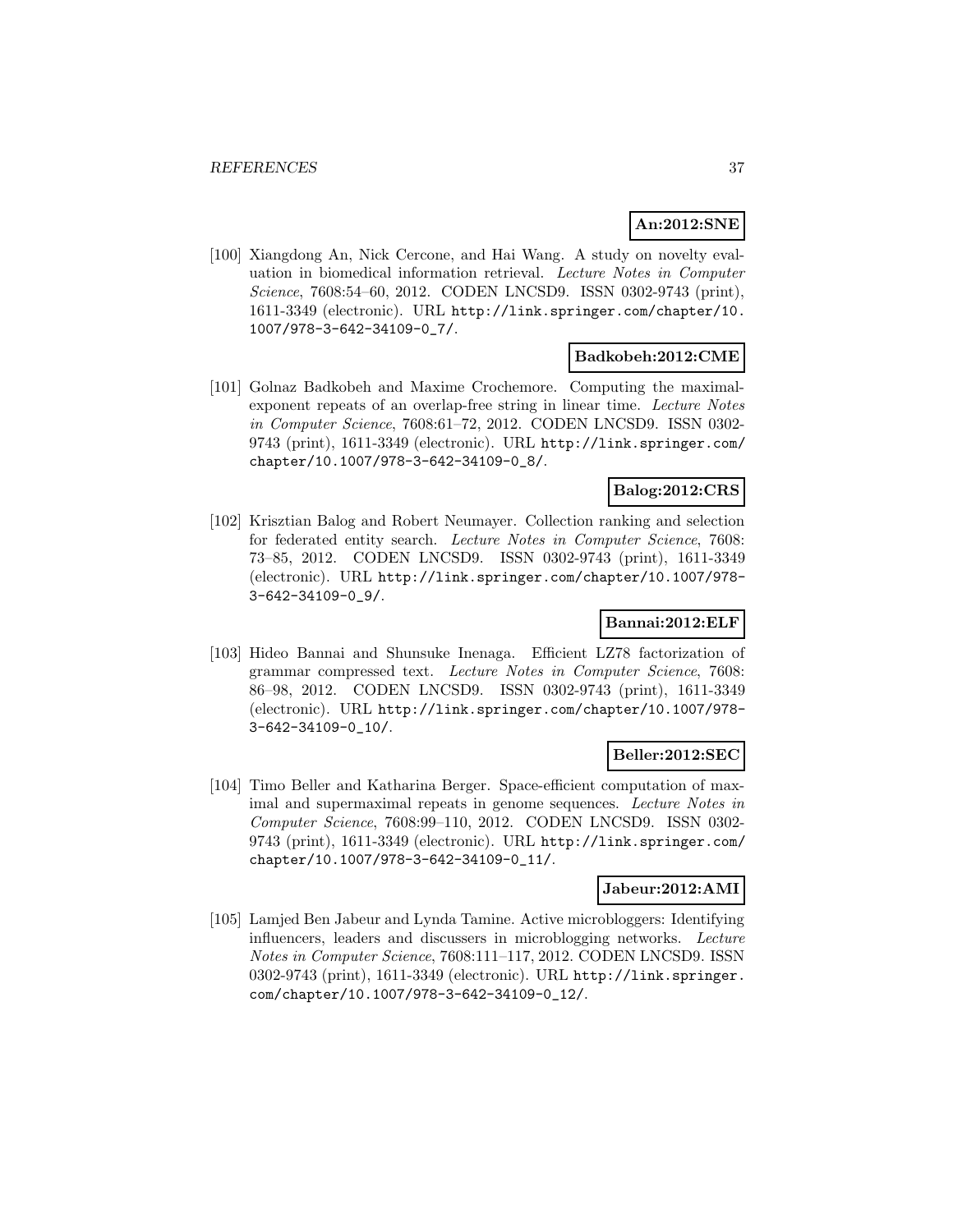**An:2012:SNE**

[100] Xiangdong An, Nick Cercone, and Hai Wang. A study on novelty evaluation in biomedical information retrieval. *Lecture Notes in Computer Science*, 7608:54–60, 2012. CODEN LNCSD9. ISSN 0302-9743 (print), 1611-3349 (electronic). URL http://link.springer.com/chapter/10.1007/978-3-642-34109-0_7/.

**Badkobeh:2012:CME**

[101] Golnaz Badkobeh and Maxime Crochemore. Computing the maximal-exponent repeats of an overlap-free string in linear time. *Lecture Notes in Computer Science*, 7608:61–72, 2012. CODEN LNCSD9. ISSN 0302-9743 (print), 1611-3349 (electronic). URL http://link.springer.com/chapter/10.1007/978-3-642-34109-0_8/.

**Balog:2012:CRS**

[102] Krisztian Balog and Robert Neumayer. Collection ranking and selection for federated entity search. *Lecture Notes in Computer Science*, 7608:73–85, 2012. CODEN LNCSD9. ISSN 0302-9743 (print), 1611-3349 (electronic). URL http://link.springer.com/chapter/10.1007/978-3-642-34109-0_9/.

**Bannai:2012:ELF**

[103] Hideo Bannai and Shunsuke Inenaga. Efficient LZ78 factorization of grammar compressed text. *Lecture Notes in Computer Science*, 7608:86–98, 2012. CODEN LNCSD9. ISSN 0302-9743 (print), 1611-3349 (electronic). URL http://link.springer.com/chapter/10.1007/978-3-642-34109-0_10/.

**Beller:2012:SEC**

[104] Timo Beller and Katharina Berger. Space-efficient computation of maximal and supermaximal repeats in genome sequences. *Lecture Notes in Computer Science*, 7608:99–110, 2012. CODEN LNCSD9. ISSN 0302-9743 (print), 1611-3349 (electronic). URL http://link.springer.com/chapter/10.1007/978-3-642-34109-0_11/.

**Jabeur:2012:AMI**

[105] Lamjed Ben Jabeur and Lynda Tamine. Active microbloggers: Identifying influencers, leaders and discussers in microblogging networks. *Lecture Notes in Computer Science*, 7608:111–117, 2012. CODEN LNCSD9. ISSN 0302-9743 (print), 1611-3349 (electronic). URL http://link.springer.com/chapter/10.1007/978-3-642-34109-0_12/.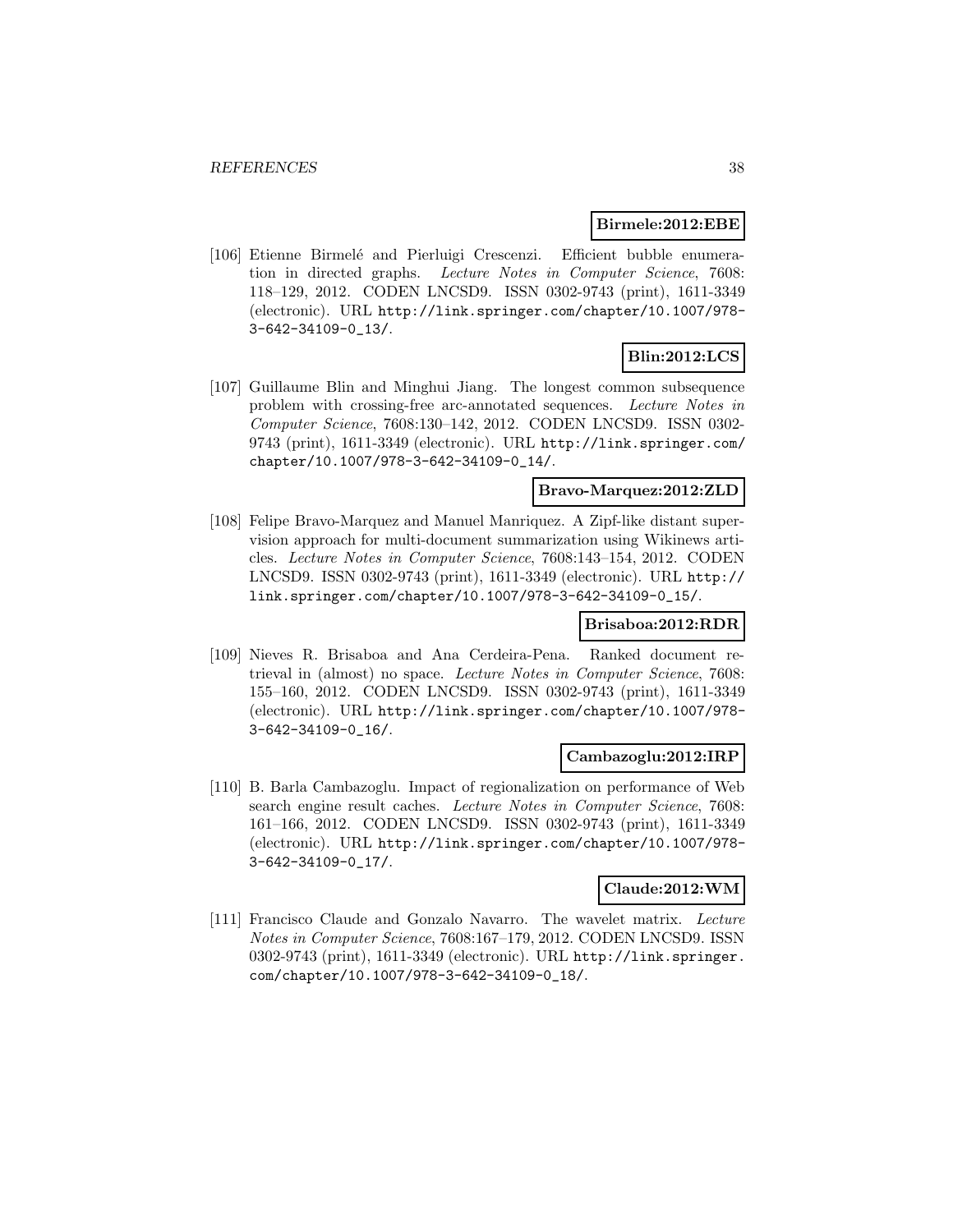**Birmele:2012:EBE**

[106] Etienne Birmelé and Pierluigi Crescenzi. Efficient bubble enumeration in directed graphs. *Lecture Notes in Computer Science*, 7608: 118–129, 2012. CODEN LNCSD9. ISSN 0302-9743 (print), 1611-3349 (electronic). URL http://link.springer.com/chapter/10.1007/978-3-642-34109-0_13/.

**Blin:2012:LCS**

[107] Guillaume Blin and Minghui Jiang. The longest common subsequence problem with crossing-free arc-annotated sequences. *Lecture Notes in Computer Science*, 7608:130–142, 2012. CODEN LNCSD9. ISSN 0302-9743 (print), 1611-3349 (electronic). URL http://link.springer.com/chapter/10.1007/978-3-642-34109-0_14/.

**Bravo-Marquez:2012:ZLD**

[108] Felipe Bravo-Marquez and Manuel Manriquez. A Zipf-like distant supervision approach for multi-document summarization using Wikinews articles. *Lecture Notes in Computer Science*, 7608:143–154, 2012. CODEN LNCSD9. ISSN 0302-9743 (print), 1611-3349 (electronic). URL http://link.springer.com/chapter/10.1007/978-3-642-34109-0_15/.

**Brisaboa:2012:RDR**

[109] Nieves R. Brisaboa and Ana Cerdeira-Pena. Ranked document retrieval in (almost) no space. *Lecture Notes in Computer Science*, 7608: 155–160, 2012. CODEN LNCSD9. ISSN 0302-9743 (print), 1611-3349 (electronic). URL http://link.springer.com/chapter/10.1007/978-3-642-34109-0_16/.

**Cambazoglu:2012:IRP**

[110] B. Barla Cambazoglu. Impact of regionalization on performance of Web search engine result caches. *Lecture Notes in Computer Science*, 7608: 161–166, 2012. CODEN LNCSD9. ISSN 0302-9743 (print), 1611-3349 (electronic). URL http://link.springer.com/chapter/10.1007/978-3-642-34109-0_17/.

**Claude:2012:WM**

[111] Francisco Claude and Gonzalo Navarro. The wavelet matrix. *Lecture Notes in Computer Science*, 7608:167–179, 2012. CODEN LNCSD9. ISSN 0302-9743 (print), 1611-3349 (electronic). URL http://link.springer.com/chapter/10.1007/978-3-642-34109-0_18/.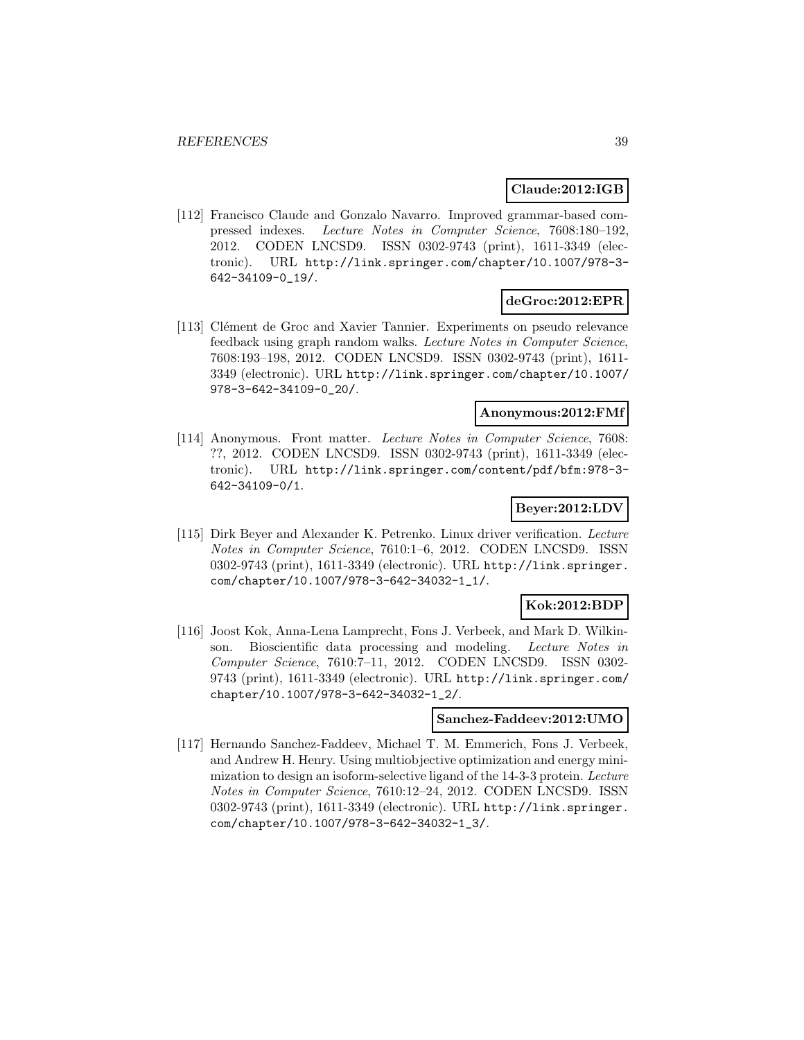**Claude:2012:IGB**

[112] Francisco Claude and Gonzalo Navarro. Improved grammar-based compressed indexes. *Lecture Notes in Computer Science*, 7608:180–192, 2012. CODEN LNCSD9. ISSN 0302-9743 (print), 1611-3349 (electronic). URL http://link.springer.com/chapter/10.1007/978-3-642-34109-0_19/.

**deGroc:2012:EPR**

[113] Clément de Groc and Xavier Tannier. Experiments on pseudo relevance feedback using graph random walks. *Lecture Notes in Computer Science*, 7608:193–198, 2012. CODEN LNCSD9. ISSN 0302-9743 (print), 1611-3349 (electronic). URL http://link.springer.com/chapter/10.1007/978-3-642-34109-0_20/.

**Anonymous:2012:FMf**

[114] Anonymous. Front matter. *Lecture Notes in Computer Science*, 7608: ??, 2012. CODEN LNCSD9. ISSN 0302-9743 (print), 1611-3349 (electronic). URL http://link.springer.com/content/pdf/bfm:978-3-642-34109-0/1.

**Beyer:2012:LDV**

[115] Dirk Beyer and Alexander K. Petrenko. Linux driver verification. *Lecture Notes in Computer Science*, 7610:1–6, 2012. CODEN LNCSD9. ISSN 0302-9743 (print), 1611-3349 (electronic). URL http://link.springer.com/chapter/10.1007/978-3-642-34032-1_1/.

**Kok:2012:BDP**

[116] Joost Kok, Anna-Lena Lamprecht, Fons J. Verbeek, and Mark D. Wilkinson. Bioscientific data processing and modeling. *Lecture Notes in Computer Science*, 7610:7–11, 2012. CODEN LNCSD9. ISSN 0302-9743 (print), 1611-3349 (electronic). URL http://link.springer.com/chapter/10.1007/978-3-642-34032-1_2/.

**Sanchez-Faddeev:2012:UMO**

[117] Hernando Sanchez-Faddeev, Michael T. M. Emmerich, Fons J. Verbeek, and Andrew H. Henry. Using multiobjective optimization and energy minimization to design an isoform-selective ligand of the 14-3-3 protein. *Lecture Notes in Computer Science*, 7610:12–24, 2012. CODEN LNCSD9. ISSN 0302-9743 (print), 1611-3349 (electronic). URL http://link.springer.com/chapter/10.1007/978-3-642-34032-1_3/.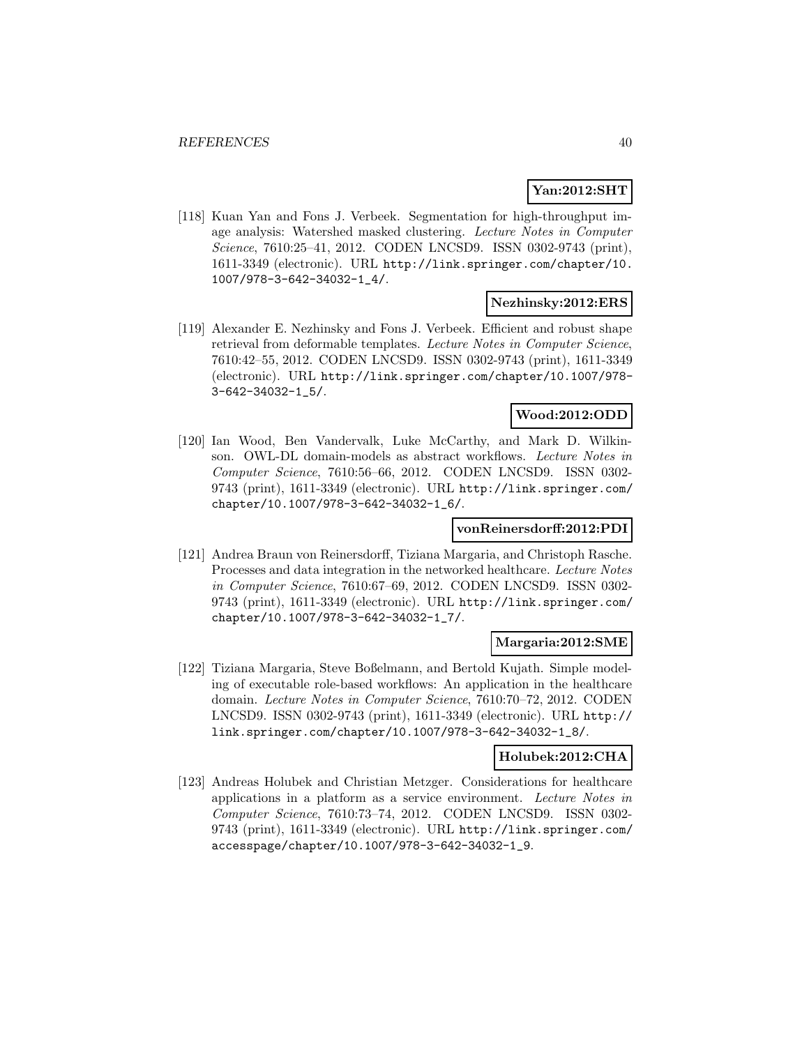**Yan:2012:SHT**

[118] Kuan Yan and Fons J. Verbeek. Segmentation for high-throughput image analysis: Watershed masked clustering. *Lecture Notes in Computer Science*, 7610:25–41, 2012. CODEN LNCSD9. ISSN 0302-9743 (print), 1611-3349 (electronic). URL http://link.springer.com/chapter/10.1007/978-3-642-34032-1_4/.

**Nezhinsky:2012:ERS**

[119] Alexander E. Nezhinsky and Fons J. Verbeek. Efficient and robust shape retrieval from deformable templates. *Lecture Notes in Computer Science*, 7610:42–55, 2012. CODEN LNCSD9. ISSN 0302-9743 (print), 1611-3349 (electronic). URL http://link.springer.com/chapter/10.1007/978-3-642-34032-1_5/.

**Wood:2012:ODD**

[120] Ian Wood, Ben Vandervalk, Luke McCarthy, and Mark D. Wilkinson. OWL-DL domain-models as abstract workflows. *Lecture Notes in Computer Science*, 7610:56–66, 2012. CODEN LNCSD9. ISSN 0302-9743 (print), 1611-3349 (electronic). URL http://link.springer.com/chapter/10.1007/978-3-642-34032-1_6/.

**vonReinersdorff:2012:PDI**

[121] Andrea Braun von Reinersdorff, Tiziana Margaria, and Christoph Rasche. Processes and data integration in the networked healthcare. *Lecture Notes in Computer Science*, 7610:67–69, 2012. CODEN LNCSD9. ISSN 0302-9743 (print), 1611-3349 (electronic). URL http://link.springer.com/chapter/10.1007/978-3-642-34032-1_7/.

**Margaria:2012:SME**

[122] Tiziana Margaria, Steve Boßelmann, and Bertold Kujath. Simple modeling of executable role-based workflows: An application in the healthcare domain. *Lecture Notes in Computer Science*, 7610:70–72, 2012. CODEN LNCSD9. ISSN 0302-9743 (print), 1611-3349 (electronic). URL http://link.springer.com/chapter/10.1007/978-3-642-34032-1_8/.

**Holubek:2012:CHA**

[123] Andreas Holubek and Christian Metzger. Considerations for healthcare applications in a platform as a service environment. *Lecture Notes in Computer Science*, 7610:73–74, 2012. CODEN LNCSD9. ISSN 0302-9743 (print), 1611-3349 (electronic). URL http://link.springer.com/accesspage/chapter/10.1007/978-3-642-34032-1_9.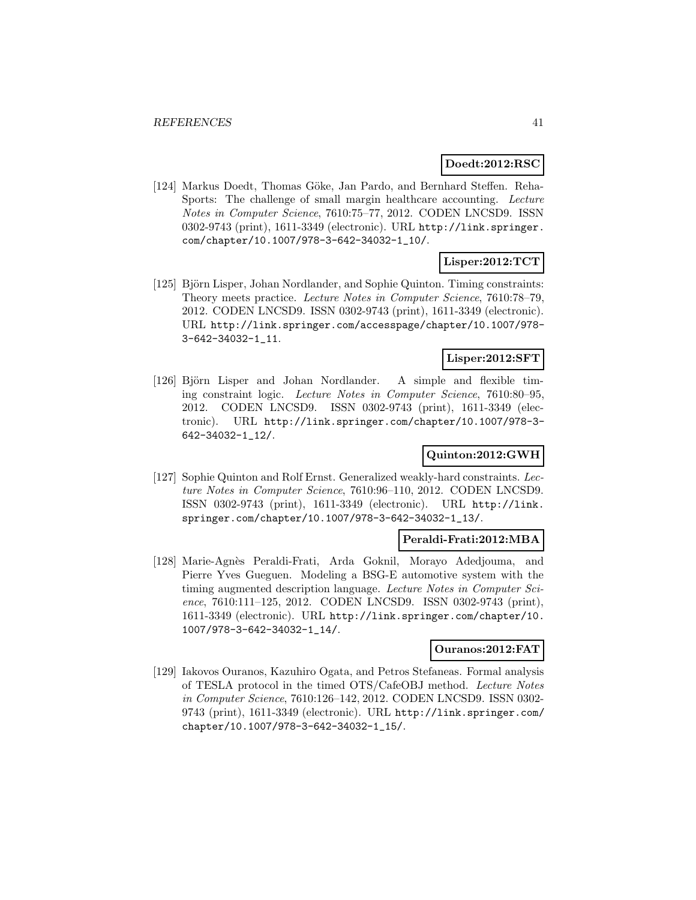**Doedt:2012:RSC**

[124] Markus Doedt, Thomas Göke, Jan Pardo, and Bernhard Steffen. RehaSports: The challenge of small margin healthcare accounting. *Lecture Notes in Computer Science*, 7610:75–77, 2012. CODEN LNCSD9. ISSN 0302-9743 (print), 1611-3349 (electronic). URL http://link.springer.com/chapter/10.1007/978-3-642-34032-1_10/.

**Lisper:2012:TCT**

[125] Björn Lisper, Johan Nordlander, and Sophie Quinton. Timing constraints: Theory meets practice. *Lecture Notes in Computer Science*, 7610:78–79, 2012. CODEN LNCSD9. ISSN 0302-9743 (print), 1611-3349 (electronic). URL http://link.springer.com/accesspage/chapter/10.1007/978-3-642-34032-1_11.

**Lisper:2012:SFT**

[126] Björn Lisper and Johan Nordlander. A simple and flexible timing constraint logic. *Lecture Notes in Computer Science*, 7610:80–95, 2012. CODEN LNCSD9. ISSN 0302-9743 (print), 1611-3349 (electronic). URL http://link.springer.com/chapter/10.1007/978-3-642-34032-1_12/.

**Quinton:2012:GWH**

[127] Sophie Quinton and Rolf Ernst. Generalized weakly-hard constraints. *Lecture Notes in Computer Science*, 7610:96–110, 2012. CODEN LNCSD9. ISSN 0302-9743 (print), 1611-3349 (electronic). URL http://link.springer.com/chapter/10.1007/978-3-642-34032-1_13/.

**Peraldi-Frati:2012:MBA**

[128] Marie-Agnès Peraldi-Frati, Arda Goknil, Morayo Adedjouma, and Pierre Yves Gueguen. Modeling a BSG-E automotive system with the timing augmented description language. *Lecture Notes in Computer Science*, 7610:111–125, 2012. CODEN LNCSD9. ISSN 0302-9743 (print), 1611-3349 (electronic). URL http://link.springer.com/chapter/10.1007/978-3-642-34032-1_14/.

**Ouranos:2012:FAT**

[129] Iakovos Ouranos, Kazuhiro Ogata, and Petros Stefaneas. Formal analysis of TESLA protocol in the timed OTS/CafeOBJ method. *Lecture Notes in Computer Science*, 7610:126–142, 2012. CODEN LNCSD9. ISSN 0302-9743 (print), 1611-3349 (electronic). URL http://link.springer.com/chapter/10.1007/978-3-642-34032-1_15/.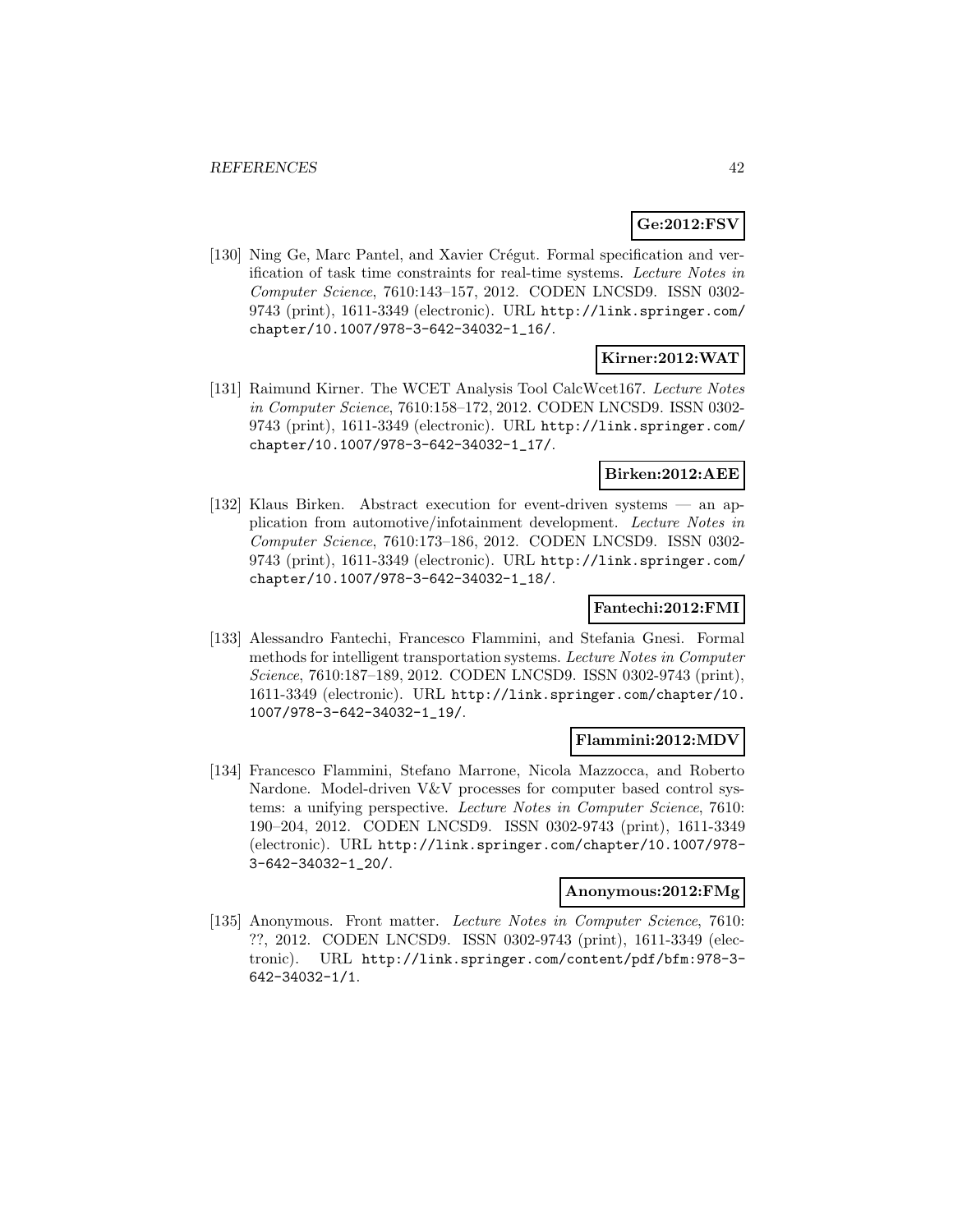**Ge:2012:FSV**

[130] Ning Ge, Marc Pantel, and Xavier Crégut. Formal specification and verification of task time constraints for real-time systems. *Lecture Notes in Computer Science*, 7610:143–157, 2012. CODEN LNCSD9. ISSN 0302-9743 (print), 1611-3349 (electronic). URL http://link.springer.com/chapter/10.1007/978-3-642-34032-1_16/.

**Kirner:2012:WAT**

[131] Raimund Kirner. The WCET Analysis Tool CalcWcet167. *Lecture Notes in Computer Science*, 7610:158–172, 2012. CODEN LNCSD9. ISSN 0302-9743 (print), 1611-3349 (electronic). URL http://link.springer.com/chapter/10.1007/978-3-642-34032-1_17/.

**Birken:2012:AEE**

[132] Klaus Birken. Abstract execution for event-driven systems — an application from automotive/infotainment development. *Lecture Notes in Computer Science*, 7610:173–186, 2012. CODEN LNCSD9. ISSN 0302-9743 (print), 1611-3349 (electronic). URL http://link.springer.com/chapter/10.1007/978-3-642-34032-1_18/.

**Fantechi:2012:FMI**

[133] Alessandro Fantechi, Francesco Flammini, and Stefania Gnesi. Formal methods for intelligent transportation systems. *Lecture Notes in Computer Science*, 7610:187–189, 2012. CODEN LNCSD9. ISSN 0302-9743 (print), 1611-3349 (electronic). URL http://link.springer.com/chapter/10.1007/978-3-642-34032-1_19/.

**Flammini:2012:MDV**

[134] Francesco Flammini, Stefano Marrone, Nicola Mazzocca, and Roberto Nardone. Model-driven V&V processes for computer based control systems: a unifying perspective. *Lecture Notes in Computer Science*, 7610: 190–204, 2012. CODEN LNCSD9. ISSN 0302-9743 (print), 1611-3349 (electronic). URL http://link.springer.com/chapter/10.1007/978-3-642-34032-1_20/.

**Anonymous:2012:FMg**

[135] Anonymous. Front matter. *Lecture Notes in Computer Science*, 7610: ??, 2012. CODEN LNCSD9. ISSN 0302-9743 (print), 1611-3349 (electronic). URL http://link.springer.com/content/pdf/bfm:978-3-642-34032-1/1.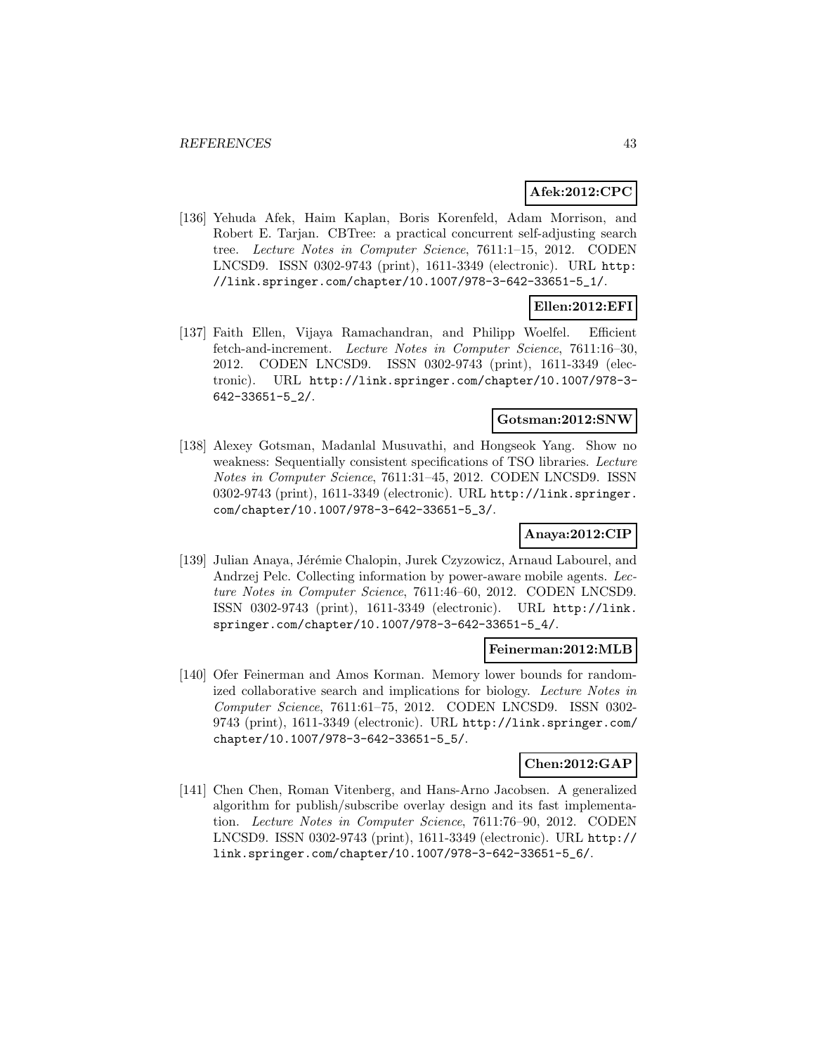**Afek:2012:CPC**

[136] Yehuda Afek, Haim Kaplan, Boris Korenfeld, Adam Morrison, and Robert E. Tarjan. CBTree: a practical concurrent self-adjusting search tree. *Lecture Notes in Computer Science*, 7611:1–15, 2012. CODEN LNCSD9. ISSN 0302-9743 (print), 1611-3349 (electronic). URL http://link.springer.com/chapter/10.1007/978-3-642-33651-5_1/.

**Ellen:2012:EFI**

[137] Faith Ellen, Vijaya Ramachandran, and Philipp Woelfel. Efficient fetch-and-increment. *Lecture Notes in Computer Science*, 7611:16–30, 2012. CODEN LNCSD9. ISSN 0302-9743 (print), 1611-3349 (electronic). URL http://link.springer.com/chapter/10.1007/978-3-642-33651-5_2/.

**Gotsman:2012:SNW**

[138] Alexey Gotsman, Madanlal Musuvathi, and Hongseok Yang. Show no weakness: Sequentially consistent specifications of TSO libraries. *Lecture Notes in Computer Science*, 7611:31–45, 2012. CODEN LNCSD9. ISSN 0302-9743 (print), 1611-3349 (electronic). URL http://link.springer.com/chapter/10.1007/978-3-642-33651-5_3/.

**Anaya:2012:CIP**

[139] Julian Anaya, Jérémie Chalopin, Jurek Czyzowicz, Arnaud Labourel, and Andrzej Pelc. Collecting information by power-aware mobile agents. *Lecture Notes in Computer Science*, 7611:46–60, 2012. CODEN LNCSD9. ISSN 0302-9743 (print), 1611-3349 (electronic). URL http://link.springer.com/chapter/10.1007/978-3-642-33651-5_4/.

**Feinerman:2012:MLB**

[140] Ofer Feinerman and Amos Korman. Memory lower bounds for randomized collaborative search and implications for biology. *Lecture Notes in Computer Science*, 7611:61–75, 2012. CODEN LNCSD9. ISSN 0302-9743 (print), 1611-3349 (electronic). URL http://link.springer.com/chapter/10.1007/978-3-642-33651-5_5/.

**Chen:2012:GAP**

[141] Chen Chen, Roman Vitenberg, and Hans-Arno Jacobsen. A generalized algorithm for publish/subscribe overlay design and its fast implementation. *Lecture Notes in Computer Science*, 7611:76–90, 2012. CODEN LNCSD9. ISSN 0302-9743 (print), 1611-3349 (electronic). URL http://link.springer.com/chapter/10.1007/978-3-642-33651-5_6/.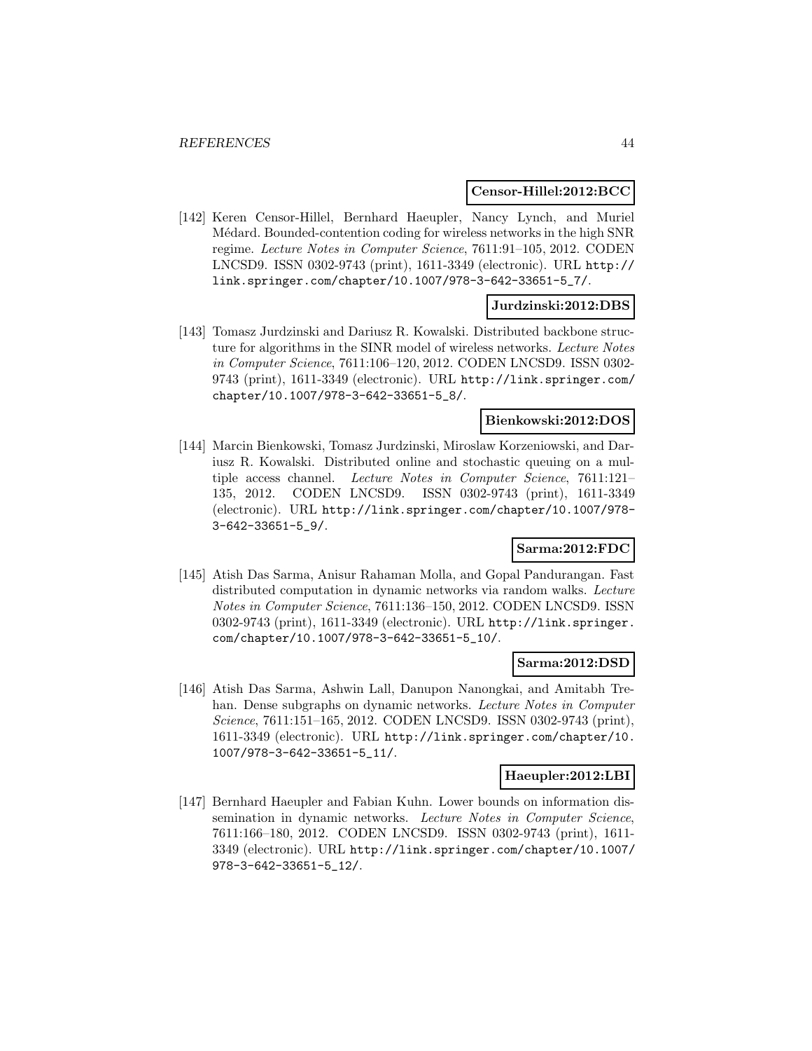**Censor-Hillel:2012:BCC**

[142] Keren Censor-Hillel, Bernhard Haeupler, Nancy Lynch, and Muriel Médard. Bounded-contention coding for wireless networks in the high SNR regime. *Lecture Notes in Computer Science*, 7611:91–105, 2012. CODEN LNCSD9. ISSN 0302-9743 (print), 1611-3349 (electronic). URL http://link.springer.com/chapter/10.1007/978-3-642-33651-5_7/.

**Jurdzinski:2012:DBS**

[143] Tomasz Jurdzinski and Dariusz R. Kowalski. Distributed backbone structure for algorithms in the SINR model of wireless networks. *Lecture Notes in Computer Science*, 7611:106–120, 2012. CODEN LNCSD9. ISSN 0302-9743 (print), 1611-3349 (electronic). URL http://link.springer.com/chapter/10.1007/978-3-642-33651-5_8/.

**Bienkowski:2012:DOS**

[144] Marcin Bienkowski, Tomasz Jurdzinski, Miroslaw Korzeniowski, and Dariusz R. Kowalski. Distributed online and stochastic queuing on a multiple access channel. *Lecture Notes in Computer Science*, 7611:121–135, 2012. CODEN LNCSD9. ISSN 0302-9743 (print), 1611-3349 (electronic). URL http://link.springer.com/chapter/10.1007/978-3-642-33651-5_9/.

**Sarma:2012:FDC**

[145] Atish Das Sarma, Anisur Rahaman Molla, and Gopal Pandurangan. Fast distributed computation in dynamic networks via random walks. *Lecture Notes in Computer Science*, 7611:136–150, 2012. CODEN LNCSD9. ISSN 0302-9743 (print), 1611-3349 (electronic). URL http://link.springer.com/chapter/10.1007/978-3-642-33651-5_10/.

**Sarma:2012:DSD**

[146] Atish Das Sarma, Ashwin Lall, Danupon Nanongkai, and Amitabh Trehan. Dense subgraphs on dynamic networks. *Lecture Notes in Computer Science*, 7611:151–165, 2012. CODEN LNCSD9. ISSN 0302-9743 (print), 1611-3349 (electronic). URL http://link.springer.com/chapter/10.1007/978-3-642-33651-5_11/.

**Haeupler:2012:LBI**

[147] Bernhard Haeupler and Fabian Kuhn. Lower bounds on information dissemination in dynamic networks. *Lecture Notes in Computer Science*, 7611:166–180, 2012. CODEN LNCSD9. ISSN 0302-9743 (print), 1611-3349 (electronic). URL http://link.springer.com/chapter/10.1007/978-3-642-33651-5_12/.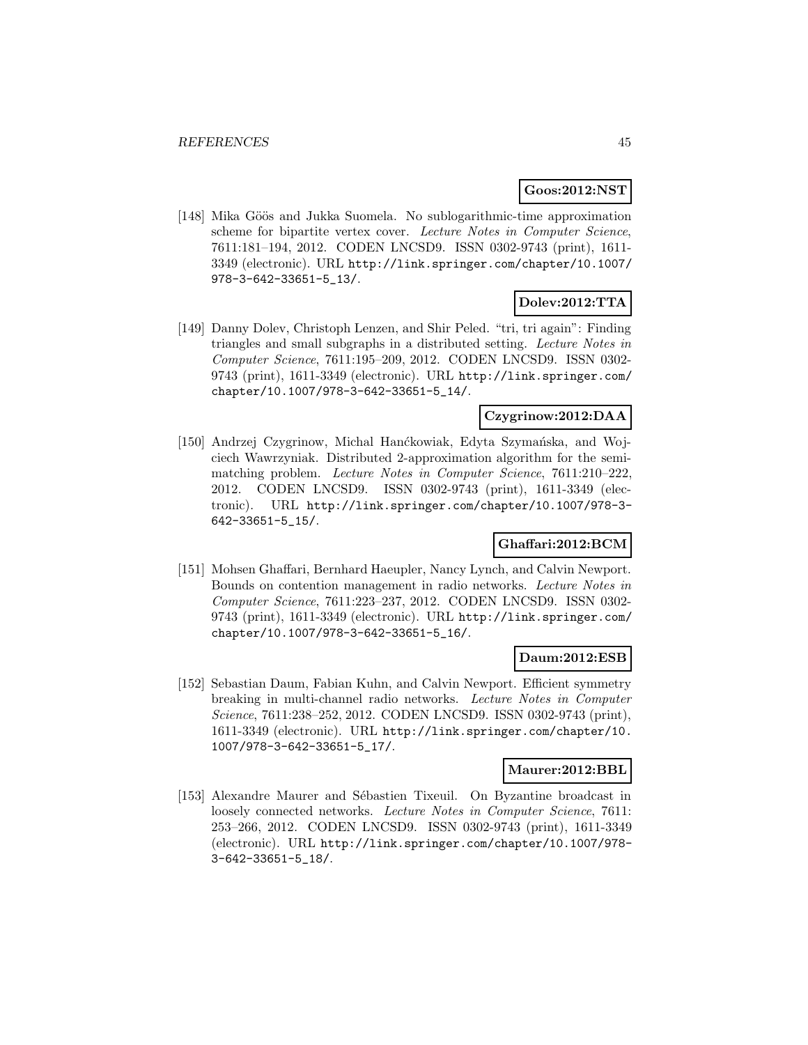**Goos:2012:NST**

[148] Mika Göös and Jukka Suomela. No sublogarithmic-time approximation scheme for bipartite vertex cover. *Lecture Notes in Computer Science*, 7611:181–194, 2012. CODEN LNCSD9. ISSN 0302-9743 (print), 1611-3349 (electronic). URL http://link.springer.com/chapter/10.1007/978-3-642-33651-5_13/.

**Dolev:2012:TTA**

[149] Danny Dolev, Christoph Lenzen, and Shir Peled. "tri, tri again": Finding triangles and small subgraphs in a distributed setting. *Lecture Notes in Computer Science*, 7611:195–209, 2012. CODEN LNCSD9. ISSN 0302-9743 (print), 1611-3349 (electronic). URL http://link.springer.com/chapter/10.1007/978-3-642-33651-5_14/.

**Czygrinow:2012:DAA**

[150] Andrzej Czygrinow, Michal Hanćkowiak, Edyta Szymańska, and Wojciech Wawrzyniak. Distributed 2-approximation algorithm for the semi-matching problem. *Lecture Notes in Computer Science*, 7611:210–222, 2012. CODEN LNCSD9. ISSN 0302-9743 (print), 1611-3349 (electronic). URL http://link.springer.com/chapter/10.1007/978-3-642-33651-5_15/.

**Ghaffari:2012:BCM**

[151] Mohsen Ghaffari, Bernhard Haeupler, Nancy Lynch, and Calvin Newport. Bounds on contention management in radio networks. *Lecture Notes in Computer Science*, 7611:223–237, 2012. CODEN LNCSD9. ISSN 0302-9743 (print), 1611-3349 (electronic). URL http://link.springer.com/chapter/10.1007/978-3-642-33651-5_16/.

**Daum:2012:ESB**

[152] Sebastian Daum, Fabian Kuhn, and Calvin Newport. Efficient symmetry breaking in multi-channel radio networks. *Lecture Notes in Computer Science*, 7611:238–252, 2012. CODEN LNCSD9. ISSN 0302-9743 (print), 1611-3349 (electronic). URL http://link.springer.com/chapter/10.1007/978-3-642-33651-5_17/.

**Maurer:2012:BBL**

[153] Alexandre Maurer and Sébastien Tixeuil. On Byzantine broadcast in loosely connected networks. *Lecture Notes in Computer Science*, 7611:253–266, 2012. CODEN LNCSD9. ISSN 0302-9743 (print), 1611-3349 (electronic). URL http://link.springer.com/chapter/10.1007/978-3-642-33651-5_18/.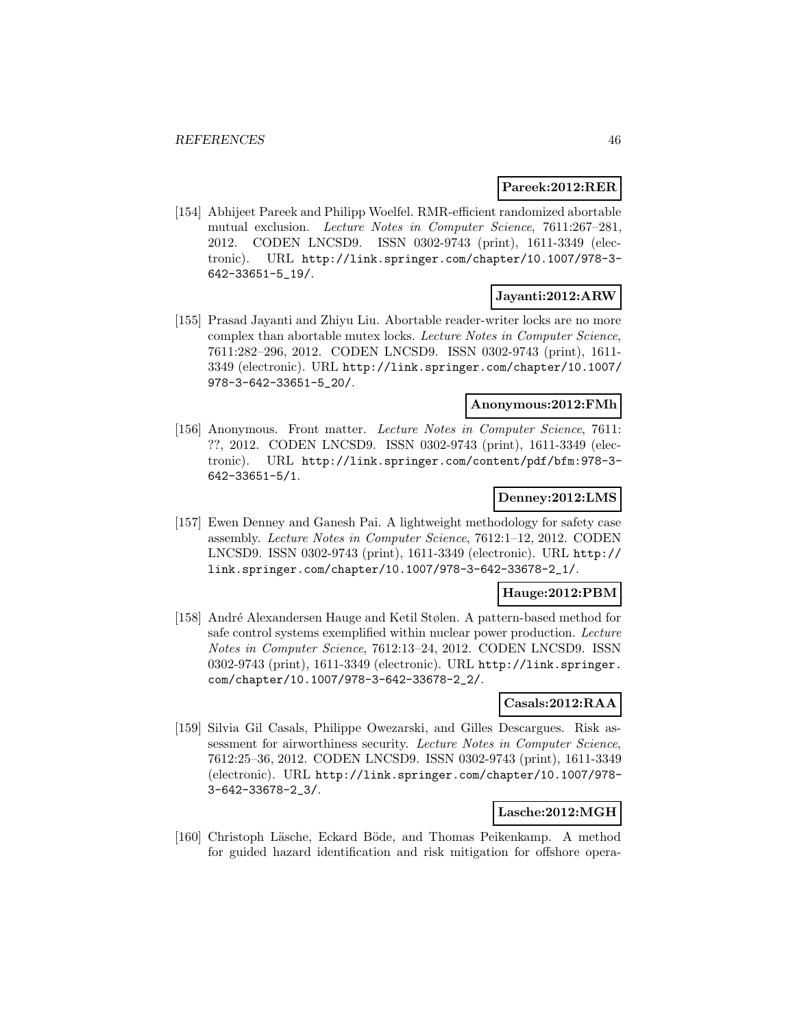**Pareek:2012:RER**

[154] Abhijeet Pareek and Philipp Woelfel. RMR-efficient randomized abortable mutual exclusion. *Lecture Notes in Computer Science*, 7611:267–281, 2012. CODEN LNCSD9. ISSN 0302-9743 (print), 1611-3349 (electronic). URL http://link.springer.com/chapter/10.1007/978-3-642-33651-5_19/.

**Jayanti:2012:ARW**

[155] Prasad Jayanti and Zhiyu Liu. Abortable reader-writer locks are no more complex than abortable mutex locks. *Lecture Notes in Computer Science*, 7611:282–296, 2012. CODEN LNCSD9. ISSN 0302-9743 (print), 1611-3349 (electronic). URL http://link.springer.com/chapter/10.1007/978-3-642-33651-5_20/.

**Anonymous:2012:FMh**

[156] Anonymous. Front matter. *Lecture Notes in Computer Science*, 7611: ??, 2012. CODEN LNCSD9. ISSN 0302-9743 (print), 1611-3349 (electronic). URL http://link.springer.com/content/pdf/bfm:978-3-642-33651-5/1.

**Denney:2012:LMS**

[157] Ewen Denney and Ganesh Pai. A lightweight methodology for safety case assembly. *Lecture Notes in Computer Science*, 7612:1–12, 2012. CODEN LNCSD9. ISSN 0302-9743 (print), 1611-3349 (electronic). URL http://link.springer.com/chapter/10.1007/978-3-642-33678-2_1/.

**Hauge:2012:PBM**

[158] André Alexandersen Hauge and Ketil Stølen. A pattern-based method for safe control systems exemplified within nuclear power production. *Lecture Notes in Computer Science*, 7612:13–24, 2012. CODEN LNCSD9. ISSN 0302-9743 (print), 1611-3349 (electronic). URL http://link.springer.com/chapter/10.1007/978-3-642-33678-2_2/.

**Casals:2012:RAA**

[159] Silvia Gil Casals, Philippe Owezarski, and Gilles Descargues. Risk assessment for airworthiness security. *Lecture Notes in Computer Science*, 7612:25–36, 2012. CODEN LNCSD9. ISSN 0302-9743 (print), 1611-3349 (electronic). URL http://link.springer.com/chapter/10.1007/978-3-642-33678-2_3/.

**Lasche:2012:MGH**

[160] Christoph Läsche, Eckard Böde, and Thomas Peikenkamp. A method for guided hazard identification and risk mitigation for offshore opera-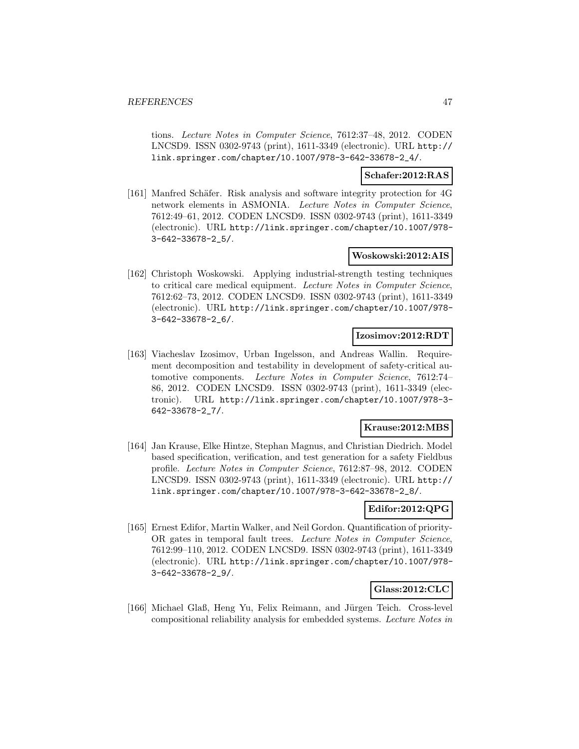tions. *Lecture Notes in Computer Science*, 7612:37–48, 2012. CODEN LNCSD9. ISSN 0302-9743 (print), 1611-3349 (electronic). URL http://link.springer.com/chapter/10.1007/978-3-642-33678-2_4/.

**Schafer:2012:RAS**

[161] Manfred Schäfer. Risk analysis and software integrity protection for 4G network elements in ASMONIA. *Lecture Notes in Computer Science*, 7612:49–61, 2012. CODEN LNCSD9. ISSN 0302-9743 (print), 1611-3349 (electronic). URL http://link.springer.com/chapter/10.1007/978-3-642-33678-2_5/.

**Woskowski:2012:AIS**

[162] Christoph Woskowski. Applying industrial-strength testing techniques to critical care medical equipment. *Lecture Notes in Computer Science*, 7612:62–73, 2012. CODEN LNCSD9. ISSN 0302-9743 (print), 1611-3349 (electronic). URL http://link.springer.com/chapter/10.1007/978-3-642-33678-2_6/.

**Izosimov:2012:RDT**

[163] Viacheslav Izosimov, Urban Ingelsson, and Andreas Wallin. Requirement decomposition and testability in development of safety-critical automotive components. *Lecture Notes in Computer Science*, 7612:74–86, 2012. CODEN LNCSD9. ISSN 0302-9743 (print), 1611-3349 (electronic). URL http://link.springer.com/chapter/10.1007/978-3-642-33678-2_7/.

**Krause:2012:MBS**

[164] Jan Krause, Elke Hintze, Stephan Magnus, and Christian Diedrich. Model based specification, verification, and test generation for a safety Fieldbus profile. *Lecture Notes in Computer Science*, 7612:87–98, 2012. CODEN LNCSD9. ISSN 0302-9743 (print), 1611-3349 (electronic). URL http://link.springer.com/chapter/10.1007/978-3-642-33678-2_8/.

**Edifor:2012:QPG**

[165] Ernest Edifor, Martin Walker, and Neil Gordon. Quantification of priority-OR gates in temporal fault trees. *Lecture Notes in Computer Science*, 7612:99–110, 2012. CODEN LNCSD9. ISSN 0302-9743 (print), 1611-3349 (electronic). URL http://link.springer.com/chapter/10.1007/978-3-642-33678-2_9/.

**Glass:2012:CLC**

[166] Michael Glaß, Heng Yu, Felix Reimann, and Jürgen Teich. Cross-level compositional reliability analysis for embedded systems. *Lecture Notes in*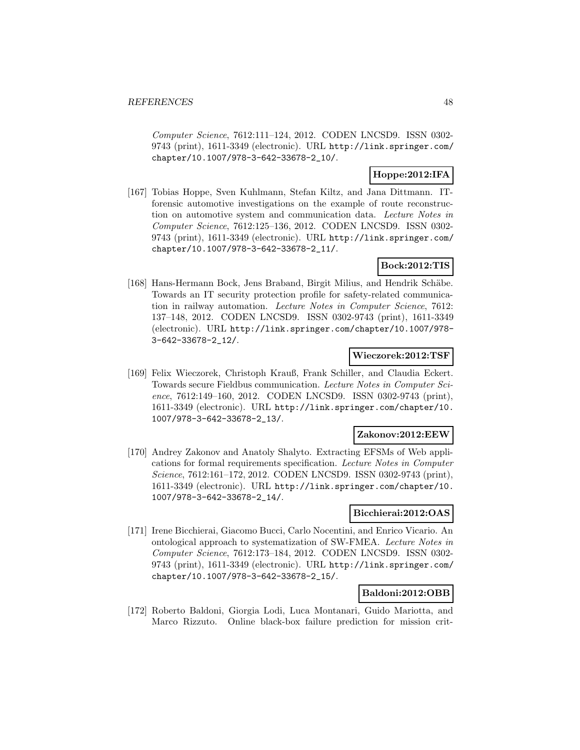*Computer Science*, 7612:111–124, 2012. CODEN LNCSD9. ISSN 0302-9743 (print), 1611-3349 (electronic). URL http://link.springer.com/chapter/10.1007/978-3-642-33678-2_10/.

**Hoppe:2012:IFA**

[167] Tobias Hoppe, Sven Kuhlmann, Stefan Kiltz, and Jana Dittmann. IT-forensic automotive investigations on the example of route reconstruction on automotive system and communication data. *Lecture Notes in Computer Science*, 7612:125–136, 2012. CODEN LNCSD9. ISSN 0302-9743 (print), 1611-3349 (electronic). URL http://link.springer.com/chapter/10.1007/978-3-642-33678-2_11/.

**Bock:2012:TIS**

[168] Hans-Hermann Bock, Jens Braband, Birgit Milius, and Hendrik Schäbe. Towards an IT security protection profile for safety-related communication in railway automation. *Lecture Notes in Computer Science*, 7612: 137–148, 2012. CODEN LNCSD9. ISSN 0302-9743 (print), 1611-3349 (electronic). URL http://link.springer.com/chapter/10.1007/978-3-642-33678-2_12/.

**Wieczorek:2012:TSF**

[169] Felix Wieczorek, Christoph Krauß, Frank Schiller, and Claudia Eckert. Towards secure Fieldbus communication. *Lecture Notes in Computer Science*, 7612:149–160, 2012. CODEN LNCSD9. ISSN 0302-9743 (print), 1611-3349 (electronic). URL http://link.springer.com/chapter/10.1007/978-3-642-33678-2_13/.

**Zakonov:2012:EEW**

[170] Andrey Zakonov and Anatoly Shalyto. Extracting EFSMs of Web applications for formal requirements specification. *Lecture Notes in Computer Science*, 7612:161–172, 2012. CODEN LNCSD9. ISSN 0302-9743 (print), 1611-3349 (electronic). URL http://link.springer.com/chapter/10.1007/978-3-642-33678-2_14/.

**Bicchierai:2012:OAS**

[171] Irene Bicchierai, Giacomo Bucci, Carlo Nocentini, and Enrico Vicario. An ontological approach to systematization of SW-FMEA. *Lecture Notes in Computer Science*, 7612:173–184, 2012. CODEN LNCSD9. ISSN 0302-9743 (print), 1611-3349 (electronic). URL http://link.springer.com/chapter/10.1007/978-3-642-33678-2_15/.

**Baldoni:2012:OBB**

[172] Roberto Baldoni, Giorgia Lodi, Luca Montanari, Guido Mariotta, and Marco Rizzuto. Online black-box failure prediction for mission crit-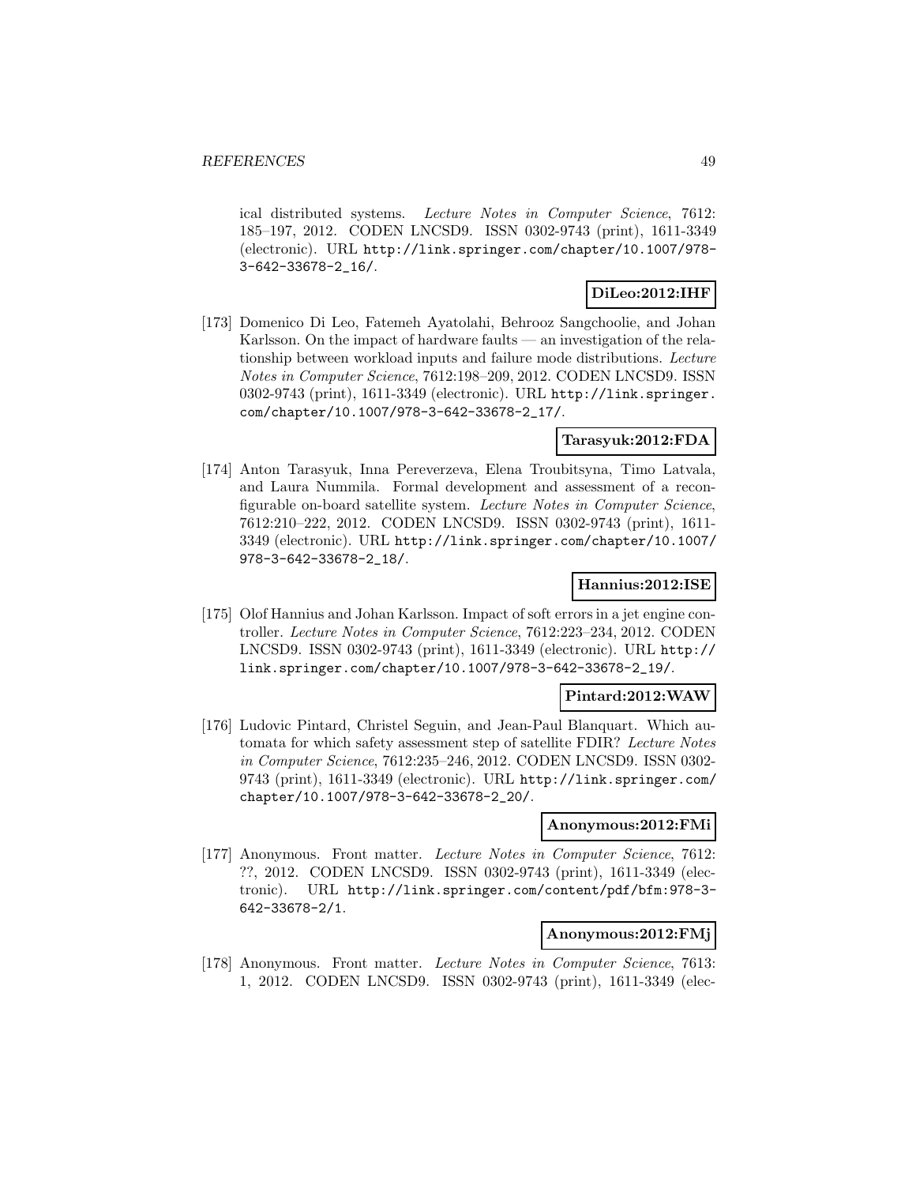ical distributed systems. *Lecture Notes in Computer Science*, 7612: 185–197, 2012. CODEN LNCSD9. ISSN 0302-9743 (print), 1611-3349 (electronic). URL http://link.springer.com/chapter/10.1007/978-3-642-33678-2_16/.

**DiLeo:2012:IHF**

[173] Domenico Di Leo, Fatemeh Ayatolahi, Behrooz Sangchoolie, and Johan Karlsson. On the impact of hardware faults — an investigation of the relationship between workload inputs and failure mode distributions. *Lecture Notes in Computer Science*, 7612:198–209, 2012. CODEN LNCSD9. ISSN 0302-9743 (print), 1611-3349 (electronic). URL http://link.springer.com/chapter/10.1007/978-3-642-33678-2_17/.

**Tarasyuk:2012:FDA**

[174] Anton Tarasyuk, Inna Pereverzeva, Elena Troubitsyna, Timo Latvala, and Laura Nummila. Formal development and assessment of a reconfigurable on-board satellite system. *Lecture Notes in Computer Science*, 7612:210–222, 2012. CODEN LNCSD9. ISSN 0302-9743 (print), 1611-3349 (electronic). URL http://link.springer.com/chapter/10.1007/978-3-642-33678-2_18/.

**Hannius:2012:ISE**

[175] Olof Hannius and Johan Karlsson. Impact of soft errors in a jet engine controller. *Lecture Notes in Computer Science*, 7612:223–234, 2012. CODEN LNCSD9. ISSN 0302-9743 (print), 1611-3349 (electronic). URL http://link.springer.com/chapter/10.1007/978-3-642-33678-2_19/.

**Pintard:2012:WAW**

[176] Ludovic Pintard, Christel Seguin, and Jean-Paul Blanquart. Which automata for which safety assessment step of satellite FDIR? *Lecture Notes in Computer Science*, 7612:235–246, 2012. CODEN LNCSD9. ISSN 0302-9743 (print), 1611-3349 (electronic). URL http://link.springer.com/chapter/10.1007/978-3-642-33678-2_20/.

**Anonymous:2012:FMi**

[177] Anonymous. Front matter. *Lecture Notes in Computer Science*, 7612: ??, 2012. CODEN LNCSD9. ISSN 0302-9743 (print), 1611-3349 (electronic). URL http://link.springer.com/content/pdf/bfm:978-3-642-33678-2/1.

**Anonymous:2012:FMj**

[178] Anonymous. Front matter. *Lecture Notes in Computer Science*, 7613: 1, 2012. CODEN LNCSD9. ISSN 0302-9743 (print), 1611-3349 (elec-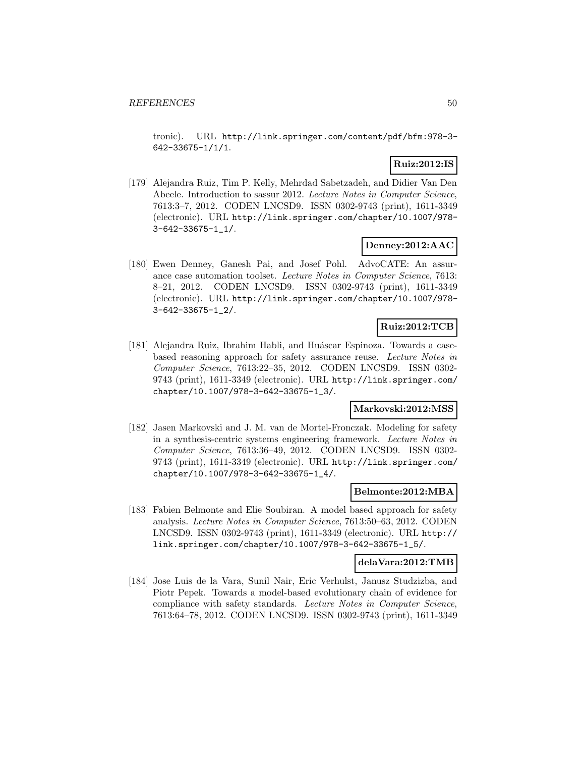tronic). URL http://link.springer.com/content/pdf/bfm:978-3-642-33675-1/1/1.

**Ruiz:2012:IS**

[179] Alejandra Ruiz, Tim P. Kelly, Mehrdad Sabetzadeh, and Didier Van Den Abeele. Introduction to sassur 2012. *Lecture Notes in Computer Science*, 7613:3–7, 2012. CODEN LNCSD9. ISSN 0302-9743 (print), 1611-3349 (electronic). URL http://link.springer.com/chapter/10.1007/978-3-642-33675-1_1/.

**Denney:2012:AAC**

[180] Ewen Denney, Ganesh Pai, and Josef Pohl. AdvoCATE: An assurance case automation toolset. *Lecture Notes in Computer Science*, 7613: 8–21, 2012. CODEN LNCSD9. ISSN 0302-9743 (print), 1611-3349 (electronic). URL http://link.springer.com/chapter/10.1007/978-3-642-33675-1_2/.

**Ruiz:2012:TCB**

[181] Alejandra Ruiz, Ibrahim Habli, and Huáscar Espinoza. Towards a case-based reasoning approach for safety assurance reuse. *Lecture Notes in Computer Science*, 7613:22–35, 2012. CODEN LNCSD9. ISSN 0302-9743 (print), 1611-3349 (electronic). URL http://link.springer.com/chapter/10.1007/978-3-642-33675-1_3/.

**Markovski:2012:MSS**

[182] Jasen Markovski and J. M. van de Mortel-Fronczak. Modeling for safety in a synthesis-centric systems engineering framework. *Lecture Notes in Computer Science*, 7613:36–49, 2012. CODEN LNCSD9. ISSN 0302-9743 (print), 1611-3349 (electronic). URL http://link.springer.com/chapter/10.1007/978-3-642-33675-1_4/.

**Belmonte:2012:MBA**

[183] Fabien Belmonte and Elie Soubiran. A model based approach for safety analysis. *Lecture Notes in Computer Science*, 7613:50–63, 2012. CODEN LNCSD9. ISSN 0302-9743 (print), 1611-3349 (electronic). URL http://link.springer.com/chapter/10.1007/978-3-642-33675-1_5/.

**delaVara:2012:TMB**

[184] Jose Luis de la Vara, Sunil Nair, Eric Verhulst, Janusz Studzizba, and Piotr Pepek. Towards a model-based evolutionary chain of evidence for compliance with safety standards. *Lecture Notes in Computer Science*, 7613:64–78, 2012. CODEN LNCSD9. ISSN 0302-9743 (print), 1611-3349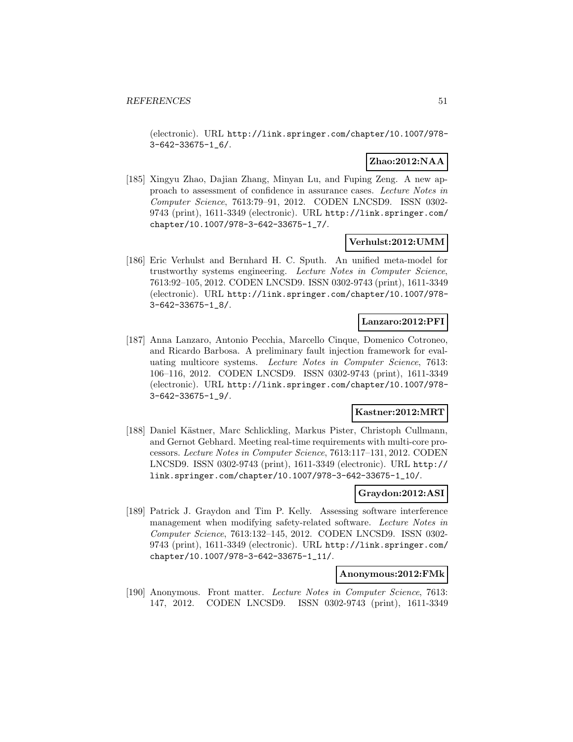(electronic). URL http://link.springer.com/chapter/10.1007/978-3-642-33675-1_6/.

**Zhao:2012:NAA**

[185] Xingyu Zhao, Dajian Zhang, Minyan Lu, and Fuping Zeng. A new approach to assessment of confidence in assurance cases. *Lecture Notes in Computer Science*, 7613:79–91, 2012. CODEN LNCSD9. ISSN 0302-9743 (print), 1611-3349 (electronic). URL http://link.springer.com/chapter/10.1007/978-3-642-33675-1_7/.

**Verhulst:2012:UMM**

[186] Eric Verhulst and Bernhard H. C. Sputh. An unified meta-model for trustworthy systems engineering. *Lecture Notes in Computer Science*, 7613:92–105, 2012. CODEN LNCSD9. ISSN 0302-9743 (print), 1611-3349 (electronic). URL http://link.springer.com/chapter/10.1007/978-3-642-33675-1_8/.

**Lanzaro:2012:PFI**

[187] Anna Lanzaro, Antonio Pecchia, Marcello Cinque, Domenico Cotroneo, and Ricardo Barbosa. A preliminary fault injection framework for evaluating multicore systems. *Lecture Notes in Computer Science*, 7613: 106–116, 2012. CODEN LNCSD9. ISSN 0302-9743 (print), 1611-3349 (electronic). URL http://link.springer.com/chapter/10.1007/978-3-642-33675-1_9/.

**Kastner:2012:MRT**

[188] Daniel Kästner, Marc Schlickling, Markus Pister, Christoph Cullmann, and Gernot Gebhard. Meeting real-time requirements with multi-core processors. *Lecture Notes in Computer Science*, 7613:117–131, 2012. CODEN LNCSD9. ISSN 0302-9743 (print), 1611-3349 (electronic). URL http://link.springer.com/chapter/10.1007/978-3-642-33675-1_10/.

**Graydon:2012:ASI**

[189] Patrick J. Graydon and Tim P. Kelly. Assessing software interference management when modifying safety-related software. *Lecture Notes in Computer Science*, 7613:132–145, 2012. CODEN LNCSD9. ISSN 0302-9743 (print), 1611-3349 (electronic). URL http://link.springer.com/chapter/10.1007/978-3-642-33675-1_11/.

**Anonymous:2012:FMk**

[190] Anonymous. Front matter. *Lecture Notes in Computer Science*, 7613: 147, 2012. CODEN LNCSD9. ISSN 0302-9743 (print), 1611-3349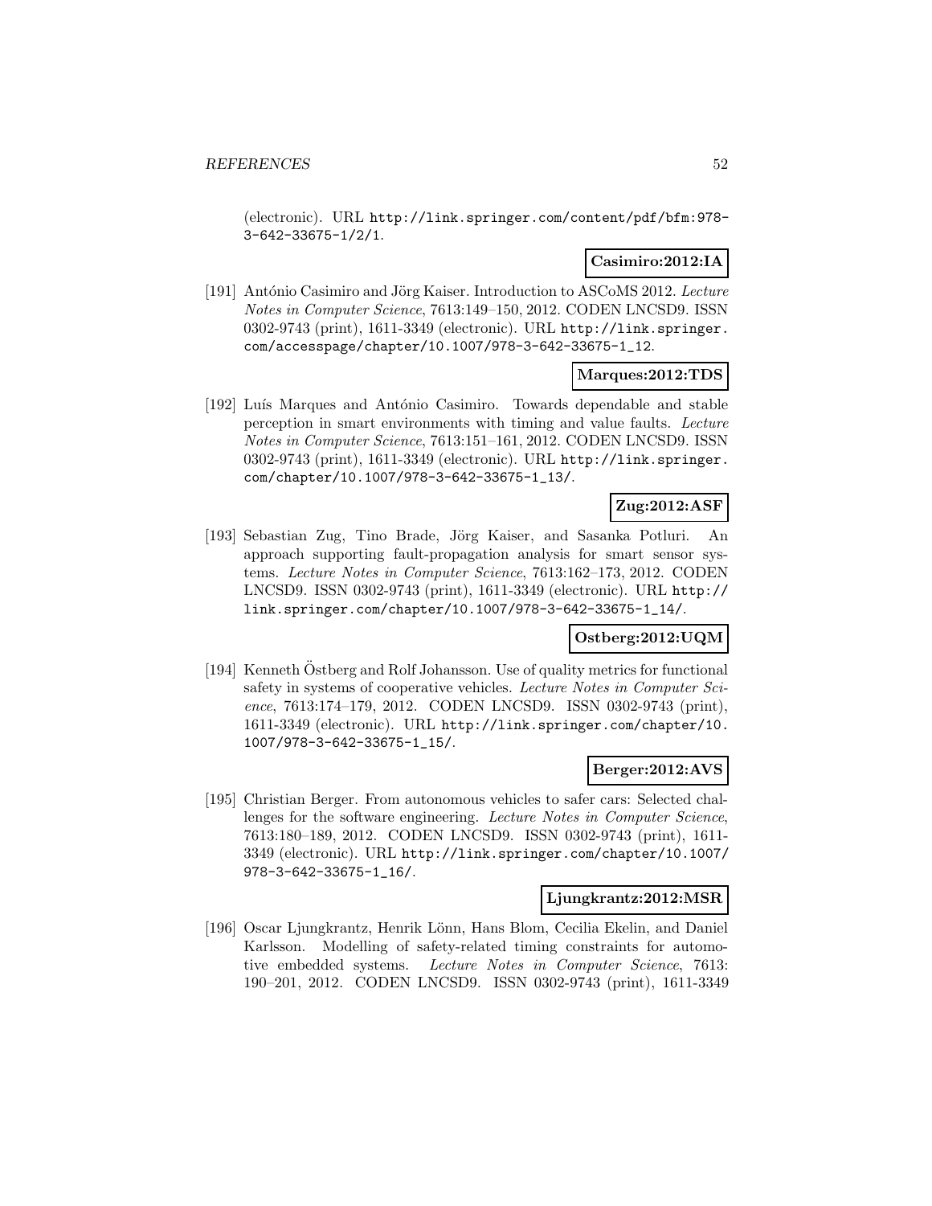(electronic). URL http://link.springer.com/content/pdf/bfm:978-3-642-33675-1/2/1.

**Casimiro:2012:IA**

[191] António Casimiro and Jörg Kaiser. Introduction to ASCoMS 2012. *Lecture Notes in Computer Science*, 7613:149–150, 2012. CODEN LNCSD9. ISSN 0302-9743 (print), 1611-3349 (electronic). URL http://link.springer.com/accesspage/chapter/10.1007/978-3-642-33675-1_12.

**Marques:2012:TDS**

[192] Luís Marques and António Casimiro. Towards dependable and stable perception in smart environments with timing and value faults. *Lecture Notes in Computer Science*, 7613:151–161, 2012. CODEN LNCSD9. ISSN 0302-9743 (print), 1611-3349 (electronic). URL http://link.springer.com/chapter/10.1007/978-3-642-33675-1_13/.

**Zug:2012:ASF**

[193] Sebastian Zug, Tino Brade, Jörg Kaiser, and Sasanka Potluri. An approach supporting fault-propagation analysis for smart sensor systems. *Lecture Notes in Computer Science*, 7613:162–173, 2012. CODEN LNCSD9. ISSN 0302-9743 (print), 1611-3349 (electronic). URL http://link.springer.com/chapter/10.1007/978-3-642-33675-1_14/.

**Ostberg:2012:UQM**

[194] Kenneth Östberg and Rolf Johansson. Use of quality metrics for functional safety in systems of cooperative vehicles. *Lecture Notes in Computer Science*, 7613:174–179, 2012. CODEN LNCSD9. ISSN 0302-9743 (print), 1611-3349 (electronic). URL http://link.springer.com/chapter/10.1007/978-3-642-33675-1_15/.

**Berger:2012:AVS**

[195] Christian Berger. From autonomous vehicles to safer cars: Selected challenges for the software engineering. *Lecture Notes in Computer Science*, 7613:180–189, 2012. CODEN LNCSD9. ISSN 0302-9743 (print), 1611-3349 (electronic). URL http://link.springer.com/chapter/10.1007/978-3-642-33675-1_16/.

**Ljungkrantz:2012:MSR**

[196] Oscar Ljungkrantz, Henrik Lönn, Hans Blom, Cecilia Ekelin, and Daniel Karlsson. Modelling of safety-related timing constraints for automotive embedded systems. *Lecture Notes in Computer Science*, 7613: 190–201, 2012. CODEN LNCSD9. ISSN 0302-9743 (print), 1611-3349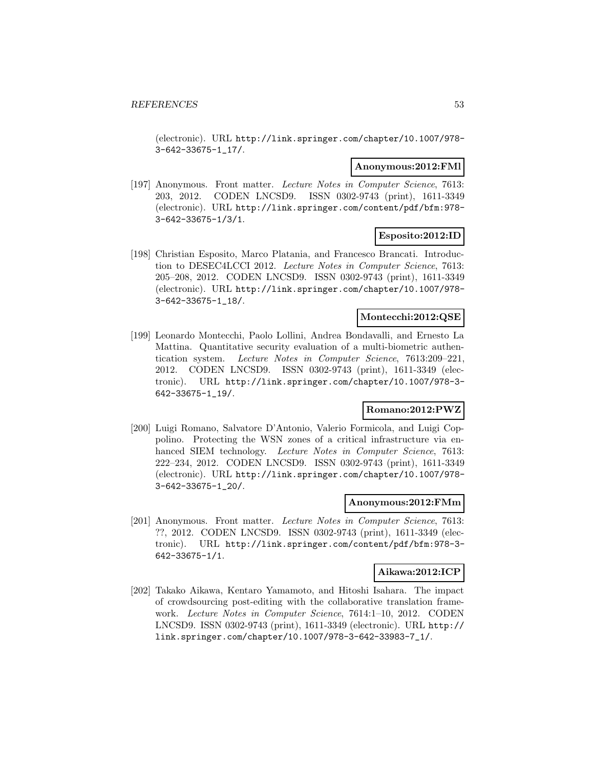(electronic). URL http://link.springer.com/chapter/10.1007/978-3-642-33675-1_17/.

**Anonymous:2012:FMl**

[197] Anonymous. Front matter. *Lecture Notes in Computer Science*, 7613: 203, 2012. CODEN LNCSD9. ISSN 0302-9743 (print), 1611-3349 (electronic). URL http://link.springer.com/content/pdf/bfm:978-3-642-33675-1/3/1.

**Esposito:2012:ID**

[198] Christian Esposito, Marco Platania, and Francesco Brancati. Introduction to DESEC4LCCI 2012. *Lecture Notes in Computer Science*, 7613: 205–208, 2012. CODEN LNCSD9. ISSN 0302-9743 (print), 1611-3349 (electronic). URL http://link.springer.com/chapter/10.1007/978-3-642-33675-1_18/.

**Montecchi:2012:QSE**

[199] Leonardo Montecchi, Paolo Lollini, Andrea Bondavalli, and Ernesto La Mattina. Quantitative security evaluation of a multi-biometric authentication system. *Lecture Notes in Computer Science*, 7613:209–221, 2012. CODEN LNCSD9. ISSN 0302-9743 (print), 1611-3349 (electronic). URL http://link.springer.com/chapter/10.1007/978-3-642-33675-1_19/.

**Romano:2012:PWZ**

[200] Luigi Romano, Salvatore D'Antonio, Valerio Formicola, and Luigi Coppolino. Protecting the WSN zones of a critical infrastructure via enhanced SIEM technology. *Lecture Notes in Computer Science*, 7613: 222–234, 2012. CODEN LNCSD9. ISSN 0302-9743 (print), 1611-3349 (electronic). URL http://link.springer.com/chapter/10.1007/978-3-642-33675-1_20/.

**Anonymous:2012:FMm**

[201] Anonymous. Front matter. *Lecture Notes in Computer Science*, 7613: ??, 2012. CODEN LNCSD9. ISSN 0302-9743 (print), 1611-3349 (electronic). URL http://link.springer.com/content/pdf/bfm:978-3-642-33675-1/1.

**Aikawa:2012:ICP**

[202] Takako Aikawa, Kentaro Yamamoto, and Hitoshi Isahara. The impact of crowdsourcing post-editing with the collaborative translation framework. *Lecture Notes in Computer Science*, 7614:1–10, 2012. CODEN LNCSD9. ISSN 0302-9743 (print), 1611-3349 (electronic). URL http://link.springer.com/chapter/10.1007/978-3-642-33983-7_1/.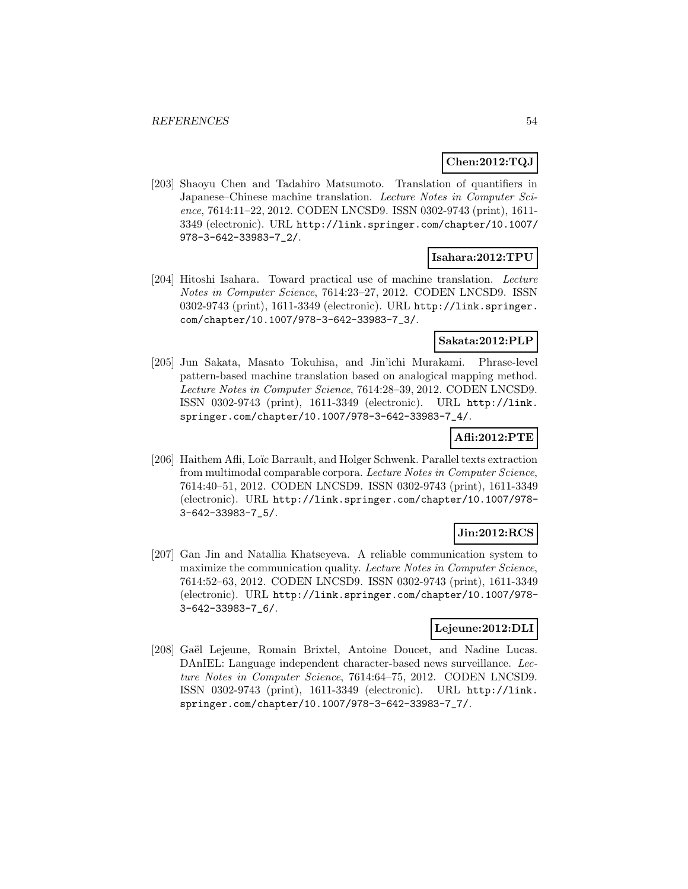**Chen:2012:TQJ**

[203] Shaoyu Chen and Tadahiro Matsumoto. Translation of quantifiers in Japanese–Chinese machine translation. *Lecture Notes in Computer Science*, 7614:11–22, 2012. CODEN LNCSD9. ISSN 0302-9743 (print), 1611-3349 (electronic). URL http://link.springer.com/chapter/10.1007/978-3-642-33983-7_2/.

**Isahara:2012:TPU**

[204] Hitoshi Isahara. Toward practical use of machine translation. *Lecture Notes in Computer Science*, 7614:23–27, 2012. CODEN LNCSD9. ISSN 0302-9743 (print), 1611-3349 (electronic). URL http://link.springer.com/chapter/10.1007/978-3-642-33983-7_3/.

**Sakata:2012:PLP**

[205] Jun Sakata, Masato Tokuhisa, and Jin'ichi Murakami. Phrase-level pattern-based machine translation based on analogical mapping method. *Lecture Notes in Computer Science*, 7614:28–39, 2012. CODEN LNCSD9. ISSN 0302-9743 (print), 1611-3349 (electronic). URL http://link.springer.com/chapter/10.1007/978-3-642-33983-7_4/.

**Afli:2012:PTE**

[206] Haithem Afli, Loïc Barrault, and Holger Schwenk. Parallel texts extraction from multimodal comparable corpora. *Lecture Notes in Computer Science*, 7614:40–51, 2012. CODEN LNCSD9. ISSN 0302-9743 (print), 1611-3349 (electronic). URL http://link.springer.com/chapter/10.1007/978-3-642-33983-7_5/.

**Jin:2012:RCS**

[207] Gan Jin and Natallia Khatseyeva. A reliable communication system to maximize the communication quality. *Lecture Notes in Computer Science*, 7614:52–63, 2012. CODEN LNCSD9. ISSN 0302-9743 (print), 1611-3349 (electronic). URL http://link.springer.com/chapter/10.1007/978-3-642-33983-7_6/.

**Lejeune:2012:DLI**

[208] Gaël Lejeune, Romain Brixtel, Antoine Doucet, and Nadine Lucas. DAnIEL: Language independent character-based news surveillance. *Lecture Notes in Computer Science*, 7614:64–75, 2012. CODEN LNCSD9. ISSN 0302-9743 (print), 1611-3349 (electronic). URL http://link.springer.com/chapter/10.1007/978-3-642-33983-7_7/.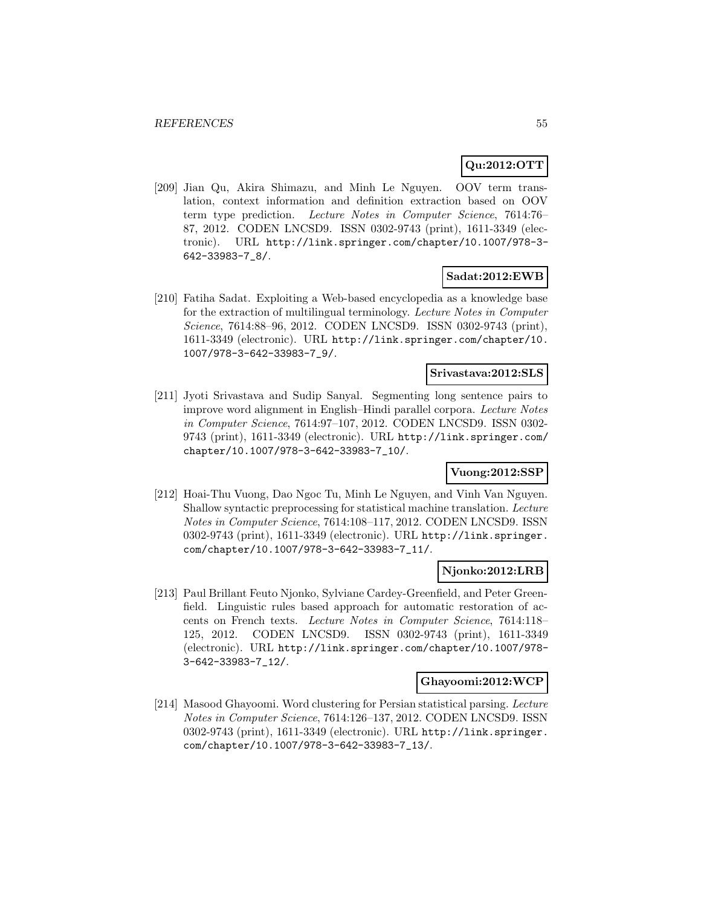**Qu:2012:OTT**

[209] Jian Qu, Akira Shimazu, and Minh Le Nguyen. OOV term translation, context information and definition extraction based on OOV term type prediction. *Lecture Notes in Computer Science*, 7614:76–87, 2012. CODEN LNCSD9. ISSN 0302-9743 (print), 1611-3349 (electronic). URL http://link.springer.com/chapter/10.1007/978-3-642-33983-7_8/.

**Sadat:2012:EWB**

[210] Fatiha Sadat. Exploiting a Web-based encyclopedia as a knowledge base for the extraction of multilingual terminology. *Lecture Notes in Computer Science*, 7614:88–96, 2012. CODEN LNCSD9. ISSN 0302-9743 (print), 1611-3349 (electronic). URL http://link.springer.com/chapter/10.1007/978-3-642-33983-7_9/.

**Srivastava:2012:SLS**

[211] Jyoti Srivastava and Sudip Sanyal. Segmenting long sentence pairs to improve word alignment in English–Hindi parallel corpora. *Lecture Notes in Computer Science*, 7614:97–107, 2012. CODEN LNCSD9. ISSN 0302-9743 (print), 1611-3349 (electronic). URL http://link.springer.com/chapter/10.1007/978-3-642-33983-7_10/.

**Vuong:2012:SSP**

[212] Hoai-Thu Vuong, Dao Ngoc Tu, Minh Le Nguyen, and Vinh Van Nguyen. Shallow syntactic preprocessing for statistical machine translation. *Lecture Notes in Computer Science*, 7614:108–117, 2012. CODEN LNCSD9. ISSN 0302-9743 (print), 1611-3349 (electronic). URL http://link.springer.com/chapter/10.1007/978-3-642-33983-7_11/.

**Njonko:2012:LRB**

[213] Paul Brillant Feuto Njonko, Sylviane Cardey-Greenfield, and Peter Greenfield. Linguistic rules based approach for automatic restoration of accents on French texts. *Lecture Notes in Computer Science*, 7614:118–125, 2012. CODEN LNCSD9. ISSN 0302-9743 (print), 1611-3349 (electronic). URL http://link.springer.com/chapter/10.1007/978-3-642-33983-7_12/.

**Ghayoomi:2012:WCP**

[214] Masood Ghayoomi. Word clustering for Persian statistical parsing. *Lecture Notes in Computer Science*, 7614:126–137, 2012. CODEN LNCSD9. ISSN 0302-9743 (print), 1611-3349 (electronic). URL http://link.springer.com/chapter/10.1007/978-3-642-33983-7_13/.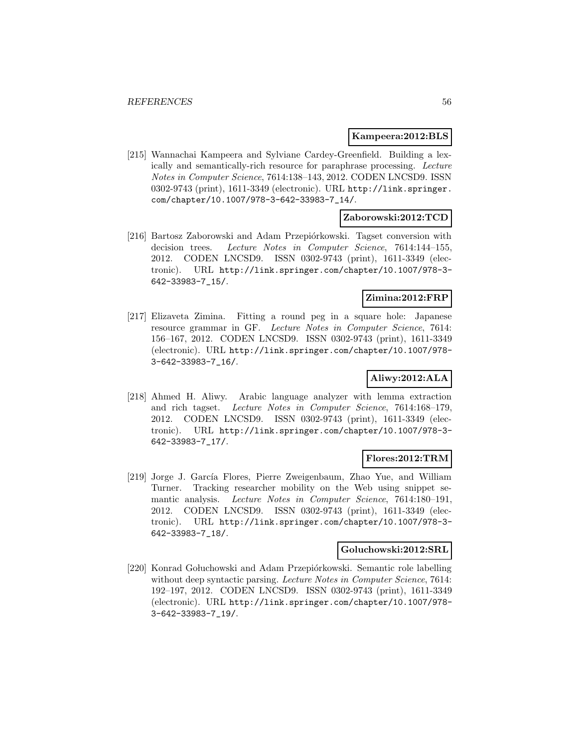**Kampeera:2012:BLS**

[215] Wannachai Kampeera and Sylviane Cardey-Greenfield. Building a lexically and semantically-rich resource for paraphrase processing. *Lecture Notes in Computer Science*, 7614:138–143, 2012. CODEN LNCSD9. ISSN 0302-9743 (print), 1611-3349 (electronic). URL http://link.springer.com/chapter/10.1007/978-3-642-33983-7_14/.

**Zaborowski:2012:TCD**

[216] Bartosz Zaborowski and Adam Przepiórkowski. Tagset conversion with decision trees. *Lecture Notes in Computer Science*, 7614:144–155, 2012. CODEN LNCSD9. ISSN 0302-9743 (print), 1611-3349 (electronic). URL http://link.springer.com/chapter/10.1007/978-3-642-33983-7_15/.

**Zimina:2012:FRP**

[217] Elizaveta Zimina. Fitting a round peg in a square hole: Japanese resource grammar in GF. *Lecture Notes in Computer Science*, 7614: 156–167, 2012. CODEN LNCSD9. ISSN 0302-9743 (print), 1611-3349 (electronic). URL http://link.springer.com/chapter/10.1007/978-3-642-33983-7_16/.

**Aliwy:2012:ALA**

[218] Ahmed H. Aliwy. Arabic language analyzer with lemma extraction and rich tagset. *Lecture Notes in Computer Science*, 7614:168–179, 2012. CODEN LNCSD9. ISSN 0302-9743 (print), 1611-3349 (electronic). URL http://link.springer.com/chapter/10.1007/978-3-642-33983-7_17/.

**Flores:2012:TRM**

[219] Jorge J. García Flores, Pierre Zweigenbaum, Zhao Yue, and William Turner. Tracking researcher mobility on the Web using snippet semantic analysis. *Lecture Notes in Computer Science*, 7614:180–191, 2012. CODEN LNCSD9. ISSN 0302-9743 (print), 1611-3349 (electronic). URL http://link.springer.com/chapter/10.1007/978-3-642-33983-7_18/.

**Goluchowski:2012:SRL**

[220] Konrad Gołuchowski and Adam Przepiórkowski. Semantic role labelling without deep syntactic parsing. *Lecture Notes in Computer Science*, 7614: 192–197, 2012. CODEN LNCSD9. ISSN 0302-9743 (print), 1611-3349 (electronic). URL http://link.springer.com/chapter/10.1007/978-3-642-33983-7_19/.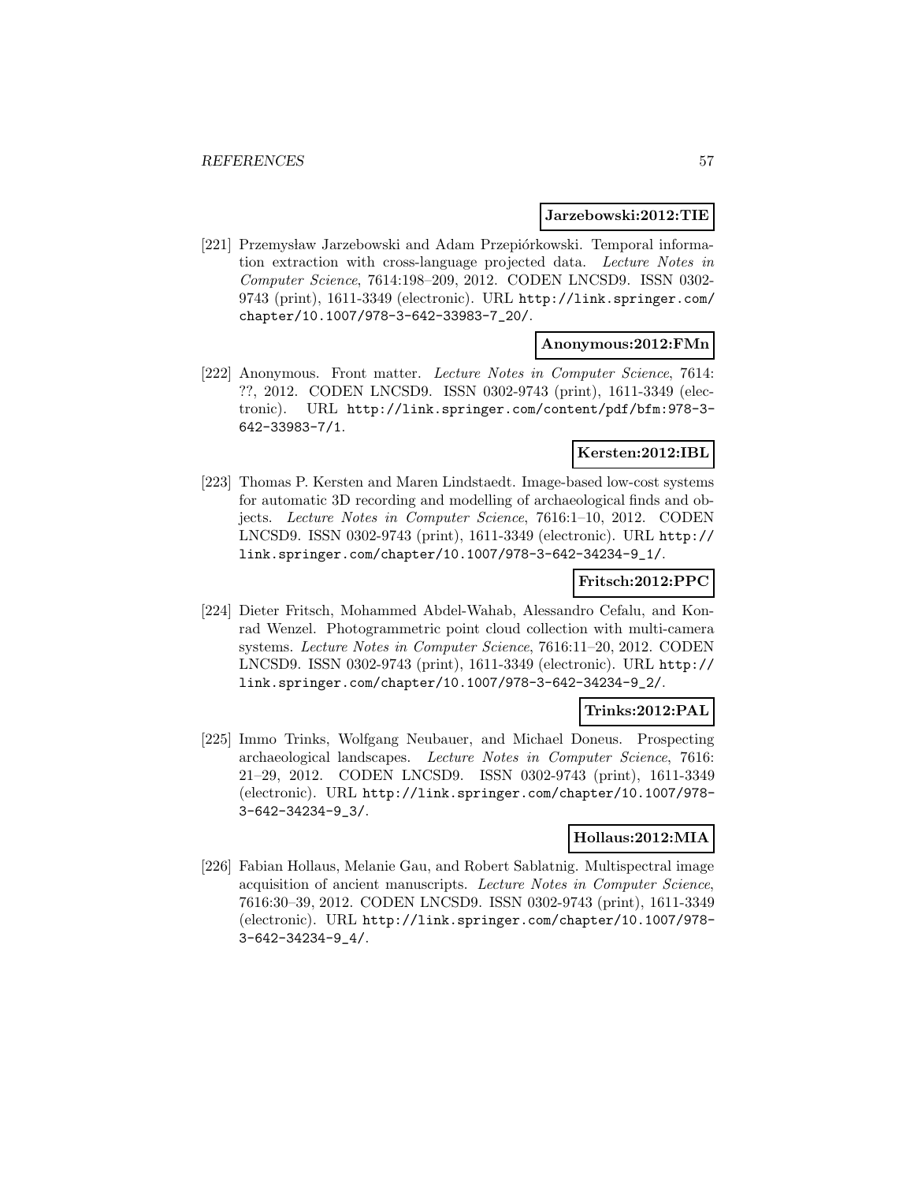**Jarzebowski:2012:TIE**

[221] Przemysław Jarzebowski and Adam Przepiórkowski. Temporal information extraction with cross-language projected data. *Lecture Notes in Computer Science*, 7614:198–209, 2012. CODEN LNCSD9. ISSN 0302-9743 (print), 1611-3349 (electronic). URL http://link.springer.com/chapter/10.1007/978-3-642-33983-7_20/.

**Anonymous:2012:FMn**

[222] Anonymous. Front matter. *Lecture Notes in Computer Science*, 7614: ??, 2012. CODEN LNCSD9. ISSN 0302-9743 (print), 1611-3349 (electronic). URL http://link.springer.com/content/pdf/bfm:978-3-642-33983-7/1.

**Kersten:2012:IBL**

[223] Thomas P. Kersten and Maren Lindstaedt. Image-based low-cost systems for automatic 3D recording and modelling of archaeological finds and objects. *Lecture Notes in Computer Science*, 7616:1–10, 2012. CODEN LNCSD9. ISSN 0302-9743 (print), 1611-3349 (electronic). URL http://link.springer.com/chapter/10.1007/978-3-642-34234-9_1/.

**Fritsch:2012:PPC**

[224] Dieter Fritsch, Mohammed Abdel-Wahab, Alessandro Cefalu, and Konrad Wenzel. Photogrammetric point cloud collection with multi-camera systems. *Lecture Notes in Computer Science*, 7616:11–20, 2012. CODEN LNCSD9. ISSN 0302-9743 (print), 1611-3349 (electronic). URL http://link.springer.com/chapter/10.1007/978-3-642-34234-9_2/.

**Trinks:2012:PAL**

[225] Immo Trinks, Wolfgang Neubauer, and Michael Doneus. Prospecting archaeological landscapes. *Lecture Notes in Computer Science*, 7616: 21–29, 2012. CODEN LNCSD9. ISSN 0302-9743 (print), 1611-3349 (electronic). URL http://link.springer.com/chapter/10.1007/978-3-642-34234-9_3/.

**Hollaus:2012:MIA**

[226] Fabian Hollaus, Melanie Gau, and Robert Sablatnig. Multispectral image acquisition of ancient manuscripts. *Lecture Notes in Computer Science*, 7616:30–39, 2012. CODEN LNCSD9. ISSN 0302-9743 (print), 1611-3349 (electronic). URL http://link.springer.com/chapter/10.1007/978-3-642-34234-9_4/.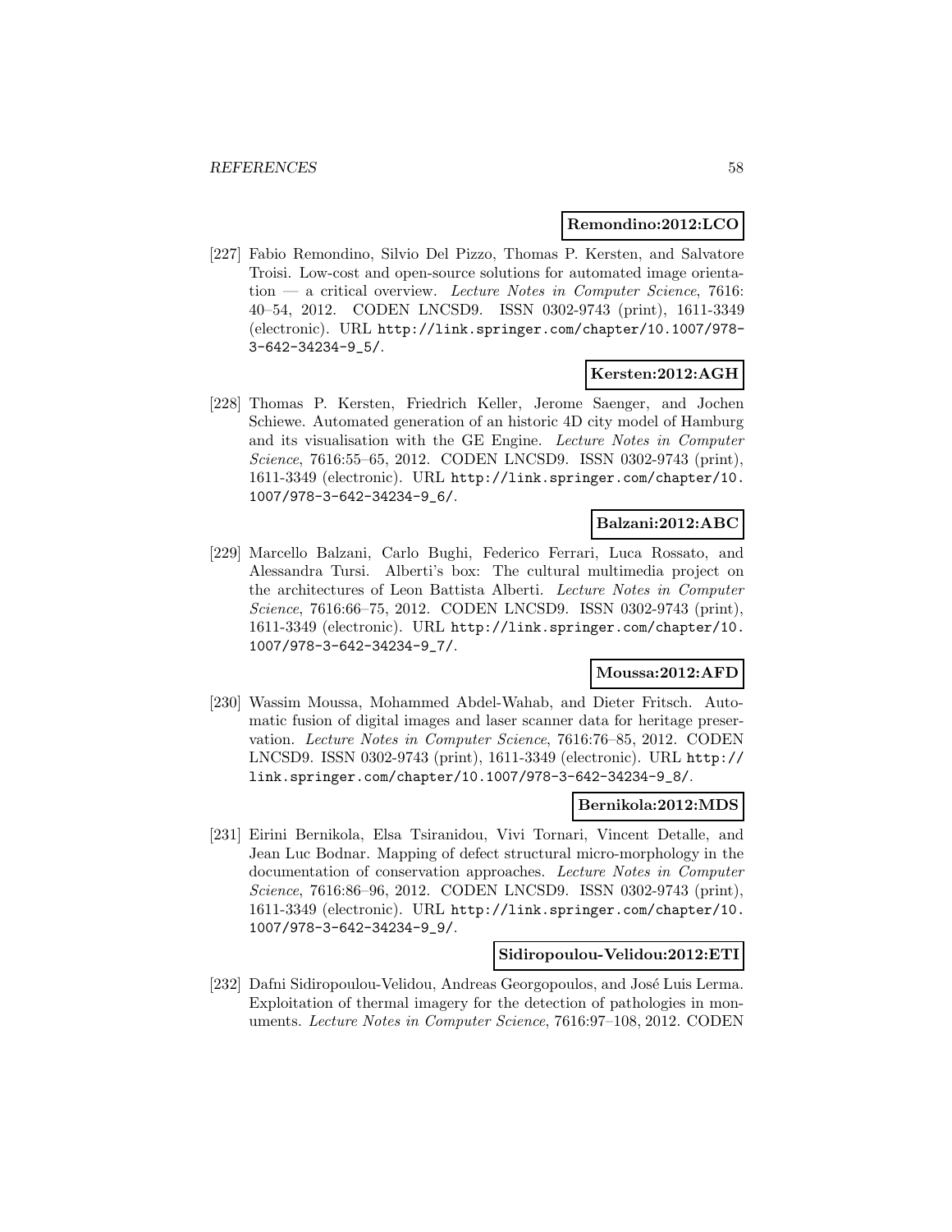**Remondino:2012:LCO**

[227] Fabio Remondino, Silvio Del Pizzo, Thomas P. Kersten, and Salvatore Troisi. Low-cost and open-source solutions for automated image orientation — a critical overview. *Lecture Notes in Computer Science*, 7616: 40–54, 2012. CODEN LNCSD9. ISSN 0302-9743 (print), 1611-3349 (electronic). URL http://link.springer.com/chapter/10.1007/978-3-642-34234-9_5/.

**Kersten:2012:AGH**

[228] Thomas P. Kersten, Friedrich Keller, Jerome Saenger, and Jochen Schiewe. Automated generation of an historic 4D city model of Hamburg and its visualisation with the GE Engine. *Lecture Notes in Computer Science*, 7616:55–65, 2012. CODEN LNCSD9. ISSN 0302-9743 (print), 1611-3349 (electronic). URL http://link.springer.com/chapter/10.1007/978-3-642-34234-9_6/.

**Balzani:2012:ABC**

[229] Marcello Balzani, Carlo Bughi, Federico Ferrari, Luca Rossato, and Alessandra Tursi. Alberti's box: The cultural multimedia project on the architectures of Leon Battista Alberti. *Lecture Notes in Computer Science*, 7616:66–75, 2012. CODEN LNCSD9. ISSN 0302-9743 (print), 1611-3349 (electronic). URL http://link.springer.com/chapter/10.1007/978-3-642-34234-9_7/.

**Moussa:2012:AFD**

[230] Wassim Moussa, Mohammed Abdel-Wahab, and Dieter Fritsch. Automatic fusion of digital images and laser scanner data for heritage preservation. *Lecture Notes in Computer Science*, 7616:76–85, 2012. CODEN LNCSD9. ISSN 0302-9743 (print), 1611-3349 (electronic). URL http://link.springer.com/chapter/10.1007/978-3-642-34234-9_8/.

**Bernikola:2012:MDS**

[231] Eirini Bernikola, Elsa Tsiranidou, Vivi Tornari, Vincent Detalle, and Jean Luc Bodnar. Mapping of defect structural micro-morphology in the documentation of conservation approaches. *Lecture Notes in Computer Science*, 7616:86–96, 2012. CODEN LNCSD9. ISSN 0302-9743 (print), 1611-3349 (electronic). URL http://link.springer.com/chapter/10.1007/978-3-642-34234-9_9/.

**Sidiropoulou-Velidou:2012:ETI**

[232] Dafni Sidiropoulou-Velidou, Andreas Georgopoulos, and José Luis Lerma. Exploitation of thermal imagery for the detection of pathologies in monuments. *Lecture Notes in Computer Science*, 7616:97–108, 2012. CODEN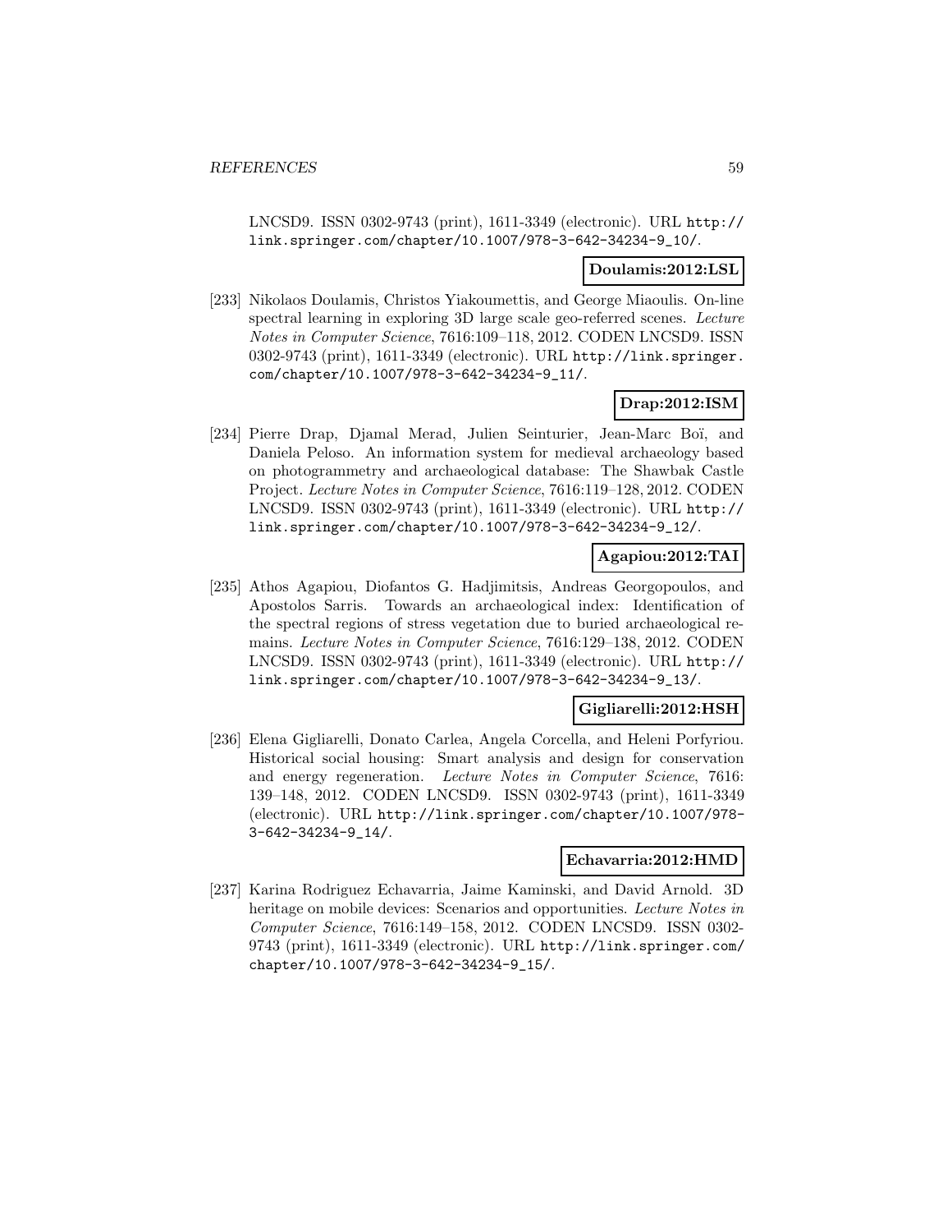LNCSD9. ISSN 0302-9743 (print), 1611-3349 (electronic). URL http://link.springer.com/chapter/10.1007/978-3-642-34234-9_10/.

**Doulamis:2012:LSL**

[233] Nikolaos Doulamis, Christos Yiakoumettis, and George Miaoulis. On-line spectral learning in exploring 3D large scale geo-referred scenes. *Lecture Notes in Computer Science*, 7616:109–118, 2012. CODEN LNCSD9. ISSN 0302-9743 (print), 1611-3349 (electronic). URL http://link.springer.com/chapter/10.1007/978-3-642-34234-9_11/.

**Drap:2012:ISM**

[234] Pierre Drap, Djamal Merad, Julien Seinturier, Jean-Marc Boï, and Daniela Peloso. An information system for medieval archaeology based on photogrammetry and archaeological database: The Shawbak Castle Project. *Lecture Notes in Computer Science*, 7616:119–128, 2012. CODEN LNCSD9. ISSN 0302-9743 (print), 1611-3349 (electronic). URL http://link.springer.com/chapter/10.1007/978-3-642-34234-9_12/.

**Agapiou:2012:TAI**

[235] Athos Agapiou, Diofantos G. Hadjimitsis, Andreas Georgopoulos, and Apostolos Sarris. Towards an archaeological index: Identification of the spectral regions of stress vegetation due to buried archaeological remains. *Lecture Notes in Computer Science*, 7616:129–138, 2012. CODEN LNCSD9. ISSN 0302-9743 (print), 1611-3349 (electronic). URL http://link.springer.com/chapter/10.1007/978-3-642-34234-9_13/.

**Gigliarelli:2012:HSH**

[236] Elena Gigliarelli, Donato Carlea, Angela Corcella, and Heleni Porfyriou. Historical social housing: Smart analysis and design for conservation and energy regeneration. *Lecture Notes in Computer Science*, 7616: 139–148, 2012. CODEN LNCSD9. ISSN 0302-9743 (print), 1611-3349 (electronic). URL http://link.springer.com/chapter/10.1007/978-3-642-34234-9_14/.

**Echavarria:2012:HMD**

[237] Karina Rodriguez Echavarria, Jaime Kaminski, and David Arnold. 3D heritage on mobile devices: Scenarios and opportunities. *Lecture Notes in Computer Science*, 7616:149–158, 2012. CODEN LNCSD9. ISSN 0302-9743 (print), 1611-3349 (electronic). URL http://link.springer.com/chapter/10.1007/978-3-642-34234-9_15/.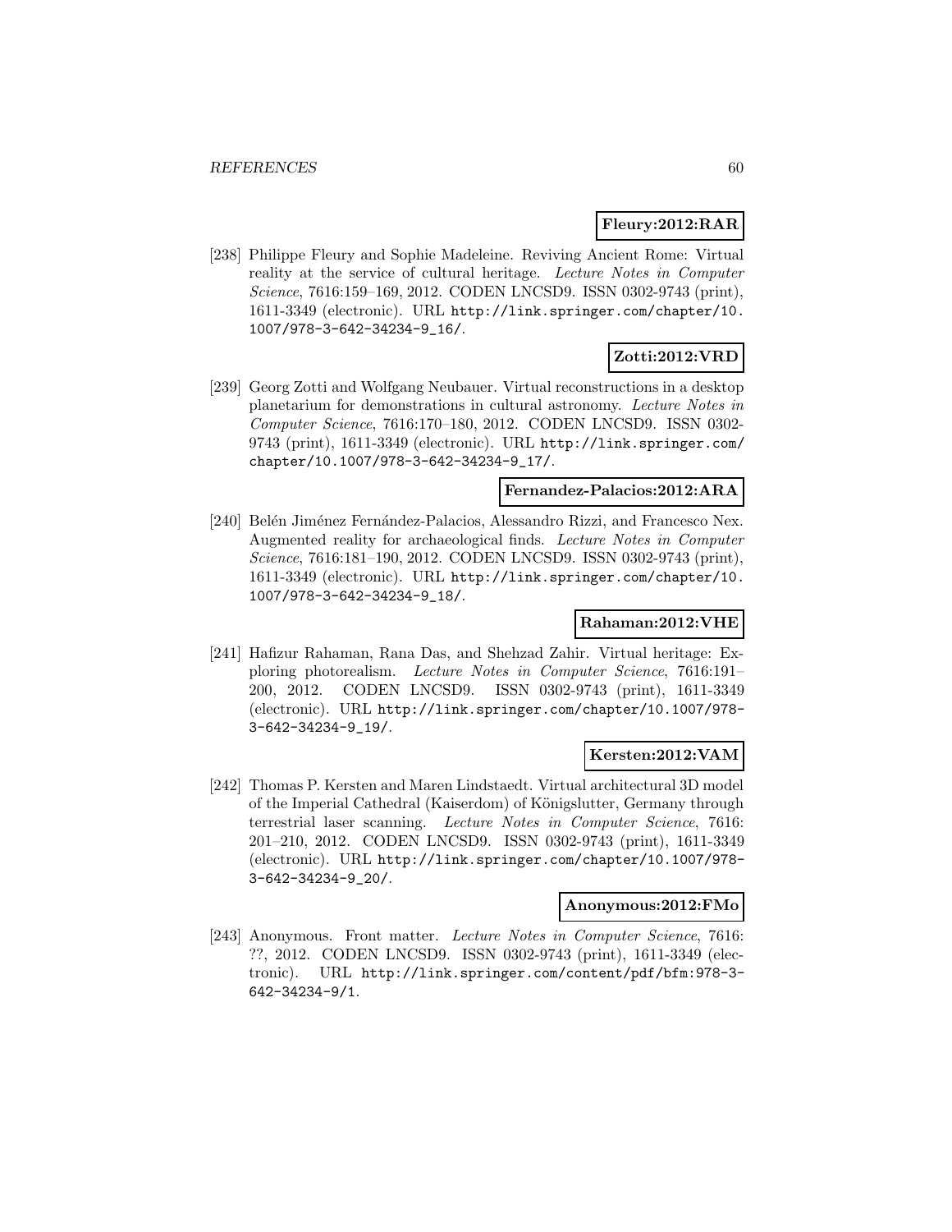**Fleury:2012:RAR**

[238] Philippe Fleury and Sophie Madeleine. Reviving Ancient Rome: Virtual reality at the service of cultural heritage. *Lecture Notes in Computer Science*, 7616:159–169, 2012. CODEN LNCSD9. ISSN 0302-9743 (print), 1611-3349 (electronic). URL http://link.springer.com/chapter/10.1007/978-3-642-34234-9_16/.

**Zotti:2012:VRD**

[239] Georg Zotti and Wolfgang Neubauer. Virtual reconstructions in a desktop planetarium for demonstrations in cultural astronomy. *Lecture Notes in Computer Science*, 7616:170–180, 2012. CODEN LNCSD9. ISSN 0302-9743 (print), 1611-3349 (electronic). URL http://link.springer.com/chapter/10.1007/978-3-642-34234-9_17/.

**Fernandez-Palacios:2012:ARA**

[240] Belén Jiménez Fernández-Palacios, Alessandro Rizzi, and Francesco Nex. Augmented reality for archaeological finds. *Lecture Notes in Computer Science*, 7616:181–190, 2012. CODEN LNCSD9. ISSN 0302-9743 (print), 1611-3349 (electronic). URL http://link.springer.com/chapter/10.1007/978-3-642-34234-9_18/.

**Rahaman:2012:VHE**

[241] Hafizur Rahaman, Rana Das, and Shehzad Zahir. Virtual heritage: Exploring photorealism. *Lecture Notes in Computer Science*, 7616:191–200, 2012. CODEN LNCSD9. ISSN 0302-9743 (print), 1611-3349 (electronic). URL http://link.springer.com/chapter/10.1007/978-3-642-34234-9_19/.

**Kersten:2012:VAM**

[242] Thomas P. Kersten and Maren Lindstaedt. Virtual architectural 3D model of the Imperial Cathedral (Kaiserdom) of Königslutter, Germany through terrestrial laser scanning. *Lecture Notes in Computer Science*, 7616:201–210, 2012. CODEN LNCSD9. ISSN 0302-9743 (print), 1611-3349 (electronic). URL http://link.springer.com/chapter/10.1007/978-3-642-34234-9_20/.

**Anonymous:2012:FMo**

[243] Anonymous. Front matter. *Lecture Notes in Computer Science*, 7616:??, 2012. CODEN LNCSD9. ISSN 0302-9743 (print), 1611-3349 (electronic). URL http://link.springer.com/content/pdf/bfm:978-3-642-34234-9/1.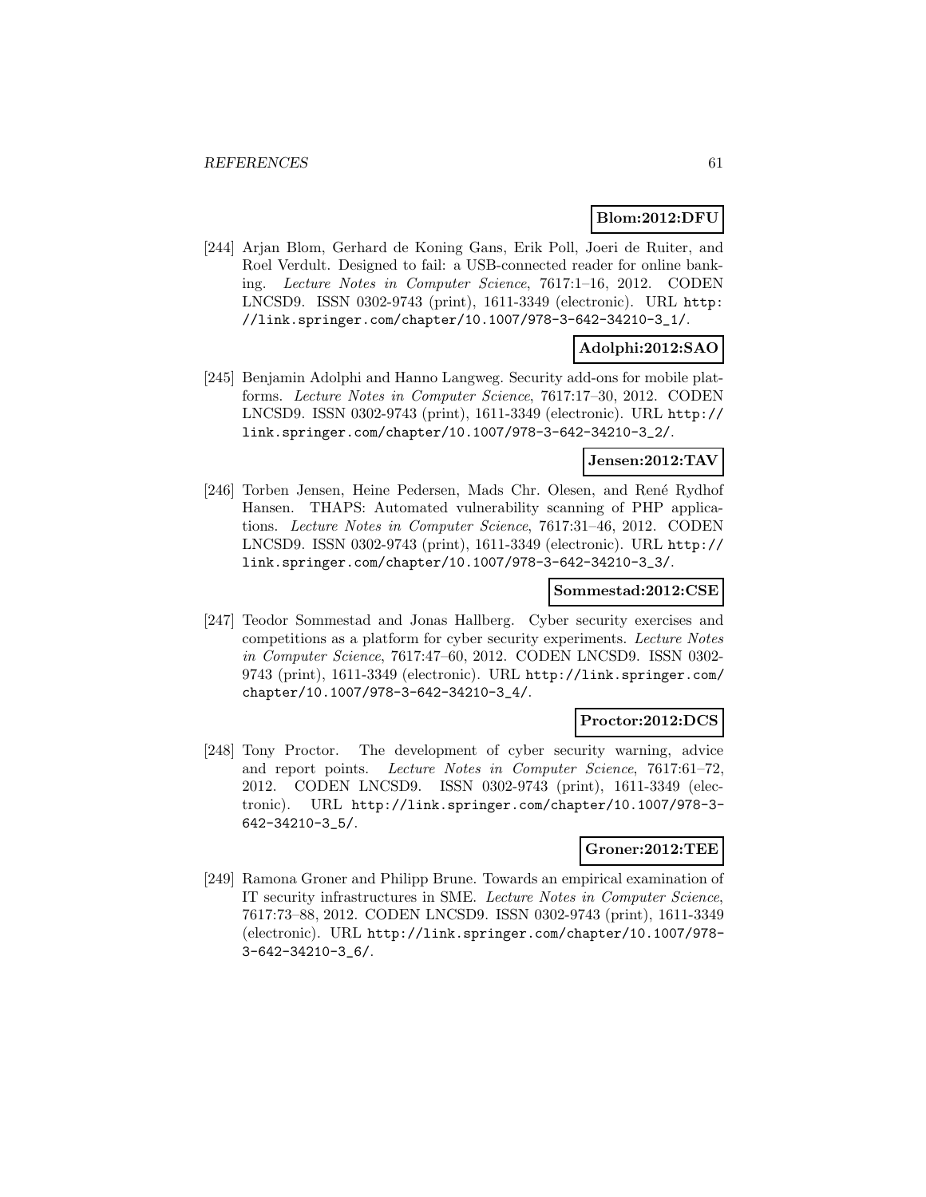**Blom:2012:DFU**

[244] Arjan Blom, Gerhard de Koning Gans, Erik Poll, Joeri de Ruiter, and Roel Verdult. Designed to fail: a USB-connected reader for online banking. *Lecture Notes in Computer Science*, 7617:1–16, 2012. CODEN LNCSD9. ISSN 0302-9743 (print), 1611-3349 (electronic). URL http://link.springer.com/chapter/10.1007/978-3-642-34210-3_1/.

**Adolphi:2012:SAO**

[245] Benjamin Adolphi and Hanno Langweg. Security add-ons for mobile platforms. *Lecture Notes in Computer Science*, 7617:17–30, 2012. CODEN LNCSD9. ISSN 0302-9743 (print), 1611-3349 (electronic). URL http://link.springer.com/chapter/10.1007/978-3-642-34210-3_2/.

**Jensen:2012:TAV**

[246] Torben Jensen, Heine Pedersen, Mads Chr. Olesen, and René Rydhof Hansen. THAPS: Automated vulnerability scanning of PHP applications. *Lecture Notes in Computer Science*, 7617:31–46, 2012. CODEN LNCSD9. ISSN 0302-9743 (print), 1611-3349 (electronic). URL http://link.springer.com/chapter/10.1007/978-3-642-34210-3_3/.

**Sommestad:2012:CSE**

[247] Teodor Sommestad and Jonas Hallberg. Cyber security exercises and competitions as a platform for cyber security experiments. *Lecture Notes in Computer Science*, 7617:47–60, 2012. CODEN LNCSD9. ISSN 0302-9743 (print), 1611-3349 (electronic). URL http://link.springer.com/chapter/10.1007/978-3-642-34210-3_4/.

**Proctor:2012:DCS**

[248] Tony Proctor. The development of cyber security warning, advice and report points. *Lecture Notes in Computer Science*, 7617:61–72, 2012. CODEN LNCSD9. ISSN 0302-9743 (print), 1611-3349 (electronic). URL http://link.springer.com/chapter/10.1007/978-3-642-34210-3_5/.

**Groner:2012:TEE**

[249] Ramona Groner and Philipp Brune. Towards an empirical examination of IT security infrastructures in SME. *Lecture Notes in Computer Science*, 7617:73–88, 2012. CODEN LNCSD9. ISSN 0302-9743 (print), 1611-3349 (electronic). URL http://link.springer.com/chapter/10.1007/978-3-642-34210-3_6/.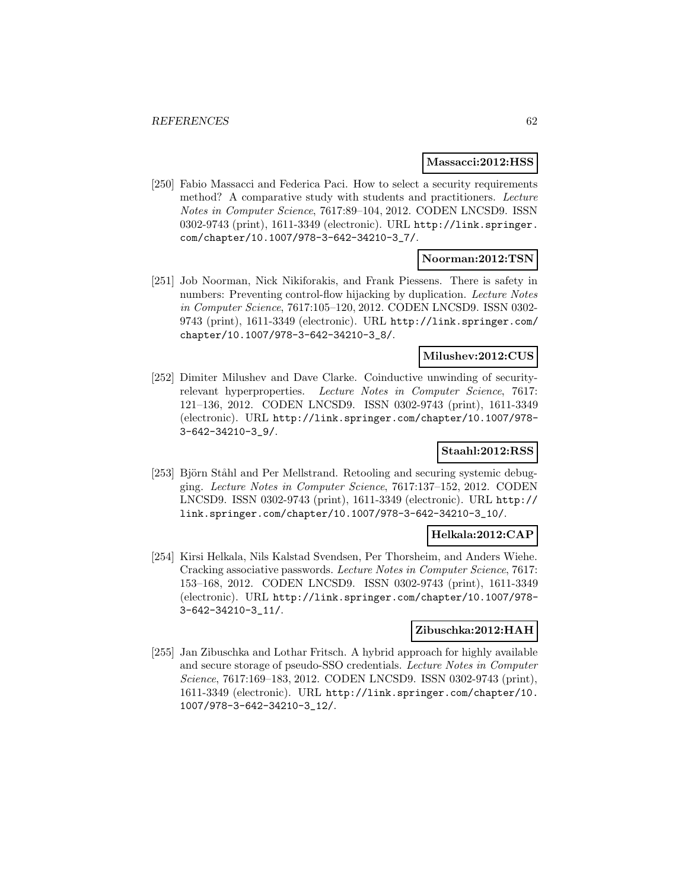**Massacci:2012:HSS**

[250] Fabio Massacci and Federica Paci. How to select a security requirements method? A comparative study with students and practitioners. *Lecture Notes in Computer Science*, 7617:89–104, 2012. CODEN LNCSD9. ISSN 0302-9743 (print), 1611-3349 (electronic). URL http://link.springer.com/chapter/10.1007/978-3-642-34210-3_7/.

**Noorman:2012:TSN**

[251] Job Noorman, Nick Nikiforakis, and Frank Piessens. There is safety in numbers: Preventing control-flow hijacking by duplication. *Lecture Notes in Computer Science*, 7617:105–120, 2012. CODEN LNCSD9. ISSN 0302-9743 (print), 1611-3349 (electronic). URL http://link.springer.com/chapter/10.1007/978-3-642-34210-3_8/.

**Milushev:2012:CUS**

[252] Dimiter Milushev and Dave Clarke. Coinductive unwinding of security-relevant hyperproperties. *Lecture Notes in Computer Science*, 7617:121–136, 2012. CODEN LNCSD9. ISSN 0302-9743 (print), 1611-3349 (electronic). URL http://link.springer.com/chapter/10.1007/978-3-642-34210-3_9/.

**Staahl:2012:RSS**

[253] Björn Ståhl and Per Mellstrand. Retooling and securing systemic debugging. *Lecture Notes in Computer Science*, 7617:137–152, 2012. CODEN LNCSD9. ISSN 0302-9743 (print), 1611-3349 (electronic). URL http://link.springer.com/chapter/10.1007/978-3-642-34210-3_10/.

**Helkala:2012:CAP**

[254] Kirsi Helkala, Nils Kalstad Svendsen, Per Thorsheim, and Anders Wiehe. Cracking associative passwords. *Lecture Notes in Computer Science*, 7617:153–168, 2012. CODEN LNCSD9. ISSN 0302-9743 (print), 1611-3349 (electronic). URL http://link.springer.com/chapter/10.1007/978-3-642-34210-3_11/.

**Zibuschka:2012:HAH**

[255] Jan Zibuschka and Lothar Fritsch. A hybrid approach for highly available and secure storage of pseudo-SSO credentials. *Lecture Notes in Computer Science*, 7617:169–183, 2012. CODEN LNCSD9. ISSN 0302-9743 (print), 1611-3349 (electronic). URL http://link.springer.com/chapter/10.1007/978-3-642-34210-3_12/.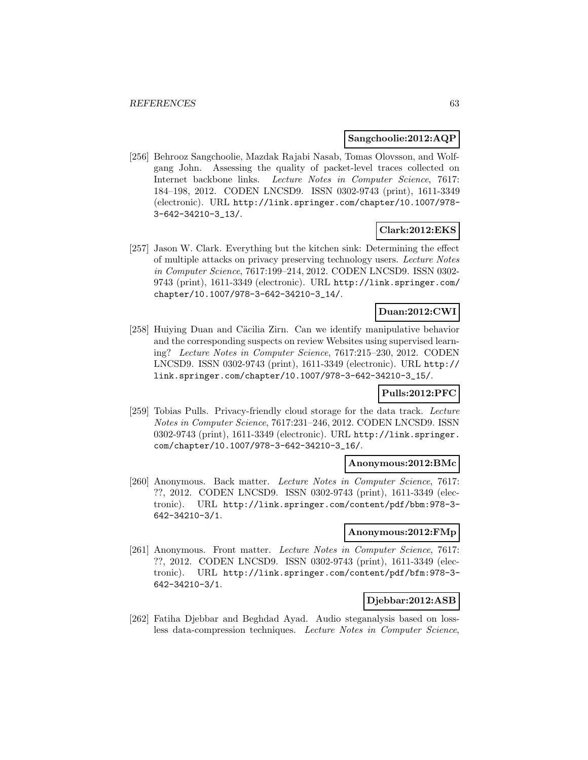**Sangchoolie:2012:AQP**

[256] Behrooz Sangchoolie, Mazdak Rajabi Nasab, Tomas Olovsson, and Wolfgang John. Assessing the quality of packet-level traces collected on Internet backbone links. *Lecture Notes in Computer Science*, 7617: 184–198, 2012. CODEN LNCSD9. ISSN 0302-9743 (print), 1611-3349 (electronic). URL http://link.springer.com/chapter/10.1007/978-3-642-34210-3_13/.

**Clark:2012:EKS**

[257] Jason W. Clark. Everything but the kitchen sink: Determining the effect of multiple attacks on privacy preserving technology users. *Lecture Notes in Computer Science*, 7617:199–214, 2012. CODEN LNCSD9. ISSN 0302-9743 (print), 1611-3349 (electronic). URL http://link.springer.com/chapter/10.1007/978-3-642-34210-3_14/.

**Duan:2012:CWI**

[258] Huiying Duan and Cäcilia Zirn. Can we identify manipulative behavior and the corresponding suspects on review Websites using supervised learning? *Lecture Notes in Computer Science*, 7617:215–230, 2012. CODEN LNCSD9. ISSN 0302-9743 (print), 1611-3349 (electronic). URL http://link.springer.com/chapter/10.1007/978-3-642-34210-3_15/.

**Pulls:2012:PFC**

[259] Tobias Pulls. Privacy-friendly cloud storage for the data track. *Lecture Notes in Computer Science*, 7617:231–246, 2012. CODEN LNCSD9. ISSN 0302-9743 (print), 1611-3349 (electronic). URL http://link.springer.com/chapter/10.1007/978-3-642-34210-3_16/.

**Anonymous:2012:BMc**

[260] Anonymous. Back matter. *Lecture Notes in Computer Science*, 7617: ??, 2012. CODEN LNCSD9. ISSN 0302-9743 (print), 1611-3349 (electronic). URL http://link.springer.com/content/pdf/bbm:978-3-642-34210-3/1.

**Anonymous:2012:FMp**

[261] Anonymous. Front matter. *Lecture Notes in Computer Science*, 7617: ??, 2012. CODEN LNCSD9. ISSN 0302-9743 (print), 1611-3349 (electronic). URL http://link.springer.com/content/pdf/bfm:978-3-642-34210-3/1.

**Djebbar:2012:ASB**

[262] Fatiha Djebbar and Beghdad Ayad. Audio steganalysis based on lossless data-compression techniques. *Lecture Notes in Computer Science*,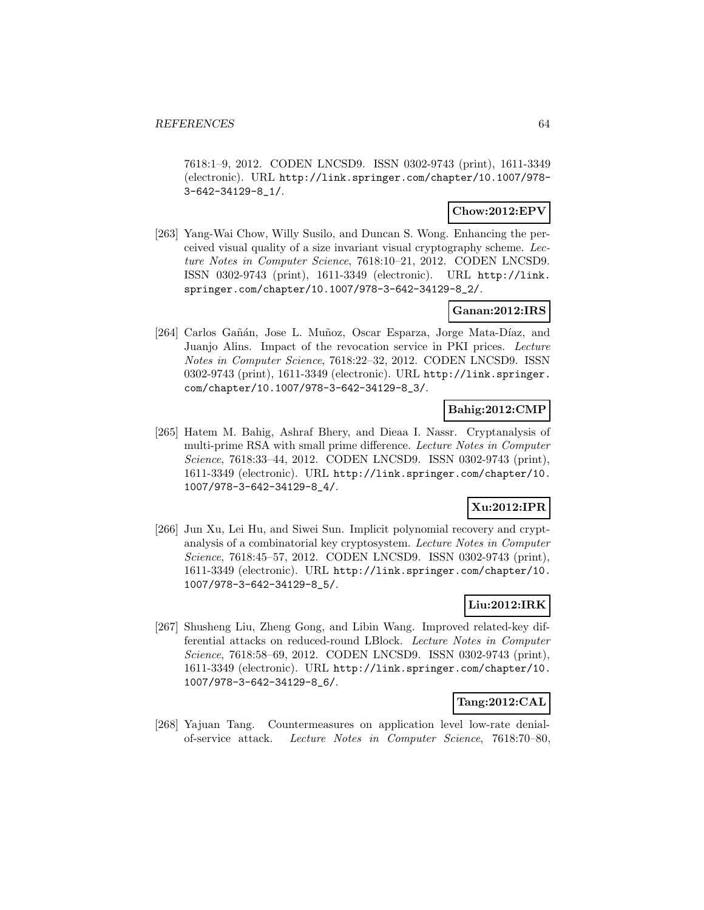7618:1–9, 2012. CODEN LNCSD9. ISSN 0302-9743 (print), 1611-3349 (electronic). URL http://link.springer.com/chapter/10.1007/978-3-642-34129-8_1/.

**Chow:2012:EPV**

[263] Yang-Wai Chow, Willy Susilo, and Duncan S. Wong. Enhancing the perceived visual quality of a size invariant visual cryptography scheme. *Lecture Notes in Computer Science*, 7618:10–21, 2012. CODEN LNCSD9. ISSN 0302-9743 (print), 1611-3349 (electronic). URL http://link.springer.com/chapter/10.1007/978-3-642-34129-8_2/.

**Ganan:2012:IRS**

[264] Carlos Gañán, Jose L. Muñoz, Oscar Esparza, Jorge Mata-Díaz, and Juanjo Alins. Impact of the revocation service in PKI prices. *Lecture Notes in Computer Science*, 7618:22–32, 2012. CODEN LNCSD9. ISSN 0302-9743 (print), 1611-3349 (electronic). URL http://link.springer.com/chapter/10.1007/978-3-642-34129-8_3/.

**Bahig:2012:CMP**

[265] Hatem M. Bahig, Ashraf Bhery, and Dieaa I. Nassr. Cryptanalysis of multi-prime RSA with small prime difference. *Lecture Notes in Computer Science*, 7618:33–44, 2012. CODEN LNCSD9. ISSN 0302-9743 (print), 1611-3349 (electronic). URL http://link.springer.com/chapter/10.1007/978-3-642-34129-8_4/.

**Xu:2012:IPR**

[266] Jun Xu, Lei Hu, and Siwei Sun. Implicit polynomial recovery and cryptanalysis of a combinatorial key cryptosystem. *Lecture Notes in Computer Science*, 7618:45–57, 2012. CODEN LNCSD9. ISSN 0302-9743 (print), 1611-3349 (electronic). URL http://link.springer.com/chapter/10.1007/978-3-642-34129-8_5/.

**Liu:2012:IRK**

[267] Shusheng Liu, Zheng Gong, and Libin Wang. Improved related-key differential attacks on reduced-round LBlock. *Lecture Notes in Computer Science*, 7618:58–69, 2012. CODEN LNCSD9. ISSN 0302-9743 (print), 1611-3349 (electronic). URL http://link.springer.com/chapter/10.1007/978-3-642-34129-8_6/.

**Tang:2012:CAL**

[268] Yajuan Tang. Countermeasures on application level low-rate denial-of-service attack. *Lecture Notes in Computer Science*, 7618:70–80,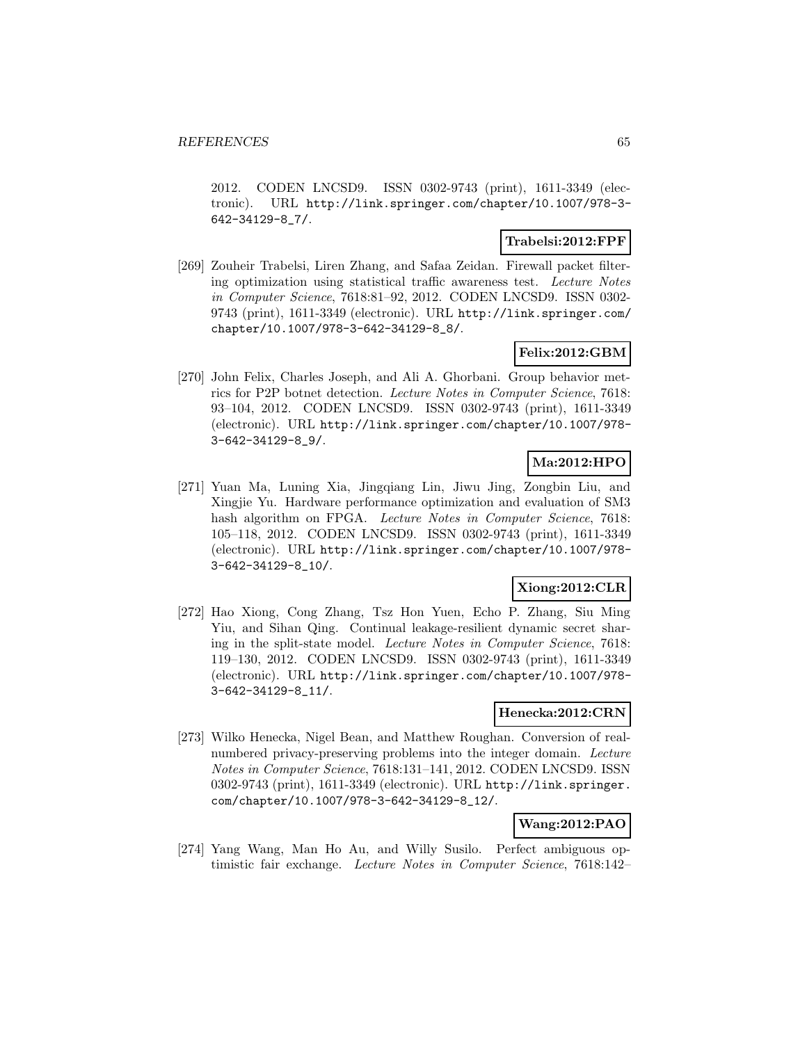2012. CODEN LNCSD9. ISSN 0302-9743 (print), 1611-3349 (electronic). URL http://link.springer.com/chapter/10.1007/978-3-642-34129-8_7/.

**Trabelsi:2012:FPF**

[269] Zouheir Trabelsi, Liren Zhang, and Safaa Zeidan. Firewall packet filtering optimization using statistical traffic awareness test. *Lecture Notes in Computer Science*, 7618:81–92, 2012. CODEN LNCSD9. ISSN 0302-9743 (print), 1611-3349 (electronic). URL http://link.springer.com/chapter/10.1007/978-3-642-34129-8_8/.

**Felix:2012:GBM**

[270] John Felix, Charles Joseph, and Ali A. Ghorbani. Group behavior metrics for P2P botnet detection. *Lecture Notes in Computer Science*, 7618: 93–104, 2012. CODEN LNCSD9. ISSN 0302-9743 (print), 1611-3349 (electronic). URL http://link.springer.com/chapter/10.1007/978-3-642-34129-8_9/.

**Ma:2012:HPO**

[271] Yuan Ma, Luning Xia, Jingqiang Lin, Jiwu Jing, Zongbin Liu, and Xingjie Yu. Hardware performance optimization and evaluation of SM3 hash algorithm on FPGA. *Lecture Notes in Computer Science*, 7618: 105–118, 2012. CODEN LNCSD9. ISSN 0302-9743 (print), 1611-3349 (electronic). URL http://link.springer.com/chapter/10.1007/978-3-642-34129-8_10/.

**Xiong:2012:CLR**

[272] Hao Xiong, Cong Zhang, Tsz Hon Yuen, Echo P. Zhang, Siu Ming Yiu, and Sihan Qing. Continual leakage-resilient dynamic secret sharing in the split-state model. *Lecture Notes in Computer Science*, 7618: 119–130, 2012. CODEN LNCSD9. ISSN 0302-9743 (print), 1611-3349 (electronic). URL http://link.springer.com/chapter/10.1007/978-3-642-34129-8_11/.

**Henecka:2012:CRN**

[273] Wilko Henecka, Nigel Bean, and Matthew Roughan. Conversion of real-numbered privacy-preserving problems into the integer domain. *Lecture Notes in Computer Science*, 7618:131–141, 2012. CODEN LNCSD9. ISSN 0302-9743 (print), 1611-3349 (electronic). URL http://link.springer.com/chapter/10.1007/978-3-642-34129-8_12/.

**Wang:2012:PAO**

[274] Yang Wang, Man Ho Au, and Willy Susilo. Perfect ambiguous optimistic fair exchange. *Lecture Notes in Computer Science*, 7618:142–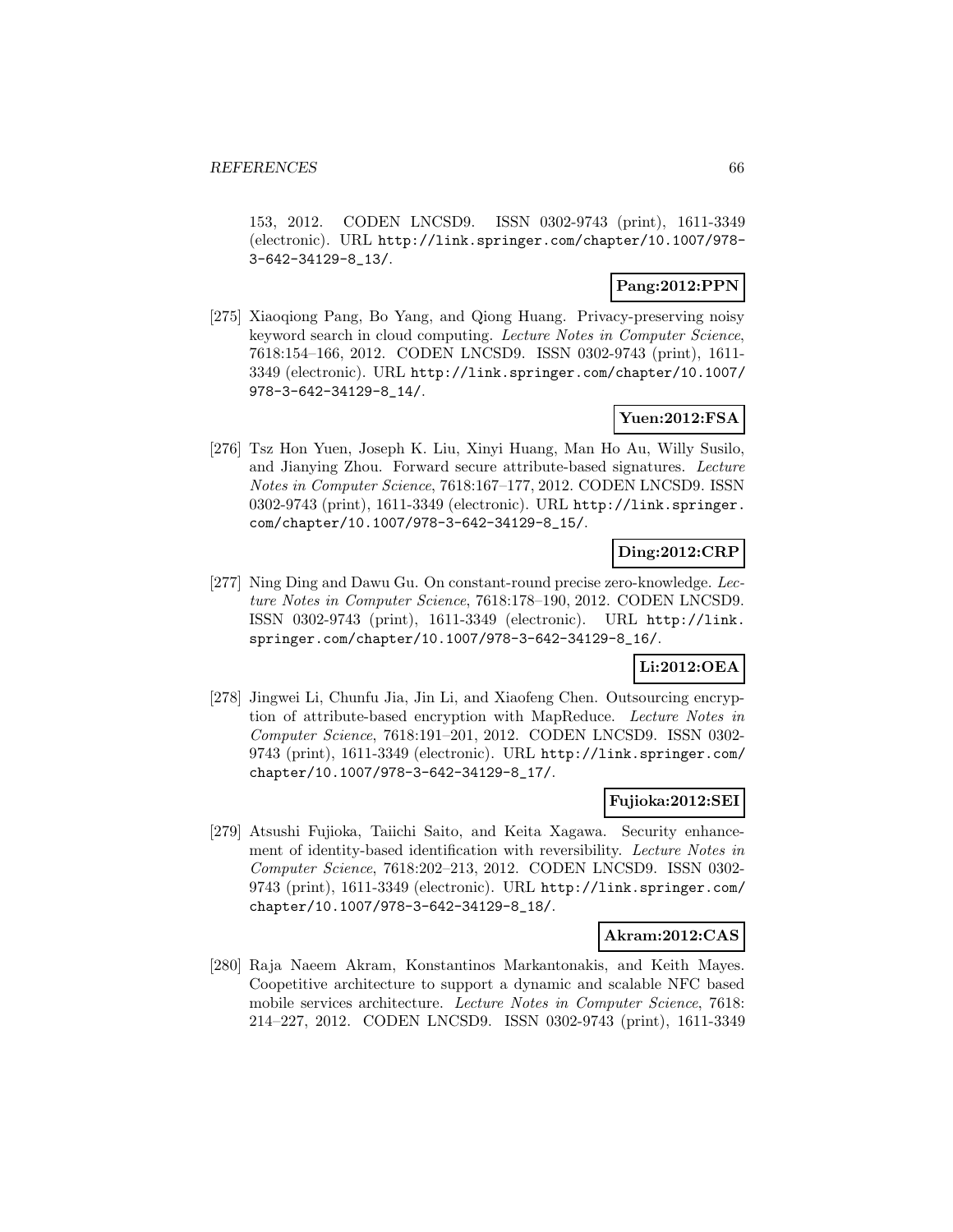153, 2012. CODEN LNCSD9. ISSN 0302-9743 (print), 1611-3349 (electronic). URL http://link.springer.com/chapter/10.1007/978-3-642-34129-8_13/.

**Pang:2012:PPN**

[275] Xiaoqiong Pang, Bo Yang, and Qiong Huang. Privacy-preserving noisy keyword search in cloud computing. *Lecture Notes in Computer Science*, 7618:154–166, 2012. CODEN LNCSD9. ISSN 0302-9743 (print), 1611-3349 (electronic). URL http://link.springer.com/chapter/10.1007/978-3-642-34129-8_14/.

**Yuen:2012:FSA**

[276] Tsz Hon Yuen, Joseph K. Liu, Xinyi Huang, Man Ho Au, Willy Susilo, and Jianying Zhou. Forward secure attribute-based signatures. *Lecture Notes in Computer Science*, 7618:167–177, 2012. CODEN LNCSD9. ISSN 0302-9743 (print), 1611-3349 (electronic). URL http://link.springer.com/chapter/10.1007/978-3-642-34129-8_15/.

**Ding:2012:CRP**

[277] Ning Ding and Dawu Gu. On constant-round precise zero-knowledge. *Lecture Notes in Computer Science*, 7618:178–190, 2012. CODEN LNCSD9. ISSN 0302-9743 (print), 1611-3349 (electronic). URL http://link.springer.com/chapter/10.1007/978-3-642-34129-8_16/.

**Li:2012:OEA**

[278] Jingwei Li, Chunfu Jia, Jin Li, and Xiaofeng Chen. Outsourcing encryption of attribute-based encryption with MapReduce. *Lecture Notes in Computer Science*, 7618:191–201, 2012. CODEN LNCSD9. ISSN 0302-9743 (print), 1611-3349 (electronic). URL http://link.springer.com/chapter/10.1007/978-3-642-34129-8_17/.

**Fujioka:2012:SEI**

[279] Atsushi Fujioka, Taiichi Saito, and Keita Xagawa. Security enhancement of identity-based identification with reversibility. *Lecture Notes in Computer Science*, 7618:202–213, 2012. CODEN LNCSD9. ISSN 0302-9743 (print), 1611-3349 (electronic). URL http://link.springer.com/chapter/10.1007/978-3-642-34129-8_18/.

**Akram:2012:CAS**

[280] Raja Naeem Akram, Konstantinos Markantonakis, and Keith Mayes. Coopetitive architecture to support a dynamic and scalable NFC based mobile services architecture. *Lecture Notes in Computer Science*, 7618:214–227, 2012. CODEN LNCSD9. ISSN 0302-9743 (print), 1611-3349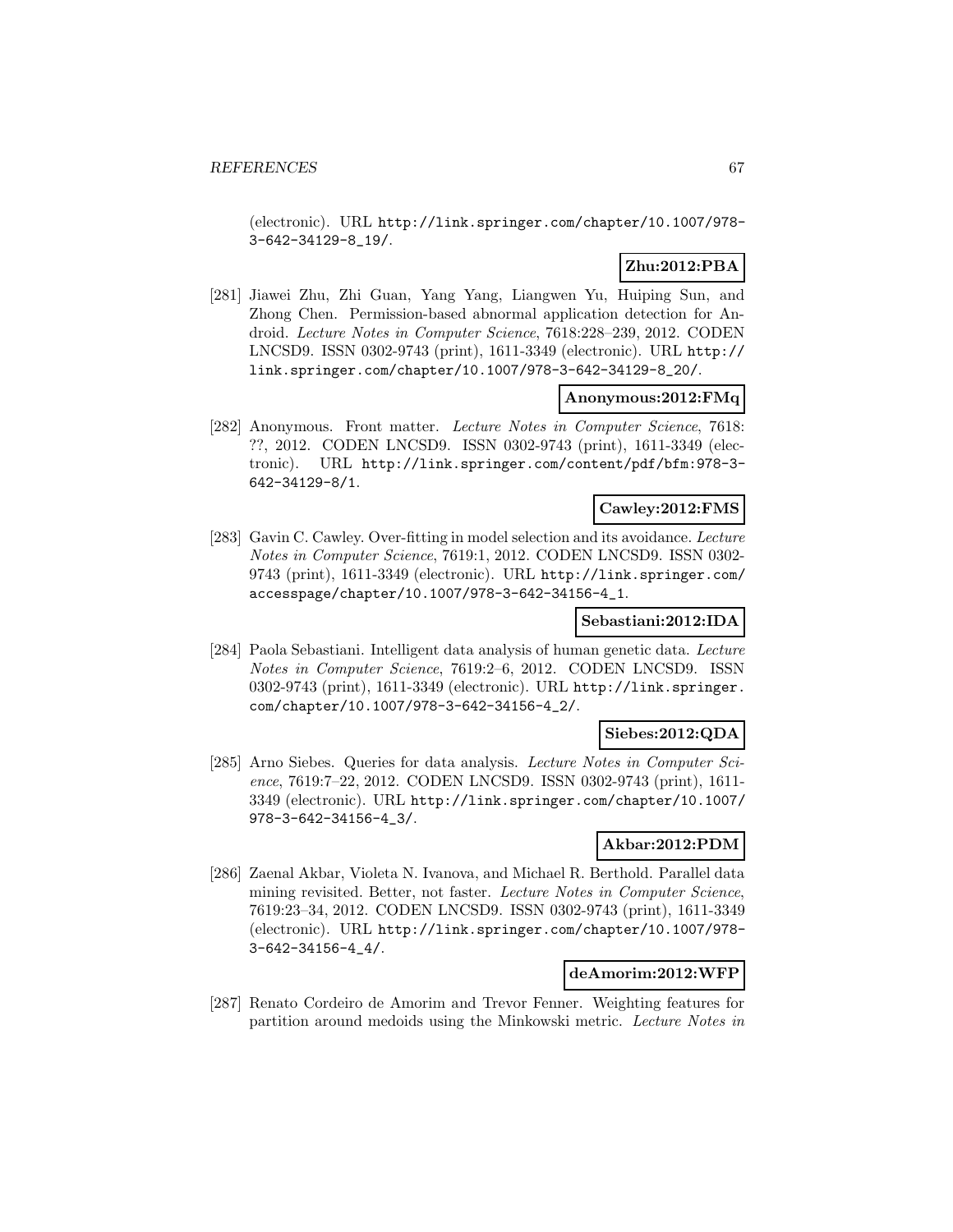(electronic). URL http://link.springer.com/chapter/10.1007/978-3-642-34129-8_19/.

**Zhu:2012:PBA**

[281] Jiawei Zhu, Zhi Guan, Yang Yang, Liangwen Yu, Huiping Sun, and Zhong Chen. Permission-based abnormal application detection for Android. *Lecture Notes in Computer Science*, 7618:228–239, 2012. CODEN LNCSD9. ISSN 0302-9743 (print), 1611-3349 (electronic). URL http://link.springer.com/chapter/10.1007/978-3-642-34129-8_20/.

**Anonymous:2012:FMq**

[282] Anonymous. Front matter. *Lecture Notes in Computer Science*, 7618: ??, 2012. CODEN LNCSD9. ISSN 0302-9743 (print), 1611-3349 (electronic). URL http://link.springer.com/content/pdf/bfm:978-3-642-34129-8/1.

**Cawley:2012:FMS**

[283] Gavin C. Cawley. Over-fitting in model selection and its avoidance. *Lecture Notes in Computer Science*, 7619:1, 2012. CODEN LNCSD9. ISSN 0302-9743 (print), 1611-3349 (electronic). URL http://link.springer.com/accesspage/chapter/10.1007/978-3-642-34156-4_1.

**Sebastiani:2012:IDA**

[284] Paola Sebastiani. Intelligent data analysis of human genetic data. *Lecture Notes in Computer Science*, 7619:2–6, 2012. CODEN LNCSD9. ISSN 0302-9743 (print), 1611-3349 (electronic). URL http://link.springer.com/chapter/10.1007/978-3-642-34156-4_2/.

**Siebes:2012:QDA**

[285] Arno Siebes. Queries for data analysis. *Lecture Notes in Computer Science*, 7619:7–22, 2012. CODEN LNCSD9. ISSN 0302-9743 (print), 1611-3349 (electronic). URL http://link.springer.com/chapter/10.1007/978-3-642-34156-4_3/.

**Akbar:2012:PDM**

[286] Zaenal Akbar, Violeta N. Ivanova, and Michael R. Berthold. Parallel data mining revisited. Better, not faster. *Lecture Notes in Computer Science*, 7619:23–34, 2012. CODEN LNCSD9. ISSN 0302-9743 (print), 1611-3349 (electronic). URL http://link.springer.com/chapter/10.1007/978-3-642-34156-4_4/.

**deAmorim:2012:WFP**

[287] Renato Cordeiro de Amorim and Trevor Fenner. Weighting features for partition around medoids using the Minkowski metric. *Lecture Notes in*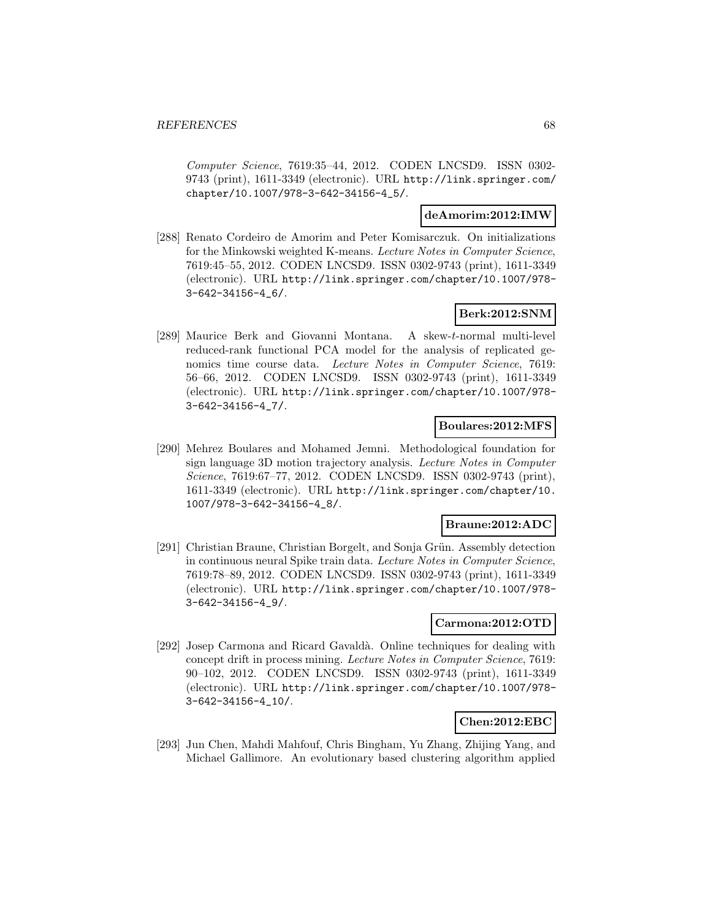*Computer Science*, 7619:35–44, 2012. CODEN LNCSD9. ISSN 0302-9743 (print), 1611-3349 (electronic). URL http://link.springer.com/chapter/10.1007/978-3-642-34156-4_5/.

**deAmorim:2012:IMW**

[288] Renato Cordeiro de Amorim and Peter Komisarczuk. On initializations for the Minkowski weighted K-means. *Lecture Notes in Computer Science*, 7619:45–55, 2012. CODEN LNCSD9. ISSN 0302-9743 (print), 1611-3349 (electronic). URL http://link.springer.com/chapter/10.1007/978-3-642-34156-4_6/.

**Berk:2012:SNM**

[289] Maurice Berk and Giovanni Montana. A skew-$t$-normal multi-level reduced-rank functional PCA model for the analysis of replicated genomics time course data. *Lecture Notes in Computer Science*, 7619:56–66, 2012. CODEN LNCSD9. ISSN 0302-9743 (print), 1611-3349 (electronic). URL http://link.springer.com/chapter/10.1007/978-3-642-34156-4_7/.

**Boulares:2012:MFS**

[290] Mehrez Boulares and Mohamed Jemni. Methodological foundation for sign language 3D motion trajectory analysis. *Lecture Notes in Computer Science*, 7619:67–77, 2012. CODEN LNCSD9. ISSN 0302-9743 (print), 1611-3349 (electronic). URL http://link.springer.com/chapter/10.1007/978-3-642-34156-4_8/.

**Braune:2012:ADC**

[291] Christian Braune, Christian Borgelt, and Sonja Grün. Assembly detection in continuous neural Spike train data. *Lecture Notes in Computer Science*, 7619:78–89, 2012. CODEN LNCSD9. ISSN 0302-9743 (print), 1611-3349 (electronic). URL http://link.springer.com/chapter/10.1007/978-3-642-34156-4_9/.

**Carmona:2012:OTD**

[292] Josep Carmona and Ricard Gavaldà. Online techniques for dealing with concept drift in process mining. *Lecture Notes in Computer Science*, 7619:90–102, 2012. CODEN LNCSD9. ISSN 0302-9743 (print), 1611-3349 (electronic). URL http://link.springer.com/chapter/10.1007/978-3-642-34156-4_10/.

**Chen:2012:EBC**

[293] Jun Chen, Mahdi Mahfouf, Chris Bingham, Yu Zhang, Zhijing Yang, and Michael Gallimore. An evolutionary based clustering algorithm applied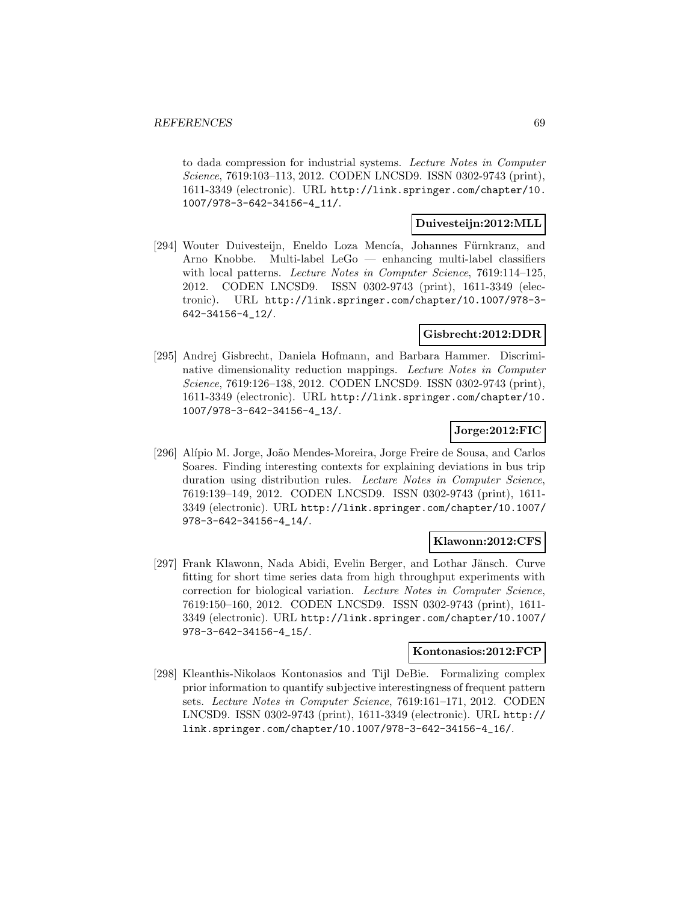to dada compression for industrial systems. *Lecture Notes in Computer Science*, 7619:103–113, 2012. CODEN LNCSD9. ISSN 0302-9743 (print), 1611-3349 (electronic). URL http://link.springer.com/chapter/10.1007/978-3-642-34156-4_11/.

**Duivesteijn:2012:MLL**

[294] Wouter Duivesteijn, Eneldo Loza Mencía, Johannes Fürnkranz, and Arno Knobbe. Multi-label LeGo — enhancing multi-label classifiers with local patterns. *Lecture Notes in Computer Science*, 7619:114–125, 2012. CODEN LNCSD9. ISSN 0302-9743 (print), 1611-3349 (electronic). URL http://link.springer.com/chapter/10.1007/978-3-642-34156-4_12/.

**Gisbrecht:2012:DDR**

[295] Andrej Gisbrecht, Daniela Hofmann, and Barbara Hammer. Discriminative dimensionality reduction mappings. *Lecture Notes in Computer Science*, 7619:126–138, 2012. CODEN LNCSD9. ISSN 0302-9743 (print), 1611-3349 (electronic). URL http://link.springer.com/chapter/10.1007/978-3-642-34156-4_13/.

**Jorge:2012:FIC**

[296] Alípio M. Jorge, João Mendes-Moreira, Jorge Freire de Sousa, and Carlos Soares. Finding interesting contexts for explaining deviations in bus trip duration using distribution rules. *Lecture Notes in Computer Science*, 7619:139–149, 2012. CODEN LNCSD9. ISSN 0302-9743 (print), 1611-3349 (electronic). URL http://link.springer.com/chapter/10.1007/978-3-642-34156-4_14/.

**Klawonn:2012:CFS**

[297] Frank Klawonn, Nada Abidi, Evelin Berger, and Lothar Jänsch. Curve fitting for short time series data from high throughput experiments with correction for biological variation. *Lecture Notes in Computer Science*, 7619:150–160, 2012. CODEN LNCSD9. ISSN 0302-9743 (print), 1611-3349 (electronic). URL http://link.springer.com/chapter/10.1007/978-3-642-34156-4_15/.

**Kontonasios:2012:FCP**

[298] Kleanthis-Nikolaos Kontonasios and Tijl DeBie. Formalizing complex prior information to quantify subjective interestingness of frequent pattern sets. *Lecture Notes in Computer Science*, 7619:161–171, 2012. CODEN LNCSD9. ISSN 0302-9743 (print), 1611-3349 (electronic). URL http://link.springer.com/chapter/10.1007/978-3-642-34156-4_16/.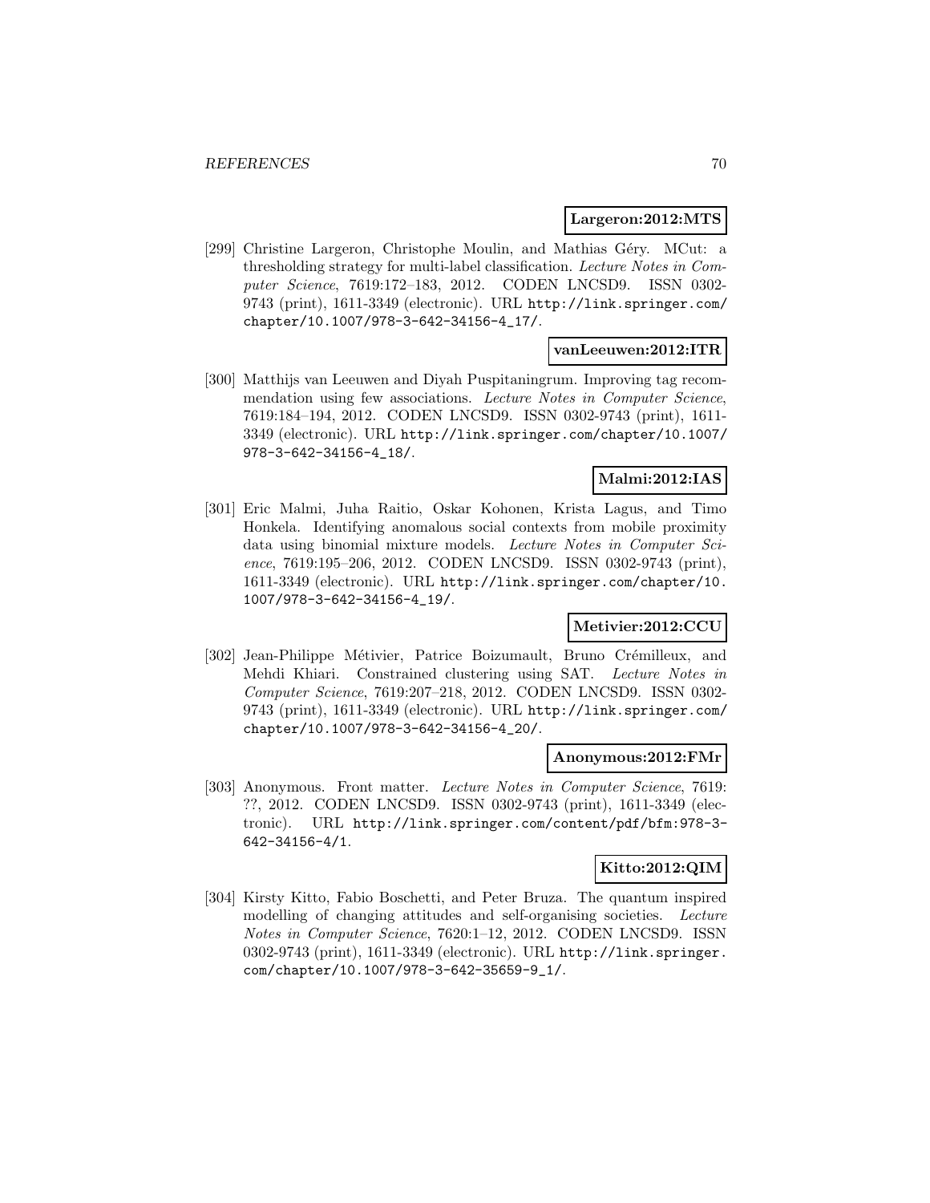**Largeron:2012:MTS**

[299] Christine Largeron, Christophe Moulin, and Mathias Géry. MCut: a thresholding strategy for multi-label classification. *Lecture Notes in Computer Science*, 7619:172–183, 2012. CODEN LNCSD9. ISSN 0302-9743 (print), 1611-3349 (electronic). URL http://link.springer.com/chapter/10.1007/978-3-642-34156-4_17/.

**vanLeeuwen:2012:ITR**

[300] Matthijs van Leeuwen and Diyah Puspitaningrum. Improving tag recommendation using few associations. *Lecture Notes in Computer Science*, 7619:184–194, 2012. CODEN LNCSD9. ISSN 0302-9743 (print), 1611-3349 (electronic). URL http://link.springer.com/chapter/10.1007/978-3-642-34156-4_18/.

**Malmi:2012:IAS**

[301] Eric Malmi, Juha Raitio, Oskar Kohonen, Krista Lagus, and Timo Honkela. Identifying anomalous social contexts from mobile proximity data using binomial mixture models. *Lecture Notes in Computer Science*, 7619:195–206, 2012. CODEN LNCSD9. ISSN 0302-9743 (print), 1611-3349 (electronic). URL http://link.springer.com/chapter/10.1007/978-3-642-34156-4_19/.

**Metivier:2012:CCU**

[302] Jean-Philippe Métivier, Patrice Boizumault, Bruno Crémilleux, and Mehdi Khiari. Constrained clustering using SAT. *Lecture Notes in Computer Science*, 7619:207–218, 2012. CODEN LNCSD9. ISSN 0302-9743 (print), 1611-3349 (electronic). URL http://link.springer.com/chapter/10.1007/978-3-642-34156-4_20/.

**Anonymous:2012:FMr**

[303] Anonymous. Front matter. *Lecture Notes in Computer Science*, 7619: ??, 2012. CODEN LNCSD9. ISSN 0302-9743 (print), 1611-3349 (electronic). URL http://link.springer.com/content/pdf/bfm:978-3-642-34156-4/1.

**Kitto:2012:QIM**

[304] Kirsty Kitto, Fabio Boschetti, and Peter Bruza. The quantum inspired modelling of changing attitudes and self-organising societies. *Lecture Notes in Computer Science*, 7620:1–12, 2012. CODEN LNCSD9. ISSN 0302-9743 (print), 1611-3349 (electronic). URL http://link.springer.com/chapter/10.1007/978-3-642-35659-9_1/.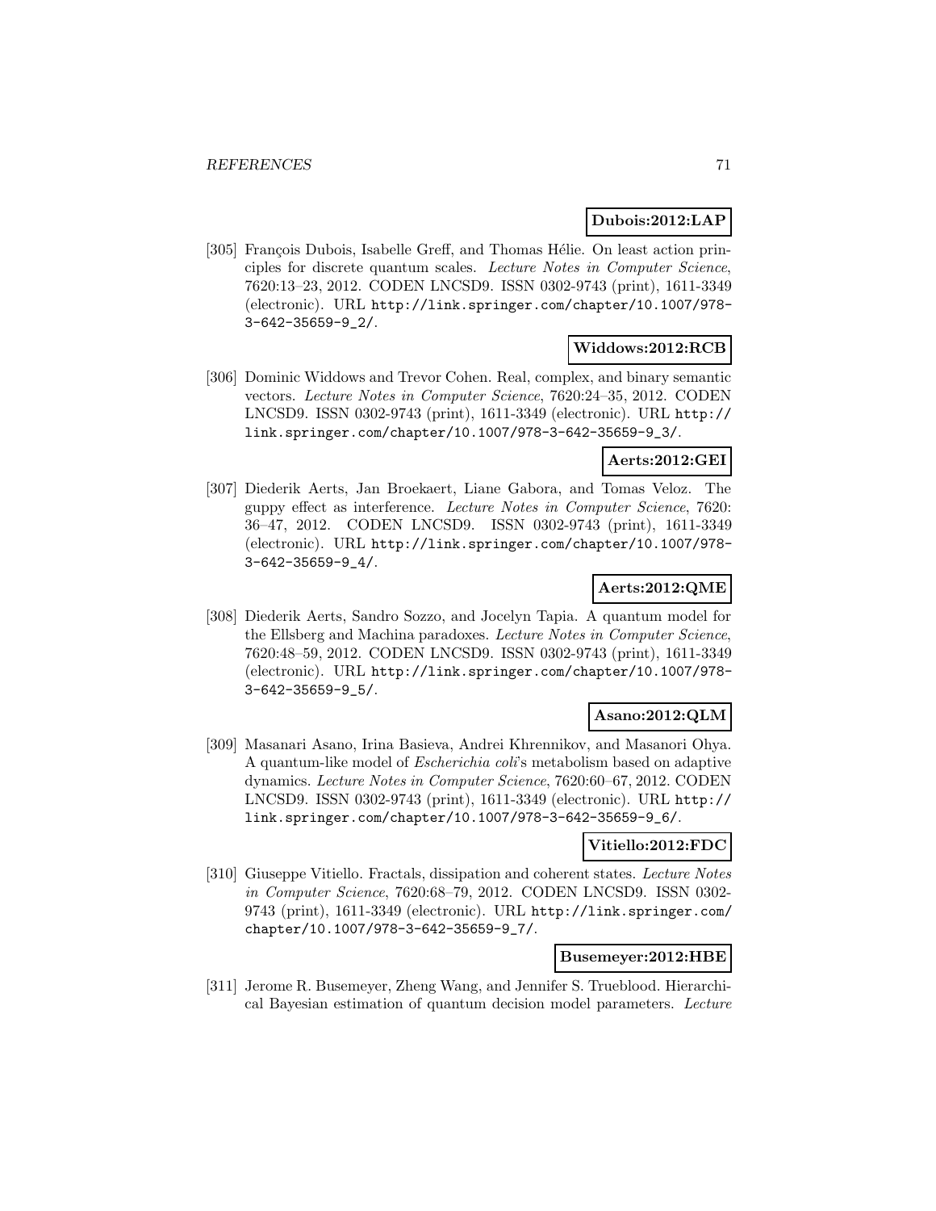**Dubois:2012:LAP**

[305] François Dubois, Isabelle Greff, and Thomas Hélie. On least action principles for discrete quantum scales. *Lecture Notes in Computer Science*, 7620:13–23, 2012. CODEN LNCSD9. ISSN 0302-9743 (print), 1611-3349 (electronic). URL http://link.springer.com/chapter/10.1007/978-3-642-35659-9_2/.

**Widdows:2012:RCB**

[306] Dominic Widdows and Trevor Cohen. Real, complex, and binary semantic vectors. *Lecture Notes in Computer Science*, 7620:24–35, 2012. CODEN LNCSD9. ISSN 0302-9743 (print), 1611-3349 (electronic). URL http://link.springer.com/chapter/10.1007/978-3-642-35659-9_3/.

**Aerts:2012:GEI**

[307] Diederik Aerts, Jan Broekaert, Liane Gabora, and Tomas Veloz. The guppy effect as interference. *Lecture Notes in Computer Science*, 7620: 36–47, 2012. CODEN LNCSD9. ISSN 0302-9743 (print), 1611-3349 (electronic). URL http://link.springer.com/chapter/10.1007/978-3-642-35659-9_4/.

**Aerts:2012:QME**

[308] Diederik Aerts, Sandro Sozzo, and Jocelyn Tapia. A quantum model for the Ellsberg and Machina paradoxes. *Lecture Notes in Computer Science*, 7620:48–59, 2012. CODEN LNCSD9. ISSN 0302-9743 (print), 1611-3349 (electronic). URL http://link.springer.com/chapter/10.1007/978-3-642-35659-9_5/.

**Asano:2012:QLM**

[309] Masanari Asano, Irina Basieva, Andrei Khrennikov, and Masanori Ohya. A quantum-like model of *Escherichia coli*'s metabolism based on adaptive dynamics. *Lecture Notes in Computer Science*, 7620:60–67, 2012. CODEN LNCSD9. ISSN 0302-9743 (print), 1611-3349 (electronic). URL http://link.springer.com/chapter/10.1007/978-3-642-35659-9_6/.

**Vitiello:2012:FDC**

[310] Giuseppe Vitiello. Fractals, dissipation and coherent states. *Lecture Notes in Computer Science*, 7620:68–79, 2012. CODEN LNCSD9. ISSN 0302-9743 (print), 1611-3349 (electronic). URL http://link.springer.com/chapter/10.1007/978-3-642-35659-9_7/.

**Busemeyer:2012:HBE**

[311] Jerome R. Busemeyer, Zheng Wang, and Jennifer S. Trueblood. Hierarchical Bayesian estimation of quantum decision model parameters. *Lecture*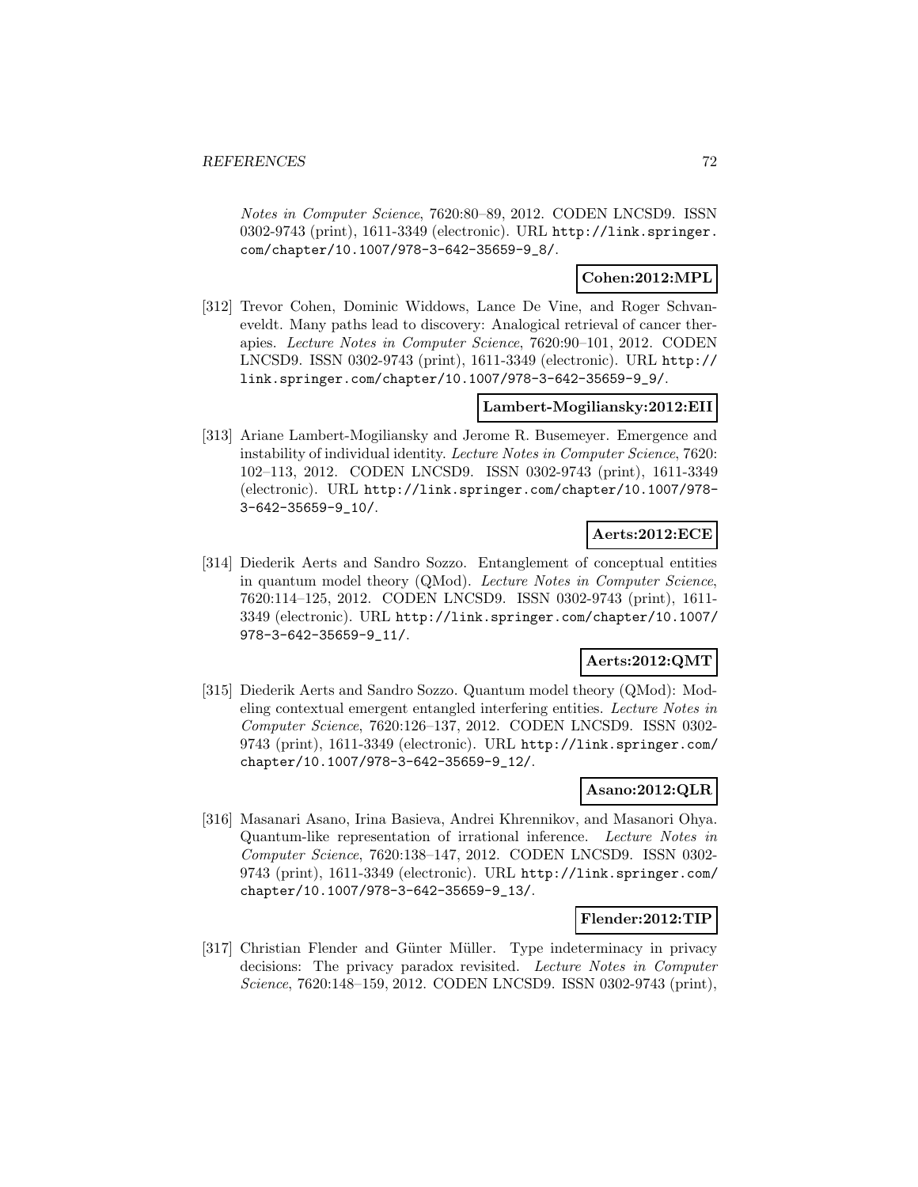*Notes in Computer Science*, 7620:80–89, 2012. CODEN LNCSD9. ISSN 0302-9743 (print), 1611-3349 (electronic). URL http://link.springer.com/chapter/10.1007/978-3-642-35659-9_8/.

**Cohen:2012:MPL**

[312] Trevor Cohen, Dominic Widdows, Lance De Vine, and Roger Schvaneveldt. Many paths lead to discovery: Analogical retrieval of cancer therapies. *Lecture Notes in Computer Science*, 7620:90–101, 2012. CODEN LNCSD9. ISSN 0302-9743 (print), 1611-3349 (electronic). URL http://link.springer.com/chapter/10.1007/978-3-642-35659-9_9/.

**Lambert-Mogiliansky:2012:EII**

[313] Ariane Lambert-Mogiliansky and Jerome R. Busemeyer. Emergence and instability of individual identity. *Lecture Notes in Computer Science*, 7620: 102–113, 2012. CODEN LNCSD9. ISSN 0302-9743 (print), 1611-3349 (electronic). URL http://link.springer.com/chapter/10.1007/978-3-642-35659-9_10/.

**Aerts:2012:ECE**

[314] Diederik Aerts and Sandro Sozzo. Entanglement of conceptual entities in quantum model theory (QMod). *Lecture Notes in Computer Science*, 7620:114–125, 2012. CODEN LNCSD9. ISSN 0302-9743 (print), 1611-3349 (electronic). URL http://link.springer.com/chapter/10.1007/978-3-642-35659-9_11/.

**Aerts:2012:QMT**

[315] Diederik Aerts and Sandro Sozzo. Quantum model theory (QMod): Modeling contextual emergent entangled interfering entities. *Lecture Notes in Computer Science*, 7620:126–137, 2012. CODEN LNCSD9. ISSN 0302-9743 (print), 1611-3349 (electronic). URL http://link.springer.com/chapter/10.1007/978-3-642-35659-9_12/.

**Asano:2012:QLR**

[316] Masanari Asano, Irina Basieva, Andrei Khrennikov, and Masanori Ohya. Quantum-like representation of irrational inference. *Lecture Notes in Computer Science*, 7620:138–147, 2012. CODEN LNCSD9. ISSN 0302-9743 (print), 1611-3349 (electronic). URL http://link.springer.com/chapter/10.1007/978-3-642-35659-9_13/.

**Flender:2012:TIP**

[317] Christian Flender and Günter Müller. Type indeterminacy in privacy decisions: The privacy paradox revisited. *Lecture Notes in Computer Science*, 7620:148–159, 2012. CODEN LNCSD9. ISSN 0302-9743 (print),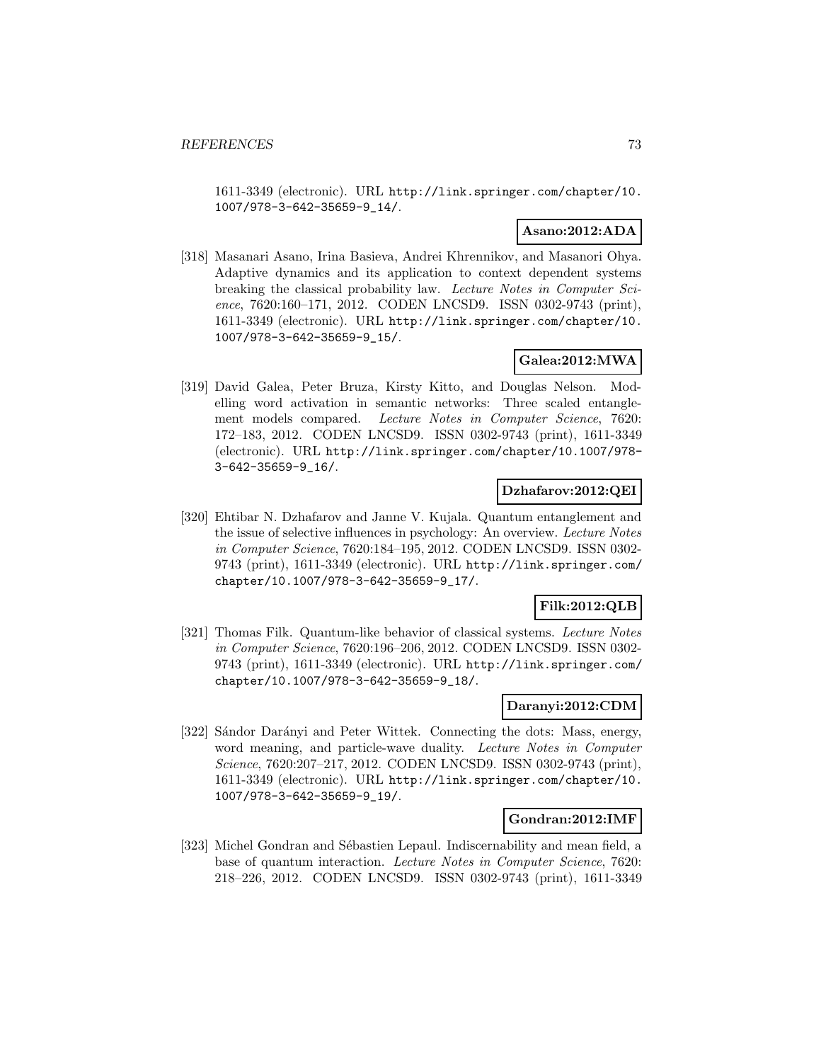1611-3349 (electronic). URL http://link.springer.com/chapter/10.1007/978-3-642-35659-9_14/.

**Asano:2012:ADA**

[318] Masanari Asano, Irina Basieva, Andrei Khrennikov, and Masanori Ohya. Adaptive dynamics and its application to context dependent systems breaking the classical probability law. *Lecture Notes in Computer Science*, 7620:160–171, 2012. CODEN LNCSD9. ISSN 0302-9743 (print), 1611-3349 (electronic). URL http://link.springer.com/chapter/10.1007/978-3-642-35659-9_15/.

**Galea:2012:MWA**

[319] David Galea, Peter Bruza, Kirsty Kitto, and Douglas Nelson. Modelling word activation in semantic networks: Three scaled entanglement models compared. *Lecture Notes in Computer Science*, 7620: 172–183, 2012. CODEN LNCSD9. ISSN 0302-9743 (print), 1611-3349 (electronic). URL http://link.springer.com/chapter/10.1007/978-3-642-35659-9_16/.

**Dzhafarov:2012:QEI**

[320] Ehtibar N. Dzhafarov and Janne V. Kujala. Quantum entanglement and the issue of selective influences in psychology: An overview. *Lecture Notes in Computer Science*, 7620:184–195, 2012. CODEN LNCSD9. ISSN 0302-9743 (print), 1611-3349 (electronic). URL http://link.springer.com/chapter/10.1007/978-3-642-35659-9_17/.

**Filk:2012:QLB**

[321] Thomas Filk. Quantum-like behavior of classical systems. *Lecture Notes in Computer Science*, 7620:196–206, 2012. CODEN LNCSD9. ISSN 0302-9743 (print), 1611-3349 (electronic). URL http://link.springer.com/chapter/10.1007/978-3-642-35659-9_18/.

**Daranyi:2012:CDM**

[322] Sándor Darányi and Peter Wittek. Connecting the dots: Mass, energy, word meaning, and particle-wave duality. *Lecture Notes in Computer Science*, 7620:207–217, 2012. CODEN LNCSD9. ISSN 0302-9743 (print), 1611-3349 (electronic). URL http://link.springer.com/chapter/10.1007/978-3-642-35659-9_19/.

**Gondran:2012:IMF**

[323] Michel Gondran and Sébastien Lepaul. Indiscernability and mean field, a base of quantum interaction. *Lecture Notes in Computer Science*, 7620: 218–226, 2012. CODEN LNCSD9. ISSN 0302-9743 (print), 1611-3349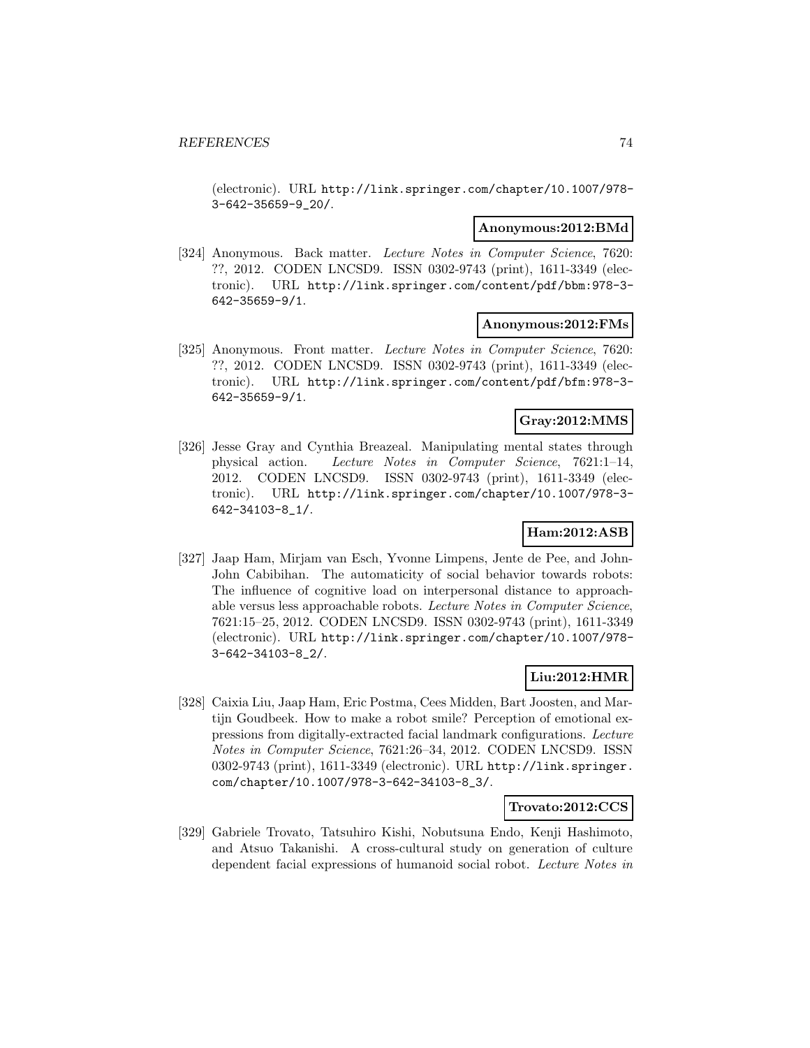(electronic). URL http://link.springer.com/chapter/10.1007/978-3-642-35659-9_20/.

**Anonymous:2012:BMd**

[324] Anonymous. Back matter. *Lecture Notes in Computer Science*, 7620: ??, 2012. CODEN LNCSD9. ISSN 0302-9743 (print), 1611-3349 (electronic). URL http://link.springer.com/content/pdf/bbm:978-3-642-35659-9/1.

**Anonymous:2012:FMs**

[325] Anonymous. Front matter. *Lecture Notes in Computer Science*, 7620: ??, 2012. CODEN LNCSD9. ISSN 0302-9743 (print), 1611-3349 (electronic). URL http://link.springer.com/content/pdf/bfm:978-3-642-35659-9/1.

**Gray:2012:MMS**

[326] Jesse Gray and Cynthia Breazeal. Manipulating mental states through physical action. *Lecture Notes in Computer Science*, 7621:1–14, 2012. CODEN LNCSD9. ISSN 0302-9743 (print), 1611-3349 (electronic). URL http://link.springer.com/chapter/10.1007/978-3-642-34103-8_1/.

**Ham:2012:ASB**

[327] Jaap Ham, Mirjam van Esch, Yvonne Limpens, Jente de Pee, and John-John Cabibihan. The automaticity of social behavior towards robots: The influence of cognitive load on interpersonal distance to approachable versus less approachable robots. *Lecture Notes in Computer Science*, 7621:15–25, 2012. CODEN LNCSD9. ISSN 0302-9743 (print), 1611-3349 (electronic). URL http://link.springer.com/chapter/10.1007/978-3-642-34103-8_2/.

**Liu:2012:HMR**

[328] Caixia Liu, Jaap Ham, Eric Postma, Cees Midden, Bart Joosten, and Martijn Goudbeek. How to make a robot smile? Perception of emotional expressions from digitally-extracted facial landmark configurations. *Lecture Notes in Computer Science*, 7621:26–34, 2012. CODEN LNCSD9. ISSN 0302-9743 (print), 1611-3349 (electronic). URL http://link.springer.com/chapter/10.1007/978-3-642-34103-8_3/.

**Trovato:2012:CCS**

[329] Gabriele Trovato, Tatsuhiro Kishi, Nobutsuna Endo, Kenji Hashimoto, and Atsuo Takanishi. A cross-cultural study on generation of culture dependent facial expressions of humanoid social robot. *Lecture Notes in*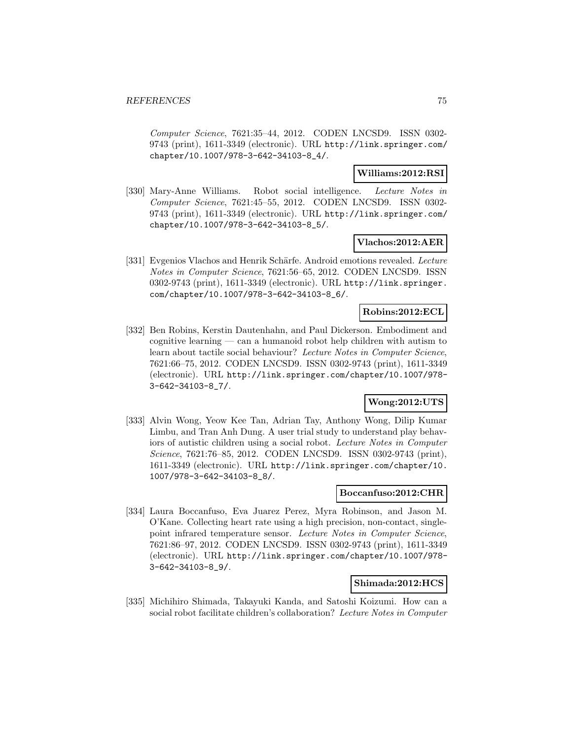*Computer Science*, 7621:35–44, 2012. CODEN LNCSD9. ISSN 0302-9743 (print), 1611-3349 (electronic). URL http://link.springer.com/chapter/10.1007/978-3-642-34103-8_4/.

**Williams:2012:RSI**

[330] Mary-Anne Williams. Robot social intelligence. *Lecture Notes in Computer Science*, 7621:45–55, 2012. CODEN LNCSD9. ISSN 0302-9743 (print), 1611-3349 (electronic). URL http://link.springer.com/chapter/10.1007/978-3-642-34103-8_5/.

**Vlachos:2012:AER**

[331] Evgenios Vlachos and Henrik Schärfe. Android emotions revealed. *Lecture Notes in Computer Science*, 7621:56–65, 2012. CODEN LNCSD9. ISSN 0302-9743 (print), 1611-3349 (electronic). URL http://link.springer.com/chapter/10.1007/978-3-642-34103-8_6/.

**Robins:2012:ECL**

[332] Ben Robins, Kerstin Dautenhahn, and Paul Dickerson. Embodiment and cognitive learning — can a humanoid robot help children with autism to learn about tactile social behaviour? *Lecture Notes in Computer Science*, 7621:66–75, 2012. CODEN LNCSD9. ISSN 0302-9743 (print), 1611-3349 (electronic). URL http://link.springer.com/chapter/10.1007/978-3-642-34103-8_7/.

**Wong:2012:UTS**

[333] Alvin Wong, Yeow Kee Tan, Adrian Tay, Anthony Wong, Dilip Kumar Limbu, and Tran Anh Dung. A user trial study to understand play behaviors of autistic children using a social robot. *Lecture Notes in Computer Science*, 7621:76–85, 2012. CODEN LNCSD9. ISSN 0302-9743 (print), 1611-3349 (electronic). URL http://link.springer.com/chapter/10.1007/978-3-642-34103-8_8/.

**Boccanfuso:2012:CHR**

[334] Laura Boccanfuso, Eva Juarez Perez, Myra Robinson, and Jason M. O'Kane. Collecting heart rate using a high precision, non-contact, single-point infrared temperature sensor. *Lecture Notes in Computer Science*, 7621:86–97, 2012. CODEN LNCSD9. ISSN 0302-9743 (print), 1611-3349 (electronic). URL http://link.springer.com/chapter/10.1007/978-3-642-34103-8_9/.

**Shimada:2012:HCS**

[335] Michihiro Shimada, Takayuki Kanda, and Satoshi Koizumi. How can a social robot facilitate children's collaboration? *Lecture Notes in Computer*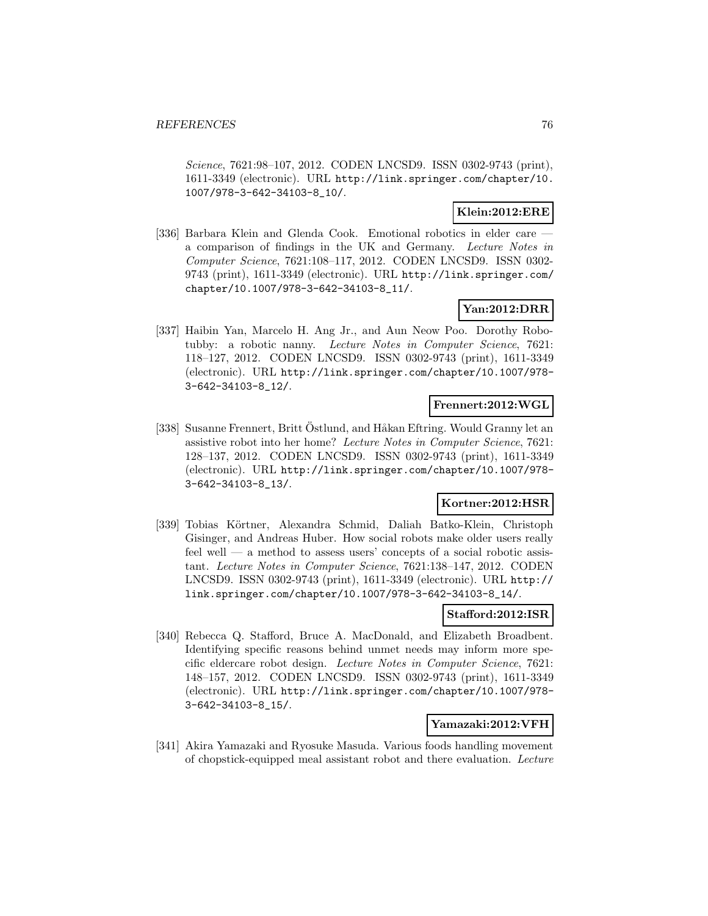*Science*, 7621:98–107, 2012. CODEN LNCSD9. ISSN 0302-9743 (print), 1611-3349 (electronic). URL http://link.springer.com/chapter/10.1007/978-3-642-34103-8_10/.

**Klein:2012:ERE**

[336] Barbara Klein and Glenda Cook. Emotional robotics in elder care — a comparison of findings in the UK and Germany. *Lecture Notes in Computer Science*, 7621:108–117, 2012. CODEN LNCSD9. ISSN 0302-9743 (print), 1611-3349 (electronic). URL http://link.springer.com/chapter/10.1007/978-3-642-34103-8_11/.

**Yan:2012:DRR**

[337] Haibin Yan, Marcelo H. Ang Jr., and Aun Neow Poo. Dorothy Robotubby: a robotic nanny. *Lecture Notes in Computer Science*, 7621: 118–127, 2012. CODEN LNCSD9. ISSN 0302-9743 (print), 1611-3349 (electronic). URL http://link.springer.com/chapter/10.1007/978-3-642-34103-8_12/.

**Frennert:2012:WGL**

[338] Susanne Frennert, Britt Östlund, and Håkan Eftring. Would Granny let an assistive robot into her home? *Lecture Notes in Computer Science*, 7621: 128–137, 2012. CODEN LNCSD9. ISSN 0302-9743 (print), 1611-3349 (electronic). URL http://link.springer.com/chapter/10.1007/978-3-642-34103-8_13/.

**Kortner:2012:HSR**

[339] Tobias Körtner, Alexandra Schmid, Daliah Batko-Klein, Christoph Gisinger, and Andreas Huber. How social robots make older users really feel well — a method to assess users' concepts of a social robotic assistant. *Lecture Notes in Computer Science*, 7621:138–147, 2012. CODEN LNCSD9. ISSN 0302-9743 (print), 1611-3349 (electronic). URL http://link.springer.com/chapter/10.1007/978-3-642-34103-8_14/.

**Stafford:2012:ISR**

[340] Rebecca Q. Stafford, Bruce A. MacDonald, and Elizabeth Broadbent. Identifying specific reasons behind unmet needs may inform more specific eldercare robot design. *Lecture Notes in Computer Science*, 7621: 148–157, 2012. CODEN LNCSD9. ISSN 0302-9743 (print), 1611-3349 (electronic). URL http://link.springer.com/chapter/10.1007/978-3-642-34103-8_15/.

**Yamazaki:2012:VFH**

[341] Akira Yamazaki and Ryosuke Masuda. Various foods handling movement of chopstick-equipped meal assistant robot and there evaluation. *Lecture*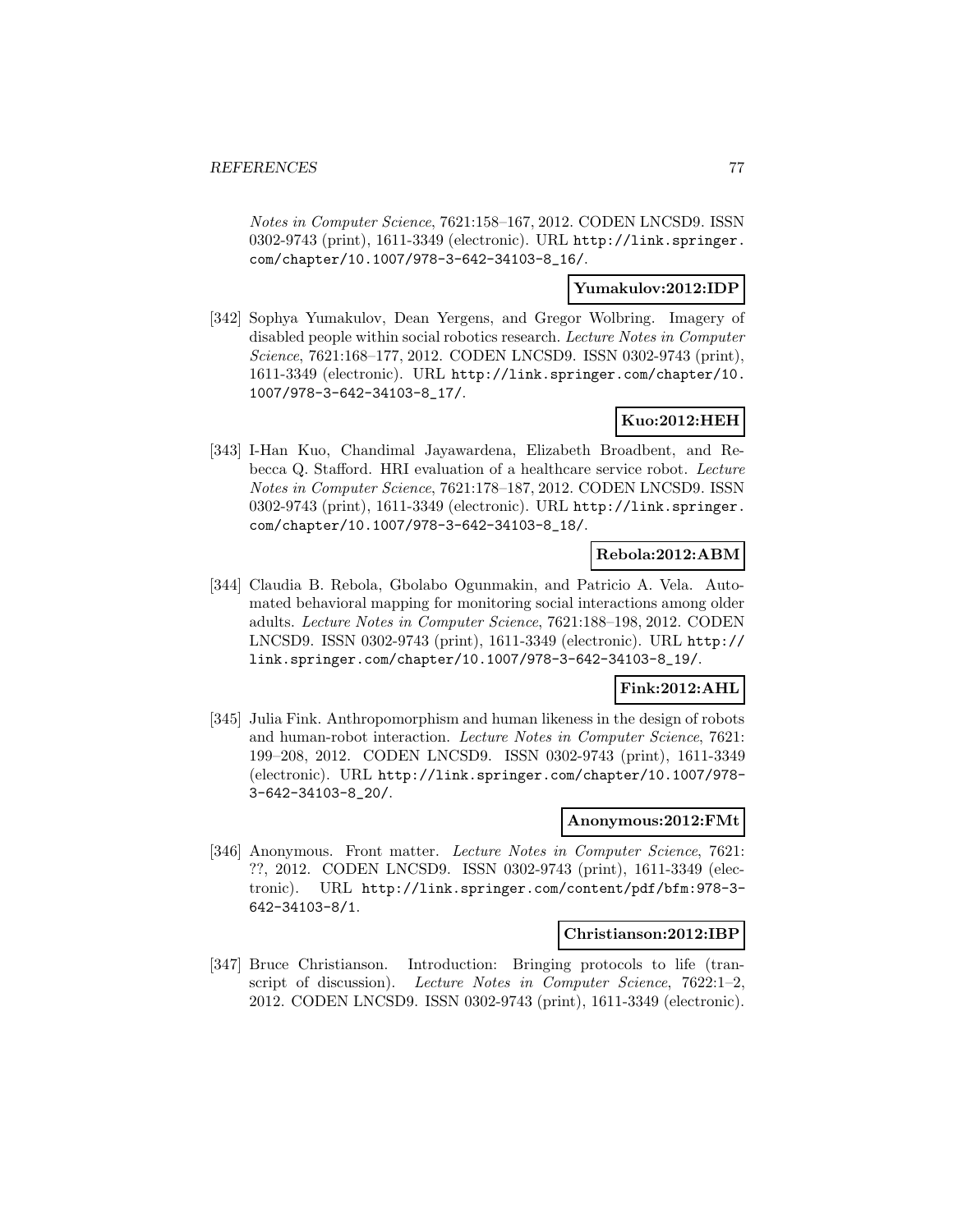*Notes in Computer Science*, 7621:158–167, 2012. CODEN LNCSD9. ISSN 0302-9743 (print), 1611-3349 (electronic). URL http://link.springer.com/chapter/10.1007/978-3-642-34103-8_16/.

**Yumakulov:2012:IDP**

[342] Sophya Yumakulov, Dean Yergens, and Gregor Wolbring. Imagery of disabled people within social robotics research. *Lecture Notes in Computer Science*, 7621:168–177, 2012. CODEN LNCSD9. ISSN 0302-9743 (print), 1611-3349 (electronic). URL http://link.springer.com/chapter/10.1007/978-3-642-34103-8_17/.

**Kuo:2012:HEH**

[343] I-Han Kuo, Chandimal Jayawardena, Elizabeth Broadbent, and Rebecca Q. Stafford. HRI evaluation of a healthcare service robot. *Lecture Notes in Computer Science*, 7621:178–187, 2012. CODEN LNCSD9. ISSN 0302-9743 (print), 1611-3349 (electronic). URL http://link.springer.com/chapter/10.1007/978-3-642-34103-8_18/.

**Rebola:2012:ABM**

[344] Claudia B. Rebola, Gbolabo Ogunmakin, and Patricio A. Vela. Automated behavioral mapping for monitoring social interactions among older adults. *Lecture Notes in Computer Science*, 7621:188–198, 2012. CODEN LNCSD9. ISSN 0302-9743 (print), 1611-3349 (electronic). URL http://link.springer.com/chapter/10.1007/978-3-642-34103-8_19/.

**Fink:2012:AHL**

[345] Julia Fink. Anthropomorphism and human likeness in the design of robots and human-robot interaction. *Lecture Notes in Computer Science*, 7621: 199–208, 2012. CODEN LNCSD9. ISSN 0302-9743 (print), 1611-3349 (electronic). URL http://link.springer.com/chapter/10.1007/978-3-642-34103-8_20/.

**Anonymous:2012:FMt**

[346] Anonymous. Front matter. *Lecture Notes in Computer Science*, 7621: ??, 2012. CODEN LNCSD9. ISSN 0302-9743 (print), 1611-3349 (electronic). URL http://link.springer.com/content/pdf/bfm:978-3-642-34103-8/1.

**Christianson:2012:IBP**

[347] Bruce Christianson. Introduction: Bringing protocols to life (transcript of discussion). *Lecture Notes in Computer Science*, 7622:1–2, 2012. CODEN LNCSD9. ISSN 0302-9743 (print), 1611-3349 (electronic).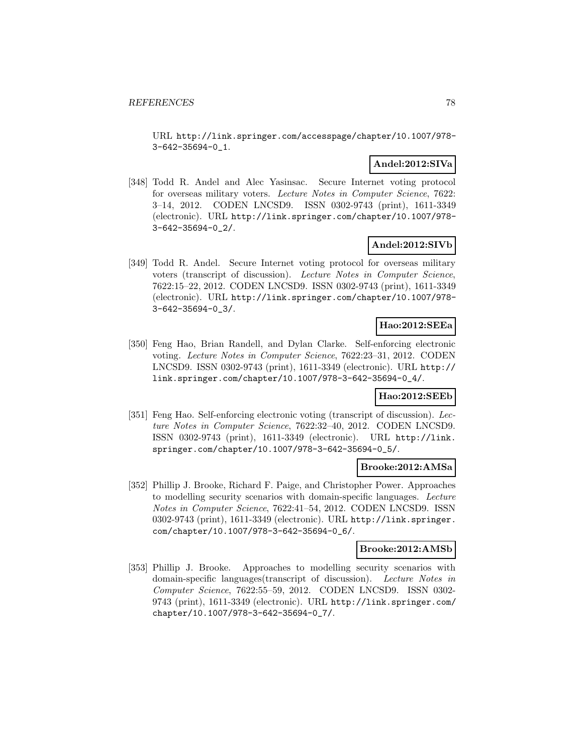URL http://link.springer.com/accesspage/chapter/10.1007/978-3-642-35694-0_1.

**Andel:2012:SIVa**

[348] Todd R. Andel and Alec Yasinsac. Secure Internet voting protocol for overseas military voters. *Lecture Notes in Computer Science*, 7622: 3–14, 2012. CODEN LNCSD9. ISSN 0302-9743 (print), 1611-3349 (electronic). URL http://link.springer.com/chapter/10.1007/978-3-642-35694-0_2/.

**Andel:2012:SIVb**

[349] Todd R. Andel. Secure Internet voting protocol for overseas military voters (transcript of discussion). *Lecture Notes in Computer Science*, 7622:15–22, 2012. CODEN LNCSD9. ISSN 0302-9743 (print), 1611-3349 (electronic). URL http://link.springer.com/chapter/10.1007/978-3-642-35694-0_3/.

**Hao:2012:SEEa**

[350] Feng Hao, Brian Randell, and Dylan Clarke. Self-enforcing electronic voting. *Lecture Notes in Computer Science*, 7622:23–31, 2012. CODEN LNCSD9. ISSN 0302-9743 (print), 1611-3349 (electronic). URL http://link.springer.com/chapter/10.1007/978-3-642-35694-0_4/.

**Hao:2012:SEEb**

[351] Feng Hao. Self-enforcing electronic voting (transcript of discussion). *Lecture Notes in Computer Science*, 7622:32–40, 2012. CODEN LNCSD9. ISSN 0302-9743 (print), 1611-3349 (electronic). URL http://link.springer.com/chapter/10.1007/978-3-642-35694-0_5/.

**Brooke:2012:AMSa**

[352] Phillip J. Brooke, Richard F. Paige, and Christopher Power. Approaches to modelling security scenarios with domain-specific languages. *Lecture Notes in Computer Science*, 7622:41–54, 2012. CODEN LNCSD9. ISSN 0302-9743 (print), 1611-3349 (electronic). URL http://link.springer.com/chapter/10.1007/978-3-642-35694-0_6/.

**Brooke:2012:AMSb**

[353] Phillip J. Brooke. Approaches to modelling security scenarios with domain-specific languages(transcript of discussion). *Lecture Notes in Computer Science*, 7622:55–59, 2012. CODEN LNCSD9. ISSN 0302-9743 (print), 1611-3349 (electronic). URL http://link.springer.com/chapter/10.1007/978-3-642-35694-0_7/.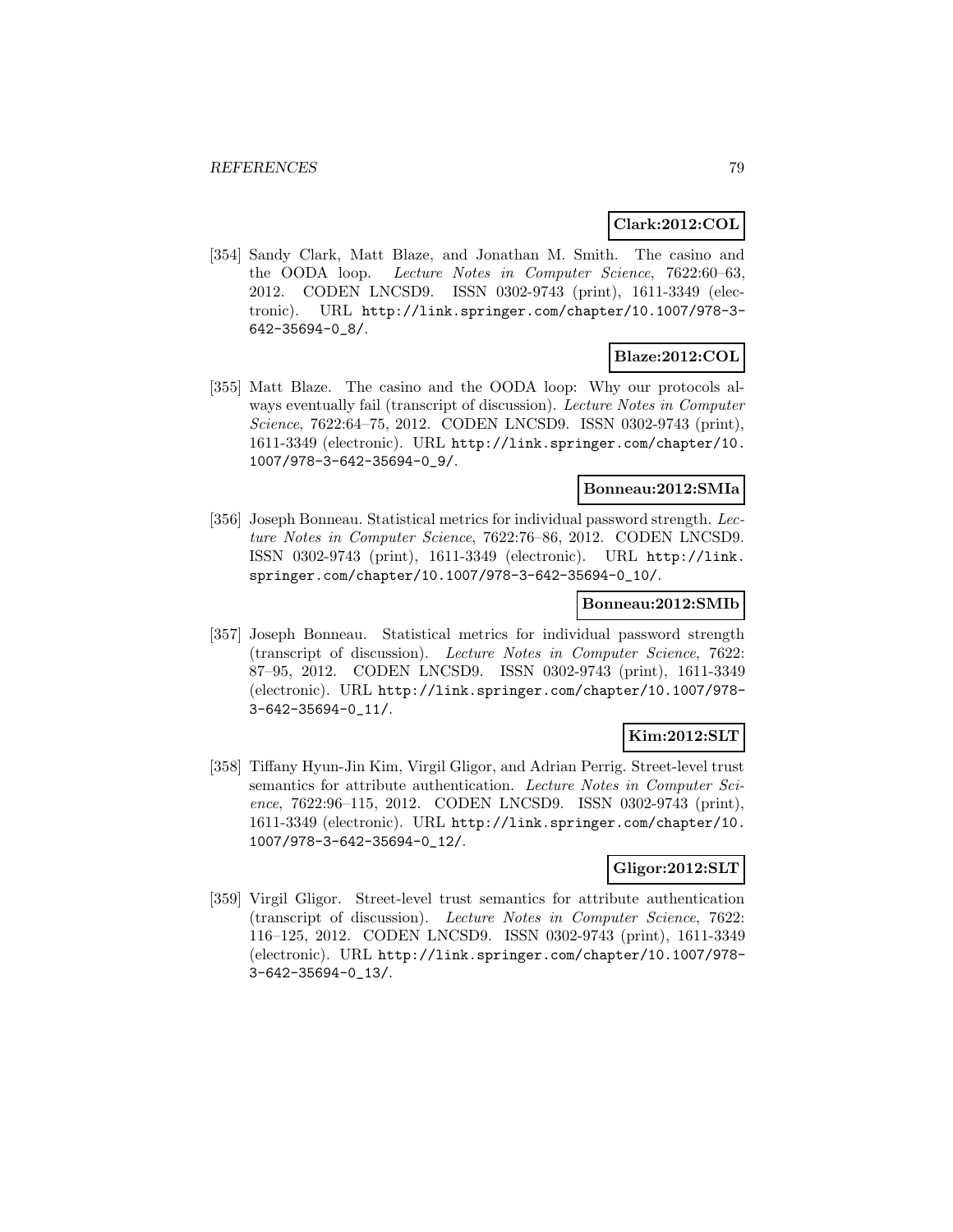**Clark:2012:COL**

[354] Sandy Clark, Matt Blaze, and Jonathan M. Smith. The casino and the OODA loop. *Lecture Notes in Computer Science*, 7622:60–63, 2012. CODEN LNCSD9. ISSN 0302-9743 (print), 1611-3349 (electronic). URL http://link.springer.com/chapter/10.1007/978-3-642-35694-0_8/.

**Blaze:2012:COL**

[355] Matt Blaze. The casino and the OODA loop: Why our protocols always eventually fail (transcript of discussion). *Lecture Notes in Computer Science*, 7622:64–75, 2012. CODEN LNCSD9. ISSN 0302-9743 (print), 1611-3349 (electronic). URL http://link.springer.com/chapter/10.1007/978-3-642-35694-0_9/.

**Bonneau:2012:SMIa**

[356] Joseph Bonneau. Statistical metrics for individual password strength. *Lecture Notes in Computer Science*, 7622:76–86, 2012. CODEN LNCSD9. ISSN 0302-9743 (print), 1611-3349 (electronic). URL http://link.springer.com/chapter/10.1007/978-3-642-35694-0_10/.

**Bonneau:2012:SMIb**

[357] Joseph Bonneau. Statistical metrics for individual password strength (transcript of discussion). *Lecture Notes in Computer Science*, 7622: 87–95, 2012. CODEN LNCSD9. ISSN 0302-9743 (print), 1611-3349 (electronic). URL http://link.springer.com/chapter/10.1007/978-3-642-35694-0_11/.

**Kim:2012:SLT**

[358] Tiffany Hyun-Jin Kim, Virgil Gligor, and Adrian Perrig. Street-level trust semantics for attribute authentication. *Lecture Notes in Computer Science*, 7622:96–115, 2012. CODEN LNCSD9. ISSN 0302-9743 (print), 1611-3349 (electronic). URL http://link.springer.com/chapter/10.1007/978-3-642-35694-0_12/.

**Gligor:2012:SLT**

[359] Virgil Gligor. Street-level trust semantics for attribute authentication (transcript of discussion). *Lecture Notes in Computer Science*, 7622: 116–125, 2012. CODEN LNCSD9. ISSN 0302-9743 (print), 1611-3349 (electronic). URL http://link.springer.com/chapter/10.1007/978-3-642-35694-0_13/.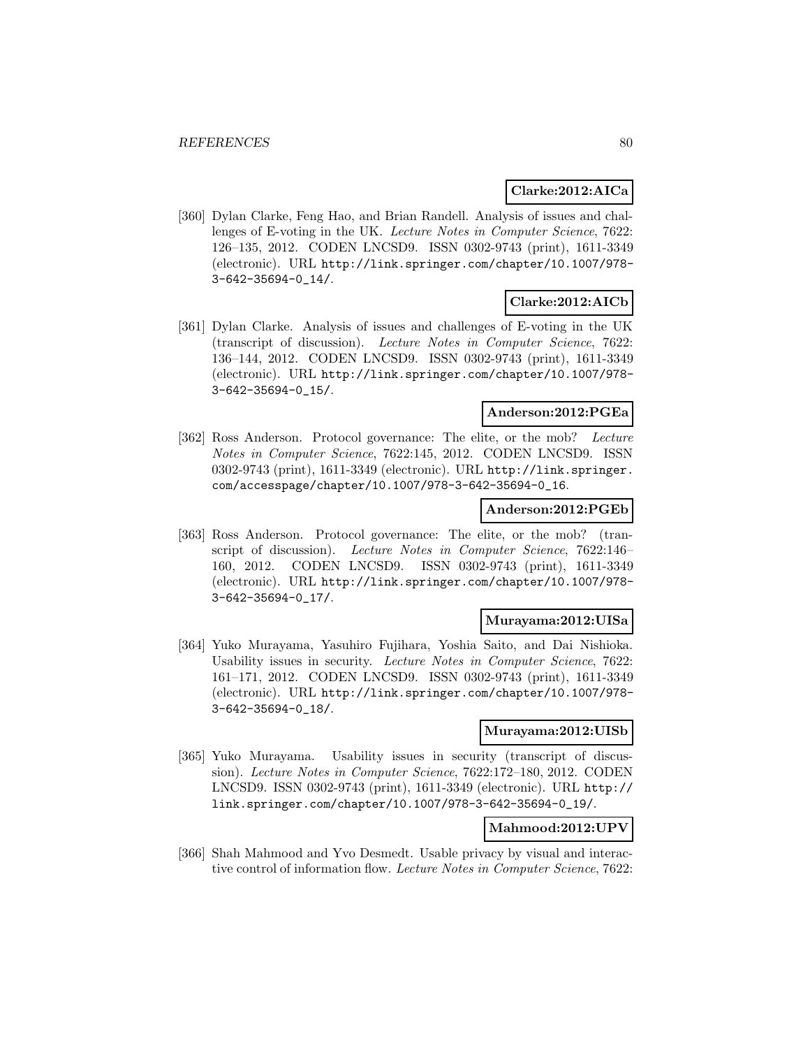**Clarke:2012:AICa**

[360] Dylan Clarke, Feng Hao, and Brian Randell. Analysis of issues and challenges of E-voting in the UK. *Lecture Notes in Computer Science*, 7622: 126–135, 2012. CODEN LNCSD9. ISSN 0302-9743 (print), 1611-3349 (electronic). URL http://link.springer.com/chapter/10.1007/978-3-642-35694-0_14/.

**Clarke:2012:AICb**

[361] Dylan Clarke. Analysis of issues and challenges of E-voting in the UK (transcript of discussion). *Lecture Notes in Computer Science*, 7622: 136–144, 2012. CODEN LNCSD9. ISSN 0302-9743 (print), 1611-3349 (electronic). URL http://link.springer.com/chapter/10.1007/978-3-642-35694-0_15/.

**Anderson:2012:PGEa**

[362] Ross Anderson. Protocol governance: The elite, or the mob? *Lecture Notes in Computer Science*, 7622:145, 2012. CODEN LNCSD9. ISSN 0302-9743 (print), 1611-3349 (electronic). URL http://link.springer.com/accesspage/chapter/10.1007/978-3-642-35694-0_16.

**Anderson:2012:PGEb**

[363] Ross Anderson. Protocol governance: The elite, or the mob? (transcript of discussion). *Lecture Notes in Computer Science*, 7622:146–160, 2012. CODEN LNCSD9. ISSN 0302-9743 (print), 1611-3349 (electronic). URL http://link.springer.com/chapter/10.1007/978-3-642-35694-0_17/.

**Murayama:2012:UISa**

[364] Yuko Murayama, Yasuhiro Fujihara, Yoshia Saito, and Dai Nishioka. Usability issues in security. *Lecture Notes in Computer Science*, 7622: 161–171, 2012. CODEN LNCSD9. ISSN 0302-9743 (print), 1611-3349 (electronic). URL http://link.springer.com/chapter/10.1007/978-3-642-35694-0_18/.

**Murayama:2012:UISb**

[365] Yuko Murayama. Usability issues in security (transcript of discussion). *Lecture Notes in Computer Science*, 7622:172–180, 2012. CODEN LNCSD9. ISSN 0302-9743 (print), 1611-3349 (electronic). URL http://link.springer.com/chapter/10.1007/978-3-642-35694-0_19/.

**Mahmood:2012:UPV**

[366] Shah Mahmood and Yvo Desmedt. Usable privacy by visual and interactive control of information flow. *Lecture Notes in Computer Science*, 7622: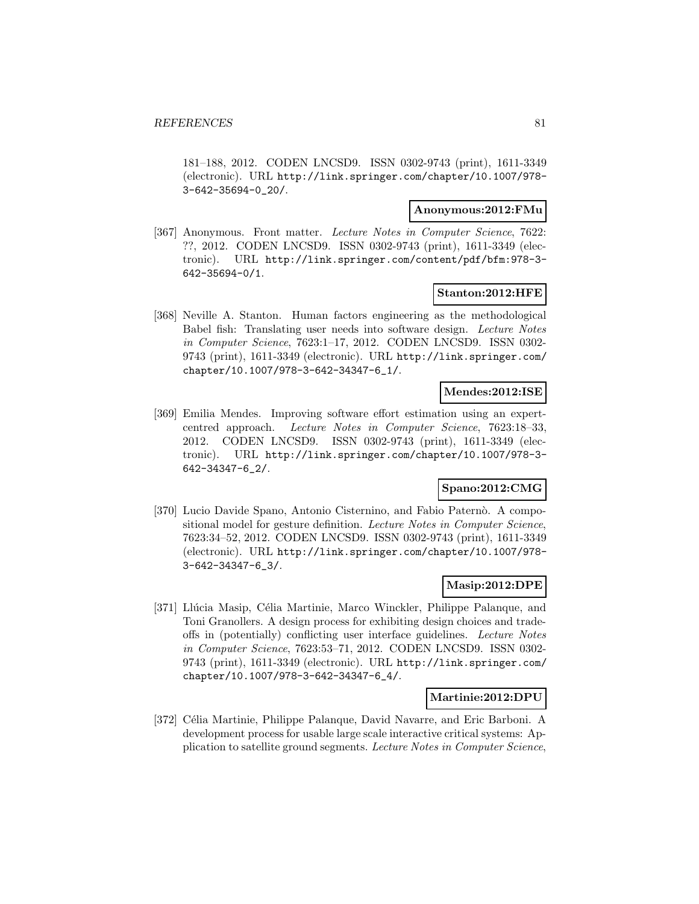181–188, 2012. CODEN LNCSD9. ISSN 0302-9743 (print), 1611-3349 (electronic). URL http://link.springer.com/chapter/10.1007/978-3-642-35694-0_20/.

**Anonymous:2012:FMu**

[367] Anonymous. Front matter. *Lecture Notes in Computer Science*, 7622: ??, 2012. CODEN LNCSD9. ISSN 0302-9743 (print), 1611-3349 (electronic). URL http://link.springer.com/content/pdf/bfm:978-3-642-35694-0/1.

**Stanton:2012:HFE**

[368] Neville A. Stanton. Human factors engineering as the methodological Babel fish: Translating user needs into software design. *Lecture Notes in Computer Science*, 7623:1–17, 2012. CODEN LNCSD9. ISSN 0302-9743 (print), 1611-3349 (electronic). URL http://link.springer.com/chapter/10.1007/978-3-642-34347-6_1/.

**Mendes:2012:ISE**

[369] Emilia Mendes. Improving software effort estimation using an expert-centred approach. *Lecture Notes in Computer Science*, 7623:18–33, 2012. CODEN LNCSD9. ISSN 0302-9743 (print), 1611-3349 (electronic). URL http://link.springer.com/chapter/10.1007/978-3-642-34347-6_2/.

**Spano:2012:CMG**

[370] Lucio Davide Spano, Antonio Cisternino, and Fabio Paternò. A compositional model for gesture definition. *Lecture Notes in Computer Science*, 7623:34–52, 2012. CODEN LNCSD9. ISSN 0302-9743 (print), 1611-3349 (electronic). URL http://link.springer.com/chapter/10.1007/978-3-642-34347-6_3/.

**Masip:2012:DPE**

[371] Llúcia Masip, Célia Martinie, Marco Winckler, Philippe Palanque, and Toni Granollers. A design process for exhibiting design choices and trade-offs in (potentially) conflicting user interface guidelines. *Lecture Notes in Computer Science*, 7623:53–71, 2012. CODEN LNCSD9. ISSN 0302-9743 (print), 1611-3349 (electronic). URL http://link.springer.com/chapter/10.1007/978-3-642-34347-6_4/.

**Martinie:2012:DPU**

[372] Célia Martinie, Philippe Palanque, David Navarre, and Eric Barboni. A development process for usable large scale interactive critical systems: Application to satellite ground segments. *Lecture Notes in Computer Science*,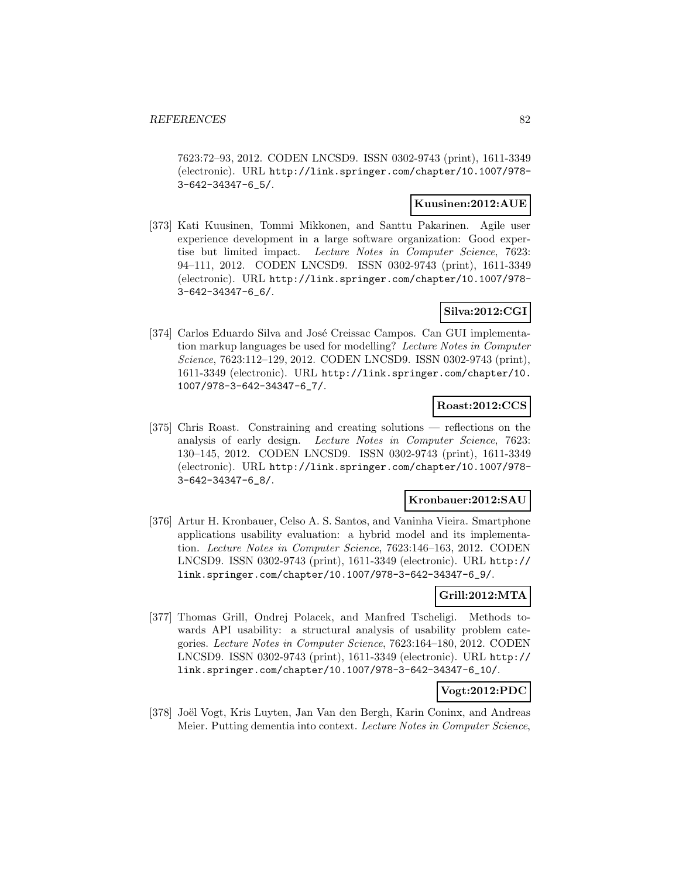7623:72–93, 2012. CODEN LNCSD9. ISSN 0302-9743 (print), 1611-3349 (electronic). URL http://link.springer.com/chapter/10.1007/978-3-642-34347-6_5/.

**Kuusinen:2012:AUE**

[373] Kati Kuusinen, Tommi Mikkonen, and Santtu Pakarinen. Agile user experience development in a large software organization: Good expertise but limited impact. *Lecture Notes in Computer Science*, 7623: 94–111, 2012. CODEN LNCSD9. ISSN 0302-9743 (print), 1611-3349 (electronic). URL http://link.springer.com/chapter/10.1007/978-3-642-34347-6_6/.

**Silva:2012:CGI**

[374] Carlos Eduardo Silva and José Creissac Campos. Can GUI implementation markup languages be used for modelling? *Lecture Notes in Computer Science*, 7623:112–129, 2012. CODEN LNCSD9. ISSN 0302-9743 (print), 1611-3349 (electronic). URL http://link.springer.com/chapter/10.1007/978-3-642-34347-6_7/.

**Roast:2012:CCS**

[375] Chris Roast. Constraining and creating solutions — reflections on the analysis of early design. *Lecture Notes in Computer Science*, 7623: 130–145, 2012. CODEN LNCSD9. ISSN 0302-9743 (print), 1611-3349 (electronic). URL http://link.springer.com/chapter/10.1007/978-3-642-34347-6_8/.

**Kronbauer:2012:SAU**

[376] Artur H. Kronbauer, Celso A. S. Santos, and Vaninha Vieira. Smartphone applications usability evaluation: a hybrid model and its implementation. *Lecture Notes in Computer Science*, 7623:146–163, 2012. CODEN LNCSD9. ISSN 0302-9743 (print), 1611-3349 (electronic). URL http://link.springer.com/chapter/10.1007/978-3-642-34347-6_9/.

**Grill:2012:MTA**

[377] Thomas Grill, Ondrej Polacek, and Manfred Tscheligi. Methods towards API usability: a structural analysis of usability problem categories. *Lecture Notes in Computer Science*, 7623:164–180, 2012. CODEN LNCSD9. ISSN 0302-9743 (print), 1611-3349 (electronic). URL http://link.springer.com/chapter/10.1007/978-3-642-34347-6_10/.

**Vogt:2012:PDC**

[378] Joël Vogt, Kris Luyten, Jan Van den Bergh, Karin Coninx, and Andreas Meier. Putting dementia into context. *Lecture Notes in Computer Science*,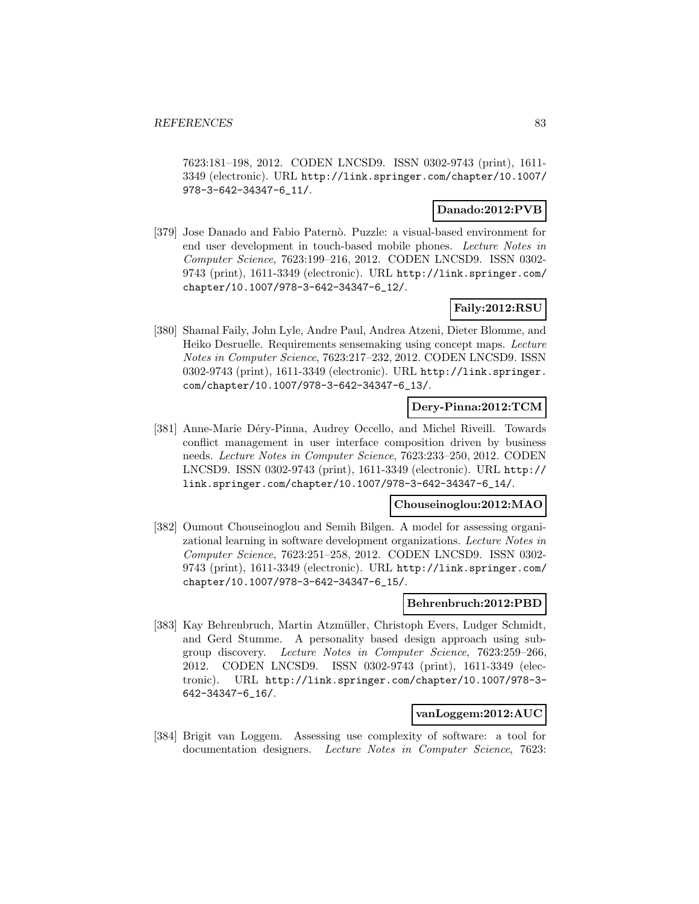7623:181–198, 2012. CODEN LNCSD9. ISSN 0302-9743 (print), 1611-3349 (electronic). URL http://link.springer.com/chapter/10.1007/978-3-642-34347-6_11/.

**Danado:2012:PVB**

[379] Jose Danado and Fabio Paternò. Puzzle: a visual-based environment for end user development in touch-based mobile phones. *Lecture Notes in Computer Science*, 7623:199–216, 2012. CODEN LNCSD9. ISSN 0302-9743 (print), 1611-3349 (electronic). URL http://link.springer.com/chapter/10.1007/978-3-642-34347-6_12/.

**Faily:2012:RSU**

[380] Shamal Faily, John Lyle, Andre Paul, Andrea Atzeni, Dieter Blomme, and Heiko Desruelle. Requirements sensemaking using concept maps. *Lecture Notes in Computer Science*, 7623:217–232, 2012. CODEN LNCSD9. ISSN 0302-9743 (print), 1611-3349 (electronic). URL http://link.springer.com/chapter/10.1007/978-3-642-34347-6_13/.

**Dery-Pinna:2012:TCM**

[381] Anne-Marie Déry-Pinna, Audrey Occello, and Michel Riveill. Towards conflict management in user interface composition driven by business needs. *Lecture Notes in Computer Science*, 7623:233–250, 2012. CODEN LNCSD9. ISSN 0302-9743 (print), 1611-3349 (electronic). URL http://link.springer.com/chapter/10.1007/978-3-642-34347-6_14/.

**Chouseinoglou:2012:MAO**

[382] Oumout Chouseinoglou and Semih Bilgen. A model for assessing organizational learning in software development organizations. *Lecture Notes in Computer Science*, 7623:251–258, 2012. CODEN LNCSD9. ISSN 0302-9743 (print), 1611-3349 (electronic). URL http://link.springer.com/chapter/10.1007/978-3-642-34347-6_15/.

**Behrenbruch:2012:PBD**

[383] Kay Behrenbruch, Martin Atzmüller, Christoph Evers, Ludger Schmidt, and Gerd Stumme. A personality based design approach using subgroup discovery. *Lecture Notes in Computer Science*, 7623:259–266, 2012. CODEN LNCSD9. ISSN 0302-9743 (print), 1611-3349 (electronic). URL http://link.springer.com/chapter/10.1007/978-3-642-34347-6_16/.

**vanLoggem:2012:AUC**

[384] Brigit van Loggem. Assessing use complexity of software: a tool for documentation designers. *Lecture Notes in Computer Science*, 7623: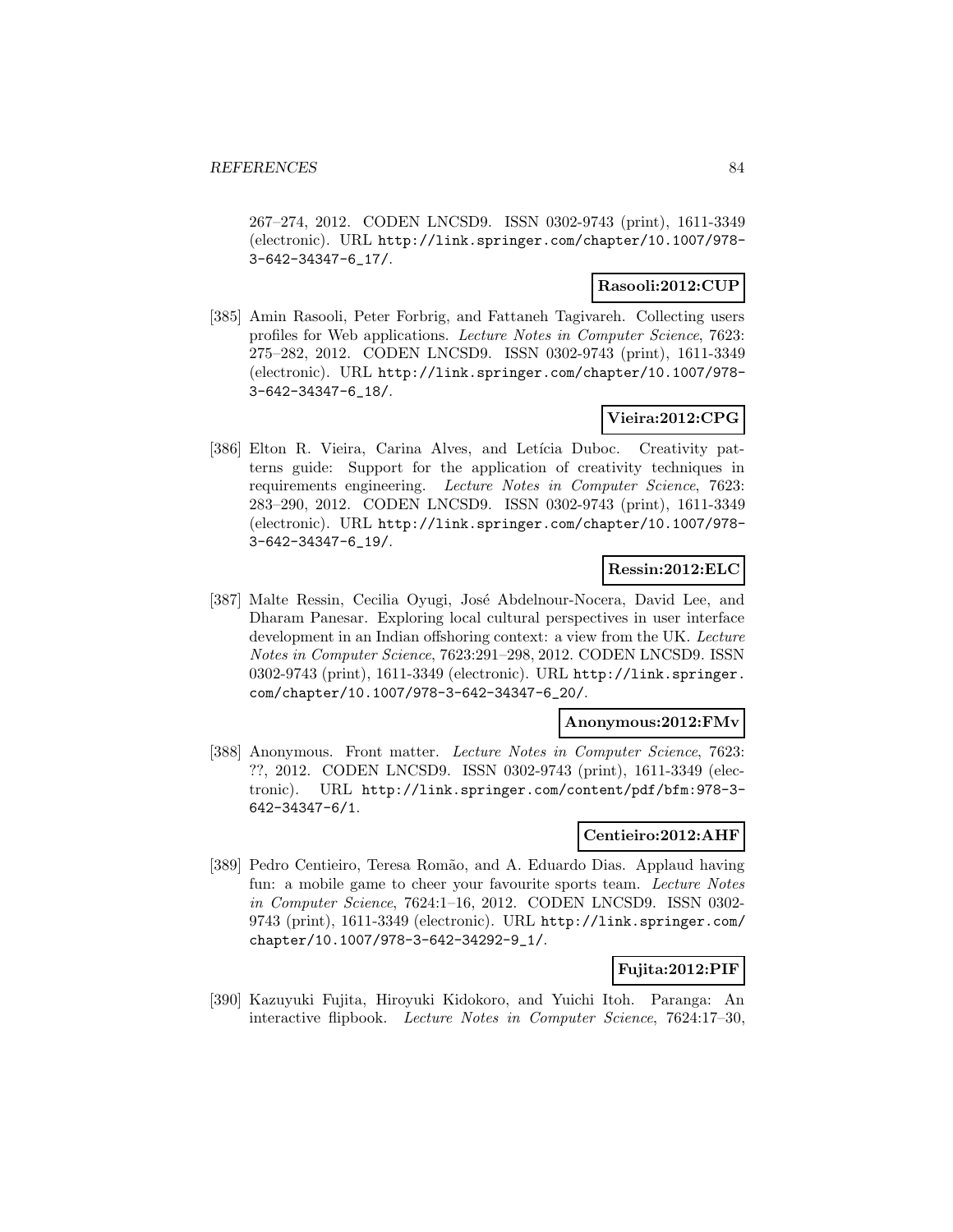267–274, 2012. CODEN LNCSD9. ISSN 0302-9743 (print), 1611-3349 (electronic). URL http://link.springer.com/chapter/10.1007/978-3-642-34347-6_17/.

**Rasooli:2012:CUP**

[385] Amin Rasooli, Peter Forbrig, and Fattaneh Tagivareh. Collecting users profiles for Web applications. *Lecture Notes in Computer Science*, 7623: 275–282, 2012. CODEN LNCSD9. ISSN 0302-9743 (print), 1611-3349 (electronic). URL http://link.springer.com/chapter/10.1007/978-3-642-34347-6_18/.

**Vieira:2012:CPG**

[386] Elton R. Vieira, Carina Alves, and Letícia Duboc. Creativity patterns guide: Support for the application of creativity techniques in requirements engineering. *Lecture Notes in Computer Science*, 7623: 283–290, 2012. CODEN LNCSD9. ISSN 0302-9743 (print), 1611-3349 (electronic). URL http://link.springer.com/chapter/10.1007/978-3-642-34347-6_19/.

**Ressin:2012:ELC**

[387] Malte Ressin, Cecilia Oyugi, José Abdelnour-Nocera, David Lee, and Dharam Panesar. Exploring local cultural perspectives in user interface development in an Indian offshoring context: a view from the UK. *Lecture Notes in Computer Science*, 7623:291–298, 2012. CODEN LNCSD9. ISSN 0302-9743 (print), 1611-3349 (electronic). URL http://link.springer.com/chapter/10.1007/978-3-642-34347-6_20/.

**Anonymous:2012:FMv**

[388] Anonymous. Front matter. *Lecture Notes in Computer Science*, 7623: ??, 2012. CODEN LNCSD9. ISSN 0302-9743 (print), 1611-3349 (electronic). URL http://link.springer.com/content/pdf/bfm:978-3-642-34347-6/1.

**Centieiro:2012:AHF**

[389] Pedro Centieiro, Teresa Romão, and A. Eduardo Dias. Applaud having fun: a mobile game to cheer your favourite sports team. *Lecture Notes in Computer Science*, 7624:1–16, 2012. CODEN LNCSD9. ISSN 0302-9743 (print), 1611-3349 (electronic). URL http://link.springer.com/chapter/10.1007/978-3-642-34292-9_1/.

**Fujita:2012:PIF**

[390] Kazuyuki Fujita, Hiroyuki Kidokoro, and Yuichi Itoh. Paranga: An interactive flipbook. *Lecture Notes in Computer Science*, 7624:17–30,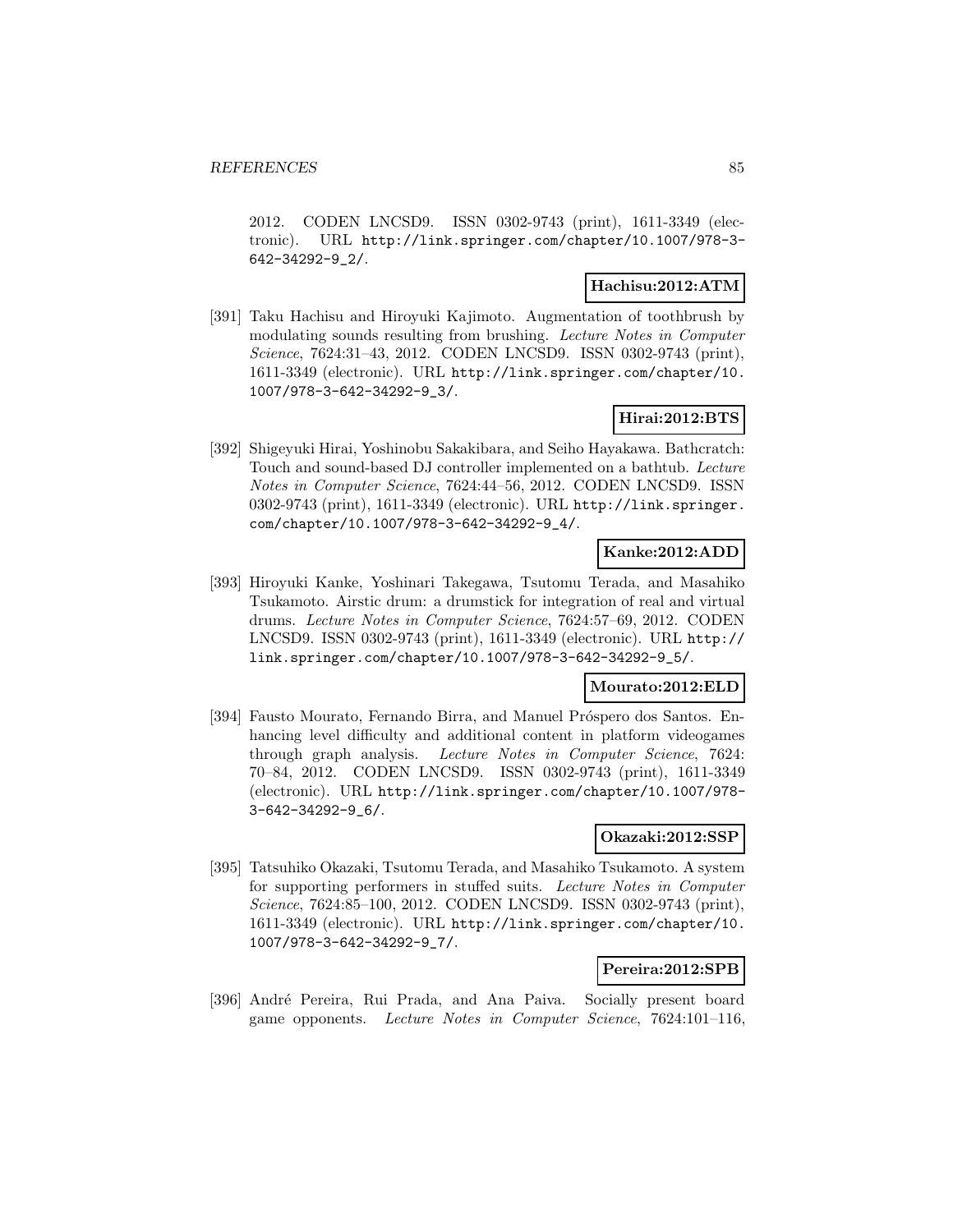2012. CODEN LNCSD9. ISSN 0302-9743 (print), 1611-3349 (electronic). URL http://link.springer.com/chapter/10.1007/978-3-642-34292-9_2/.

**Hachisu:2012:ATM**

[391] Taku Hachisu and Hiroyuki Kajimoto. Augmentation of toothbrush by modulating sounds resulting from brushing. *Lecture Notes in Computer Science*, 7624:31–43, 2012. CODEN LNCSD9. ISSN 0302-9743 (print), 1611-3349 (electronic). URL http://link.springer.com/chapter/10.1007/978-3-642-34292-9_3/.

**Hirai:2012:BTS**

[392] Shigeyuki Hirai, Yoshinobu Sakakibara, and Seiho Hayakawa. Bathcratch: Touch and sound-based DJ controller implemented on a bathtub. *Lecture Notes in Computer Science*, 7624:44–56, 2012. CODEN LNCSD9. ISSN 0302-9743 (print), 1611-3349 (electronic). URL http://link.springer.com/chapter/10.1007/978-3-642-34292-9_4/.

**Kanke:2012:ADD**

[393] Hiroyuki Kanke, Yoshinari Takegawa, Tsutomu Terada, and Masahiko Tsukamoto. Airstic drum: a drumstick for integration of real and virtual drums. *Lecture Notes in Computer Science*, 7624:57–69, 2012. CODEN LNCSD9. ISSN 0302-9743 (print), 1611-3349 (electronic). URL http://link.springer.com/chapter/10.1007/978-3-642-34292-9_5/.

**Mourato:2012:ELD**

[394] Fausto Mourato, Fernando Birra, and Manuel Próspero dos Santos. Enhancing level difficulty and additional content in platform videogames through graph analysis. *Lecture Notes in Computer Science*, 7624: 70–84, 2012. CODEN LNCSD9. ISSN 0302-9743 (print), 1611-3349 (electronic). URL http://link.springer.com/chapter/10.1007/978-3-642-34292-9_6/.

**Okazaki:2012:SSP**

[395] Tatsuhiko Okazaki, Tsutomu Terada, and Masahiko Tsukamoto. A system for supporting performers in stuffed suits. *Lecture Notes in Computer Science*, 7624:85–100, 2012. CODEN LNCSD9. ISSN 0302-9743 (print), 1611-3349 (electronic). URL http://link.springer.com/chapter/10.1007/978-3-642-34292-9_7/.

**Pereira:2012:SPB**

[396] André Pereira, Rui Prada, and Ana Paiva. Socially present board game opponents. *Lecture Notes in Computer Science*, 7624:101–116,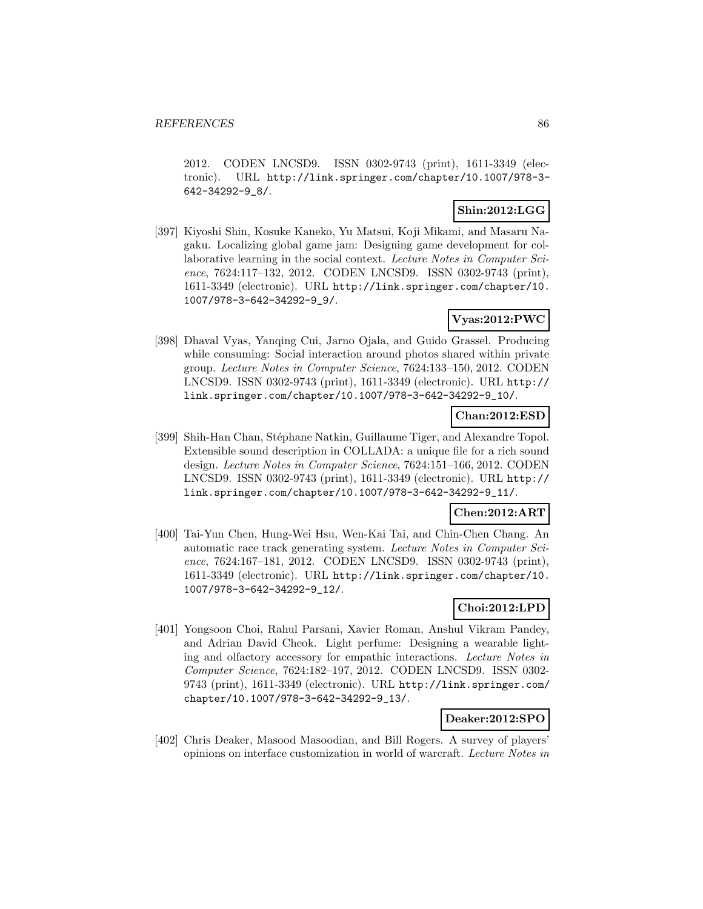2012. CODEN LNCSD9. ISSN 0302-9743 (print), 1611-3349 (electronic). URL http://link.springer.com/chapter/10.1007/978-3-642-34292-9_8/.

**Shin:2012:LGG**

[397] Kiyoshi Shin, Kosuke Kaneko, Yu Matsui, Koji Mikami, and Masaru Nagaku. Localizing global game jam: Designing game development for collaborative learning in the social context. *Lecture Notes in Computer Science*, 7624:117–132, 2012. CODEN LNCSD9. ISSN 0302-9743 (print), 1611-3349 (electronic). URL http://link.springer.com/chapter/10.1007/978-3-642-34292-9_9/.

**Vyas:2012:PWC**

[398] Dhaval Vyas, Yanqing Cui, Jarno Ojala, and Guido Grassel. Producing while consuming: Social interaction around photos shared within private group. *Lecture Notes in Computer Science*, 7624:133–150, 2012. CODEN LNCSD9. ISSN 0302-9743 (print), 1611-3349 (electronic). URL http://link.springer.com/chapter/10.1007/978-3-642-34292-9_10/.

**Chan:2012:ESD**

[399] Shih-Han Chan, Stéphane Natkin, Guillaume Tiger, and Alexandre Topol. Extensible sound description in COLLADA: a unique file for a rich sound design. *Lecture Notes in Computer Science*, 7624:151–166, 2012. CODEN LNCSD9. ISSN 0302-9743 (print), 1611-3349 (electronic). URL http://link.springer.com/chapter/10.1007/978-3-642-34292-9_11/.

**Chen:2012:ART**

[400] Tai-Yun Chen, Hung-Wei Hsu, Wen-Kai Tai, and Chin-Chen Chang. An automatic race track generating system. *Lecture Notes in Computer Science*, 7624:167–181, 2012. CODEN LNCSD9. ISSN 0302-9743 (print), 1611-3349 (electronic). URL http://link.springer.com/chapter/10.1007/978-3-642-34292-9_12/.

**Choi:2012:LPD**

[401] Yongsoon Choi, Rahul Parsani, Xavier Roman, Anshul Vikram Pandey, and Adrian David Cheok. Light perfume: Designing a wearable lighting and olfactory accessory for empathic interactions. *Lecture Notes in Computer Science*, 7624:182–197, 2012. CODEN LNCSD9. ISSN 0302-9743 (print), 1611-3349 (electronic). URL http://link.springer.com/chapter/10.1007/978-3-642-34292-9_13/.

**Deaker:2012:SPO**

[402] Chris Deaker, Masood Masoodian, and Bill Rogers. A survey of players' opinions on interface customization in world of warcraft. *Lecture Notes in*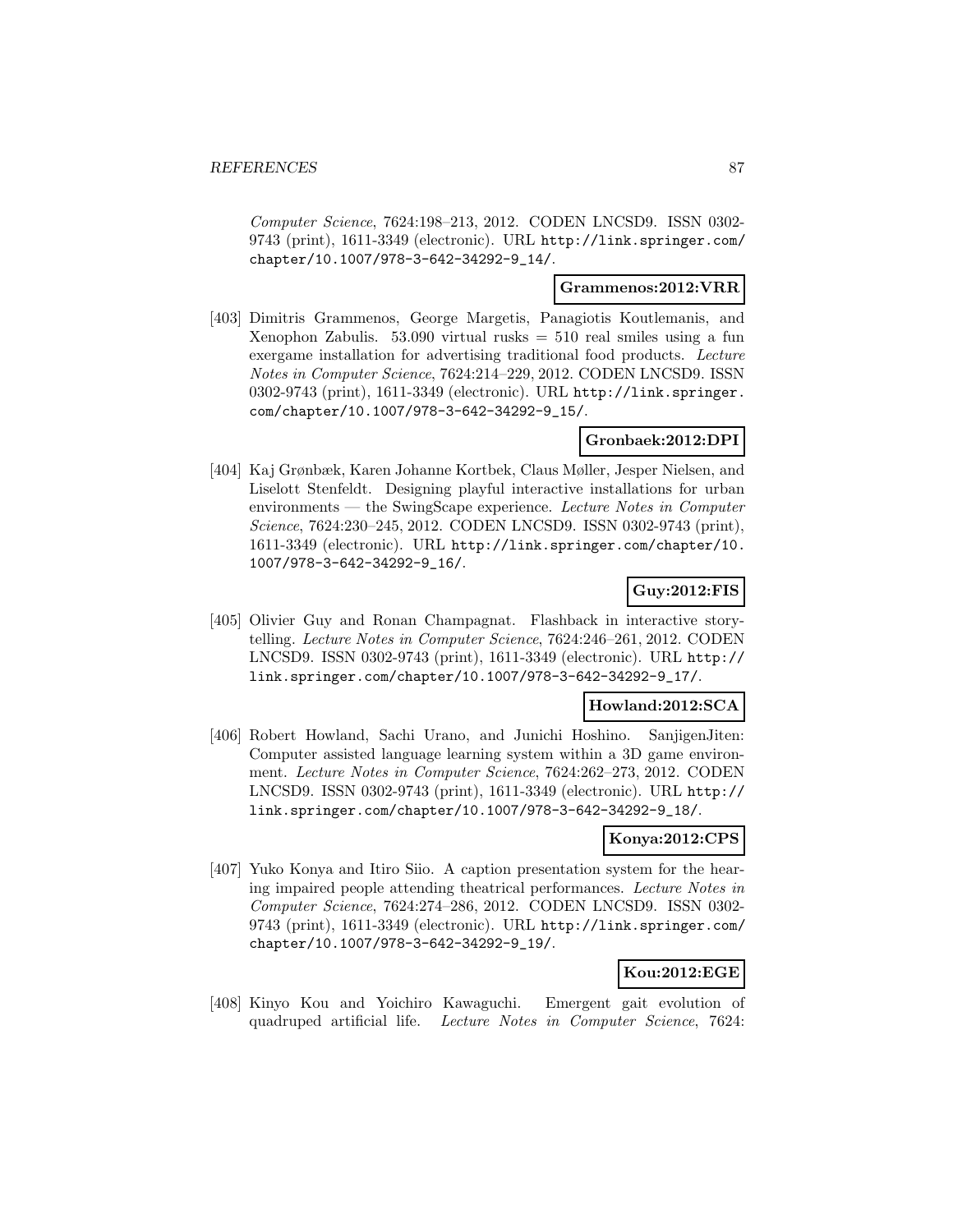*Computer Science*, 7624:198–213, 2012. CODEN LNCSD9. ISSN 0302-9743 (print), 1611-3349 (electronic). URL http://link.springer.com/chapter/10.1007/978-3-642-34292-9_14/.

**Grammenos:2012:VRR**

[403] Dimitris Grammenos, George Margetis, Panagiotis Koutlemanis, and Xenophon Zabulis. 53.090 virtual rusks = 510 real smiles using a fun exergame installation for advertising traditional food products. *Lecture Notes in Computer Science*, 7624:214–229, 2012. CODEN LNCSD9. ISSN 0302-9743 (print), 1611-3349 (electronic). URL http://link.springer.com/chapter/10.1007/978-3-642-34292-9_15/.

**Gronbaek:2012:DPI**

[404] Kaj Grønbæk, Karen Johanne Kortbek, Claus Møller, Jesper Nielsen, and Liselott Stenfeldt. Designing playful interactive installations for urban environments — the SwingScape experience. *Lecture Notes in Computer Science*, 7624:230–245, 2012. CODEN LNCSD9. ISSN 0302-9743 (print), 1611-3349 (electronic). URL http://link.springer.com/chapter/10.1007/978-3-642-34292-9_16/.

**Guy:2012:FIS**

[405] Olivier Guy and Ronan Champagnat. Flashback in interactive storytelling. *Lecture Notes in Computer Science*, 7624:246–261, 2012. CODEN LNCSD9. ISSN 0302-9743 (print), 1611-3349 (electronic). URL http://link.springer.com/chapter/10.1007/978-3-642-34292-9_17/.

**Howland:2012:SCA**

[406] Robert Howland, Sachi Urano, and Junichi Hoshino. SanjigenJiten: Computer assisted language learning system within a 3D game environment. *Lecture Notes in Computer Science*, 7624:262–273, 2012. CODEN LNCSD9. ISSN 0302-9743 (print), 1611-3349 (electronic). URL http://link.springer.com/chapter/10.1007/978-3-642-34292-9_18/.

**Konya:2012:CPS**

[407] Yuko Konya and Itiro Siio. A caption presentation system for the hearing impaired people attending theatrical performances. *Lecture Notes in Computer Science*, 7624:274–286, 2012. CODEN LNCSD9. ISSN 0302-9743 (print), 1611-3349 (electronic). URL http://link.springer.com/chapter/10.1007/978-3-642-34292-9_19/.

**Kou:2012:EGE**

[408] Kinyo Kou and Yoichiro Kawaguchi. Emergent gait evolution of quadruped artificial life. *Lecture Notes in Computer Science*, 7624: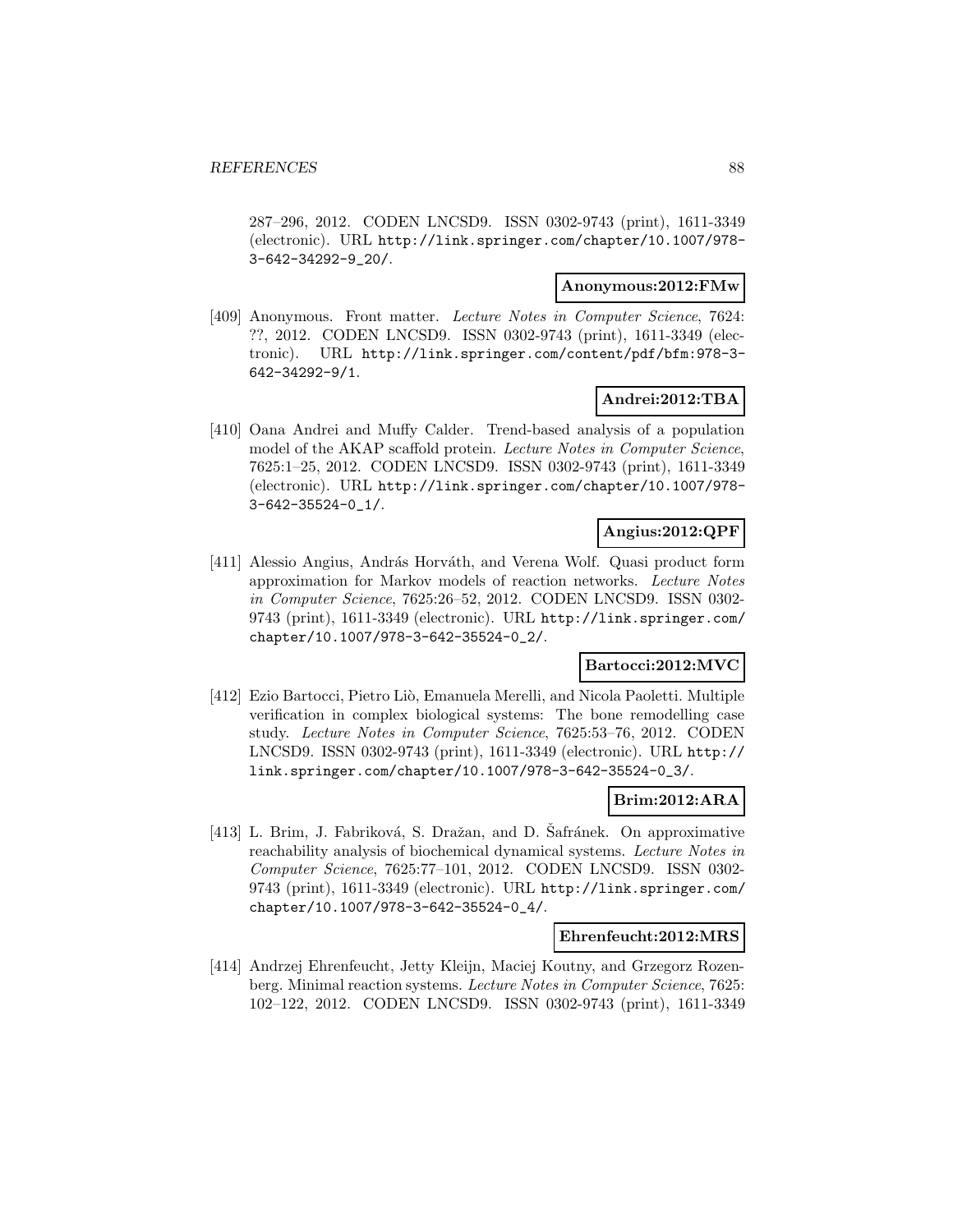287–296, 2012. CODEN LNCSD9. ISSN 0302-9743 (print), 1611-3349 (electronic). URL http://link.springer.com/chapter/10.1007/978-3-642-34292-9_20/.

**Anonymous:2012:FMw**

[409] Anonymous. Front matter. *Lecture Notes in Computer Science*, 7624: ??, 2012. CODEN LNCSD9. ISSN 0302-9743 (print), 1611-3349 (electronic). URL http://link.springer.com/content/pdf/bfm:978-3-642-34292-9/1.

**Andrei:2012:TBA**

[410] Oana Andrei and Muffy Calder. Trend-based analysis of a population model of the AKAP scaffold protein. *Lecture Notes in Computer Science*, 7625:1–25, 2012. CODEN LNCSD9. ISSN 0302-9743 (print), 1611-3349 (electronic). URL http://link.springer.com/chapter/10.1007/978-3-642-35524-0_1/.

**Angius:2012:QPF**

[411] Alessio Angius, András Horváth, and Verena Wolf. Quasi product form approximation for Markov models of reaction networks. *Lecture Notes in Computer Science*, 7625:26–52, 2012. CODEN LNCSD9. ISSN 0302-9743 (print), 1611-3349 (electronic). URL http://link.springer.com/chapter/10.1007/978-3-642-35524-0_2/.

**Bartocci:2012:MVC**

[412] Ezio Bartocci, Pietro Liò, Emanuela Merelli, and Nicola Paoletti. Multiple verification in complex biological systems: The bone remodelling case study. *Lecture Notes in Computer Science*, 7625:53–76, 2012. CODEN LNCSD9. ISSN 0302-9743 (print), 1611-3349 (electronic). URL http://link.springer.com/chapter/10.1007/978-3-642-35524-0_3/.

**Brim:2012:ARA**

[413] L. Brim, J. Fabriková, S. Dražan, and D. Šafránek. On approximative reachability analysis of biochemical dynamical systems. *Lecture Notes in Computer Science*, 7625:77–101, 2012. CODEN LNCSD9. ISSN 0302-9743 (print), 1611-3349 (electronic). URL http://link.springer.com/chapter/10.1007/978-3-642-35524-0_4/.

**Ehrenfeucht:2012:MRS**

[414] Andrzej Ehrenfeucht, Jetty Kleijn, Maciej Koutny, and Grzegorz Rozenberg. Minimal reaction systems. *Lecture Notes in Computer Science*, 7625: 102–122, 2012. CODEN LNCSD9. ISSN 0302-9743 (print), 1611-3349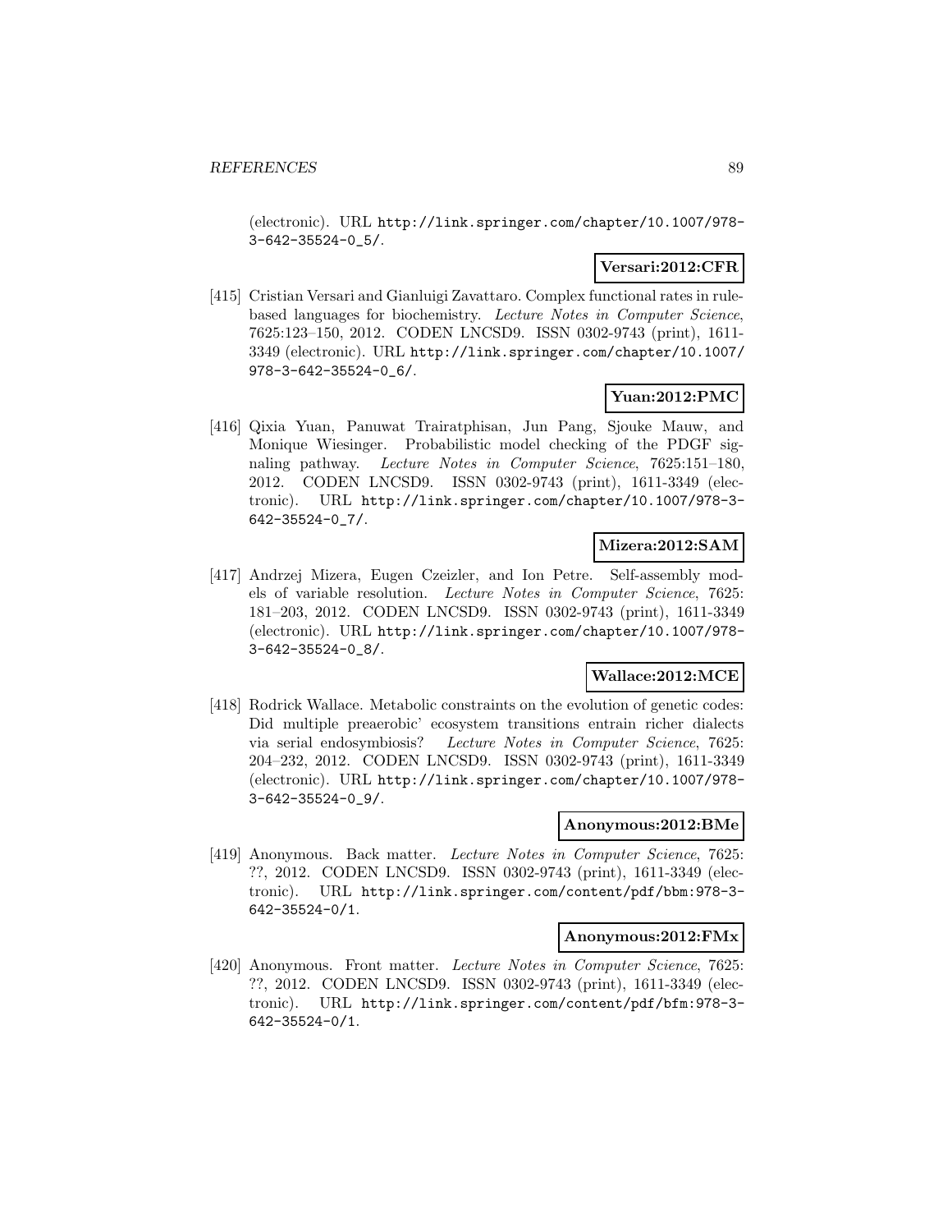(electronic). URL http://link.springer.com/chapter/10.1007/978-3-642-35524-0_5/.

**Versari:2012:CFR**

[415] Cristian Versari and Gianluigi Zavattaro. Complex functional rates in rule-based languages for biochemistry. *Lecture Notes in Computer Science*, 7625:123–150, 2012. CODEN LNCSD9. ISSN 0302-9743 (print), 1611-3349 (electronic). URL http://link.springer.com/chapter/10.1007/978-3-642-35524-0_6/.

**Yuan:2012:PMC**

[416] Qixia Yuan, Panuwat Trairatphisan, Jun Pang, Sjouke Mauw, and Monique Wiesinger. Probabilistic model checking of the PDGF signaling pathway. *Lecture Notes in Computer Science*, 7625:151–180, 2012. CODEN LNCSD9. ISSN 0302-9743 (print), 1611-3349 (electronic). URL http://link.springer.com/chapter/10.1007/978-3-642-35524-0_7/.

**Mizera:2012:SAM**

[417] Andrzej Mizera, Eugen Czeizler, and Ion Petre. Self-assembly models of variable resolution. *Lecture Notes in Computer Science*, 7625: 181–203, 2012. CODEN LNCSD9. ISSN 0302-9743 (print), 1611-3349 (electronic). URL http://link.springer.com/chapter/10.1007/978-3-642-35524-0_8/.

**Wallace:2012:MCE**

[418] Rodrick Wallace. Metabolic constraints on the evolution of genetic codes: Did multiple preaerobic' ecosystem transitions entrain richer dialects via serial endosymbiosis? *Lecture Notes in Computer Science*, 7625: 204–232, 2012. CODEN LNCSD9. ISSN 0302-9743 (print), 1611-3349 (electronic). URL http://link.springer.com/chapter/10.1007/978-3-642-35524-0_9/.

**Anonymous:2012:BMe**

[419] Anonymous. Back matter. *Lecture Notes in Computer Science*, 7625: ??, 2012. CODEN LNCSD9. ISSN 0302-9743 (print), 1611-3349 (electronic). URL http://link.springer.com/content/pdf/bbm:978-3-642-35524-0/1.

**Anonymous:2012:FMx**

[420] Anonymous. Front matter. *Lecture Notes in Computer Science*, 7625: ??, 2012. CODEN LNCSD9. ISSN 0302-9743 (print), 1611-3349 (electronic). URL http://link.springer.com/content/pdf/bfm:978-3-642-35524-0/1.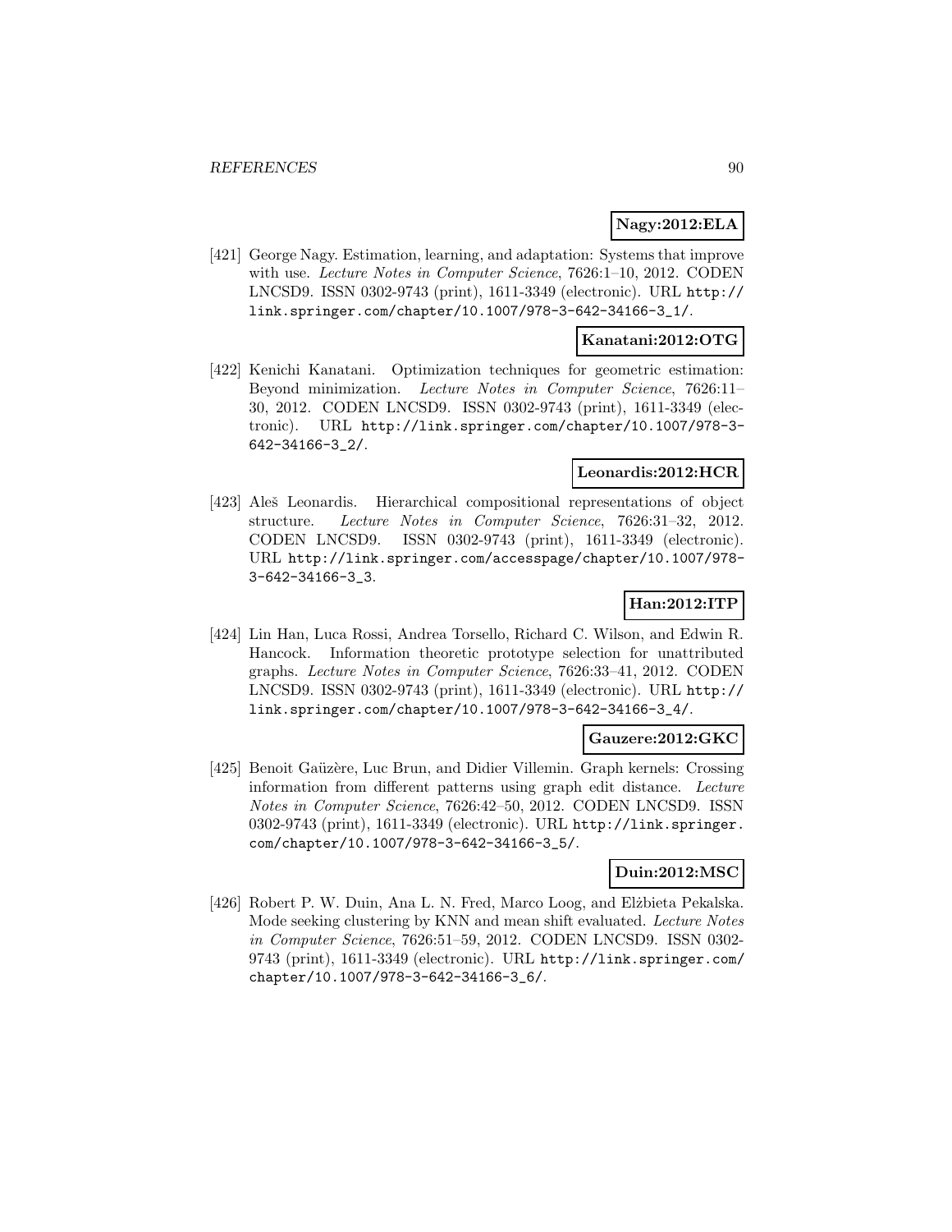**Nagy:2012:ELA**

[421] George Nagy. Estimation, learning, and adaptation: Systems that improve with use. *Lecture Notes in Computer Science*, 7626:1–10, 2012. CODEN LNCSD9. ISSN 0302-9743 (print), 1611-3349 (electronic). URL http://link.springer.com/chapter/10.1007/978-3-642-34166-3_1/.

**Kanatani:2012:OTG**

[422] Kenichi Kanatani. Optimization techniques for geometric estimation: Beyond minimization. *Lecture Notes in Computer Science*, 7626:11–30, 2012. CODEN LNCSD9. ISSN 0302-9743 (print), 1611-3349 (electronic). URL http://link.springer.com/chapter/10.1007/978-3-642-34166-3_2/.

**Leonardis:2012:HCR**

[423] Aleš Leonardis. Hierarchical compositional representations of object structure. *Lecture Notes in Computer Science*, 7626:31–32, 2012. CODEN LNCSD9. ISSN 0302-9743 (print), 1611-3349 (electronic). URL http://link.springer.com/accesspage/chapter/10.1007/978-3-642-34166-3_3.

**Han:2012:ITP**

[424] Lin Han, Luca Rossi, Andrea Torsello, Richard C. Wilson, and Edwin R. Hancock. Information theoretic prototype selection for unattributed graphs. *Lecture Notes in Computer Science*, 7626:33–41, 2012. CODEN LNCSD9. ISSN 0302-9743 (print), 1611-3349 (electronic). URL http://link.springer.com/chapter/10.1007/978-3-642-34166-3_4/.

**Gauzere:2012:GKC**

[425] Benoit Gaüzère, Luc Brun, and Didier Villemin. Graph kernels: Crossing information from different patterns using graph edit distance. *Lecture Notes in Computer Science*, 7626:42–50, 2012. CODEN LNCSD9. ISSN 0302-9743 (print), 1611-3349 (electronic). URL http://link.springer.com/chapter/10.1007/978-3-642-34166-3_5/.

**Duin:2012:MSC**

[426] Robert P. W. Duin, Ana L. N. Fred, Marco Loog, and Elżbieta Pekalska. Mode seeking clustering by KNN and mean shift evaluated. *Lecture Notes in Computer Science*, 7626:51–59, 2012. CODEN LNCSD9. ISSN 0302-9743 (print), 1611-3349 (electronic). URL http://link.springer.com/chapter/10.1007/978-3-642-34166-3_6/.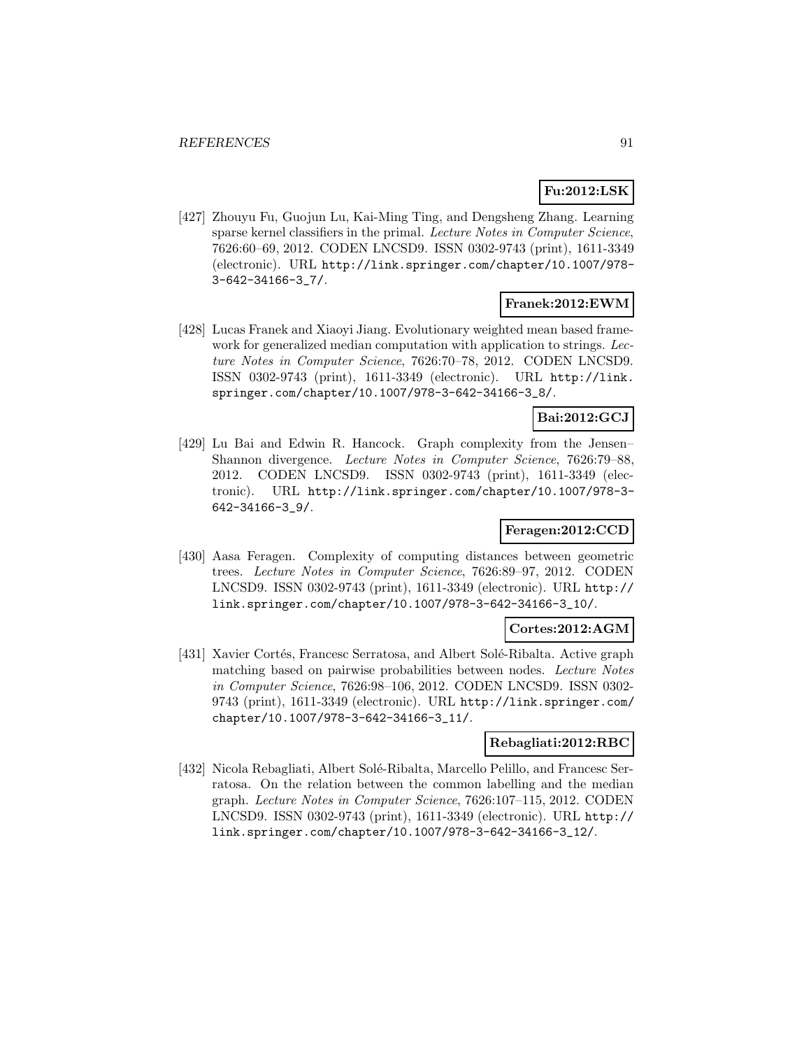**Fu:2012:LSK**

[427] Zhouyu Fu, Guojun Lu, Kai-Ming Ting, and Dengsheng Zhang. Learning sparse kernel classifiers in the primal. *Lecture Notes in Computer Science*, 7626:60–69, 2012. CODEN LNCSD9. ISSN 0302-9743 (print), 1611-3349 (electronic). URL `http://link.springer.com/chapter/10.1007/978-3-642-34166-3_7/`.

**Franek:2012:EWM**

[428] Lucas Franek and Xiaoyi Jiang. Evolutionary weighted mean based framework for generalized median computation with application to strings. *Lecture Notes in Computer Science*, 7626:70–78, 2012. CODEN LNCSD9. ISSN 0302-9743 (print), 1611-3349 (electronic). URL `http://link.springer.com/chapter/10.1007/978-3-642-34166-3_8/`.

**Bai:2012:GCJ**

[429] Lu Bai and Edwin R. Hancock. Graph complexity from the Jensen–Shannon divergence. *Lecture Notes in Computer Science*, 7626:79–88, 2012. CODEN LNCSD9. ISSN 0302-9743 (print), 1611-3349 (electronic). URL `http://link.springer.com/chapter/10.1007/978-3-642-34166-3_9/`.

**Feragen:2012:CCD**

[430] Aasa Feragen. Complexity of computing distances between geometric trees. *Lecture Notes in Computer Science*, 7626:89–97, 2012. CODEN LNCSD9. ISSN 0302-9743 (print), 1611-3349 (electronic). URL `http://link.springer.com/chapter/10.1007/978-3-642-34166-3_10/`.

**Cortes:2012:AGM**

[431] Xavier Cortés, Francesc Serratosa, and Albert Solé-Ribalta. Active graph matching based on pairwise probabilities between nodes. *Lecture Notes in Computer Science*, 7626:98–106, 2012. CODEN LNCSD9. ISSN 0302-9743 (print), 1611-3349 (electronic). URL `http://link.springer.com/chapter/10.1007/978-3-642-34166-3_11/`.

**Rebagliati:2012:RBC**

[432] Nicola Rebagliati, Albert Solé-Ribalta, Marcello Pelillo, and Francesc Serratosa. On the relation between the common labelling and the median graph. *Lecture Notes in Computer Science*, 7626:107–115, 2012. CODEN LNCSD9. ISSN 0302-9743 (print), 1611-3349 (electronic). URL `http://link.springer.com/chapter/10.1007/978-3-642-34166-3_12/`.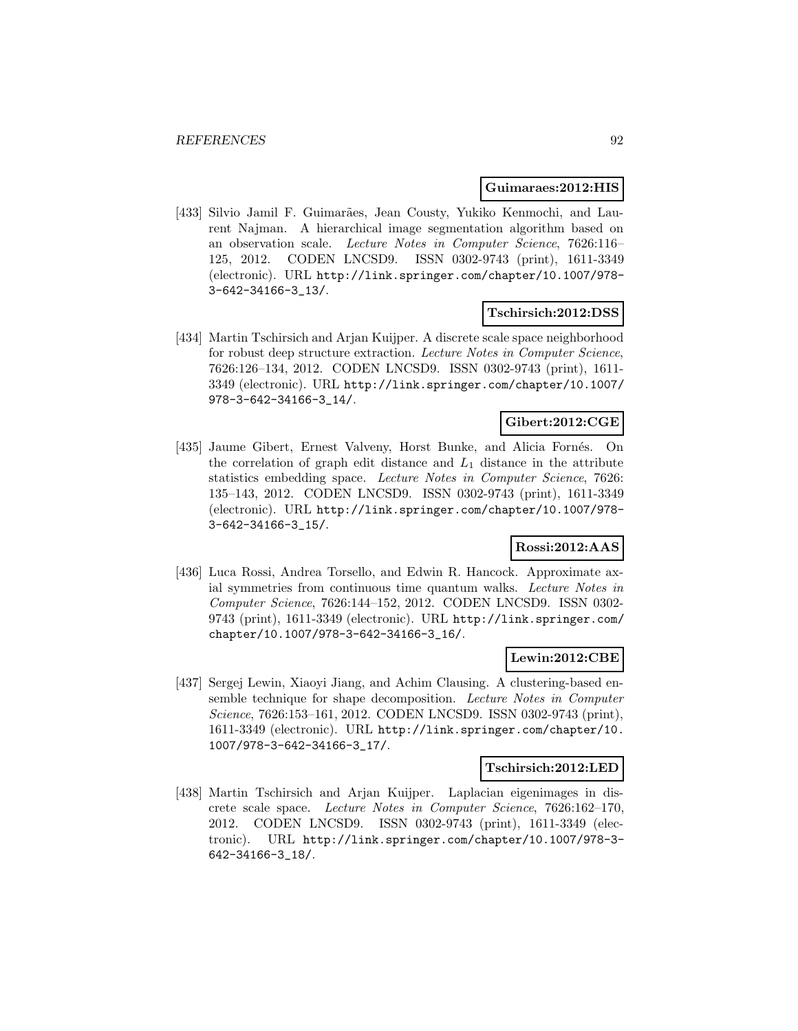**Guimaraes:2012:HIS**

[433] Silvio Jamil F. Guimarães, Jean Cousty, Yukiko Kenmochi, and Laurent Najman. A hierarchical image segmentation algorithm based on an observation scale. *Lecture Notes in Computer Science*, 7626:116–125, 2012. CODEN LNCSD9. ISSN 0302-9743 (print), 1611-3349 (electronic). URL http://link.springer.com/chapter/10.1007/978-3-642-34166-3_13/.

**Tschirsich:2012:DSS**

[434] Martin Tschirsich and Arjan Kuijper. A discrete scale space neighborhood for robust deep structure extraction. *Lecture Notes in Computer Science*, 7626:126–134, 2012. CODEN LNCSD9. ISSN 0302-9743 (print), 1611-3349 (electronic). URL http://link.springer.com/chapter/10.1007/978-3-642-34166-3_14/.

**Gibert:2012:CGE**

[435] Jaume Gibert, Ernest Valveny, Horst Bunke, and Alicia Fornés. On the correlation of graph edit distance and $L_1$ distance in the attribute statistics embedding space. *Lecture Notes in Computer Science*, 7626: 135–143, 2012. CODEN LNCSD9. ISSN 0302-9743 (print), 1611-3349 (electronic). URL http://link.springer.com/chapter/10.1007/978-3-642-34166-3_15/.

**Rossi:2012:AAS**

[436] Luca Rossi, Andrea Torsello, and Edwin R. Hancock. Approximate axial symmetries from continuous time quantum walks. *Lecture Notes in Computer Science*, 7626:144–152, 2012. CODEN LNCSD9. ISSN 0302-9743 (print), 1611-3349 (electronic). URL http://link.springer.com/chapter/10.1007/978-3-642-34166-3_16/.

**Lewin:2012:CBE**

[437] Sergej Lewin, Xiaoyi Jiang, and Achim Clausing. A clustering-based ensemble technique for shape decomposition. *Lecture Notes in Computer Science*, 7626:153–161, 2012. CODEN LNCSD9. ISSN 0302-9743 (print), 1611-3349 (electronic). URL http://link.springer.com/chapter/10.1007/978-3-642-34166-3_17/.

**Tschirsich:2012:LED**

[438] Martin Tschirsich and Arjan Kuijper. Laplacian eigenimages in discrete scale space. *Lecture Notes in Computer Science*, 7626:162–170, 2012. CODEN LNCSD9. ISSN 0302-9743 (print), 1611-3349 (electronic). URL http://link.springer.com/chapter/10.1007/978-3-642-34166-3_18/.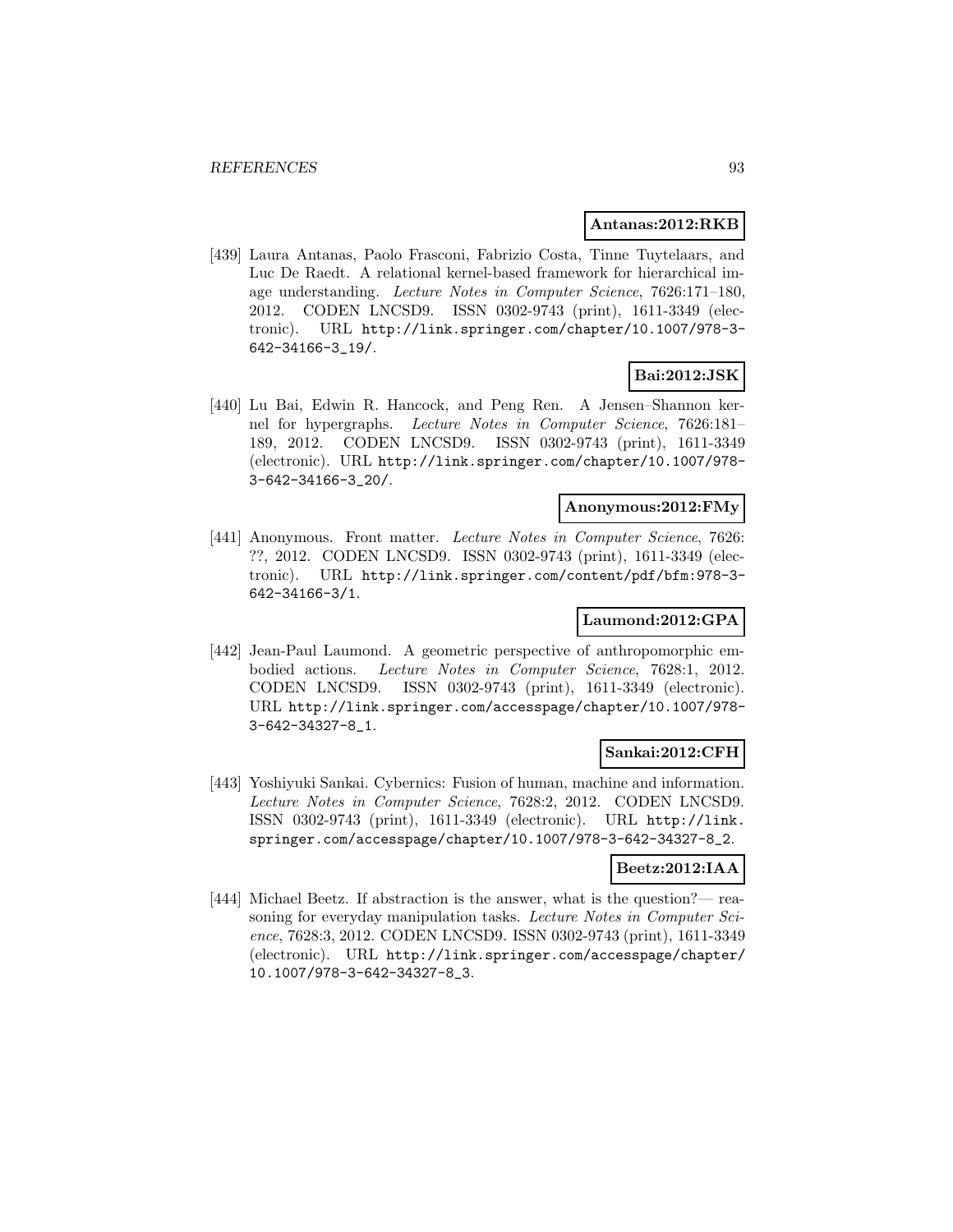**Antanas:2012:RKB**

[439] Laura Antanas, Paolo Frasconi, Fabrizio Costa, Tinne Tuytelaars, and Luc De Raedt. A relational kernel-based framework for hierarchical image understanding. *Lecture Notes in Computer Science*, 7626:171–180, 2012. CODEN LNCSD9. ISSN 0302-9743 (print), 1611-3349 (electronic). URL http://link.springer.com/chapter/10.1007/978-3-642-34166-3_19/.

**Bai:2012:JSK**

[440] Lu Bai, Edwin R. Hancock, and Peng Ren. A Jensen–Shannon kernel for hypergraphs. *Lecture Notes in Computer Science*, 7626:181–189, 2012. CODEN LNCSD9. ISSN 0302-9743 (print), 1611-3349 (electronic). URL http://link.springer.com/chapter/10.1007/978-3-642-34166-3_20/.

**Anonymous:2012:FMy**

[441] Anonymous. Front matter. *Lecture Notes in Computer Science*, 7626: ??, 2012. CODEN LNCSD9. ISSN 0302-9743 (print), 1611-3349 (electronic). URL http://link.springer.com/content/pdf/bfm:978-3-642-34166-3/1.

**Laumond:2012:GPA**

[442] Jean-Paul Laumond. A geometric perspective of anthropomorphic embodied actions. *Lecture Notes in Computer Science*, 7628:1, 2012. CODEN LNCSD9. ISSN 0302-9743 (print), 1611-3349 (electronic). URL http://link.springer.com/accesspage/chapter/10.1007/978-3-642-34327-8_1.

**Sankai:2012:CFH**

[443] Yoshiyuki Sankai. Cybernics: Fusion of human, machine and information. *Lecture Notes in Computer Science*, 7628:2, 2012. CODEN LNCSD9. ISSN 0302-9743 (print), 1611-3349 (electronic). URL http://link.springer.com/accesspage/chapter/10.1007/978-3-642-34327-8_2.

**Beetz:2012:IAA**

[444] Michael Beetz. If abstraction is the answer, what is the question?— reasoning for everyday manipulation tasks. *Lecture Notes in Computer Science*, 7628:3, 2012. CODEN LNCSD9. ISSN 0302-9743 (print), 1611-3349 (electronic). URL http://link.springer.com/accesspage/chapter/10.1007/978-3-642-34327-8_3.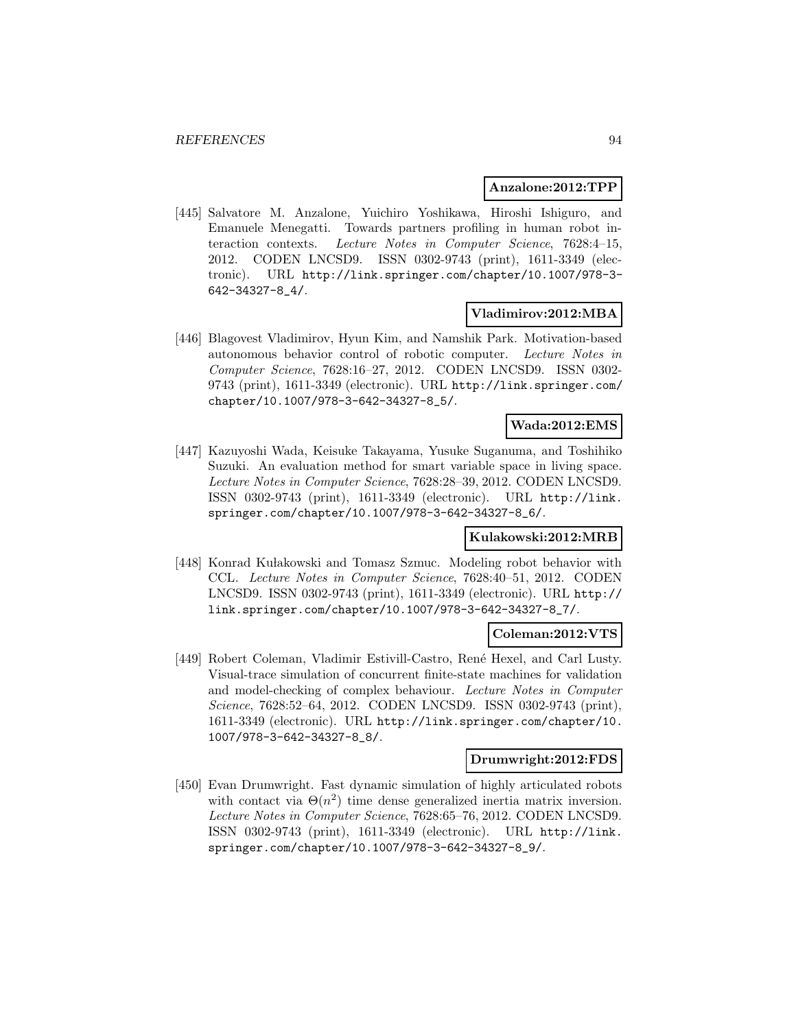**Anzalone:2012:TPP**

[445] Salvatore M. Anzalone, Yuichiro Yoshikawa, Hiroshi Ishiguro, and Emanuele Menegatti. Towards partners profiling in human robot interaction contexts. *Lecture Notes in Computer Science*, 7628:4–15, 2012. CODEN LNCSD9. ISSN 0302-9743 (print), 1611-3349 (electronic). URL http://link.springer.com/chapter/10.1007/978-3-642-34327-8_4/.

**Vladimirov:2012:MBA**

[446] Blagovest Vladimirov, Hyun Kim, and Namshik Park. Motivation-based autonomous behavior control of robotic computer. *Lecture Notes in Computer Science*, 7628:16–27, 2012. CODEN LNCSD9. ISSN 0302-9743 (print), 1611-3349 (electronic). URL http://link.springer.com/chapter/10.1007/978-3-642-34327-8_5/.

**Wada:2012:EMS**

[447] Kazuyoshi Wada, Keisuke Takayama, Yusuke Suganuma, and Toshihiko Suzuki. An evaluation method for smart variable space in living space. *Lecture Notes in Computer Science*, 7628:28–39, 2012. CODEN LNCSD9. ISSN 0302-9743 (print), 1611-3349 (electronic). URL http://link.springer.com/chapter/10.1007/978-3-642-34327-8_6/.

**Kulakowski:2012:MRB**

[448] Konrad Kułakowski and Tomasz Szmuc. Modeling robot behavior with CCL. *Lecture Notes in Computer Science*, 7628:40–51, 2012. CODEN LNCSD9. ISSN 0302-9743 (print), 1611-3349 (electronic). URL http://link.springer.com/chapter/10.1007/978-3-642-34327-8_7/.

**Coleman:2012:VTS**

[449] Robert Coleman, Vladimir Estivill-Castro, René Hexel, and Carl Lusty. Visual-trace simulation of concurrent finite-state machines for validation and model-checking of complex behaviour. *Lecture Notes in Computer Science*, 7628:52–64, 2012. CODEN LNCSD9. ISSN 0302-9743 (print), 1611-3349 (electronic). URL http://link.springer.com/chapter/10.1007/978-3-642-34327-8_8/.

**Drumwright:2012:FDS**

[450] Evan Drumwright. Fast dynamic simulation of highly articulated robots with contact via $\Theta(n^2)$ time dense generalized inertia matrix inversion. *Lecture Notes in Computer Science*, 7628:65–76, 2012. CODEN LNCSD9. ISSN 0302-9743 (print), 1611-3349 (electronic). URL http://link.springer.com/chapter/10.1007/978-3-642-34327-8_9/.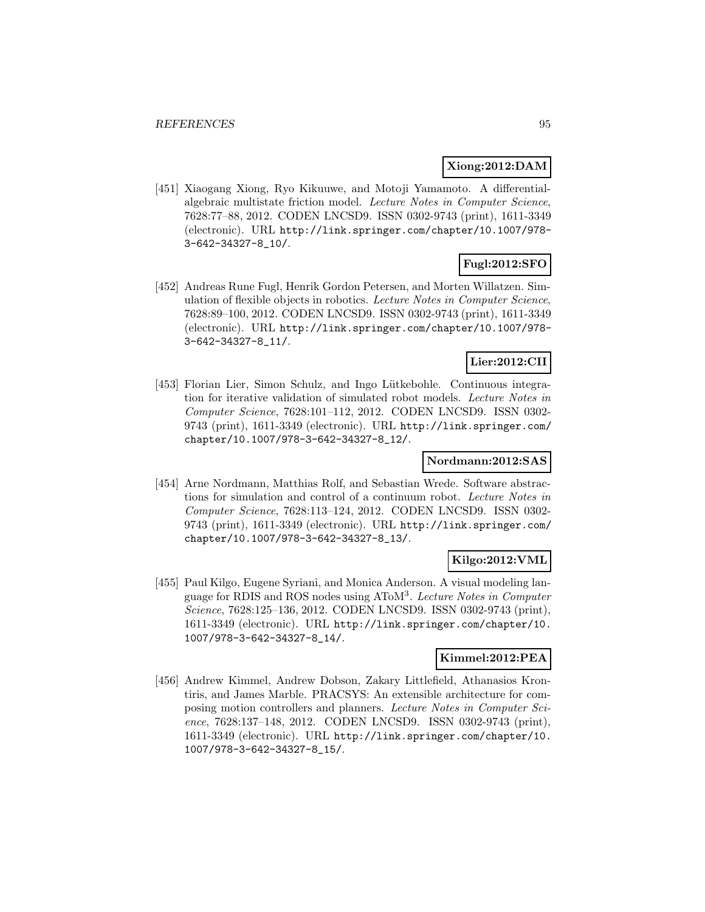**Xiong:2012:DAM**

[451] Xiaogang Xiong, Ryo Kikuuwe, and Motoji Yamamoto. A differential-algebraic multistate friction model. *Lecture Notes in Computer Science*, 7628:77–88, 2012. CODEN LNCSD9. ISSN 0302-9743 (print), 1611-3349 (electronic). URL http://link.springer.com/chapter/10.1007/978-3-642-34327-8_10/.

**Fugl:2012:SFO**

[452] Andreas Rune Fugl, Henrik Gordon Petersen, and Morten Willatzen. Simulation of flexible objects in robotics. *Lecture Notes in Computer Science*, 7628:89–100, 2012. CODEN LNCSD9. ISSN 0302-9743 (print), 1611-3349 (electronic). URL http://link.springer.com/chapter/10.1007/978-3-642-34327-8_11/.

**Lier:2012:CII**

[453] Florian Lier, Simon Schulz, and Ingo Lütkebohle. Continuous integration for iterative validation of simulated robot models. *Lecture Notes in Computer Science*, 7628:101–112, 2012. CODEN LNCSD9. ISSN 0302-9743 (print), 1611-3349 (electronic). URL http://link.springer.com/chapter/10.1007/978-3-642-34327-8_12/.

**Nordmann:2012:SAS**

[454] Arne Nordmann, Matthias Rolf, and Sebastian Wrede. Software abstractions for simulation and control of a continuum robot. *Lecture Notes in Computer Science*, 7628:113–124, 2012. CODEN LNCSD9. ISSN 0302-9743 (print), 1611-3349 (electronic). URL http://link.springer.com/chapter/10.1007/978-3-642-34327-8_13/.

**Kilgo:2012:VML**

[455] Paul Kilgo, Eugene Syriani, and Monica Anderson. A visual modeling language for RDIS and ROS nodes using AToM$^3$. *Lecture Notes in Computer Science*, 7628:125–136, 2012. CODEN LNCSD9. ISSN 0302-9743 (print), 1611-3349 (electronic). URL http://link.springer.com/chapter/10.1007/978-3-642-34327-8_14/.

**Kimmel:2012:PEA**

[456] Andrew Kimmel, Andrew Dobson, Zakary Littlefield, Athanasios Krontiris, and James Marble. PRACSYS: An extensible architecture for composing motion controllers and planners. *Lecture Notes in Computer Science*, 7628:137–148, 2012. CODEN LNCSD9. ISSN 0302-9743 (print), 1611-3349 (electronic). URL http://link.springer.com/chapter/10.1007/978-3-642-34327-8_15/.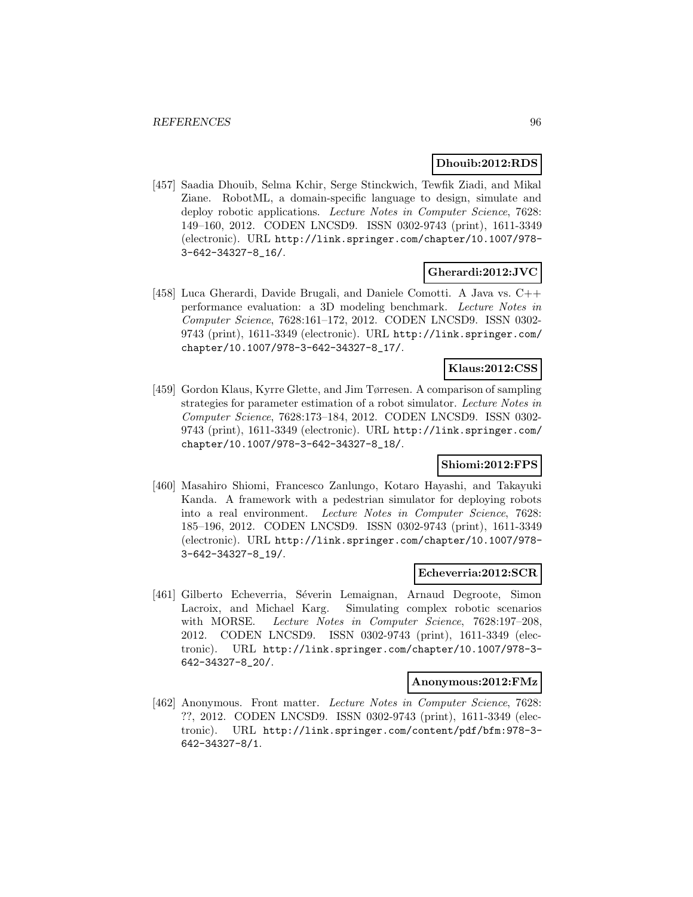**Dhouib:2012:RDS**

[457] Saadia Dhouib, Selma Kchir, Serge Stinckwich, Tewfik Ziadi, and Mikal Ziane. RobotML, a domain-specific language to design, simulate and deploy robotic applications. *Lecture Notes in Computer Science*, 7628: 149–160, 2012. CODEN LNCSD9. ISSN 0302-9743 (print), 1611-3349 (electronic). URL http://link.springer.com/chapter/10.1007/978-3-642-34327-8_16/.

**Gherardi:2012:JVC**

[458] Luca Gherardi, Davide Brugali, and Daniele Comotti. A Java vs. C++ performance evaluation: a 3D modeling benchmark. *Lecture Notes in Computer Science*, 7628:161–172, 2012. CODEN LNCSD9. ISSN 0302-9743 (print), 1611-3349 (electronic). URL http://link.springer.com/chapter/10.1007/978-3-642-34327-8_17/.

**Klaus:2012:CSS**

[459] Gordon Klaus, Kyrre Glette, and Jim Tørresen. A comparison of sampling strategies for parameter estimation of a robot simulator. *Lecture Notes in Computer Science*, 7628:173–184, 2012. CODEN LNCSD9. ISSN 0302-9743 (print), 1611-3349 (electronic). URL http://link.springer.com/chapter/10.1007/978-3-642-34327-8_18/.

**Shiomi:2012:FPS**

[460] Masahiro Shiomi, Francesco Zanlungo, Kotaro Hayashi, and Takayuki Kanda. A framework with a pedestrian simulator for deploying robots into a real environment. *Lecture Notes in Computer Science*, 7628: 185–196, 2012. CODEN LNCSD9. ISSN 0302-9743 (print), 1611-3349 (electronic). URL http://link.springer.com/chapter/10.1007/978-3-642-34327-8_19/.

**Echeverria:2012:SCR**

[461] Gilberto Echeverria, Séverin Lemaignan, Arnaud Degroote, Simon Lacroix, and Michael Karg. Simulating complex robotic scenarios with MORSE. *Lecture Notes in Computer Science*, 7628:197–208, 2012. CODEN LNCSD9. ISSN 0302-9743 (print), 1611-3349 (electronic). URL http://link.springer.com/chapter/10.1007/978-3-642-34327-8_20/.

**Anonymous:2012:FMz**

[462] Anonymous. Front matter. *Lecture Notes in Computer Science*, 7628: ??, 2012. CODEN LNCSD9. ISSN 0302-9743 (print), 1611-3349 (electronic). URL http://link.springer.com/content/pdf/bfm:978-3-642-34327-8/1.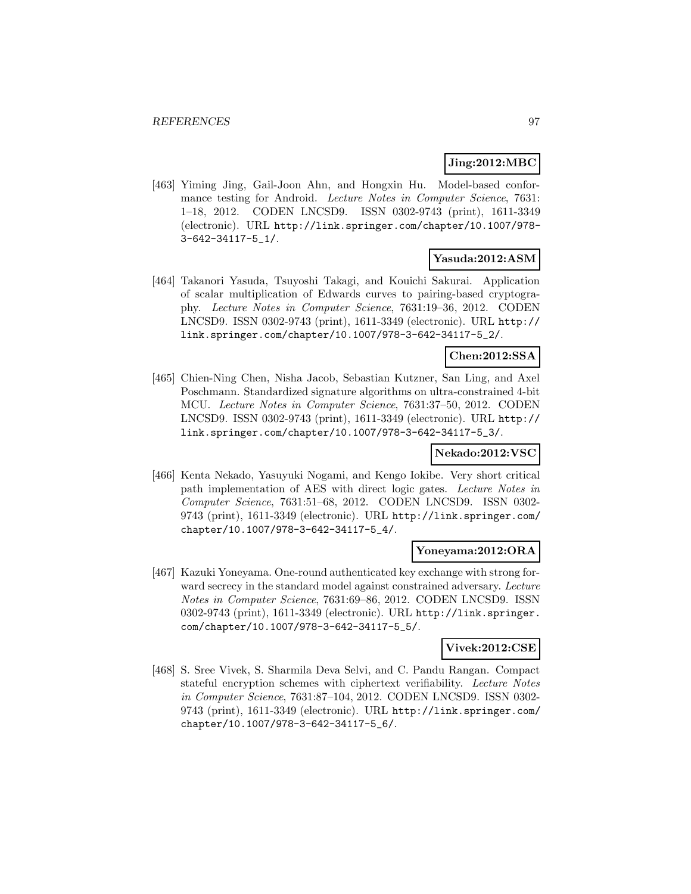**Jing:2012:MBC**

[463] Yiming Jing, Gail-Joon Ahn, and Hongxin Hu. Model-based conformance testing for Android. *Lecture Notes in Computer Science*, 7631: 1–18, 2012. CODEN LNCSD9. ISSN 0302-9743 (print), 1611-3349 (electronic). URL `http://link.springer.com/chapter/10.1007/978-3-642-34117-5_1/`.

**Yasuda:2012:ASM**

[464] Takanori Yasuda, Tsuyoshi Takagi, and Kouichi Sakurai. Application of scalar multiplication of Edwards curves to pairing-based cryptography. *Lecture Notes in Computer Science*, 7631:19–36, 2012. CODEN LNCSD9. ISSN 0302-9743 (print), 1611-3349 (electronic). URL `http://link.springer.com/chapter/10.1007/978-3-642-34117-5_2/`.

**Chen:2012:SSA**

[465] Chien-Ning Chen, Nisha Jacob, Sebastian Kutzner, San Ling, and Axel Poschmann. Standardized signature algorithms on ultra-constrained 4-bit MCU. *Lecture Notes in Computer Science*, 7631:37–50, 2012. CODEN LNCSD9. ISSN 0302-9743 (print), 1611-3349 (electronic). URL `http://link.springer.com/chapter/10.1007/978-3-642-34117-5_3/`.

**Nekado:2012:VSC**

[466] Kenta Nekado, Yasuyuki Nogami, and Kengo Iokibe. Very short critical path implementation of AES with direct logic gates. *Lecture Notes in Computer Science*, 7631:51–68, 2012. CODEN LNCSD9. ISSN 0302-9743 (print), 1611-3349 (electronic). URL `http://link.springer.com/chapter/10.1007/978-3-642-34117-5_4/`.

**Yoneyama:2012:ORA**

[467] Kazuki Yoneyama. One-round authenticated key exchange with strong forward secrecy in the standard model against constrained adversary. *Lecture Notes in Computer Science*, 7631:69–86, 2012. CODEN LNCSD9. ISSN 0302-9743 (print), 1611-3349 (electronic). URL `http://link.springer.com/chapter/10.1007/978-3-642-34117-5_5/`.

**Vivek:2012:CSE**

[468] S. Sree Vivek, S. Sharmila Deva Selvi, and C. Pandu Rangan. Compact stateful encryption schemes with ciphertext verifiability. *Lecture Notes in Computer Science*, 7631:87–104, 2012. CODEN LNCSD9. ISSN 0302-9743 (print), 1611-3349 (electronic). URL `http://link.springer.com/chapter/10.1007/978-3-642-34117-5_6/`.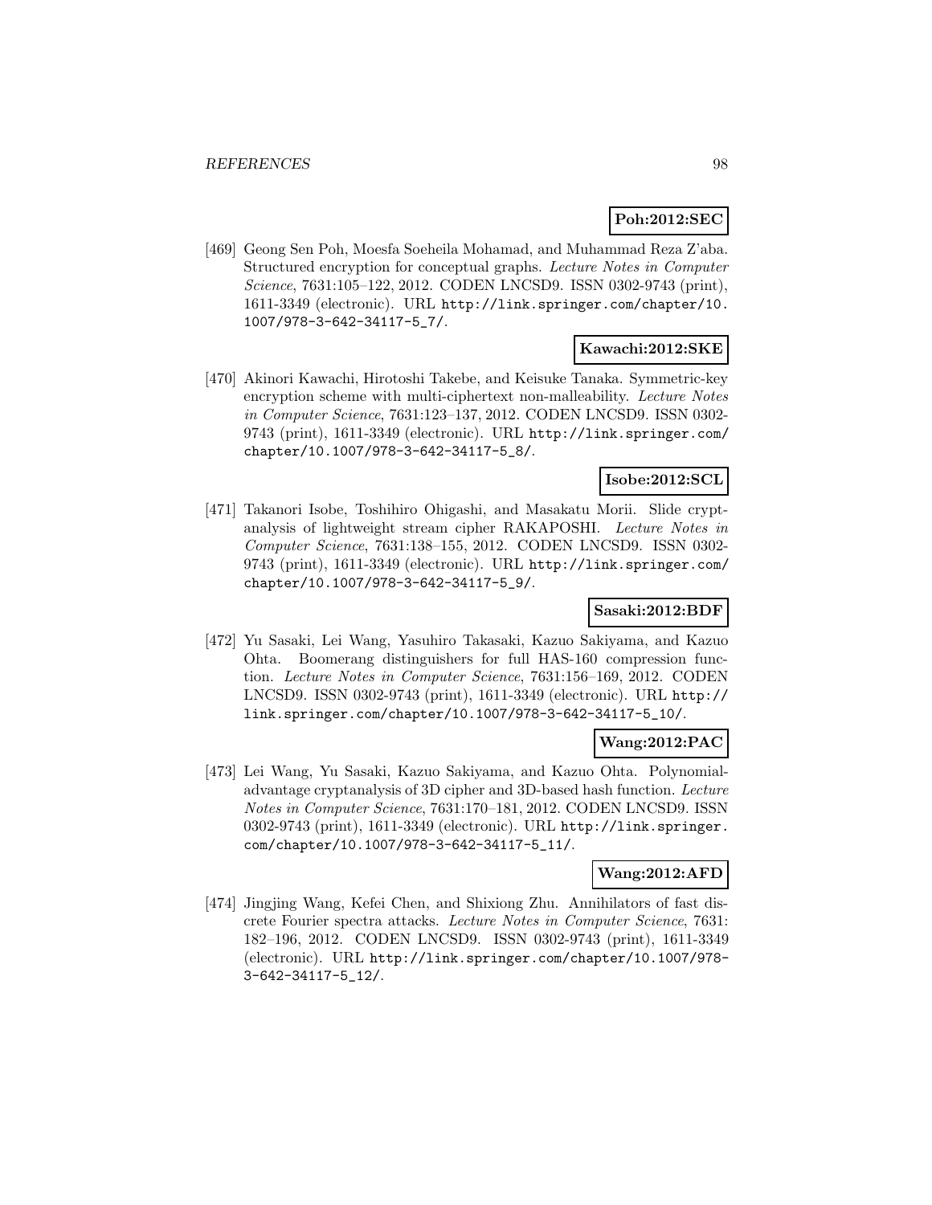**Poh:2012:SEC**

[469] Geong Sen Poh, Moesfa Soeheila Mohamad, and Muhammad Reza Z'aba. Structured encryption for conceptual graphs. *Lecture Notes in Computer Science*, 7631:105–122, 2012. CODEN LNCSD9. ISSN 0302-9743 (print), 1611-3349 (electronic). URL http://link.springer.com/chapter/10.1007/978-3-642-34117-5_7/.

**Kawachi:2012:SKE**

[470] Akinori Kawachi, Hirotoshi Takebe, and Keisuke Tanaka. Symmetric-key encryption scheme with multi-ciphertext non-malleability. *Lecture Notes in Computer Science*, 7631:123–137, 2012. CODEN LNCSD9. ISSN 0302-9743 (print), 1611-3349 (electronic). URL http://link.springer.com/chapter/10.1007/978-3-642-34117-5_8/.

**Isobe:2012:SCL**

[471] Takanori Isobe, Toshihiro Ohigashi, and Masakatu Morii. Slide cryptanalysis of lightweight stream cipher RAKAPOSHI. *Lecture Notes in Computer Science*, 7631:138–155, 2012. CODEN LNCSD9. ISSN 0302-9743 (print), 1611-3349 (electronic). URL http://link.springer.com/chapter/10.1007/978-3-642-34117-5_9/.

**Sasaki:2012:BDF**

[472] Yu Sasaki, Lei Wang, Yasuhiro Takasaki, Kazuo Sakiyama, and Kazuo Ohta. Boomerang distinguishers for full HAS-160 compression function. *Lecture Notes in Computer Science*, 7631:156–169, 2012. CODEN LNCSD9. ISSN 0302-9743 (print), 1611-3349 (electronic). URL http://link.springer.com/chapter/10.1007/978-3-642-34117-5_10/.

**Wang:2012:PAC**

[473] Lei Wang, Yu Sasaki, Kazuo Sakiyama, and Kazuo Ohta. Polynomial-advantage cryptanalysis of 3D cipher and 3D-based hash function. *Lecture Notes in Computer Science*, 7631:170–181, 2012. CODEN LNCSD9. ISSN 0302-9743 (print), 1611-3349 (electronic). URL http://link.springer.com/chapter/10.1007/978-3-642-34117-5_11/.

**Wang:2012:AFD**

[474] Jingjing Wang, Kefei Chen, and Shixiong Zhu. Annihilators of fast discrete Fourier spectra attacks. *Lecture Notes in Computer Science*, 7631: 182–196, 2012. CODEN LNCSD9. ISSN 0302-9743 (print), 1611-3349 (electronic). URL http://link.springer.com/chapter/10.1007/978-3-642-34117-5_12/.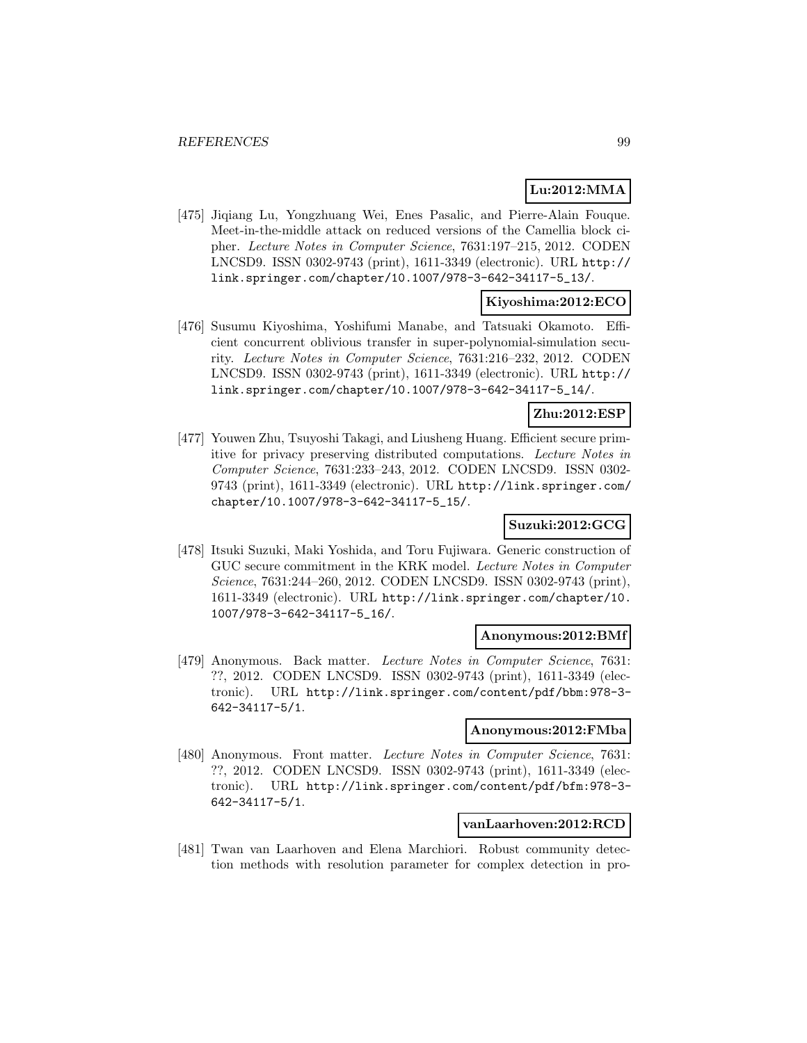**Lu:2012:MMA**

[475] Jiqiang Lu, Yongzhuang Wei, Enes Pasalic, and Pierre-Alain Fouque. Meet-in-the-middle attack on reduced versions of the Camellia block cipher. *Lecture Notes in Computer Science*, 7631:197–215, 2012. CODEN LNCSD9. ISSN 0302-9743 (print), 1611-3349 (electronic). URL http://link.springer.com/chapter/10.1007/978-3-642-34117-5_13/.

**Kiyoshima:2012:ECO**

[476] Susumu Kiyoshima, Yoshifumi Manabe, and Tatsuaki Okamoto. Efficient concurrent oblivious transfer in super-polynomial-simulation security. *Lecture Notes in Computer Science*, 7631:216–232, 2012. CODEN LNCSD9. ISSN 0302-9743 (print), 1611-3349 (electronic). URL http://link.springer.com/chapter/10.1007/978-3-642-34117-5_14/.

**Zhu:2012:ESP**

[477] Youwen Zhu, Tsuyoshi Takagi, and Liusheng Huang. Efficient secure primitive for privacy preserving distributed computations. *Lecture Notes in Computer Science*, 7631:233–243, 2012. CODEN LNCSD9. ISSN 0302-9743 (print), 1611-3349 (electronic). URL http://link.springer.com/chapter/10.1007/978-3-642-34117-5_15/.

**Suzuki:2012:GCG**

[478] Itsuki Suzuki, Maki Yoshida, and Toru Fujiwara. Generic construction of GUC secure commitment in the KRK model. *Lecture Notes in Computer Science*, 7631:244–260, 2012. CODEN LNCSD9. ISSN 0302-9743 (print), 1611-3349 (electronic). URL http://link.springer.com/chapter/10.1007/978-3-642-34117-5_16/.

**Anonymous:2012:BMf**

[479] Anonymous. Back matter. *Lecture Notes in Computer Science*, 7631: ??, 2012. CODEN LNCSD9. ISSN 0302-9743 (print), 1611-3349 (electronic). URL http://link.springer.com/content/pdf/bbm:978-3-642-34117-5/1.

**Anonymous:2012:FMba**

[480] Anonymous. Front matter. *Lecture Notes in Computer Science*, 7631: ??, 2012. CODEN LNCSD9. ISSN 0302-9743 (print), 1611-3349 (electronic). URL http://link.springer.com/content/pdf/bfm:978-3-642-34117-5/1.

**vanLaarhoven:2012:RCD**

[481] Twan van Laarhoven and Elena Marchiori. Robust community detection methods with resolution parameter for complex detection in pro-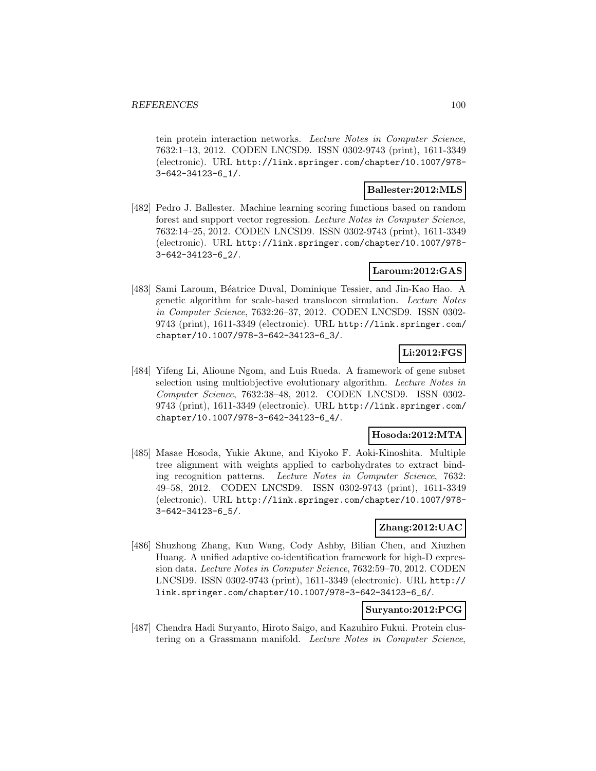tein protein interaction networks. *Lecture Notes in Computer Science*, 7632:1–13, 2012. CODEN LNCSD9. ISSN 0302-9743 (print), 1611-3349 (electronic). URL http://link.springer.com/chapter/10.1007/978-3-642-34123-6_1/.

**Ballester:2012:MLS**

[482] Pedro J. Ballester. Machine learning scoring functions based on random forest and support vector regression. *Lecture Notes in Computer Science*, 7632:14–25, 2012. CODEN LNCSD9. ISSN 0302-9743 (print), 1611-3349 (electronic). URL http://link.springer.com/chapter/10.1007/978-3-642-34123-6_2/.

**Laroum:2012:GAS**

[483] Sami Laroum, Béatrice Duval, Dominique Tessier, and Jin-Kao Hao. A genetic algorithm for scale-based translocon simulation. *Lecture Notes in Computer Science*, 7632:26–37, 2012. CODEN LNCSD9. ISSN 0302-9743 (print), 1611-3349 (electronic). URL http://link.springer.com/chapter/10.1007/978-3-642-34123-6_3/.

**Li:2012:FGS**

[484] Yifeng Li, Alioune Ngom, and Luis Rueda. A framework of gene subset selection using multiobjective evolutionary algorithm. *Lecture Notes in Computer Science*, 7632:38–48, 2012. CODEN LNCSD9. ISSN 0302-9743 (print), 1611-3349 (electronic). URL http://link.springer.com/chapter/10.1007/978-3-642-34123-6_4/.

**Hosoda:2012:MTA**

[485] Masae Hosoda, Yukie Akune, and Kiyoko F. Aoki-Kinoshita. Multiple tree alignment with weights applied to carbohydrates to extract binding recognition patterns. *Lecture Notes in Computer Science*, 7632: 49–58, 2012. CODEN LNCSD9. ISSN 0302-9743 (print), 1611-3349 (electronic). URL http://link.springer.com/chapter/10.1007/978-3-642-34123-6_5/.

**Zhang:2012:UAC**

[486] Shuzhong Zhang, Kun Wang, Cody Ashby, Bilian Chen, and Xiuzhen Huang. A unified adaptive co-identification framework for high-D expression data. *Lecture Notes in Computer Science*, 7632:59–70, 2012. CODEN LNCSD9. ISSN 0302-9743 (print), 1611-3349 (electronic). URL http://link.springer.com/chapter/10.1007/978-3-642-34123-6_6/.

**Suryanto:2012:PCG**

[487] Chendra Hadi Suryanto, Hiroto Saigo, and Kazuhiro Fukui. Protein clustering on a Grassmann manifold. *Lecture Notes in Computer Science*,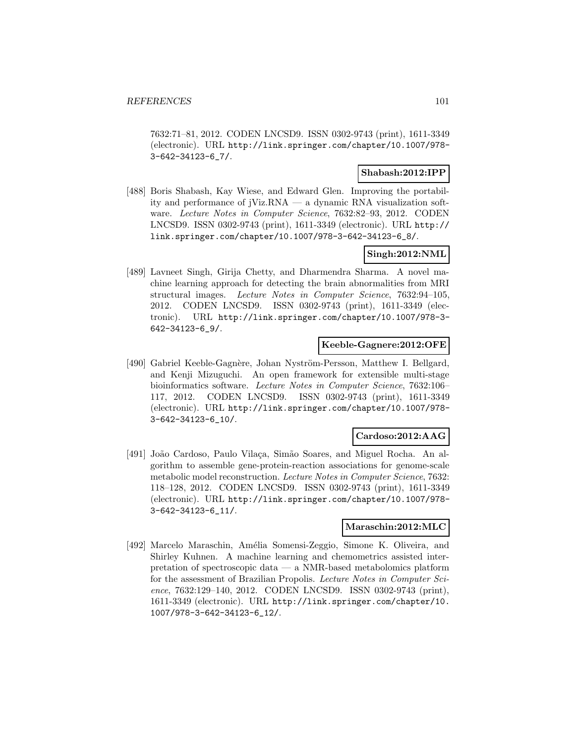7632:71–81, 2012. CODEN LNCSD9. ISSN 0302-9743 (print), 1611-3349 (electronic). URL http://link.springer.com/chapter/10.1007/978-3-642-34123-6_7/.

**Shabash:2012:IPP**

[488] Boris Shabash, Kay Wiese, and Edward Glen. Improving the portability and performance of jViz.RNA — a dynamic RNA visualization software. *Lecture Notes in Computer Science*, 7632:82–93, 2012. CODEN LNCSD9. ISSN 0302-9743 (print), 1611-3349 (electronic). URL http://link.springer.com/chapter/10.1007/978-3-642-34123-6_8/.

**Singh:2012:NML**

[489] Lavneet Singh, Girija Chetty, and Dharmendra Sharma. A novel machine learning approach for detecting the brain abnormalities from MRI structural images. *Lecture Notes in Computer Science*, 7632:94–105, 2012. CODEN LNCSD9. ISSN 0302-9743 (print), 1611-3349 (electronic). URL http://link.springer.com/chapter/10.1007/978-3-642-34123-6_9/.

**Keeble-Gagnere:2012:OFE**

[490] Gabriel Keeble-Gagnère, Johan Nyström-Persson, Matthew I. Bellgard, and Kenji Mizuguchi. An open framework for extensible multi-stage bioinformatics software. *Lecture Notes in Computer Science*, 7632:106–117, 2012. CODEN LNCSD9. ISSN 0302-9743 (print), 1611-3349 (electronic). URL http://link.springer.com/chapter/10.1007/978-3-642-34123-6_10/.

**Cardoso:2012:AAG**

[491] João Cardoso, Paulo Vilaça, Simão Soares, and Miguel Rocha. An algorithm to assemble gene-protein-reaction associations for genome-scale metabolic model reconstruction. *Lecture Notes in Computer Science*, 7632: 118–128, 2012. CODEN LNCSD9. ISSN 0302-9743 (print), 1611-3349 (electronic). URL http://link.springer.com/chapter/10.1007/978-3-642-34123-6_11/.

**Maraschin:2012:MLC**

[492] Marcelo Maraschin, Amélia Somensi-Zeggio, Simone K. Oliveira, and Shirley Kuhnen. A machine learning and chemometrics assisted interpretation of spectroscopic data — a NMR-based metabolomics platform for the assessment of Brazilian Propolis. *Lecture Notes in Computer Science*, 7632:129–140, 2012. CODEN LNCSD9. ISSN 0302-9743 (print), 1611-3349 (electronic). URL http://link.springer.com/chapter/10.1007/978-3-642-34123-6_12/.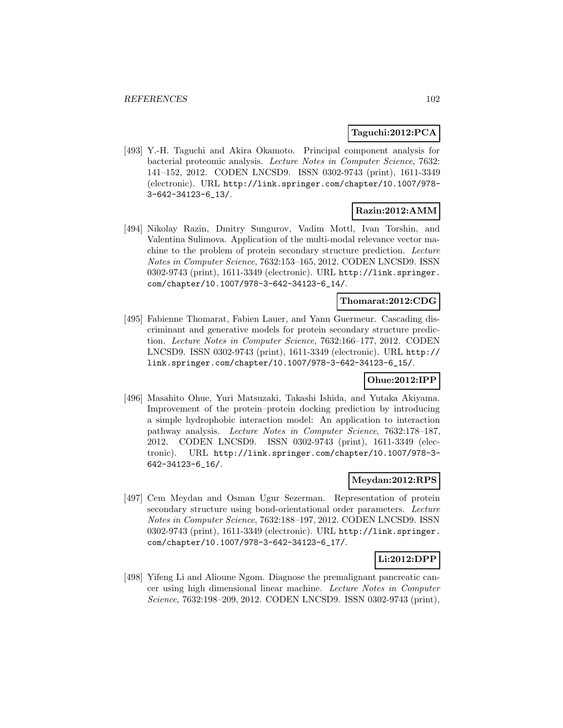**Taguchi:2012:PCA**

[493] Y.-H. Taguchi and Akira Okamoto. Principal component analysis for bacterial proteomic analysis. *Lecture Notes in Computer Science*, 7632: 141–152, 2012. CODEN LNCSD9. ISSN 0302-9743 (print), 1611-3349 (electronic). URL `http://link.springer.com/chapter/10.1007/978-3-642-34123-6_13/`.

**Razin:2012:AMM**

[494] Nikolay Razin, Dmitry Sungurov, Vadim Mottl, Ivan Torshin, and Valentina Sulimova. Application of the multi-modal relevance vector machine to the problem of protein secondary structure prediction. *Lecture Notes in Computer Science*, 7632:153–165, 2012. CODEN LNCSD9. ISSN 0302-9743 (print), 1611-3349 (electronic). URL `http://link.springer.com/chapter/10.1007/978-3-642-34123-6_14/`.

**Thomarat:2012:CDG**

[495] Fabienne Thomarat, Fabien Lauer, and Yann Guermeur. Cascading discriminant and generative models for protein secondary structure prediction. *Lecture Notes in Computer Science*, 7632:166–177, 2012. CODEN LNCSD9. ISSN 0302-9743 (print), 1611-3349 (electronic). URL `http://link.springer.com/chapter/10.1007/978-3-642-34123-6_15/`.

**Ohue:2012:IPP**

[496] Masahito Ohue, Yuri Matsuzaki, Takashi Ishida, and Yutaka Akiyama. Improvement of the protein–protein docking prediction by introducing a simple hydrophobic interaction model: An application to interaction pathway analysis. *Lecture Notes in Computer Science*, 7632:178–187, 2012. CODEN LNCSD9. ISSN 0302-9743 (print), 1611-3349 (electronic). URL `http://link.springer.com/chapter/10.1007/978-3-642-34123-6_16/`.

**Meydan:2012:RPS**

[497] Cem Meydan and Osman Ugur Sezerman. Representation of protein secondary structure using bond-orientational order parameters. *Lecture Notes in Computer Science*, 7632:188–197, 2012. CODEN LNCSD9. ISSN 0302-9743 (print), 1611-3349 (electronic). URL `http://link.springer.com/chapter/10.1007/978-3-642-34123-6_17/`.

**Li:2012:DPP**

[498] Yifeng Li and Alioune Ngom. Diagnose the premalignant pancreatic cancer using high dimensional linear machine. *Lecture Notes in Computer Science*, 7632:198–209, 2012. CODEN LNCSD9. ISSN 0302-9743 (print),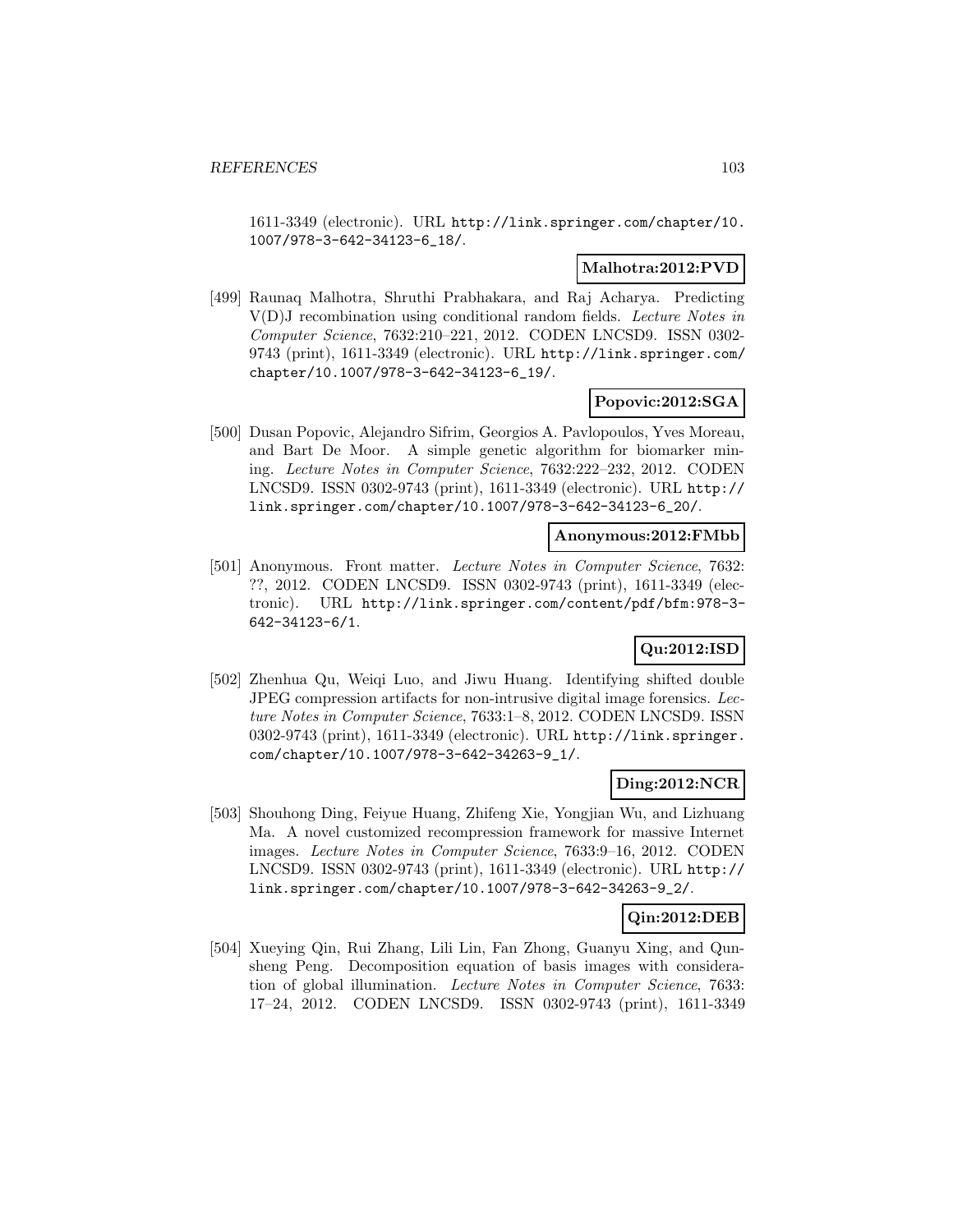1611-3349 (electronic). URL http://link.springer.com/chapter/10.1007/978-3-642-34123-6_18/.

**Malhotra:2012:PVD**

[499] Raunaq Malhotra, Shruthi Prabhakara, and Raj Acharya. Predicting V(D)J recombination using conditional random fields. *Lecture Notes in Computer Science*, 7632:210–221, 2012. CODEN LNCSD9. ISSN 0302-9743 (print), 1611-3349 (electronic). URL http://link.springer.com/chapter/10.1007/978-3-642-34123-6_19/.

**Popovic:2012:SGA**

[500] Dusan Popovic, Alejandro Sifrim, Georgios A. Pavlopoulos, Yves Moreau, and Bart De Moor. A simple genetic algorithm for biomarker mining. *Lecture Notes in Computer Science*, 7632:222–232, 2012. CODEN LNCSD9. ISSN 0302-9743 (print), 1611-3349 (electronic). URL http://link.springer.com/chapter/10.1007/978-3-642-34123-6_20/.

**Anonymous:2012:FMbb**

[501] Anonymous. Front matter. *Lecture Notes in Computer Science*, 7632: ??, 2012. CODEN LNCSD9. ISSN 0302-9743 (print), 1611-3349 (electronic). URL http://link.springer.com/content/pdf/bfm:978-3-642-34123-6/1.

**Qu:2012:ISD**

[502] Zhenhua Qu, Weiqi Luo, and Jiwu Huang. Identifying shifted double JPEG compression artifacts for non-intrusive digital image forensics. *Lecture Notes in Computer Science*, 7633:1–8, 2012. CODEN LNCSD9. ISSN 0302-9743 (print), 1611-3349 (electronic). URL http://link.springer.com/chapter/10.1007/978-3-642-34263-9_1/.

**Ding:2012:NCR**

[503] Shouhong Ding, Feiyue Huang, Zhifeng Xie, Yongjian Wu, and Lizhuang Ma. A novel customized recompression framework for massive Internet images. *Lecture Notes in Computer Science*, 7633:9–16, 2012. CODEN LNCSD9. ISSN 0302-9743 (print), 1611-3349 (electronic). URL http://link.springer.com/chapter/10.1007/978-3-642-34263-9_2/.

**Qin:2012:DEB**

[504] Xueying Qin, Rui Zhang, Lili Lin, Fan Zhong, Guanyu Xing, and Qunsheng Peng. Decomposition equation of basis images with consideration of global illumination. *Lecture Notes in Computer Science*, 7633: 17–24, 2012. CODEN LNCSD9. ISSN 0302-9743 (print), 1611-3349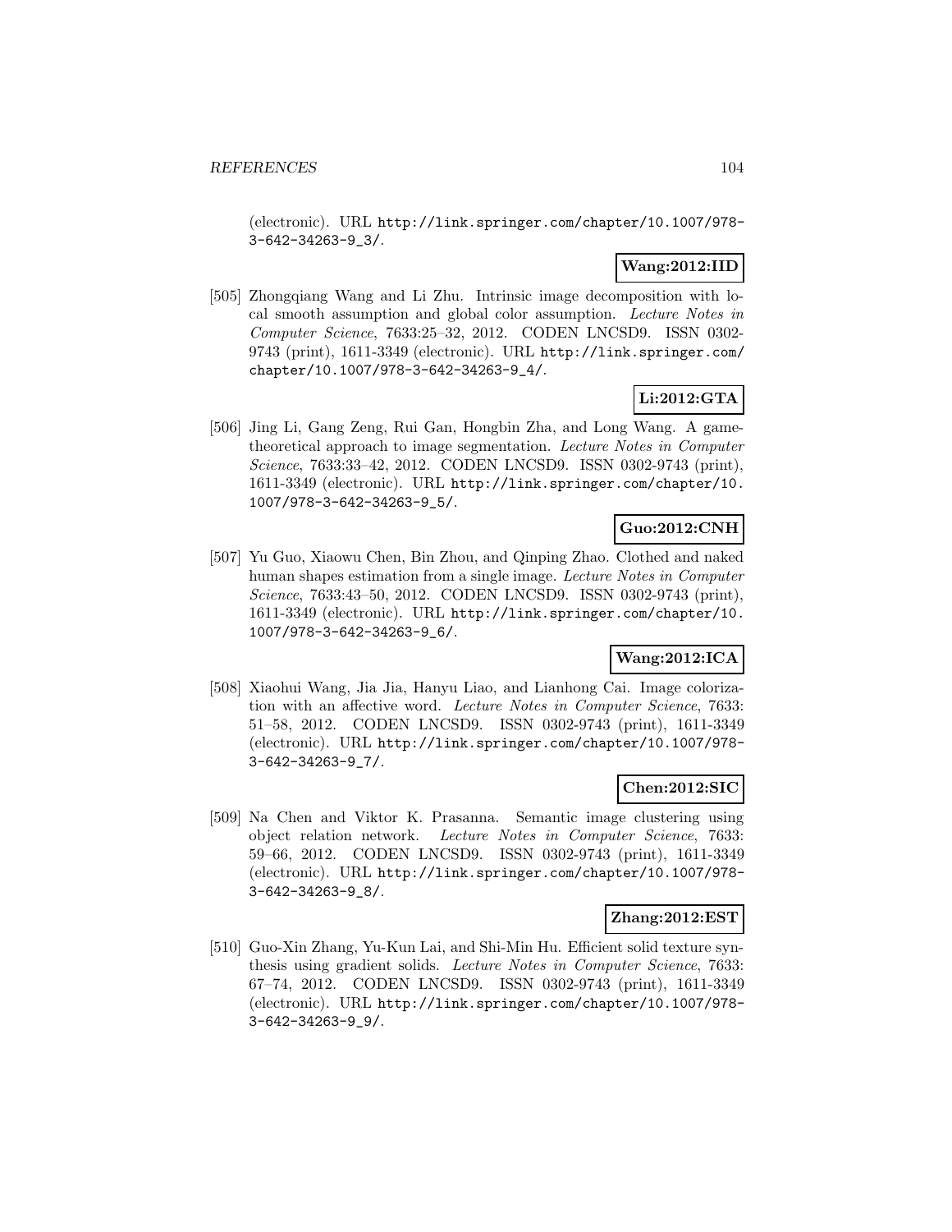(electronic). URL http://link.springer.com/chapter/10.1007/978-3-642-34263-9_3/.

**Wang:2012:IID**

[505] Zhongqiang Wang and Li Zhu. Intrinsic image decomposition with local smooth assumption and global color assumption. *Lecture Notes in Computer Science*, 7633:25–32, 2012. CODEN LNCSD9. ISSN 0302-9743 (print), 1611-3349 (electronic). URL http://link.springer.com/chapter/10.1007/978-3-642-34263-9_4/.

**Li:2012:GTA**

[506] Jing Li, Gang Zeng, Rui Gan, Hongbin Zha, and Long Wang. A game-theoretical approach to image segmentation. *Lecture Notes in Computer Science*, 7633:33–42, 2012. CODEN LNCSD9. ISSN 0302-9743 (print), 1611-3349 (electronic). URL http://link.springer.com/chapter/10.1007/978-3-642-34263-9_5/.

**Guo:2012:CNH**

[507] Yu Guo, Xiaowu Chen, Bin Zhou, and Qinping Zhao. Clothed and naked human shapes estimation from a single image. *Lecture Notes in Computer Science*, 7633:43–50, 2012. CODEN LNCSD9. ISSN 0302-9743 (print), 1611-3349 (electronic). URL http://link.springer.com/chapter/10.1007/978-3-642-34263-9_6/.

**Wang:2012:ICA**

[508] Xiaohui Wang, Jia Jia, Hanyu Liao, and Lianhong Cai. Image colorization with an affective word. *Lecture Notes in Computer Science*, 7633:51–58, 2012. CODEN LNCSD9. ISSN 0302-9743 (print), 1611-3349 (electronic). URL http://link.springer.com/chapter/10.1007/978-3-642-34263-9_7/.

**Chen:2012:SIC**

[509] Na Chen and Viktor K. Prasanna. Semantic image clustering using object relation network. *Lecture Notes in Computer Science*, 7633:59–66, 2012. CODEN LNCSD9. ISSN 0302-9743 (print), 1611-3349 (electronic). URL http://link.springer.com/chapter/10.1007/978-3-642-34263-9_8/.

**Zhang:2012:EST**

[510] Guo-Xin Zhang, Yu-Kun Lai, and Shi-Min Hu. Efficient solid texture synthesis using gradient solids. *Lecture Notes in Computer Science*, 7633:67–74, 2012. CODEN LNCSD9. ISSN 0302-9743 (print), 1611-3349 (electronic). URL http://link.springer.com/chapter/10.1007/978-3-642-34263-9_9/.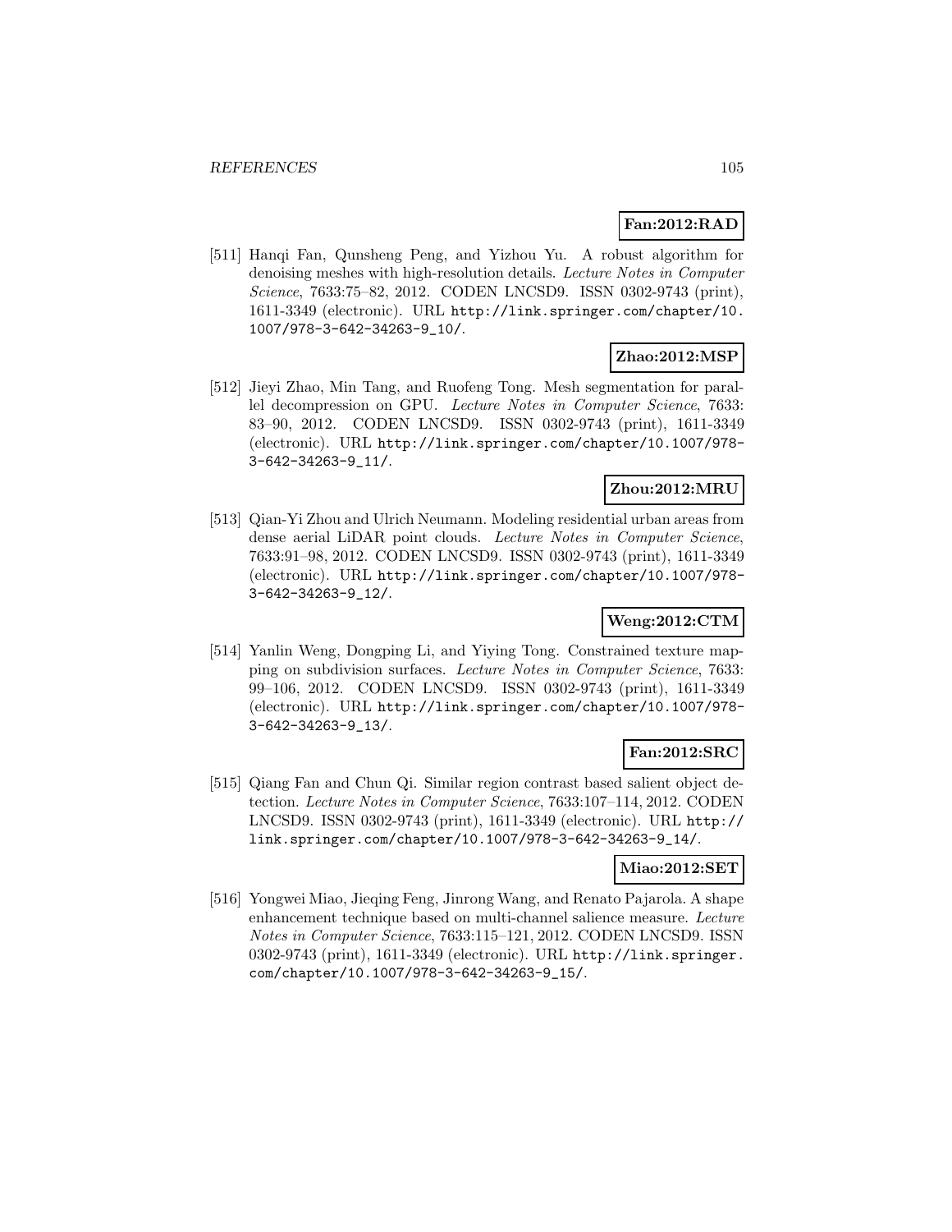**Fan:2012:RAD**

[511] Hanqi Fan, Qunsheng Peng, and Yizhou Yu. A robust algorithm for denoising meshes with high-resolution details. *Lecture Notes in Computer Science*, 7633:75–82, 2012. CODEN LNCSD9. ISSN 0302-9743 (print), 1611-3349 (electronic). URL http://link.springer.com/chapter/10.1007/978-3-642-34263-9_10/.

**Zhao:2012:MSP**

[512] Jieyi Zhao, Min Tang, and Ruofeng Tong. Mesh segmentation for parallel decompression on GPU. *Lecture Notes in Computer Science*, 7633: 83–90, 2012. CODEN LNCSD9. ISSN 0302-9743 (print), 1611-3349 (electronic). URL http://link.springer.com/chapter/10.1007/978-3-642-34263-9_11/.

**Zhou:2012:MRU**

[513] Qian-Yi Zhou and Ulrich Neumann. Modeling residential urban areas from dense aerial LiDAR point clouds. *Lecture Notes in Computer Science*, 7633:91–98, 2012. CODEN LNCSD9. ISSN 0302-9743 (print), 1611-3349 (electronic). URL http://link.springer.com/chapter/10.1007/978-3-642-34263-9_12/.

**Weng:2012:CTM**

[514] Yanlin Weng, Dongping Li, and Yiying Tong. Constrained texture mapping on subdivision surfaces. *Lecture Notes in Computer Science*, 7633: 99–106, 2012. CODEN LNCSD9. ISSN 0302-9743 (print), 1611-3349 (electronic). URL http://link.springer.com/chapter/10.1007/978-3-642-34263-9_13/.

**Fan:2012:SRC**

[515] Qiang Fan and Chun Qi. Similar region contrast based salient object detection. *Lecture Notes in Computer Science*, 7633:107–114, 2012. CODEN LNCSD9. ISSN 0302-9743 (print), 1611-3349 (electronic). URL http://link.springer.com/chapter/10.1007/978-3-642-34263-9_14/.

**Miao:2012:SET**

[516] Yongwei Miao, Jieqing Feng, Jinrong Wang, and Renato Pajarola. A shape enhancement technique based on multi-channel salience measure. *Lecture Notes in Computer Science*, 7633:115–121, 2012. CODEN LNCSD9. ISSN 0302-9743 (print), 1611-3349 (electronic). URL http://link.springer.com/chapter/10.1007/978-3-642-34263-9_15/.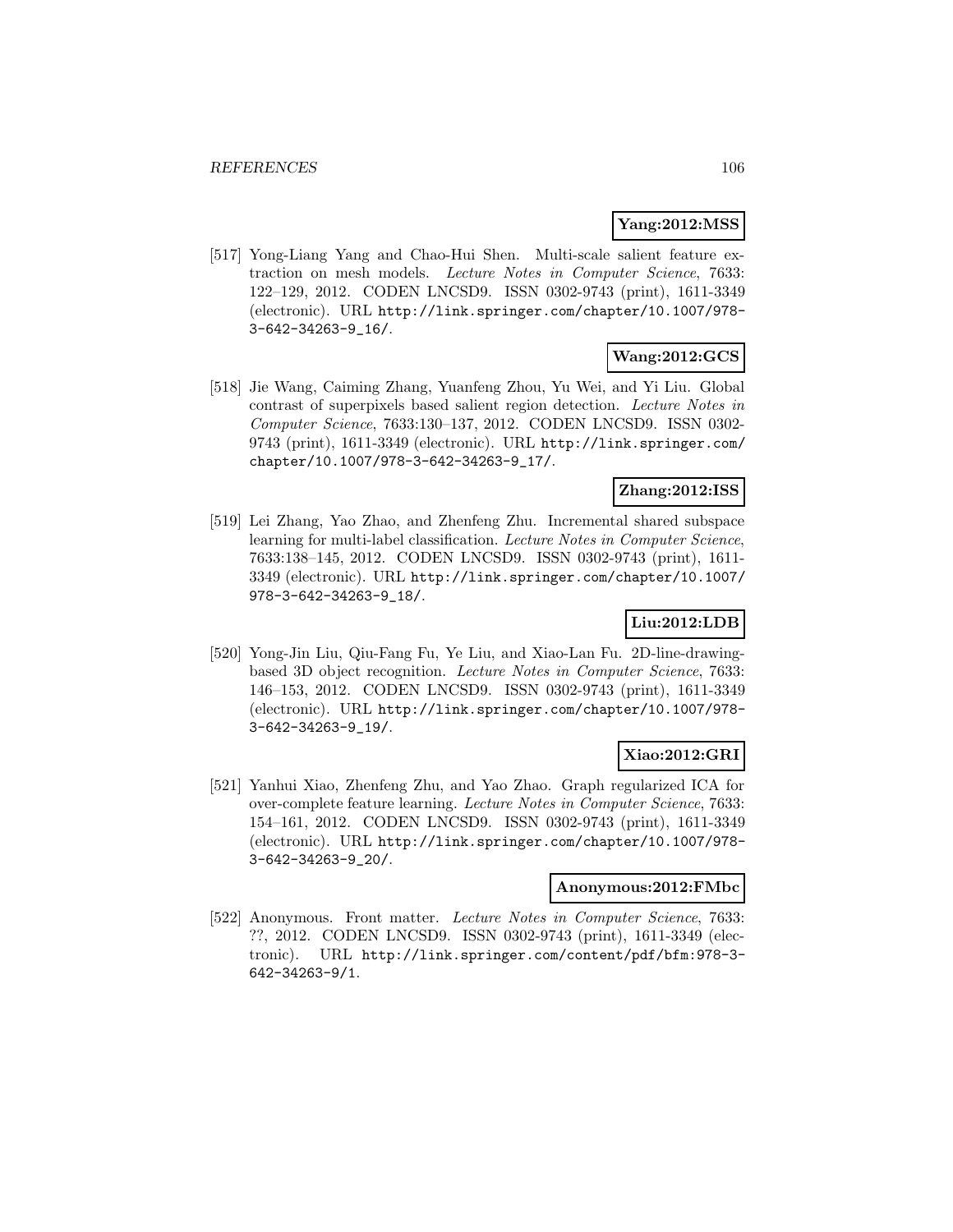**Yang:2012:MSS**

[517] Yong-Liang Yang and Chao-Hui Shen. Multi-scale salient feature extraction on mesh models. *Lecture Notes in Computer Science*, 7633: 122–129, 2012. CODEN LNCSD9. ISSN 0302-9743 (print), 1611-3349 (electronic). URL http://link.springer.com/chapter/10.1007/978-3-642-34263-9_16/.

**Wang:2012:GCS**

[518] Jie Wang, Caiming Zhang, Yuanfeng Zhou, Yu Wei, and Yi Liu. Global contrast of superpixels based salient region detection. *Lecture Notes in Computer Science*, 7633:130–137, 2012. CODEN LNCSD9. ISSN 0302-9743 (print), 1611-3349 (electronic). URL http://link.springer.com/chapter/10.1007/978-3-642-34263-9_17/.

**Zhang:2012:ISS**

[519] Lei Zhang, Yao Zhao, and Zhenfeng Zhu. Incremental shared subspace learning for multi-label classification. *Lecture Notes in Computer Science*, 7633:138–145, 2012. CODEN LNCSD9. ISSN 0302-9743 (print), 1611-3349 (electronic). URL http://link.springer.com/chapter/10.1007/978-3-642-34263-9_18/.

**Liu:2012:LDB**

[520] Yong-Jin Liu, Qiu-Fang Fu, Ye Liu, and Xiao-Lan Fu. 2D-line-drawing-based 3D object recognition. *Lecture Notes in Computer Science*, 7633: 146–153, 2012. CODEN LNCSD9. ISSN 0302-9743 (print), 1611-3349 (electronic). URL http://link.springer.com/chapter/10.1007/978-3-642-34263-9_19/.

**Xiao:2012:GRI**

[521] Yanhui Xiao, Zhenfeng Zhu, and Yao Zhao. Graph regularized ICA for over-complete feature learning. *Lecture Notes in Computer Science*, 7633: 154–161, 2012. CODEN LNCSD9. ISSN 0302-9743 (print), 1611-3349 (electronic). URL http://link.springer.com/chapter/10.1007/978-3-642-34263-9_20/.

**Anonymous:2012:FMbc**

[522] Anonymous. Front matter. *Lecture Notes in Computer Science*, 7633: ??, 2012. CODEN LNCSD9. ISSN 0302-9743 (print), 1611-3349 (electronic). URL http://link.springer.com/content/pdf/bfm:978-3-642-34263-9/1.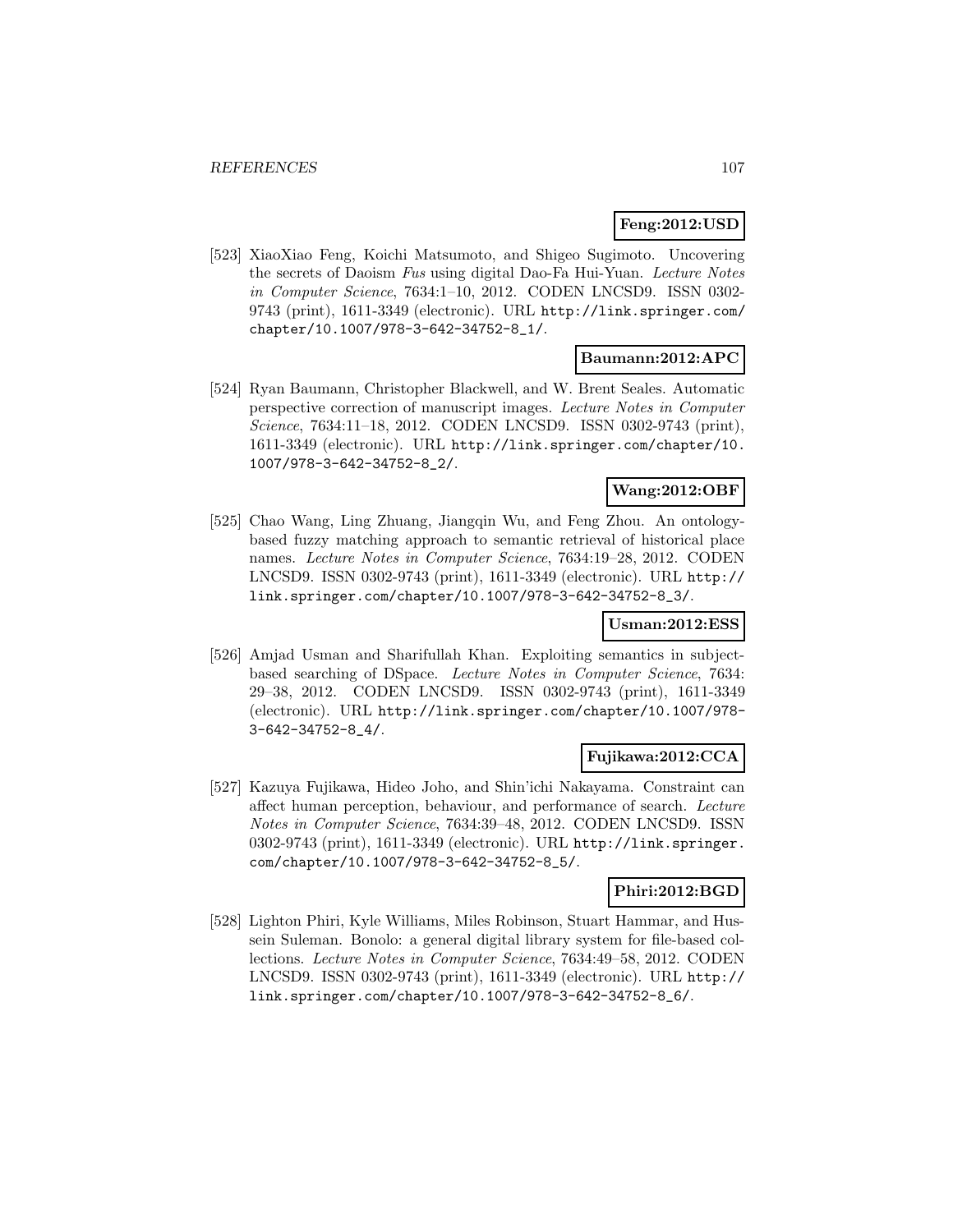**Feng:2012:USD**

[523] XiaoXiao Feng, Koichi Matsumoto, and Shigeo Sugimoto. Uncovering the secrets of Daoism *Fus* using digital Dao-Fa Hui-Yuan. *Lecture Notes in Computer Science*, 7634:1–10, 2012. CODEN LNCSD9. ISSN 0302-9743 (print), 1611-3349 (electronic). URL http://link.springer.com/chapter/10.1007/978-3-642-34752-8_1/.

**Baumann:2012:APC**

[524] Ryan Baumann, Christopher Blackwell, and W. Brent Seales. Automatic perspective correction of manuscript images. *Lecture Notes in Computer Science*, 7634:11–18, 2012. CODEN LNCSD9. ISSN 0302-9743 (print), 1611-3349 (electronic). URL http://link.springer.com/chapter/10.1007/978-3-642-34752-8_2/.

**Wang:2012:OBF**

[525] Chao Wang, Ling Zhuang, Jiangqin Wu, and Feng Zhou. An ontology-based fuzzy matching approach to semantic retrieval of historical place names. *Lecture Notes in Computer Science*, 7634:19–28, 2012. CODEN LNCSD9. ISSN 0302-9743 (print), 1611-3349 (electronic). URL http://link.springer.com/chapter/10.1007/978-3-642-34752-8_3/.

**Usman:2012:ESS**

[526] Amjad Usman and Sharifullah Khan. Exploiting semantics in subject-based searching of DSpace. *Lecture Notes in Computer Science*, 7634: 29–38, 2012. CODEN LNCSD9. ISSN 0302-9743 (print), 1611-3349 (electronic). URL http://link.springer.com/chapter/10.1007/978-3-642-34752-8_4/.

**Fujikawa:2012:CCA**

[527] Kazuya Fujikawa, Hideo Joho, and Shin'ichi Nakayama. Constraint can affect human perception, behaviour, and performance of search. *Lecture Notes in Computer Science*, 7634:39–48, 2012. CODEN LNCSD9. ISSN 0302-9743 (print), 1611-3349 (electronic). URL http://link.springer.com/chapter/10.1007/978-3-642-34752-8_5/.

**Phiri:2012:BGD**

[528] Lighton Phiri, Kyle Williams, Miles Robinson, Stuart Hammar, and Hussein Suleman. Bonolo: a general digital library system for file-based collections. *Lecture Notes in Computer Science*, 7634:49–58, 2012. CODEN LNCSD9. ISSN 0302-9743 (print), 1611-3349 (electronic). URL http://link.springer.com/chapter/10.1007/978-3-642-34752-8_6/.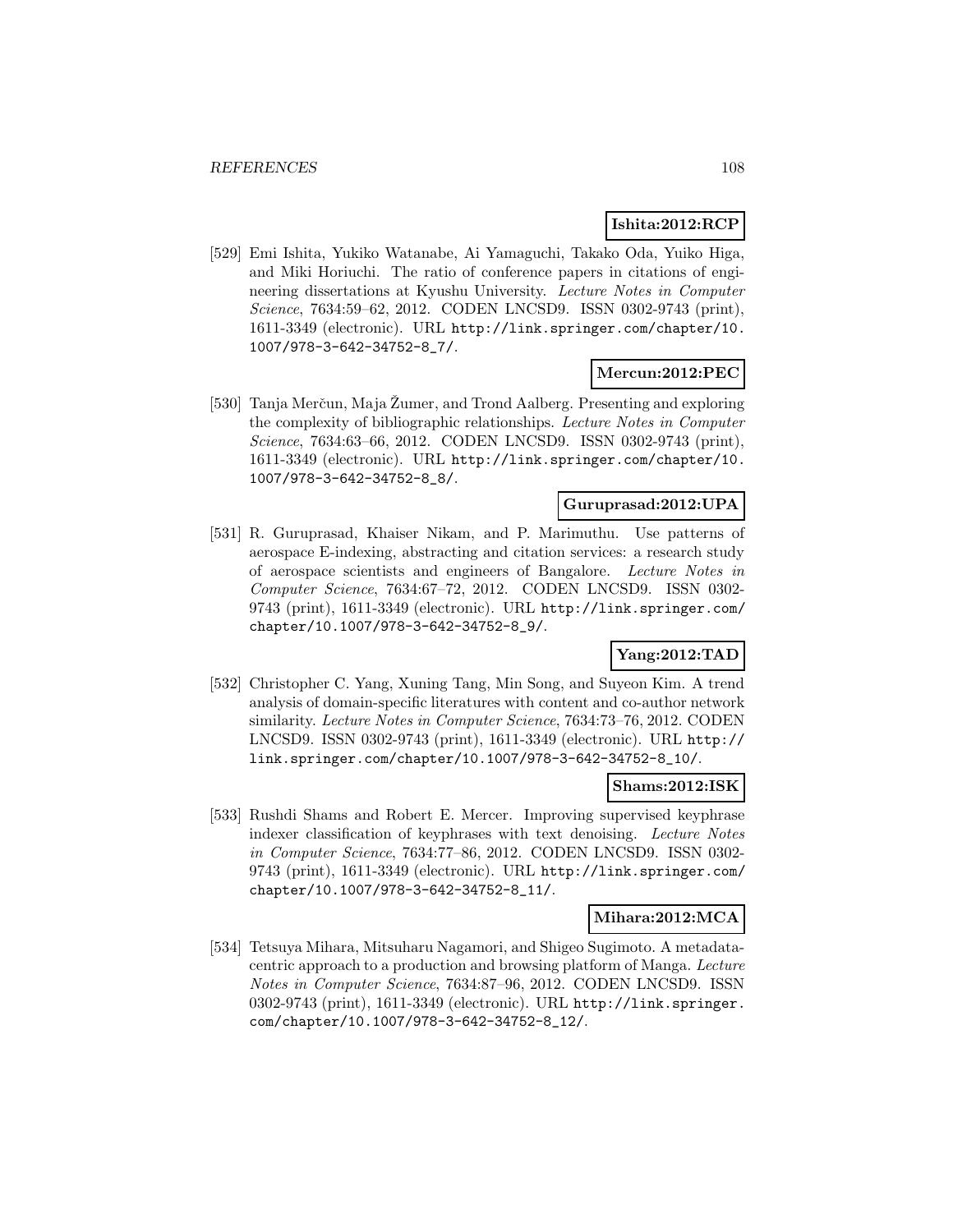**Ishita:2012:RCP**

[529] Emi Ishita, Yukiko Watanabe, Ai Yamaguchi, Takako Oda, Yuiko Higa, and Miki Horiuchi. The ratio of conference papers in citations of engineering dissertations at Kyushu University. *Lecture Notes in Computer Science*, 7634:59–62, 2012. CODEN LNCSD9. ISSN 0302-9743 (print), 1611-3349 (electronic). URL http://link.springer.com/chapter/10.1007/978-3-642-34752-8_7/.

**Mercun:2012:PEC**

[530] Tanja Merčun, Maja Žumer, and Trond Aalberg. Presenting and exploring the complexity of bibliographic relationships. *Lecture Notes in Computer Science*, 7634:63–66, 2012. CODEN LNCSD9. ISSN 0302-9743 (print), 1611-3349 (electronic). URL http://link.springer.com/chapter/10.1007/978-3-642-34752-8_8/.

**Guruprasad:2012:UPA**

[531] R. Guruprasad, Khaiser Nikam, and P. Marimuthu. Use patterns of aerospace E-indexing, abstracting and citation services: a research study of aerospace scientists and engineers of Bangalore. *Lecture Notes in Computer Science*, 7634:67–72, 2012. CODEN LNCSD9. ISSN 0302-9743 (print), 1611-3349 (electronic). URL http://link.springer.com/chapter/10.1007/978-3-642-34752-8_9/.

**Yang:2012:TAD**

[532] Christopher C. Yang, Xuning Tang, Min Song, and Suyeon Kim. A trend analysis of domain-specific literatures with content and co-author network similarity. *Lecture Notes in Computer Science*, 7634:73–76, 2012. CODEN LNCSD9. ISSN 0302-9743 (print), 1611-3349 (electronic). URL http://link.springer.com/chapter/10.1007/978-3-642-34752-8_10/.

**Shams:2012:ISK**

[533] Rushdi Shams and Robert E. Mercer. Improving supervised keyphrase indexer classification of keyphrases with text denoising. *Lecture Notes in Computer Science*, 7634:77–86, 2012. CODEN LNCSD9. ISSN 0302-9743 (print), 1611-3349 (electronic). URL http://link.springer.com/chapter/10.1007/978-3-642-34752-8_11/.

**Mihara:2012:MCA**

[534] Tetsuya Mihara, Mitsuharu Nagamori, and Shigeo Sugimoto. A metadata-centric approach to a production and browsing platform of Manga. *Lecture Notes in Computer Science*, 7634:87–96, 2012. CODEN LNCSD9. ISSN 0302-9743 (print), 1611-3349 (electronic). URL http://link.springer.com/chapter/10.1007/978-3-642-34752-8_12/.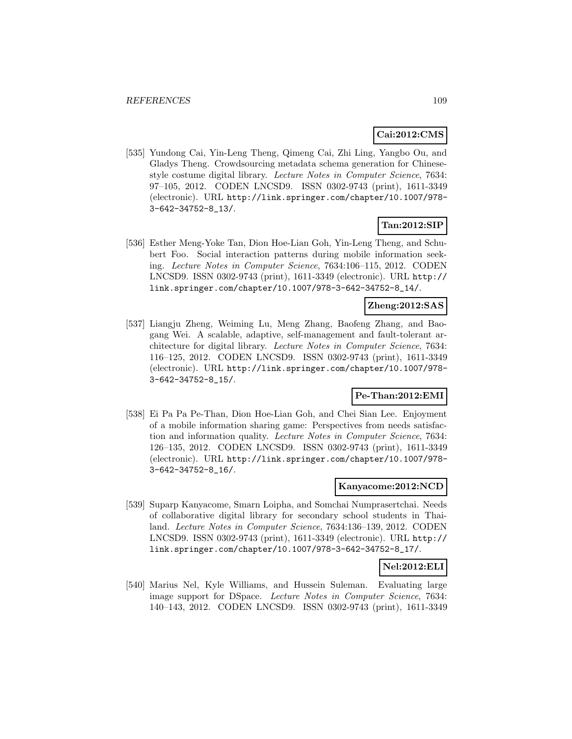**Cai:2012:CMS**

[535] Yundong Cai, Yin-Leng Theng, Qimeng Cai, Zhi Ling, Yangbo Ou, and Gladys Theng. Crowdsourcing metadata schema generation for Chinese-style costume digital library. *Lecture Notes in Computer Science*, 7634: 97–105, 2012. CODEN LNCSD9. ISSN 0302-9743 (print), 1611-3349 (electronic). URL http://link.springer.com/chapter/10.1007/978-3-642-34752-8_13/.

**Tan:2012:SIP**

[536] Esther Meng-Yoke Tan, Dion Hoe-Lian Goh, Yin-Leng Theng, and Schubert Foo. Social interaction patterns during mobile information seeking. *Lecture Notes in Computer Science*, 7634:106–115, 2012. CODEN LNCSD9. ISSN 0302-9743 (print), 1611-3349 (electronic). URL http://link.springer.com/chapter/10.1007/978-3-642-34752-8_14/.

**Zheng:2012:SAS**

[537] Liangju Zheng, Weiming Lu, Meng Zhang, Baofeng Zhang, and Baogang Wei. A scalable, adaptive, self-management and fault-tolerant architecture for digital library. *Lecture Notes in Computer Science*, 7634: 116–125, 2012. CODEN LNCSD9. ISSN 0302-9743 (print), 1611-3349 (electronic). URL http://link.springer.com/chapter/10.1007/978-3-642-34752-8_15/.

**Pe-Than:2012:EMI**

[538] Ei Pa Pa Pe-Than, Dion Hoe-Lian Goh, and Chei Sian Lee. Enjoyment of a mobile information sharing game: Perspectives from needs satisfaction and information quality. *Lecture Notes in Computer Science*, 7634: 126–135, 2012. CODEN LNCSD9. ISSN 0302-9743 (print), 1611-3349 (electronic). URL http://link.springer.com/chapter/10.1007/978-3-642-34752-8_16/.

**Kanyacome:2012:NCD**

[539] Suparp Kanyacome, Smarn Loipha, and Somchai Numprasertchai. Needs of collaborative digital library for secondary school students in Thailand. *Lecture Notes in Computer Science*, 7634:136–139, 2012. CODEN LNCSD9. ISSN 0302-9743 (print), 1611-3349 (electronic). URL http://link.springer.com/chapter/10.1007/978-3-642-34752-8_17/.

**Nel:2012:ELI**

[540] Marius Nel, Kyle Williams, and Hussein Suleman. Evaluating large image support for DSpace. *Lecture Notes in Computer Science*, 7634: 140–143, 2012. CODEN LNCSD9. ISSN 0302-9743 (print), 1611-3349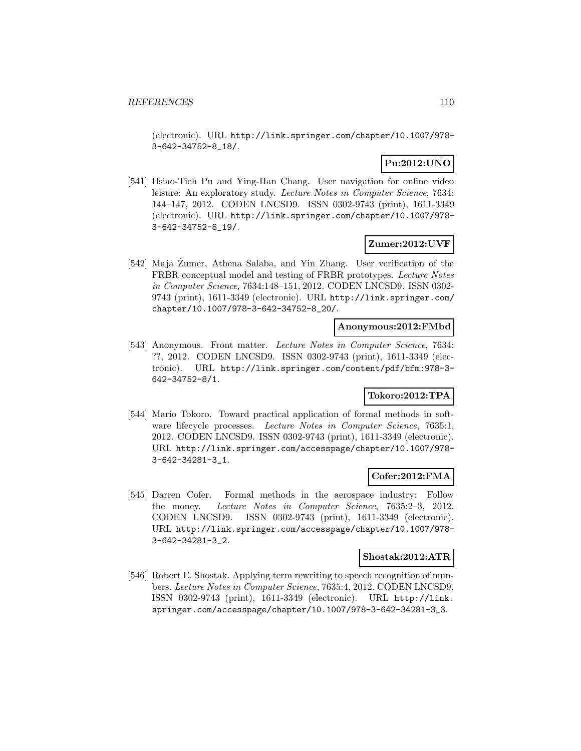(electronic). URL http://link.springer.com/chapter/10.1007/978-3-642-34752-8_18/.

**Pu:2012:UNO**

[541] Hsiao-Tieh Pu and Ying-Han Chang. User navigation for online video leisure: An exploratory study. *Lecture Notes in Computer Science*, 7634: 144–147, 2012. CODEN LNCSD9. ISSN 0302-9743 (print), 1611-3349 (electronic). URL http://link.springer.com/chapter/10.1007/978-3-642-34752-8_19/.

**Zumer:2012:UVF**

[542] Maja Žumer, Athena Salaba, and Yin Zhang. User verification of the FRBR conceptual model and testing of FRBR prototypes. *Lecture Notes in Computer Science*, 7634:148–151, 2012. CODEN LNCSD9. ISSN 0302-9743 (print), 1611-3349 (electronic). URL http://link.springer.com/chapter/10.1007/978-3-642-34752-8_20/.

**Anonymous:2012:FMbd**

[543] Anonymous. Front matter. *Lecture Notes in Computer Science*, 7634: ??, 2012. CODEN LNCSD9. ISSN 0302-9743 (print), 1611-3349 (electronic). URL http://link.springer.com/content/pdf/bfm:978-3-642-34752-8/1.

**Tokoro:2012:TPA**

[544] Mario Tokoro. Toward practical application of formal methods in software lifecycle processes. *Lecture Notes in Computer Science*, 7635:1, 2012. CODEN LNCSD9. ISSN 0302-9743 (print), 1611-3349 (electronic). URL http://link.springer.com/accesspage/chapter/10.1007/978-3-642-34281-3_1.

**Cofer:2012:FMA**

[545] Darren Cofer. Formal methods in the aerospace industry: Follow the money. *Lecture Notes in Computer Science*, 7635:2–3, 2012. CODEN LNCSD9. ISSN 0302-9743 (print), 1611-3349 (electronic). URL http://link.springer.com/accesspage/chapter/10.1007/978-3-642-34281-3_2.

**Shostak:2012:ATR**

[546] Robert E. Shostak. Applying term rewriting to speech recognition of numbers. *Lecture Notes in Computer Science*, 7635:4, 2012. CODEN LNCSD9. ISSN 0302-9743 (print), 1611-3349 (electronic). URL http://link.springer.com/accesspage/chapter/10.1007/978-3-642-34281-3_3.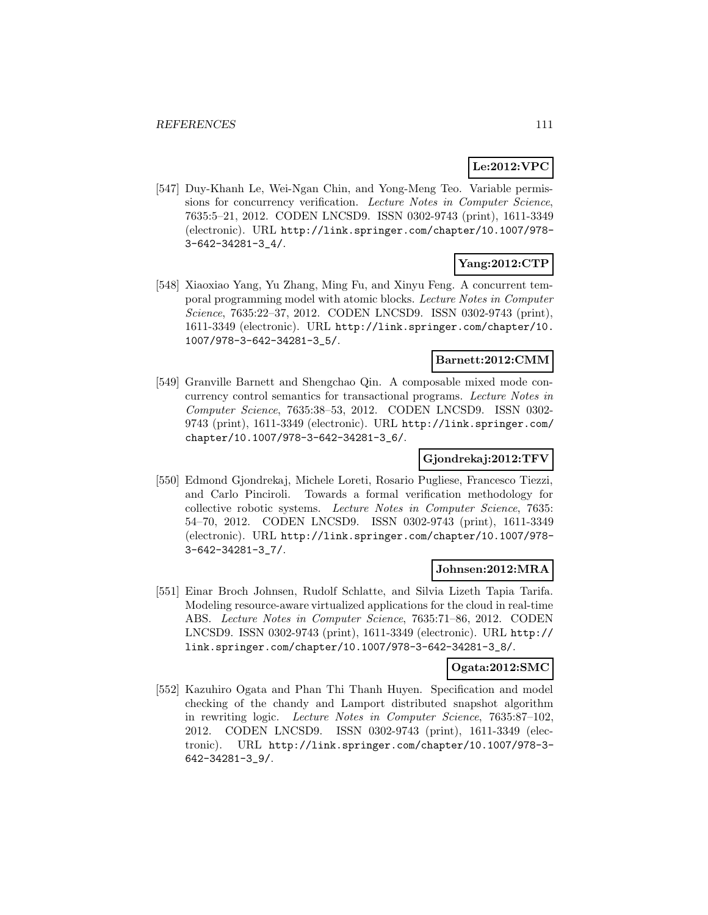**Le:2012:VPC**

[547] Duy-Khanh Le, Wei-Ngan Chin, and Yong-Meng Teo. Variable permissions for concurrency verification. *Lecture Notes in Computer Science*, 7635:5–21, 2012. CODEN LNCSD9. ISSN 0302-9743 (print), 1611-3349 (electronic). URL http://link.springer.com/chapter/10.1007/978-3-642-34281-3_4/.

**Yang:2012:CTP**

[548] Xiaoxiao Yang, Yu Zhang, Ming Fu, and Xinyu Feng. A concurrent temporal programming model with atomic blocks. *Lecture Notes in Computer Science*, 7635:22–37, 2012. CODEN LNCSD9. ISSN 0302-9743 (print), 1611-3349 (electronic). URL http://link.springer.com/chapter/10.1007/978-3-642-34281-3_5/.

**Barnett:2012:CMM**

[549] Granville Barnett and Shengchao Qin. A composable mixed mode concurrency control semantics for transactional programs. *Lecture Notes in Computer Science*, 7635:38–53, 2012. CODEN LNCSD9. ISSN 0302-9743 (print), 1611-3349 (electronic). URL http://link.springer.com/chapter/10.1007/978-3-642-34281-3_6/.

**Gjondrekaj:2012:TFV**

[550] Edmond Gjondrekaj, Michele Loreti, Rosario Pugliese, Francesco Tiezzi, and Carlo Pinciroli. Towards a formal verification methodology for collective robotic systems. *Lecture Notes in Computer Science*, 7635:54–70, 2012. CODEN LNCSD9. ISSN 0302-9743 (print), 1611-3349 (electronic). URL http://link.springer.com/chapter/10.1007/978-3-642-34281-3_7/.

**Johnsen:2012:MRA**

[551] Einar Broch Johnsen, Rudolf Schlatte, and Silvia Lizeth Tapia Tarifa. Modeling resource-aware virtualized applications for the cloud in real-time ABS. *Lecture Notes in Computer Science*, 7635:71–86, 2012. CODEN LNCSD9. ISSN 0302-9743 (print), 1611-3349 (electronic). URL http://link.springer.com/chapter/10.1007/978-3-642-34281-3_8/.

**Ogata:2012:SMC**

[552] Kazuhiro Ogata and Phan Thi Thanh Huyen. Specification and model checking of the chandy and Lamport distributed snapshot algorithm in rewriting logic. *Lecture Notes in Computer Science*, 7635:87–102, 2012. CODEN LNCSD9. ISSN 0302-9743 (print), 1611-3349 (electronic). URL http://link.springer.com/chapter/10.1007/978-3-642-34281-3_9/.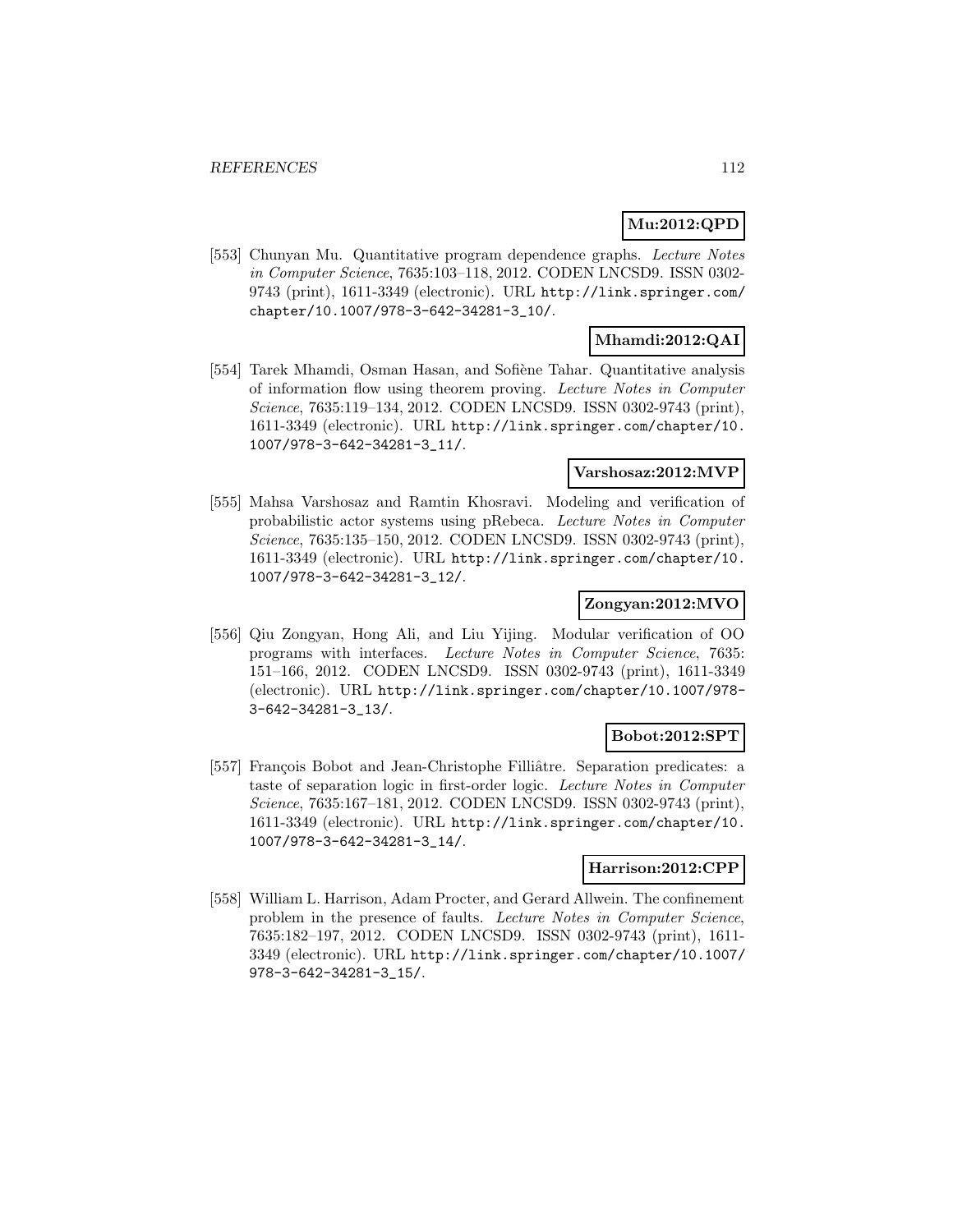**Mu:2012:QPD**

[553] Chunyan Mu. Quantitative program dependence graphs. *Lecture Notes in Computer Science*, 7635:103–118, 2012. CODEN LNCSD9. ISSN 0302-9743 (print), 1611-3349 (electronic). URL http://link.springer.com/chapter/10.1007/978-3-642-34281-3_10/.

**Mhamdi:2012:QAI**

[554] Tarek Mhamdi, Osman Hasan, and Sofiène Tahar. Quantitative analysis of information flow using theorem proving. *Lecture Notes in Computer Science*, 7635:119–134, 2012. CODEN LNCSD9. ISSN 0302-9743 (print), 1611-3349 (electronic). URL http://link.springer.com/chapter/10.1007/978-3-642-34281-3_11/.

**Varshosaz:2012:MVP**

[555] Mahsa Varshosaz and Ramtin Khosravi. Modeling and verification of probabilistic actor systems using pRebeca. *Lecture Notes in Computer Science*, 7635:135–150, 2012. CODEN LNCSD9. ISSN 0302-9743 (print), 1611-3349 (electronic). URL http://link.springer.com/chapter/10.1007/978-3-642-34281-3_12/.

**Zongyan:2012:MVO**

[556] Qiu Zongyan, Hong Ali, and Liu Yijing. Modular verification of OO programs with interfaces. *Lecture Notes in Computer Science*, 7635:151–166, 2012. CODEN LNCSD9. ISSN 0302-9743 (print), 1611-3349 (electronic). URL http://link.springer.com/chapter/10.1007/978-3-642-34281-3_13/.

**Bobot:2012:SPT**

[557] François Bobot and Jean-Christophe Filliâtre. Separation predicates: a taste of separation logic in first-order logic. *Lecture Notes in Computer Science*, 7635:167–181, 2012. CODEN LNCSD9. ISSN 0302-9743 (print), 1611-3349 (electronic). URL http://link.springer.com/chapter/10.1007/978-3-642-34281-3_14/.

**Harrison:2012:CPP**

[558] William L. Harrison, Adam Procter, and Gerard Allwein. The confinement problem in the presence of faults. *Lecture Notes in Computer Science*, 7635:182–197, 2012. CODEN LNCSD9. ISSN 0302-9743 (print), 1611-3349 (electronic). URL http://link.springer.com/chapter/10.1007/978-3-642-34281-3_15/.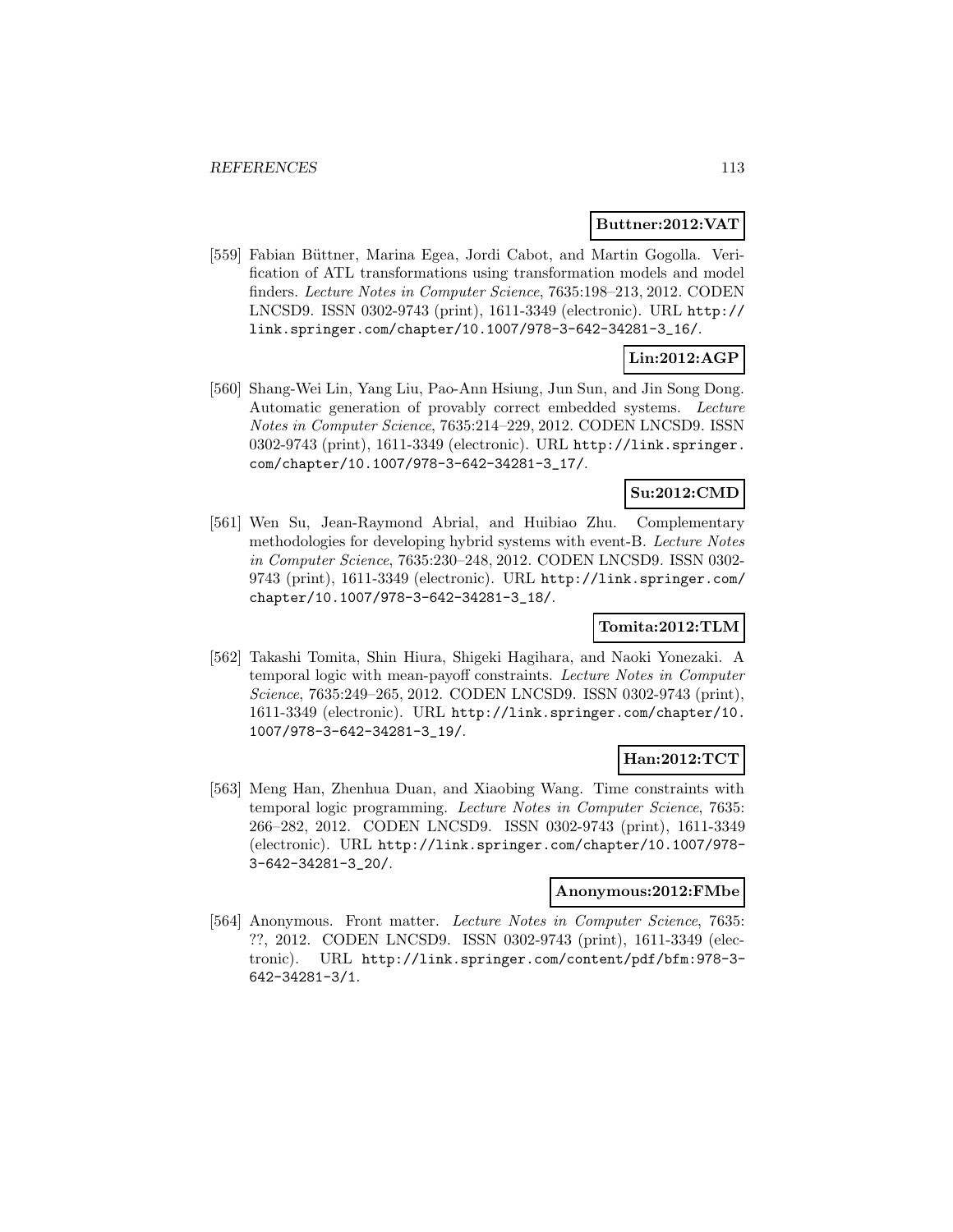**Buttner:2012:VAT**

[559] Fabian Büttner, Marina Egea, Jordi Cabot, and Martin Gogolla. Verification of ATL transformations using transformation models and model finders. *Lecture Notes in Computer Science*, 7635:198–213, 2012. CODEN LNCSD9. ISSN 0302-9743 (print), 1611-3349 (electronic). URL http://link.springer.com/chapter/10.1007/978-3-642-34281-3_16/.

**Lin:2012:AGP**

[560] Shang-Wei Lin, Yang Liu, Pao-Ann Hsiung, Jun Sun, and Jin Song Dong. Automatic generation of provably correct embedded systems. *Lecture Notes in Computer Science*, 7635:214–229, 2012. CODEN LNCSD9. ISSN 0302-9743 (print), 1611-3349 (electronic). URL http://link.springer.com/chapter/10.1007/978-3-642-34281-3_17/.

**Su:2012:CMD**

[561] Wen Su, Jean-Raymond Abrial, and Huibiao Zhu. Complementary methodologies for developing hybrid systems with event-B. *Lecture Notes in Computer Science*, 7635:230–248, 2012. CODEN LNCSD9. ISSN 0302-9743 (print), 1611-3349 (electronic). URL http://link.springer.com/chapter/10.1007/978-3-642-34281-3_18/.

**Tomita:2012:TLM**

[562] Takashi Tomita, Shin Hiura, Shigeki Hagihara, and Naoki Yonezaki. A temporal logic with mean-payoff constraints. *Lecture Notes in Computer Science*, 7635:249–265, 2012. CODEN LNCSD9. ISSN 0302-9743 (print), 1611-3349 (electronic). URL http://link.springer.com/chapter/10.1007/978-3-642-34281-3_19/.

**Han:2012:TCT**

[563] Meng Han, Zhenhua Duan, and Xiaobing Wang. Time constraints with temporal logic programming. *Lecture Notes in Computer Science*, 7635: 266–282, 2012. CODEN LNCSD9. ISSN 0302-9743 (print), 1611-3349 (electronic). URL http://link.springer.com/chapter/10.1007/978-3-642-34281-3_20/.

**Anonymous:2012:FMbe**

[564] Anonymous. Front matter. *Lecture Notes in Computer Science*, 7635: ??, 2012. CODEN LNCSD9. ISSN 0302-9743 (print), 1611-3349 (electronic). URL http://link.springer.com/content/pdf/bfm:978-3-642-34281-3/1.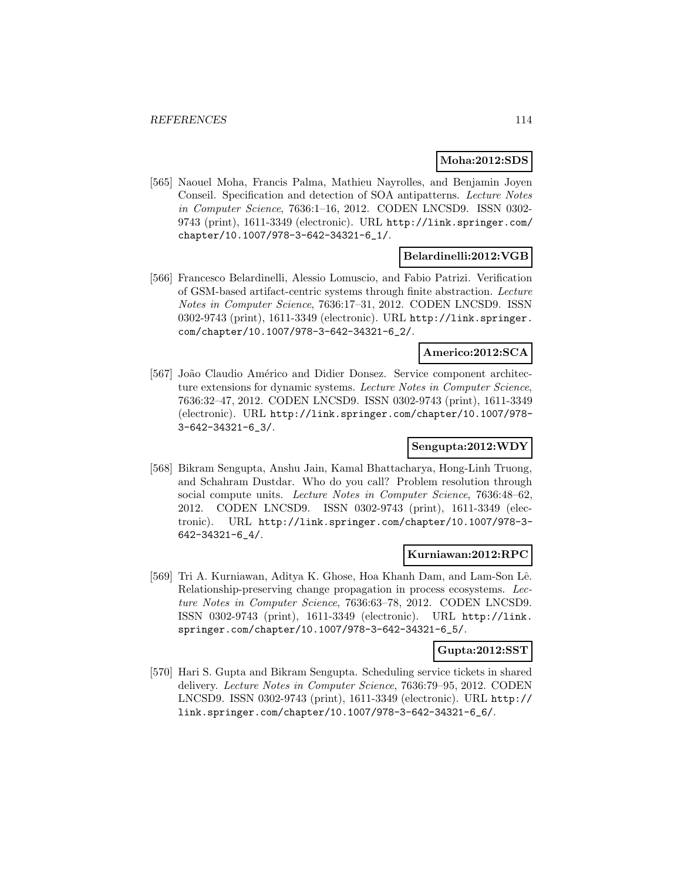**Moha:2012:SDS**

[565] Naouel Moha, Francis Palma, Mathieu Nayrolles, and Benjamin Joyen Conseil. Specification and detection of SOA antipatterns. *Lecture Notes in Computer Science*, 7636:1–16, 2012. CODEN LNCSD9. ISSN 0302-9743 (print), 1611-3349 (electronic). URL http://link.springer.com/chapter/10.1007/978-3-642-34321-6_1/.

**Belardinelli:2012:VGB**

[566] Francesco Belardinelli, Alessio Lomuscio, and Fabio Patrizi. Verification of GSM-based artifact-centric systems through finite abstraction. *Lecture Notes in Computer Science*, 7636:17–31, 2012. CODEN LNCSD9. ISSN 0302-9743 (print), 1611-3349 (electronic). URL http://link.springer.com/chapter/10.1007/978-3-642-34321-6_2/.

**Americo:2012:SCA**

[567] João Claudio Américo and Didier Donsez. Service component architecture extensions for dynamic systems. *Lecture Notes in Computer Science*, 7636:32–47, 2012. CODEN LNCSD9. ISSN 0302-9743 (print), 1611-3349 (electronic). URL http://link.springer.com/chapter/10.1007/978-3-642-34321-6_3/.

**Sengupta:2012:WDY**

[568] Bikram Sengupta, Anshu Jain, Kamal Bhattacharya, Hong-Linh Truong, and Schahram Dustdar. Who do you call? Problem resolution through social compute units. *Lecture Notes in Computer Science*, 7636:48–62, 2012. CODEN LNCSD9. ISSN 0302-9743 (print), 1611-3349 (electronic). URL http://link.springer.com/chapter/10.1007/978-3-642-34321-6_4/.

**Kurniawan:2012:RPC**

[569] Tri A. Kurniawan, Aditya K. Ghose, Hoa Khanh Dam, and Lam-Son Lê. Relationship-preserving change propagation in process ecosystems. *Lecture Notes in Computer Science*, 7636:63–78, 2012. CODEN LNCSD9. ISSN 0302-9743 (print), 1611-3349 (electronic). URL http://link.springer.com/chapter/10.1007/978-3-642-34321-6_5/.

**Gupta:2012:SST**

[570] Hari S. Gupta and Bikram Sengupta. Scheduling service tickets in shared delivery. *Lecture Notes in Computer Science*, 7636:79–95, 2012. CODEN LNCSD9. ISSN 0302-9743 (print), 1611-3349 (electronic). URL http://link.springer.com/chapter/10.1007/978-3-642-34321-6_6/.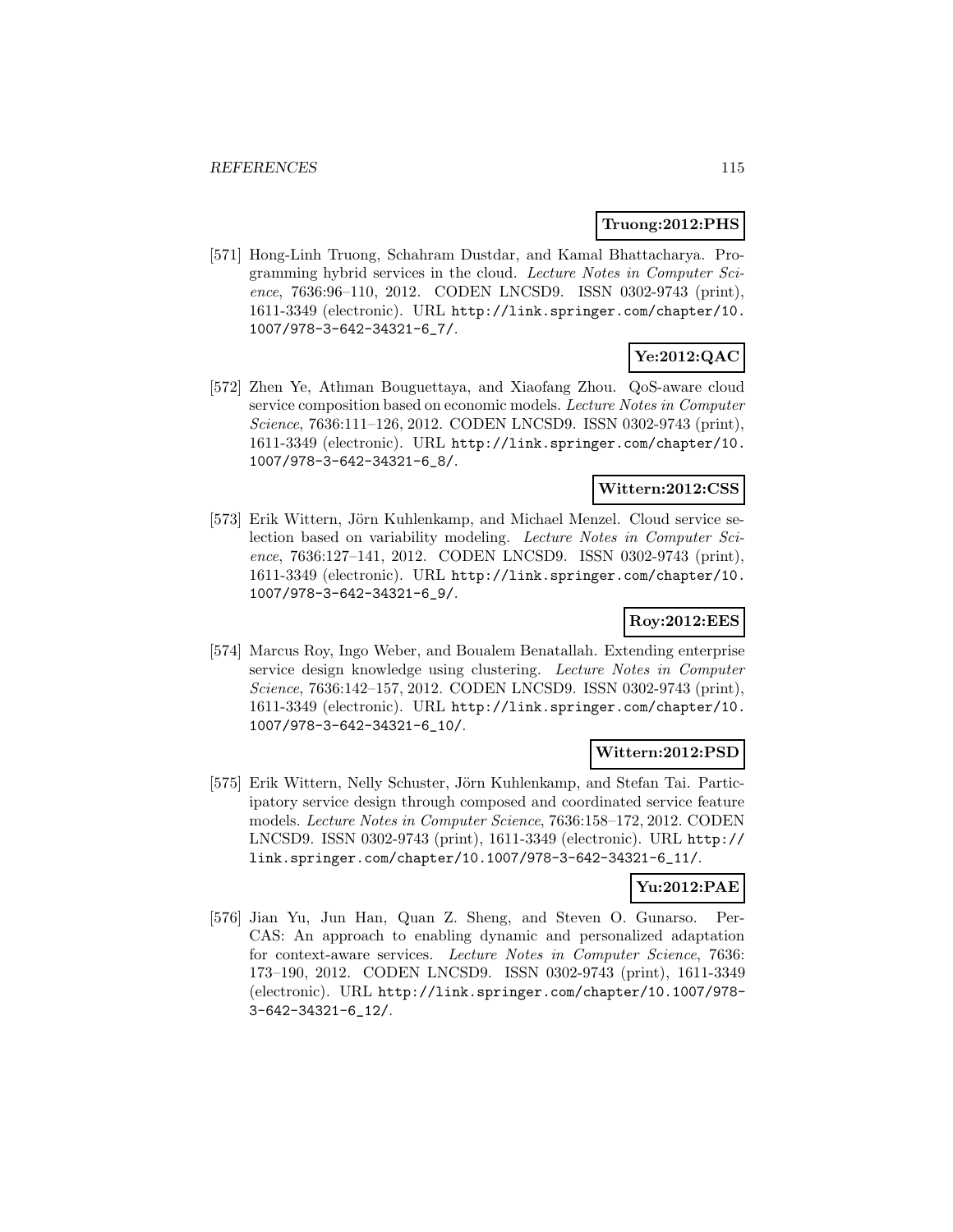**Truong:2012:PHS**

[571] Hong-Linh Truong, Schahram Dustdar, and Kamal Bhattacharya. Programming hybrid services in the cloud. *Lecture Notes in Computer Science*, 7636:96–110, 2012. CODEN LNCSD9. ISSN 0302-9743 (print), 1611-3349 (electronic). URL http://link.springer.com/chapter/10.1007/978-3-642-34321-6_7/.

**Ye:2012:QAC**

[572] Zhen Ye, Athman Bouguettaya, and Xiaofang Zhou. QoS-aware cloud service composition based on economic models. *Lecture Notes in Computer Science*, 7636:111–126, 2012. CODEN LNCSD9. ISSN 0302-9743 (print), 1611-3349 (electronic). URL http://link.springer.com/chapter/10.1007/978-3-642-34321-6_8/.

**Wittern:2012:CSS**

[573] Erik Wittern, Jörn Kuhlenkamp, and Michael Menzel. Cloud service selection based on variability modeling. *Lecture Notes in Computer Science*, 7636:127–141, 2012. CODEN LNCSD9. ISSN 0302-9743 (print), 1611-3349 (electronic). URL http://link.springer.com/chapter/10.1007/978-3-642-34321-6_9/.

**Roy:2012:EES**

[574] Marcus Roy, Ingo Weber, and Boualem Benatallah. Extending enterprise service design knowledge using clustering. *Lecture Notes in Computer Science*, 7636:142–157, 2012. CODEN LNCSD9. ISSN 0302-9743 (print), 1611-3349 (electronic). URL http://link.springer.com/chapter/10.1007/978-3-642-34321-6_10/.

**Wittern:2012:PSD**

[575] Erik Wittern, Nelly Schuster, Jörn Kuhlenkamp, and Stefan Tai. Participatory service design through composed and coordinated service feature models. *Lecture Notes in Computer Science*, 7636:158–172, 2012. CODEN LNCSD9. ISSN 0302-9743 (print), 1611-3349 (electronic). URL http://link.springer.com/chapter/10.1007/978-3-642-34321-6_11/.

**Yu:2012:PAE**

[576] Jian Yu, Jun Han, Quan Z. Sheng, and Steven O. Gunarso. PerCAS: An approach to enabling dynamic and personalized adaptation for context-aware services. *Lecture Notes in Computer Science*, 7636:173–190, 2012. CODEN LNCSD9. ISSN 0302-9743 (print), 1611-3349 (electronic). URL http://link.springer.com/chapter/10.1007/978-3-642-34321-6_12/.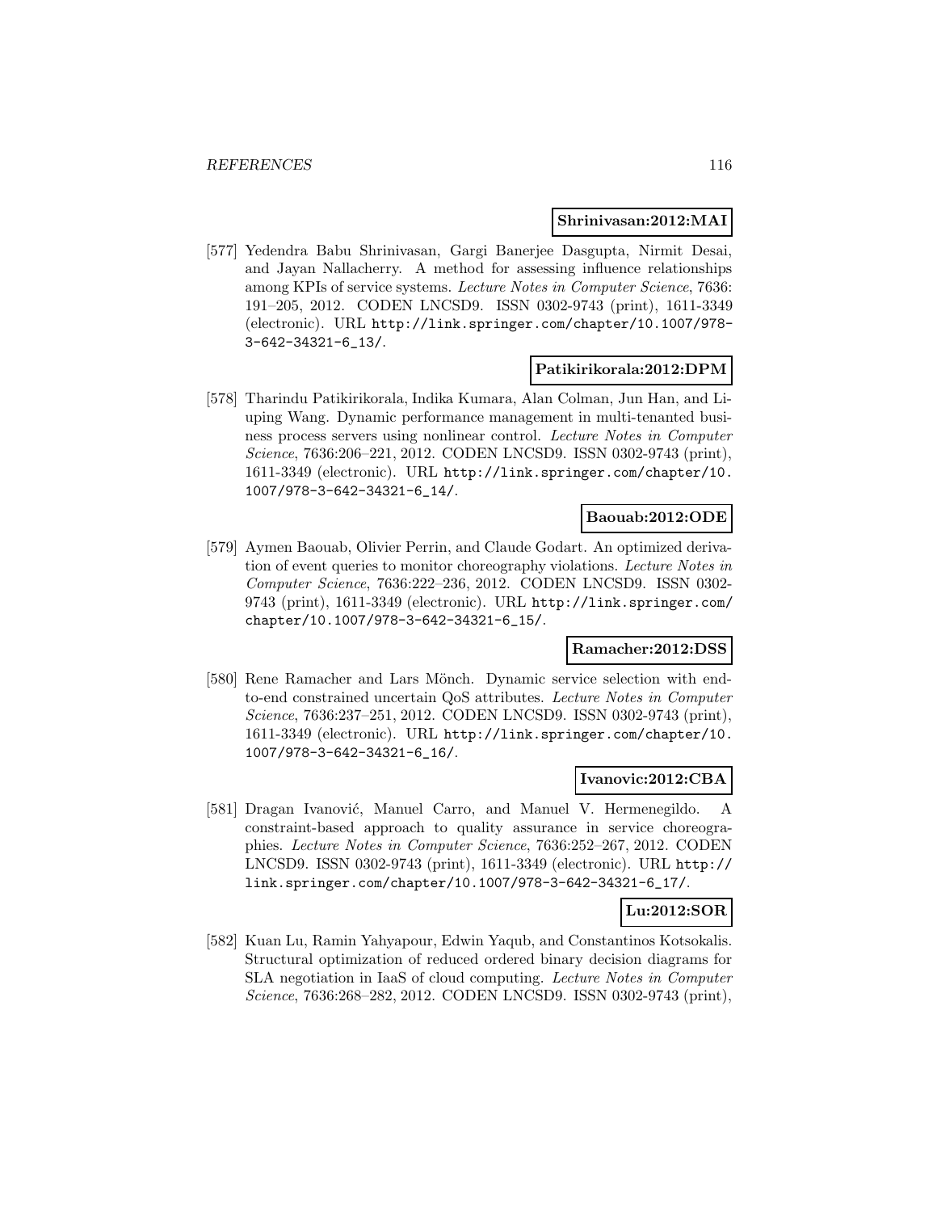**Shrinivasan:2012:MAI**

[577] Yedendra Babu Shrinivasan, Gargi Banerjee Dasgupta, Nirmit Desai, and Jayan Nallacherry. A method for assessing influence relationships among KPIs of service systems. *Lecture Notes in Computer Science*, 7636: 191–205, 2012. CODEN LNCSD9. ISSN 0302-9743 (print), 1611-3349 (electronic). URL http://link.springer.com/chapter/10.1007/978-3-642-34321-6_13/.

**Patikirikorala:2012:DPM**

[578] Tharindu Patikirikorala, Indika Kumara, Alan Colman, Jun Han, and Liuping Wang. Dynamic performance management in multi-tenanted business process servers using nonlinear control. *Lecture Notes in Computer Science*, 7636:206–221, 2012. CODEN LNCSD9. ISSN 0302-9743 (print), 1611-3349 (electronic). URL http://link.springer.com/chapter/10.1007/978-3-642-34321-6_14/.

**Baouab:2012:ODE**

[579] Aymen Baouab, Olivier Perrin, and Claude Godart. An optimized derivation of event queries to monitor choreography violations. *Lecture Notes in Computer Science*, 7636:222–236, 2012. CODEN LNCSD9. ISSN 0302-9743 (print), 1611-3349 (electronic). URL http://link.springer.com/chapter/10.1007/978-3-642-34321-6_15/.

**Ramacher:2012:DSS**

[580] Rene Ramacher and Lars Mönch. Dynamic service selection with end-to-end constrained uncertain QoS attributes. *Lecture Notes in Computer Science*, 7636:237–251, 2012. CODEN LNCSD9. ISSN 0302-9743 (print), 1611-3349 (electronic). URL http://link.springer.com/chapter/10.1007/978-3-642-34321-6_16/.

**Ivanovic:2012:CBA**

[581] Dragan Ivanović, Manuel Carro, and Manuel V. Hermenegildo. A constraint-based approach to quality assurance in service choreographies. *Lecture Notes in Computer Science*, 7636:252–267, 2012. CODEN LNCSD9. ISSN 0302-9743 (print), 1611-3349 (electronic). URL http://link.springer.com/chapter/10.1007/978-3-642-34321-6_17/.

**Lu:2012:SOR**

[582] Kuan Lu, Ramin Yahyapour, Edwin Yaqub, and Constantinos Kotsokalis. Structural optimization of reduced ordered binary decision diagrams for SLA negotiation in IaaS of cloud computing. *Lecture Notes in Computer Science*, 7636:268–282, 2012. CODEN LNCSD9. ISSN 0302-9743 (print),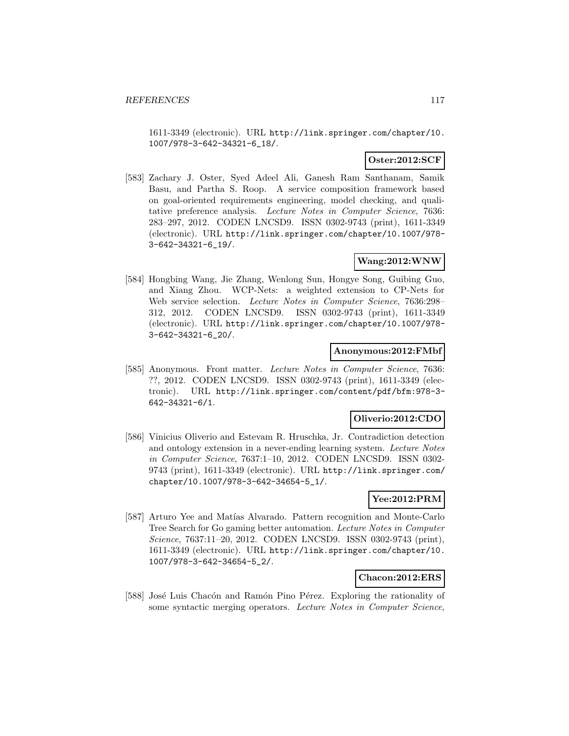1611-3349 (electronic). URL http://link.springer.com/chapter/10.1007/978-3-642-34321-6_18/.

**Oster:2012:SCF**

[583] Zachary J. Oster, Syed Adeel Ali, Ganesh Ram Santhanam, Samik Basu, and Partha S. Roop. A service composition framework based on goal-oriented requirements engineering, model checking, and qualitative preference analysis. *Lecture Notes in Computer Science*, 7636: 283–297, 2012. CODEN LNCSD9. ISSN 0302-9743 (print), 1611-3349 (electronic). URL http://link.springer.com/chapter/10.1007/978-3-642-34321-6_19/.

**Wang:2012:WNW**

[584] Hongbing Wang, Jie Zhang, Wenlong Sun, Hongye Song, Guibing Guo, and Xiang Zhou. WCP-Nets: a weighted extension to CP-Nets for Web service selection. *Lecture Notes in Computer Science*, 7636:298–312, 2012. CODEN LNCSD9. ISSN 0302-9743 (print), 1611-3349 (electronic). URL http://link.springer.com/chapter/10.1007/978-3-642-34321-6_20/.

**Anonymous:2012:FMbf**

[585] Anonymous. Front matter. *Lecture Notes in Computer Science*, 7636: ??, 2012. CODEN LNCSD9. ISSN 0302-9743 (print), 1611-3349 (electronic). URL http://link.springer.com/content/pdf/bfm:978-3-642-34321-6/1.

**Oliverio:2012:CDO**

[586] Vinicius Oliverio and Estevam R. Hruschka, Jr. Contradiction detection and ontology extension in a never-ending learning system. *Lecture Notes in Computer Science*, 7637:1–10, 2012. CODEN LNCSD9. ISSN 0302-9743 (print), 1611-3349 (electronic). URL http://link.springer.com/chapter/10.1007/978-3-642-34654-5_1/.

**Yee:2012:PRM**

[587] Arturo Yee and Matías Alvarado. Pattern recognition and Monte-Carlo Tree Search for Go gaming better automation. *Lecture Notes in Computer Science*, 7637:11–20, 2012. CODEN LNCSD9. ISSN 0302-9743 (print), 1611-3349 (electronic). URL http://link.springer.com/chapter/10.1007/978-3-642-34654-5_2/.

**Chacon:2012:ERS**

[588] José Luis Chacón and Ramón Pino Pérez. Exploring the rationality of some syntactic merging operators. *Lecture Notes in Computer Science*,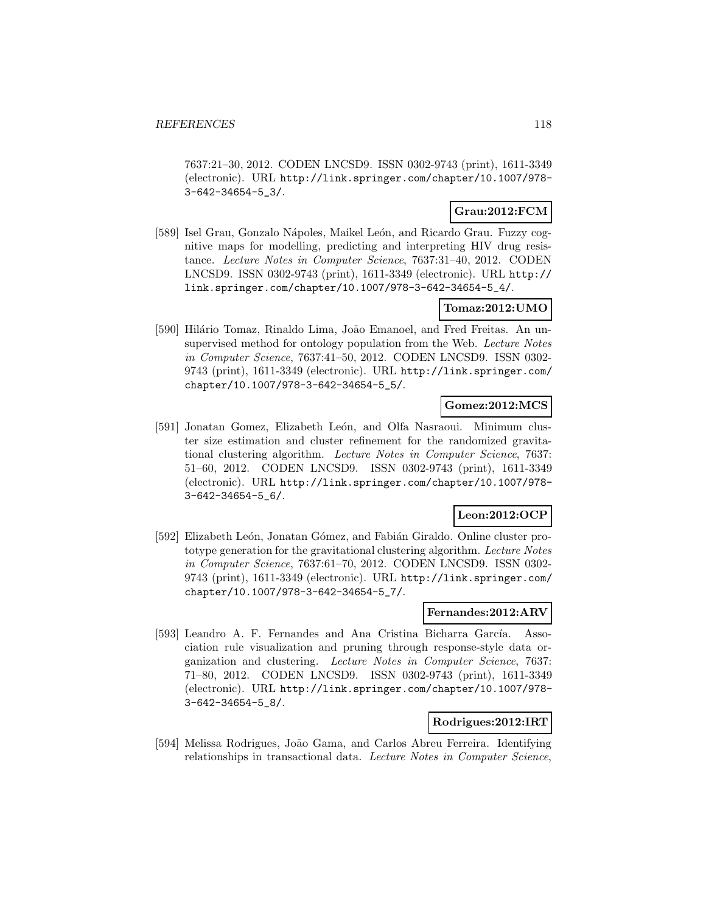7637:21–30, 2012. CODEN LNCSD9. ISSN 0302-9743 (print), 1611-3349 (electronic). URL http://link.springer.com/chapter/10.1007/978-3-642-34654-5_3/.

**Grau:2012:FCM**

[589] Isel Grau, Gonzalo Nápoles, Maikel León, and Ricardo Grau. Fuzzy cognitive maps for modelling, predicting and interpreting HIV drug resistance. *Lecture Notes in Computer Science*, 7637:31–40, 2012. CODEN LNCSD9. ISSN 0302-9743 (print), 1611-3349 (electronic). URL http://link.springer.com/chapter/10.1007/978-3-642-34654-5_4/.

**Tomaz:2012:UMO**

[590] Hilário Tomaz, Rinaldo Lima, João Emanoel, and Fred Freitas. An unsupervised method for ontology population from the Web. *Lecture Notes in Computer Science*, 7637:41–50, 2012. CODEN LNCSD9. ISSN 0302-9743 (print), 1611-3349 (electronic). URL http://link.springer.com/chapter/10.1007/978-3-642-34654-5_5/.

**Gomez:2012:MCS**

[591] Jonatan Gomez, Elizabeth León, and Olfa Nasraoui. Minimum cluster size estimation and cluster refinement for the randomized gravitational clustering algorithm. *Lecture Notes in Computer Science*, 7637: 51–60, 2012. CODEN LNCSD9. ISSN 0302-9743 (print), 1611-3349 (electronic). URL http://link.springer.com/chapter/10.1007/978-3-642-34654-5_6/.

**Leon:2012:OCP**

[592] Elizabeth León, Jonatan Gómez, and Fabián Giraldo. Online cluster prototype generation for the gravitational clustering algorithm. *Lecture Notes in Computer Science*, 7637:61–70, 2012. CODEN LNCSD9. ISSN 0302-9743 (print), 1611-3349 (electronic). URL http://link.springer.com/chapter/10.1007/978-3-642-34654-5_7/.

**Fernandes:2012:ARV**

[593] Leandro A. F. Fernandes and Ana Cristina Bicharra García. Association rule visualization and pruning through response-style data organization and clustering. *Lecture Notes in Computer Science*, 7637: 71–80, 2012. CODEN LNCSD9. ISSN 0302-9743 (print), 1611-3349 (electronic). URL http://link.springer.com/chapter/10.1007/978-3-642-34654-5_8/.

**Rodrigues:2012:IRT**

[594] Melissa Rodrigues, João Gama, and Carlos Abreu Ferreira. Identifying relationships in transactional data. *Lecture Notes in Computer Science*,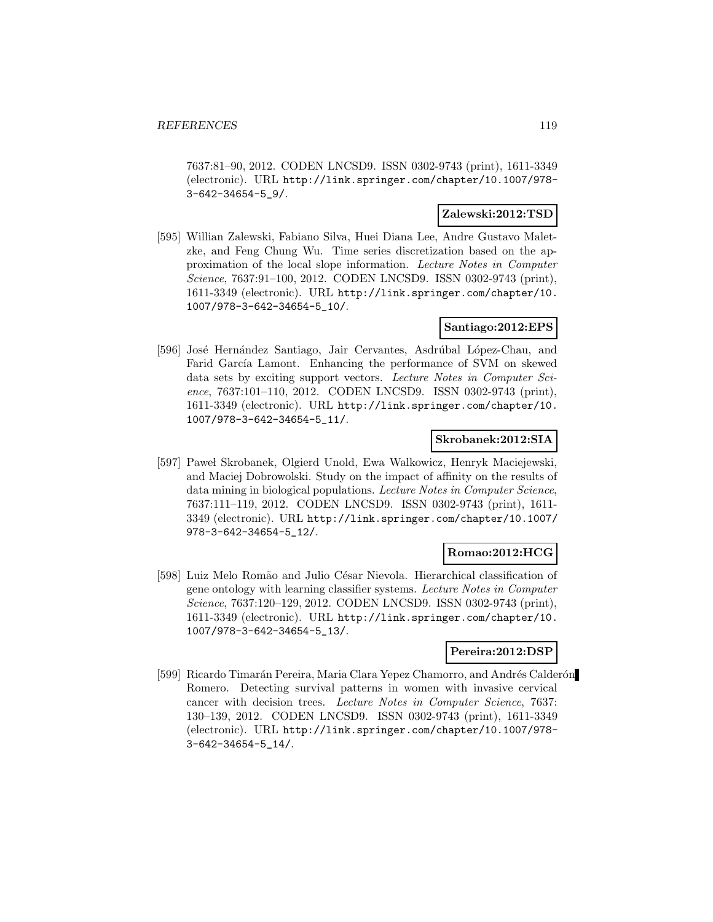7637:81–90, 2012. CODEN LNCSD9. ISSN 0302-9743 (print), 1611-3349 (electronic). URL http://link.springer.com/chapter/10.1007/978-3-642-34654-5_9/.

**Zalewski:2012:TSD**

[595] Willian Zalewski, Fabiano Silva, Huei Diana Lee, Andre Gustavo Maletzke, and Feng Chung Wu. Time series discretization based on the approximation of the local slope information. *Lecture Notes in Computer Science*, 7637:91–100, 2012. CODEN LNCSD9. ISSN 0302-9743 (print), 1611-3349 (electronic). URL http://link.springer.com/chapter/10.1007/978-3-642-34654-5_10/.

**Santiago:2012:EPS**

[596] José Hernández Santiago, Jair Cervantes, Asdrúbal López-Chau, and Farid García Lamont. Enhancing the performance of SVM on skewed data sets by exciting support vectors. *Lecture Notes in Computer Science*, 7637:101–110, 2012. CODEN LNCSD9. ISSN 0302-9743 (print), 1611-3349 (electronic). URL http://link.springer.com/chapter/10.1007/978-3-642-34654-5_11/.

**Skrobanek:2012:SIA**

[597] Paweł Skrobanek, Olgierd Unold, Ewa Walkowicz, Henryk Maciejewski, and Maciej Dobrowolski. Study on the impact of affinity on the results of data mining in biological populations. *Lecture Notes in Computer Science*, 7637:111–119, 2012. CODEN LNCSD9. ISSN 0302-9743 (print), 1611-3349 (electronic). URL http://link.springer.com/chapter/10.1007/978-3-642-34654-5_12/.

**Romao:2012:HCG**

[598] Luiz Melo Romão and Julio César Nievola. Hierarchical classification of gene ontology with learning classifier systems. *Lecture Notes in Computer Science*, 7637:120–129, 2012. CODEN LNCSD9. ISSN 0302-9743 (print), 1611-3349 (electronic). URL http://link.springer.com/chapter/10.1007/978-3-642-34654-5_13/.

**Pereira:2012:DSP**

[599] Ricardo Timarán Pereira, Maria Clara Yepez Chamorro, and Andrés Calderón Romero. Detecting survival patterns in women with invasive cervical cancer with decision trees. *Lecture Notes in Computer Science*, 7637:130–139, 2012. CODEN LNCSD9. ISSN 0302-9743 (print), 1611-3349 (electronic). URL http://link.springer.com/chapter/10.1007/978-3-642-34654-5_14/.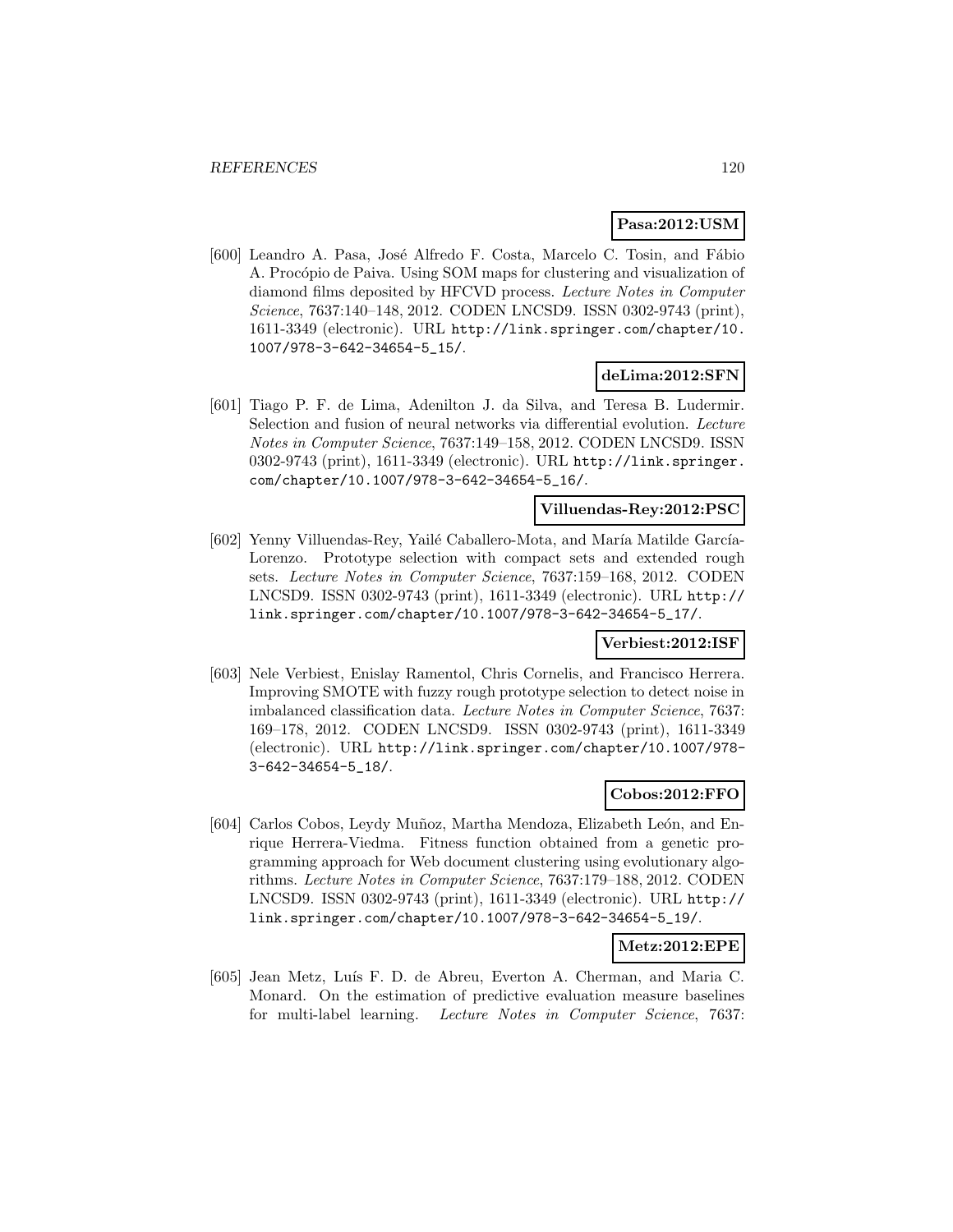**Pasa:2012:USM**

[600] Leandro A. Pasa, José Alfredo F. Costa, Marcelo C. Tosin, and Fábio A. Procópio de Paiva. Using SOM maps for clustering and visualization of diamond films deposited by HFCVD process. *Lecture Notes in Computer Science*, 7637:140–148, 2012. CODEN LNCSD9. ISSN 0302-9743 (print), 1611-3349 (electronic). URL http://link.springer.com/chapter/10.1007/978-3-642-34654-5_15/.

**deLima:2012:SFN**

[601] Tiago P. F. de Lima, Adenilton J. da Silva, and Teresa B. Ludermir. Selection and fusion of neural networks via differential evolution. *Lecture Notes in Computer Science*, 7637:149–158, 2012. CODEN LNCSD9. ISSN 0302-9743 (print), 1611-3349 (electronic). URL http://link.springer.com/chapter/10.1007/978-3-642-34654-5_16/.

**Villuendas-Rey:2012:PSC**

[602] Yenny Villuendas-Rey, Yailé Caballero-Mota, and María Matilde García-Lorenzo. Prototype selection with compact sets and extended rough sets. *Lecture Notes in Computer Science*, 7637:159–168, 2012. CODEN LNCSD9. ISSN 0302-9743 (print), 1611-3349 (electronic). URL http://link.springer.com/chapter/10.1007/978-3-642-34654-5_17/.

**Verbiest:2012:ISF**

[603] Nele Verbiest, Enislay Ramentol, Chris Cornelis, and Francisco Herrera. Improving SMOTE with fuzzy rough prototype selection to detect noise in imbalanced classification data. *Lecture Notes in Computer Science*, 7637: 169–178, 2012. CODEN LNCSD9. ISSN 0302-9743 (print), 1611-3349 (electronic). URL http://link.springer.com/chapter/10.1007/978-3-642-34654-5_18/.

**Cobos:2012:FFO**

[604] Carlos Cobos, Leydy Muñoz, Martha Mendoza, Elizabeth León, and Enrique Herrera-Viedma. Fitness function obtained from a genetic programming approach for Web document clustering using evolutionary algorithms. *Lecture Notes in Computer Science*, 7637:179–188, 2012. CODEN LNCSD9. ISSN 0302-9743 (print), 1611-3349 (electronic). URL http://link.springer.com/chapter/10.1007/978-3-642-34654-5_19/.

**Metz:2012:EPE**

[605] Jean Metz, Luís F. D. de Abreu, Everton A. Cherman, and Maria C. Monard. On the estimation of predictive evaluation measure baselines for multi-label learning. *Lecture Notes in Computer Science*, 7637: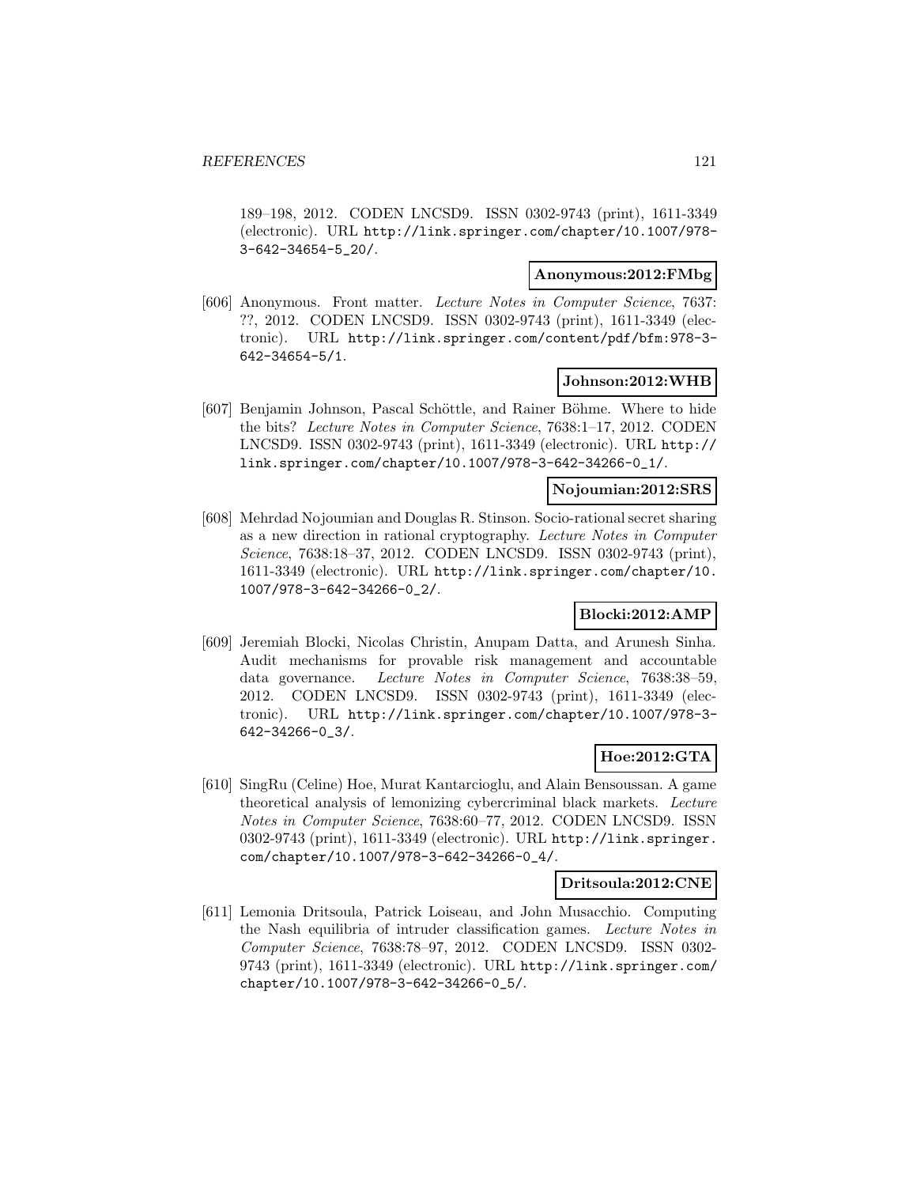189–198, 2012. CODEN LNCSD9. ISSN 0302-9743 (print), 1611-3349 (electronic). URL http://link.springer.com/chapter/10.1007/978-3-642-34654-5_20/.

**Anonymous:2012:FMbg**

[606] Anonymous. Front matter. *Lecture Notes in Computer Science*, 7637: ??, 2012. CODEN LNCSD9. ISSN 0302-9743 (print), 1611-3349 (electronic). URL http://link.springer.com/content/pdf/bfm:978-3-642-34654-5/1.

**Johnson:2012:WHB**

[607] Benjamin Johnson, Pascal Schöttle, and Rainer Böhme. Where to hide the bits? *Lecture Notes in Computer Science*, 7638:1–17, 2012. CODEN LNCSD9. ISSN 0302-9743 (print), 1611-3349 (electronic). URL http://link.springer.com/chapter/10.1007/978-3-642-34266-0_1/.

**Nojoumian:2012:SRS**

[608] Mehrdad Nojoumian and Douglas R. Stinson. Socio-rational secret sharing as a new direction in rational cryptography. *Lecture Notes in Computer Science*, 7638:18–37, 2012. CODEN LNCSD9. ISSN 0302-9743 (print), 1611-3349 (electronic). URL http://link.springer.com/chapter/10.1007/978-3-642-34266-0_2/.

**Blocki:2012:AMP**

[609] Jeremiah Blocki, Nicolas Christin, Anupam Datta, and Arunesh Sinha. Audit mechanisms for provable risk management and accountable data governance. *Lecture Notes in Computer Science*, 7638:38–59, 2012. CODEN LNCSD9. ISSN 0302-9743 (print), 1611-3349 (electronic). URL http://link.springer.com/chapter/10.1007/978-3-642-34266-0_3/.

**Hoe:2012:GTA**

[610] SingRu (Celine) Hoe, Murat Kantarcioglu, and Alain Bensoussan. A game theoretical analysis of lemonizing cybercriminal black markets. *Lecture Notes in Computer Science*, 7638:60–77, 2012. CODEN LNCSD9. ISSN 0302-9743 (print), 1611-3349 (electronic). URL http://link.springer.com/chapter/10.1007/978-3-642-34266-0_4/.

**Dritsoula:2012:CNE**

[611] Lemonia Dritsoula, Patrick Loiseau, and John Musacchio. Computing the Nash equilibria of intruder classification games. *Lecture Notes in Computer Science*, 7638:78–97, 2012. CODEN LNCSD9. ISSN 0302-9743 (print), 1611-3349 (electronic). URL http://link.springer.com/chapter/10.1007/978-3-642-34266-0_5/.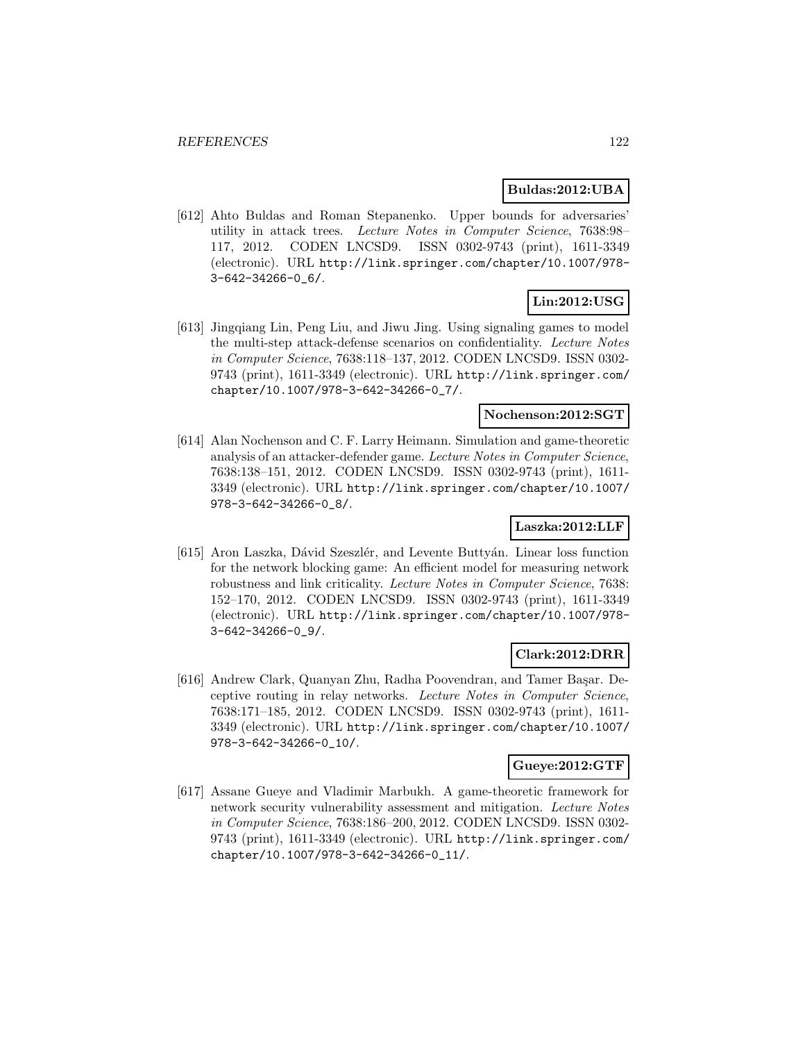**Buldas:2012:UBA**

[612] Ahto Buldas and Roman Stepanenko. Upper bounds for adversaries' utility in attack trees. *Lecture Notes in Computer Science*, 7638:98–117, 2012. CODEN LNCSD9. ISSN 0302-9743 (print), 1611-3349 (electronic). URL http://link.springer.com/chapter/10.1007/978-3-642-34266-0_6/.

**Lin:2012:USG**

[613] Jingqiang Lin, Peng Liu, and Jiwu Jing. Using signaling games to model the multi-step attack-defense scenarios on confidentiality. *Lecture Notes in Computer Science*, 7638:118–137, 2012. CODEN LNCSD9. ISSN 0302-9743 (print), 1611-3349 (electronic). URL http://link.springer.com/chapter/10.1007/978-3-642-34266-0_7/.

**Nochenson:2012:SGT**

[614] Alan Nochenson and C. F. Larry Heimann. Simulation and game-theoretic analysis of an attacker-defender game. *Lecture Notes in Computer Science*, 7638:138–151, 2012. CODEN LNCSD9. ISSN 0302-9743 (print), 1611-3349 (electronic). URL http://link.springer.com/chapter/10.1007/978-3-642-34266-0_8/.

**Laszka:2012:LLF**

[615] Aron Laszka, Dávid Szeszlér, and Levente Buttyán. Linear loss function for the network blocking game: An efficient model for measuring network robustness and link criticality. *Lecture Notes in Computer Science*, 7638: 152–170, 2012. CODEN LNCSD9. ISSN 0302-9743 (print), 1611-3349 (electronic). URL http://link.springer.com/chapter/10.1007/978-3-642-34266-0_9/.

**Clark:2012:DRR**

[616] Andrew Clark, Quanyan Zhu, Radha Poovendran, and Tamer Başar. Deceptive routing in relay networks. *Lecture Notes in Computer Science*, 7638:171–185, 2012. CODEN LNCSD9. ISSN 0302-9743 (print), 1611-3349 (electronic). URL http://link.springer.com/chapter/10.1007/978-3-642-34266-0_10/.

**Gueye:2012:GTF**

[617] Assane Gueye and Vladimir Marbukh. A game-theoretic framework for network security vulnerability assessment and mitigation. *Lecture Notes in Computer Science*, 7638:186–200, 2012. CODEN LNCSD9. ISSN 0302-9743 (print), 1611-3349 (electronic). URL http://link.springer.com/chapter/10.1007/978-3-642-34266-0_11/.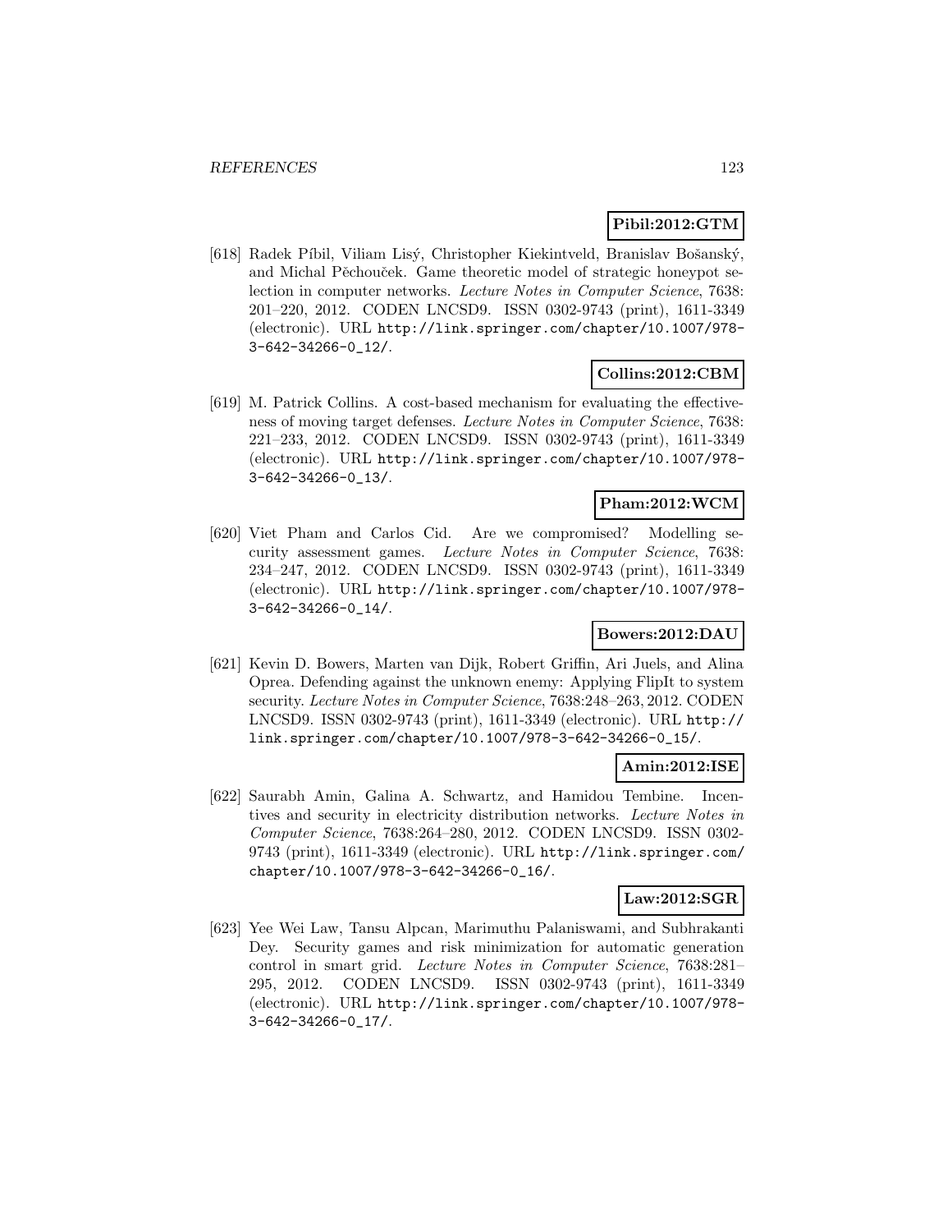**Pibil:2012:GTM**

[618] Radek Píbil, Viliam Lisý, Christopher Kiekintveld, Branislav Bošanský, and Michal Pěchouček. Game theoretic model of strategic honeypot selection in computer networks. *Lecture Notes in Computer Science*, 7638: 201–220, 2012. CODEN LNCSD9. ISSN 0302-9743 (print), 1611-3349 (electronic). URL http://link.springer.com/chapter/10.1007/978-3-642-34266-0_12/.

**Collins:2012:CBM**

[619] M. Patrick Collins. A cost-based mechanism for evaluating the effectiveness of moving target defenses. *Lecture Notes in Computer Science*, 7638: 221–233, 2012. CODEN LNCSD9. ISSN 0302-9743 (print), 1611-3349 (electronic). URL http://link.springer.com/chapter/10.1007/978-3-642-34266-0_13/.

**Pham:2012:WCM**

[620] Viet Pham and Carlos Cid. Are we compromised? Modelling security assessment games. *Lecture Notes in Computer Science*, 7638: 234–247, 2012. CODEN LNCSD9. ISSN 0302-9743 (print), 1611-3349 (electronic). URL http://link.springer.com/chapter/10.1007/978-3-642-34266-0_14/.

**Bowers:2012:DAU**

[621] Kevin D. Bowers, Marten van Dijk, Robert Griffin, Ari Juels, and Alina Oprea. Defending against the unknown enemy: Applying FlipIt to system security. *Lecture Notes in Computer Science*, 7638:248–263, 2012. CODEN LNCSD9. ISSN 0302-9743 (print), 1611-3349 (electronic). URL http://link.springer.com/chapter/10.1007/978-3-642-34266-0_15/.

**Amin:2012:ISE**

[622] Saurabh Amin, Galina A. Schwartz, and Hamidou Tembine. Incentives and security in electricity distribution networks. *Lecture Notes in Computer Science*, 7638:264–280, 2012. CODEN LNCSD9. ISSN 0302-9743 (print), 1611-3349 (electronic). URL http://link.springer.com/chapter/10.1007/978-3-642-34266-0_16/.

**Law:2012:SGR**

[623] Yee Wei Law, Tansu Alpcan, Marimuthu Palaniswami, and Subhrakanti Dey. Security games and risk minimization for automatic generation control in smart grid. *Lecture Notes in Computer Science*, 7638:281–295, 2012. CODEN LNCSD9. ISSN 0302-9743 (print), 1611-3349 (electronic). URL http://link.springer.com/chapter/10.1007/978-3-642-34266-0_17/.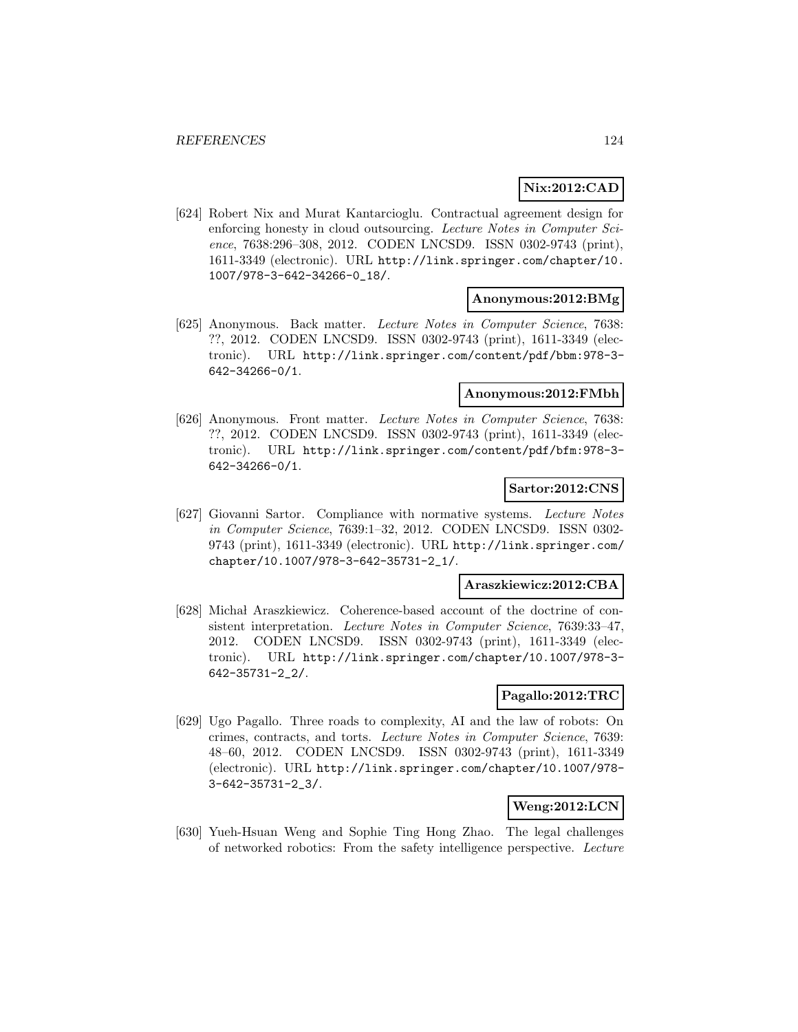**Nix:2012:CAD**

[624] Robert Nix and Murat Kantarcioglu. Contractual agreement design for enforcing honesty in cloud outsourcing. *Lecture Notes in Computer Science*, 7638:296–308, 2012. CODEN LNCSD9. ISSN 0302-9743 (print), 1611-3349 (electronic). URL http://link.springer.com/chapter/10.1007/978-3-642-34266-0_18/.

**Anonymous:2012:BMg**

[625] Anonymous. Back matter. *Lecture Notes in Computer Science*, 7638: ??, 2012. CODEN LNCSD9. ISSN 0302-9743 (print), 1611-3349 (electronic). URL http://link.springer.com/content/pdf/bbm:978-3-642-34266-0/1.

**Anonymous:2012:FMbh**

[626] Anonymous. Front matter. *Lecture Notes in Computer Science*, 7638: ??, 2012. CODEN LNCSD9. ISSN 0302-9743 (print), 1611-3349 (electronic). URL http://link.springer.com/content/pdf/bfm:978-3-642-34266-0/1.

**Sartor:2012:CNS**

[627] Giovanni Sartor. Compliance with normative systems. *Lecture Notes in Computer Science*, 7639:1–32, 2012. CODEN LNCSD9. ISSN 0302-9743 (print), 1611-3349 (electronic). URL http://link.springer.com/chapter/10.1007/978-3-642-35731-2_1/.

**Araszkiewicz:2012:CBA**

[628] Michał Araszkiewicz. Coherence-based account of the doctrine of consistent interpretation. *Lecture Notes in Computer Science*, 7639:33–47, 2012. CODEN LNCSD9. ISSN 0302-9743 (print), 1611-3349 (electronic). URL http://link.springer.com/chapter/10.1007/978-3-642-35731-2_2/.

**Pagallo:2012:TRC**

[629] Ugo Pagallo. Three roads to complexity, AI and the law of robots: On crimes, contracts, and torts. *Lecture Notes in Computer Science*, 7639: 48–60, 2012. CODEN LNCSD9. ISSN 0302-9743 (print), 1611-3349 (electronic). URL http://link.springer.com/chapter/10.1007/978-3-642-35731-2_3/.

**Weng:2012:LCN**

[630] Yueh-Hsuan Weng and Sophie Ting Hong Zhao. The legal challenges of networked robotics: From the safety intelligence perspective. *Lecture*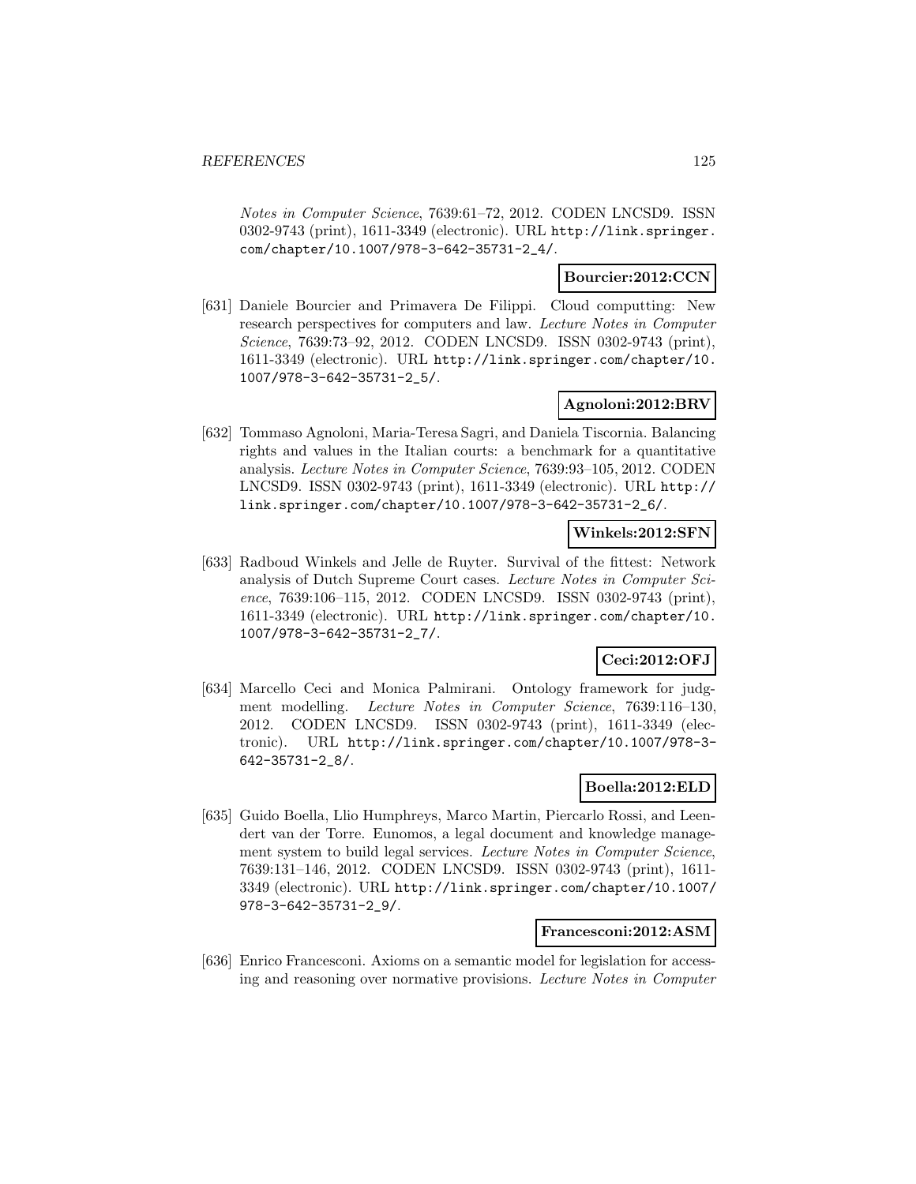*Notes in Computer Science*, 7639:61–72, 2012. CODEN LNCSD9. ISSN 0302-9743 (print), 1611-3349 (electronic). URL http://link.springer.com/chapter/10.1007/978-3-642-35731-2_4/.

**Bourcier:2012:CCN**

[631] Daniele Bourcier and Primavera De Filippi. Cloud computting: New research perspectives for computers and law. *Lecture Notes in Computer Science*, 7639:73–92, 2012. CODEN LNCSD9. ISSN 0302-9743 (print), 1611-3349 (electronic). URL http://link.springer.com/chapter/10.1007/978-3-642-35731-2_5/.

**Agnoloni:2012:BRV**

[632] Tommaso Agnoloni, Maria-Teresa Sagri, and Daniela Tiscornia. Balancing rights and values in the Italian courts: a benchmark for a quantitative analysis. *Lecture Notes in Computer Science*, 7639:93–105, 2012. CODEN LNCSD9. ISSN 0302-9743 (print), 1611-3349 (electronic). URL http://link.springer.com/chapter/10.1007/978-3-642-35731-2_6/.

**Winkels:2012:SFN**

[633] Radboud Winkels and Jelle de Ruyter. Survival of the fittest: Network analysis of Dutch Supreme Court cases. *Lecture Notes in Computer Science*, 7639:106–115, 2012. CODEN LNCSD9. ISSN 0302-9743 (print), 1611-3349 (electronic). URL http://link.springer.com/chapter/10.1007/978-3-642-35731-2_7/.

**Ceci:2012:OFJ**

[634] Marcello Ceci and Monica Palmirani. Ontology framework for judgment modelling. *Lecture Notes in Computer Science*, 7639:116–130, 2012. CODEN LNCSD9. ISSN 0302-9743 (print), 1611-3349 (electronic). URL http://link.springer.com/chapter/10.1007/978-3-642-35731-2_8/.

**Boella:2012:ELD**

[635] Guido Boella, Llio Humphreys, Marco Martin, Piercarlo Rossi, and Leendert van der Torre. Eunomos, a legal document and knowledge management system to build legal services. *Lecture Notes in Computer Science*, 7639:131–146, 2012. CODEN LNCSD9. ISSN 0302-9743 (print), 1611-3349 (electronic). URL http://link.springer.com/chapter/10.1007/978-3-642-35731-2_9/.

**Francesconi:2012:ASM**

[636] Enrico Francesconi. Axioms on a semantic model for legislation for accessing and reasoning over normative provisions. *Lecture Notes in Computer*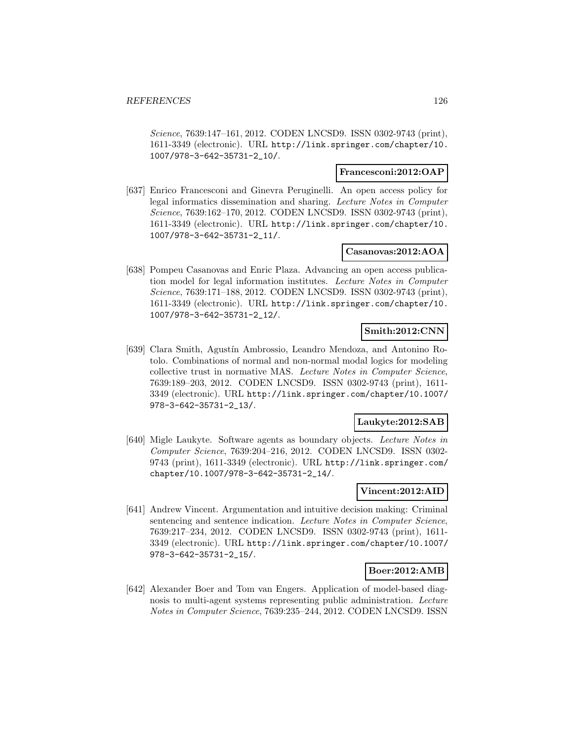*Science*, 7639:147–161, 2012. CODEN LNCSD9. ISSN 0302-9743 (print), 1611-3349 (electronic). URL http://link.springer.com/chapter/10.1007/978-3-642-35731-2_10/.

**Francesconi:2012:OAP**

[637] Enrico Francesconi and Ginevra Peruginelli. An open access policy for legal informatics dissemination and sharing. *Lecture Notes in Computer Science*, 7639:162–170, 2012. CODEN LNCSD9. ISSN 0302-9743 (print), 1611-3349 (electronic). URL http://link.springer.com/chapter/10.1007/978-3-642-35731-2_11/.

**Casanovas:2012:AOA**

[638] Pompeu Casanovas and Enric Plaza. Advancing an open access publication model for legal information institutes. *Lecture Notes in Computer Science*, 7639:171–188, 2012. CODEN LNCSD9. ISSN 0302-9743 (print), 1611-3349 (electronic). URL http://link.springer.com/chapter/10.1007/978-3-642-35731-2_12/.

**Smith:2012:CNN**

[639] Clara Smith, Agustín Ambrossio, Leandro Mendoza, and Antonino Rotolo. Combinations of normal and non-normal modal logics for modeling collective trust in normative MAS. *Lecture Notes in Computer Science*, 7639:189–203, 2012. CODEN LNCSD9. ISSN 0302-9743 (print), 1611-3349 (electronic). URL http://link.springer.com/chapter/10.1007/978-3-642-35731-2_13/.

**Laukyte:2012:SAB**

[640] Migle Laukyte. Software agents as boundary objects. *Lecture Notes in Computer Science*, 7639:204–216, 2012. CODEN LNCSD9. ISSN 0302-9743 (print), 1611-3349 (electronic). URL http://link.springer.com/chapter/10.1007/978-3-642-35731-2_14/.

**Vincent:2012:AID**

[641] Andrew Vincent. Argumentation and intuitive decision making: Criminal sentencing and sentence indication. *Lecture Notes in Computer Science*, 7639:217–234, 2012. CODEN LNCSD9. ISSN 0302-9743 (print), 1611-3349 (electronic). URL http://link.springer.com/chapter/10.1007/978-3-642-35731-2_15/.

**Boer:2012:AMB**

[642] Alexander Boer and Tom van Engers. Application of model-based diagnosis to multi-agent systems representing public administration. *Lecture Notes in Computer Science*, 7639:235–244, 2012. CODEN LNCSD9. ISSN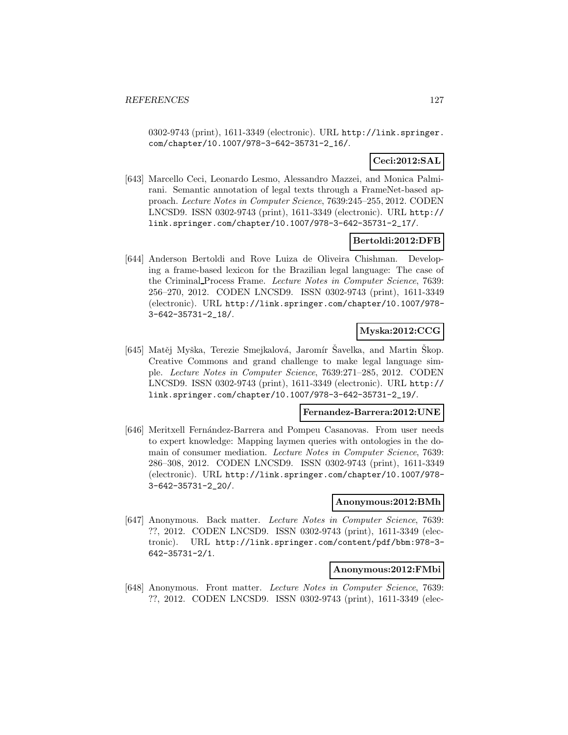0302-9743 (print), 1611-3349 (electronic). URL http://link.springer.com/chapter/10.1007/978-3-642-35731-2_16/.

**Ceci:2012:SAL**

[643] Marcello Ceci, Leonardo Lesmo, Alessandro Mazzei, and Monica Palmirani. Semantic annotation of legal texts through a FrameNet-based approach. *Lecture Notes in Computer Science*, 7639:245–255, 2012. CODEN LNCSD9. ISSN 0302-9743 (print), 1611-3349 (electronic). URL http://link.springer.com/chapter/10.1007/978-3-642-35731-2_17/.

**Bertoldi:2012:DFB**

[644] Anderson Bertoldi and Rove Luiza de Oliveira Chishman. Developing a frame-based lexicon for the Brazilian legal language: The case of the Criminal_Process Frame. *Lecture Notes in Computer Science*, 7639: 256–270, 2012. CODEN LNCSD9. ISSN 0302-9743 (print), 1611-3349 (electronic). URL http://link.springer.com/chapter/10.1007/978-3-642-35731-2_18/.

**Myska:2012:CCG**

[645] Matěj Myška, Terezie Smejkalová, Jaromír Šavelka, and Martin Škop. Creative Commons and grand challenge to make legal language simple. *Lecture Notes in Computer Science*, 7639:271–285, 2012. CODEN LNCSD9. ISSN 0302-9743 (print), 1611-3349 (electronic). URL http://link.springer.com/chapter/10.1007/978-3-642-35731-2_19/.

**Fernandez-Barrera:2012:UNE**

[646] Meritxell Fernández-Barrera and Pompeu Casanovas. From user needs to expert knowledge: Mapping laymen queries with ontologies in the domain of consumer mediation. *Lecture Notes in Computer Science*, 7639: 286–308, 2012. CODEN LNCSD9. ISSN 0302-9743 (print), 1611-3349 (electronic). URL http://link.springer.com/chapter/10.1007/978-3-642-35731-2_20/.

**Anonymous:2012:BMh**

[647] Anonymous. Back matter. *Lecture Notes in Computer Science*, 7639: ??, 2012. CODEN LNCSD9. ISSN 0302-9743 (print), 1611-3349 (electronic). URL http://link.springer.com/content/pdf/bbm:978-3-642-35731-2/1.

**Anonymous:2012:FMbi**

[648] Anonymous. Front matter. *Lecture Notes in Computer Science*, 7639: ??, 2012. CODEN LNCSD9. ISSN 0302-9743 (print), 1611-3349 (elec-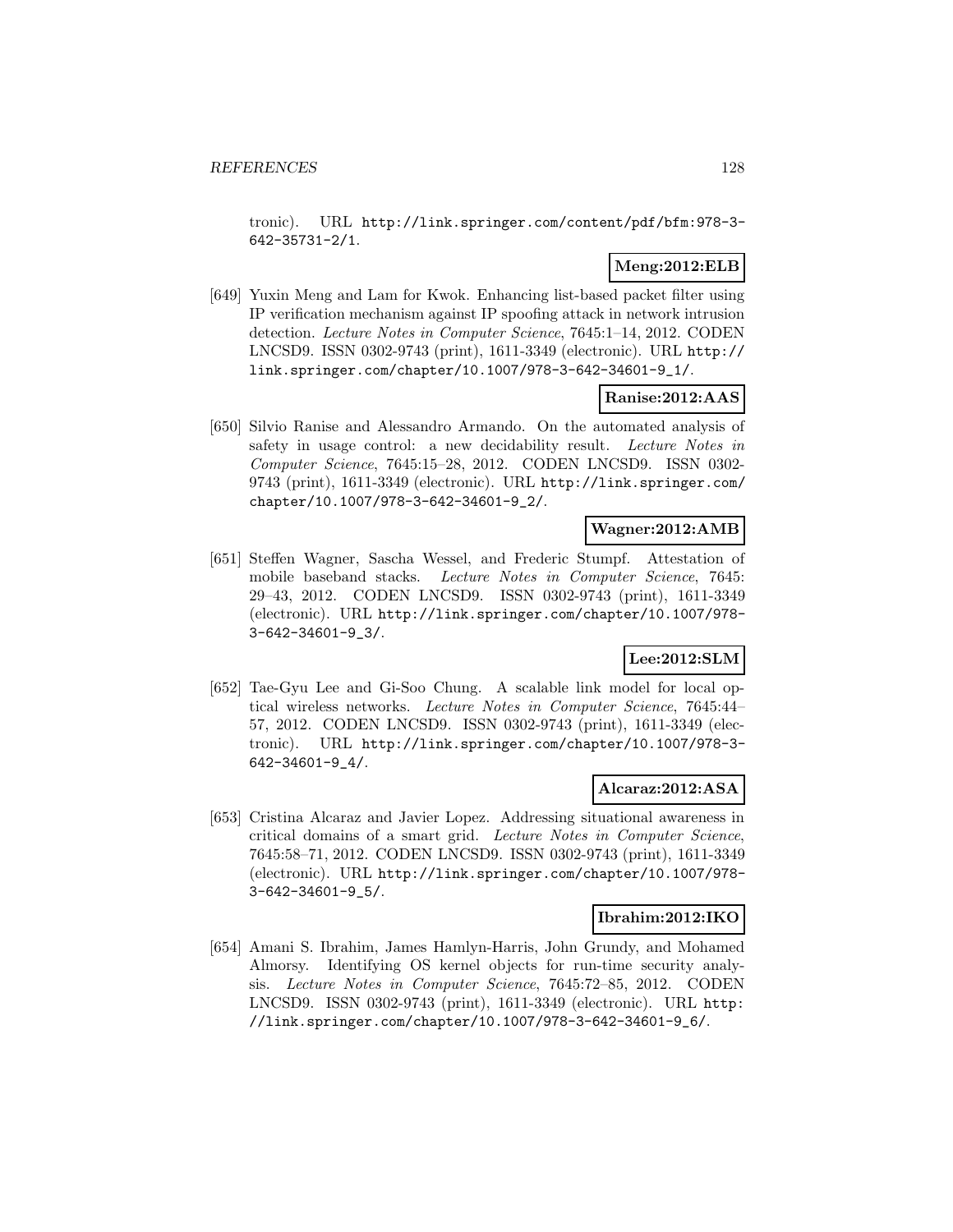tronic). URL http://link.springer.com/content/pdf/bfm:978-3-642-35731-2/1.

**Meng:2012:ELB**

[649] Yuxin Meng and Lam for Kwok. Enhancing list-based packet filter using IP verification mechanism against IP spoofing attack in network intrusion detection. *Lecture Notes in Computer Science*, 7645:1–14, 2012. CODEN LNCSD9. ISSN 0302-9743 (print), 1611-3349 (electronic). URL http://link.springer.com/chapter/10.1007/978-3-642-34601-9_1/.

**Ranise:2012:AAS**

[650] Silvio Ranise and Alessandro Armando. On the automated analysis of safety in usage control: a new decidability result. *Lecture Notes in Computer Science*, 7645:15–28, 2012. CODEN LNCSD9. ISSN 0302-9743 (print), 1611-3349 (electronic). URL http://link.springer.com/chapter/10.1007/978-3-642-34601-9_2/.

**Wagner:2012:AMB**

[651] Steffen Wagner, Sascha Wessel, and Frederic Stumpf. Attestation of mobile baseband stacks. *Lecture Notes in Computer Science*, 7645: 29–43, 2012. CODEN LNCSD9. ISSN 0302-9743 (print), 1611-3349 (electronic). URL http://link.springer.com/chapter/10.1007/978-3-642-34601-9_3/.

**Lee:2012:SLM**

[652] Tae-Gyu Lee and Gi-Soo Chung. A scalable link model for local optical wireless networks. *Lecture Notes in Computer Science*, 7645:44–57, 2012. CODEN LNCSD9. ISSN 0302-9743 (print), 1611-3349 (electronic). URL http://link.springer.com/chapter/10.1007/978-3-642-34601-9_4/.

**Alcaraz:2012:ASA**

[653] Cristina Alcaraz and Javier Lopez. Addressing situational awareness in critical domains of a smart grid. *Lecture Notes in Computer Science*, 7645:58–71, 2012. CODEN LNCSD9. ISSN 0302-9743 (print), 1611-3349 (electronic). URL http://link.springer.com/chapter/10.1007/978-3-642-34601-9_5/.

**Ibrahim:2012:IKO**

[654] Amani S. Ibrahim, James Hamlyn-Harris, John Grundy, and Mohamed Almorsy. Identifying OS kernel objects for run-time security analysis. *Lecture Notes in Computer Science*, 7645:72–85, 2012. CODEN LNCSD9. ISSN 0302-9743 (print), 1611-3349 (electronic). URL http://link.springer.com/chapter/10.1007/978-3-642-34601-9_6/.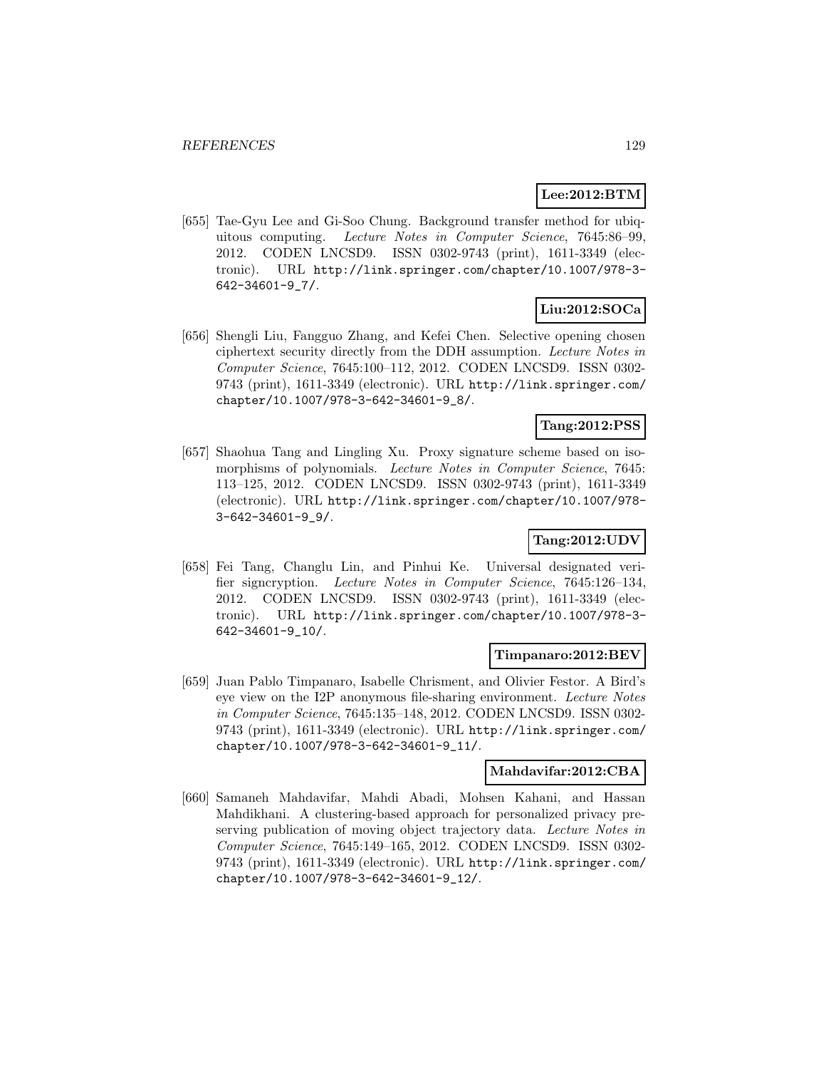**Lee:2012:BTM**

[655] Tae-Gyu Lee and Gi-Soo Chung. Background transfer method for ubiquitous computing. *Lecture Notes in Computer Science*, 7645:86–99, 2012. CODEN LNCSD9. ISSN 0302-9743 (print), 1611-3349 (electronic). URL http://link.springer.com/chapter/10.1007/978-3-642-34601-9_7/.

**Liu:2012:SOCa**

[656] Shengli Liu, Fangguo Zhang, and Kefei Chen. Selective opening chosen ciphertext security directly from the DDH assumption. *Lecture Notes in Computer Science*, 7645:100–112, 2012. CODEN LNCSD9. ISSN 0302-9743 (print), 1611-3349 (electronic). URL http://link.springer.com/chapter/10.1007/978-3-642-34601-9_8/.

**Tang:2012:PSS**

[657] Shaohua Tang and Lingling Xu. Proxy signature scheme based on isomorphisms of polynomials. *Lecture Notes in Computer Science*, 7645: 113–125, 2012. CODEN LNCSD9. ISSN 0302-9743 (print), 1611-3349 (electronic). URL http://link.springer.com/chapter/10.1007/978-3-642-34601-9_9/.

**Tang:2012:UDV**

[658] Fei Tang, Changlu Lin, and Pinhui Ke. Universal designated verifier signcryption. *Lecture Notes in Computer Science*, 7645:126–134, 2012. CODEN LNCSD9. ISSN 0302-9743 (print), 1611-3349 (electronic). URL http://link.springer.com/chapter/10.1007/978-3-642-34601-9_10/.

**Timpanaro:2012:BEV**

[659] Juan Pablo Timpanaro, Isabelle Chrisment, and Olivier Festor. A Bird's eye view on the I2P anonymous file-sharing environment. *Lecture Notes in Computer Science*, 7645:135–148, 2012. CODEN LNCSD9. ISSN 0302-9743 (print), 1611-3349 (electronic). URL http://link.springer.com/chapter/10.1007/978-3-642-34601-9_11/.

**Mahdavifar:2012:CBA**

[660] Samaneh Mahdavifar, Mahdi Abadi, Mohsen Kahani, and Hassan Mahdikhani. A clustering-based approach for personalized privacy preserving publication of moving object trajectory data. *Lecture Notes in Computer Science*, 7645:149–165, 2012. CODEN LNCSD9. ISSN 0302-9743 (print), 1611-3349 (electronic). URL http://link.springer.com/chapter/10.1007/978-3-642-34601-9_12/.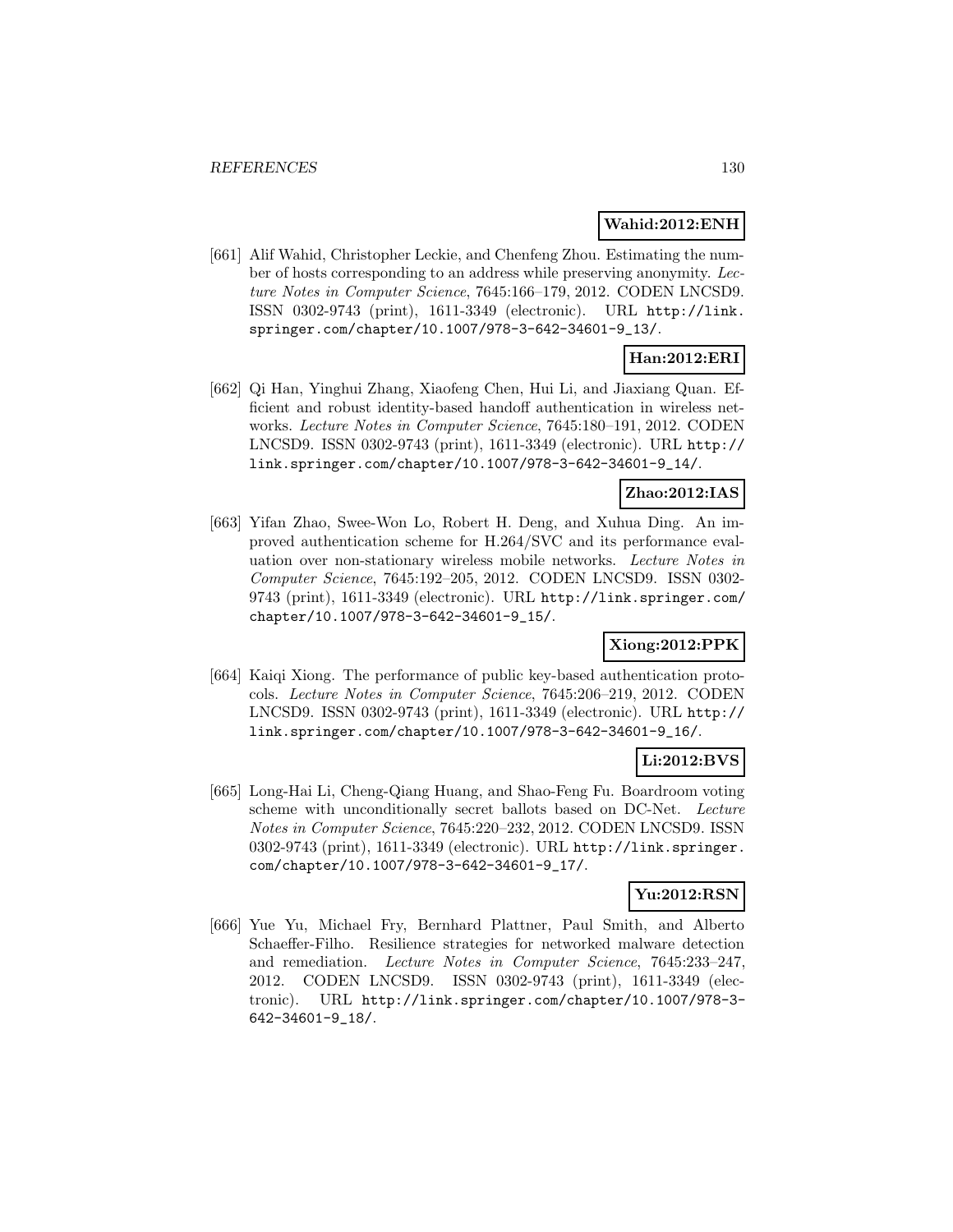**Wahid:2012:ENH**

[661] Alif Wahid, Christopher Leckie, and Chenfeng Zhou. Estimating the number of hosts corresponding to an address while preserving anonymity. *Lecture Notes in Computer Science*, 7645:166–179, 2012. CODEN LNCSD9. ISSN 0302-9743 (print), 1611-3349 (electronic). URL http://link.springer.com/chapter/10.1007/978-3-642-34601-9_13/.

**Han:2012:ERI**

[662] Qi Han, Yinghui Zhang, Xiaofeng Chen, Hui Li, and Jiaxiang Quan. Efficient and robust identity-based handoff authentication in wireless networks. *Lecture Notes in Computer Science*, 7645:180–191, 2012. CODEN LNCSD9. ISSN 0302-9743 (print), 1611-3349 (electronic). URL http://link.springer.com/chapter/10.1007/978-3-642-34601-9_14/.

**Zhao:2012:IAS**

[663] Yifan Zhao, Swee-Won Lo, Robert H. Deng, and Xuhua Ding. An improved authentication scheme for H.264/SVC and its performance evaluation over non-stationary wireless mobile networks. *Lecture Notes in Computer Science*, 7645:192–205, 2012. CODEN LNCSD9. ISSN 0302-9743 (print), 1611-3349 (electronic). URL http://link.springer.com/chapter/10.1007/978-3-642-34601-9_15/.

**Xiong:2012:PPK**

[664] Kaiqi Xiong. The performance of public key-based authentication protocols. *Lecture Notes in Computer Science*, 7645:206–219, 2012. CODEN LNCSD9. ISSN 0302-9743 (print), 1611-3349 (electronic). URL http://link.springer.com/chapter/10.1007/978-3-642-34601-9_16/.

**Li:2012:BVS**

[665] Long-Hai Li, Cheng-Qiang Huang, and Shao-Feng Fu. Boardroom voting scheme with unconditionally secret ballots based on DC-Net. *Lecture Notes in Computer Science*, 7645:220–232, 2012. CODEN LNCSD9. ISSN 0302-9743 (print), 1611-3349 (electronic). URL http://link.springer.com/chapter/10.1007/978-3-642-34601-9_17/.

**Yu:2012:RSN**

[666] Yue Yu, Michael Fry, Bernhard Plattner, Paul Smith, and Alberto Schaeffer-Filho. Resilience strategies for networked malware detection and remediation. *Lecture Notes in Computer Science*, 7645:233–247, 2012. CODEN LNCSD9. ISSN 0302-9743 (print), 1611-3349 (electronic). URL http://link.springer.com/chapter/10.1007/978-3-642-34601-9_18/.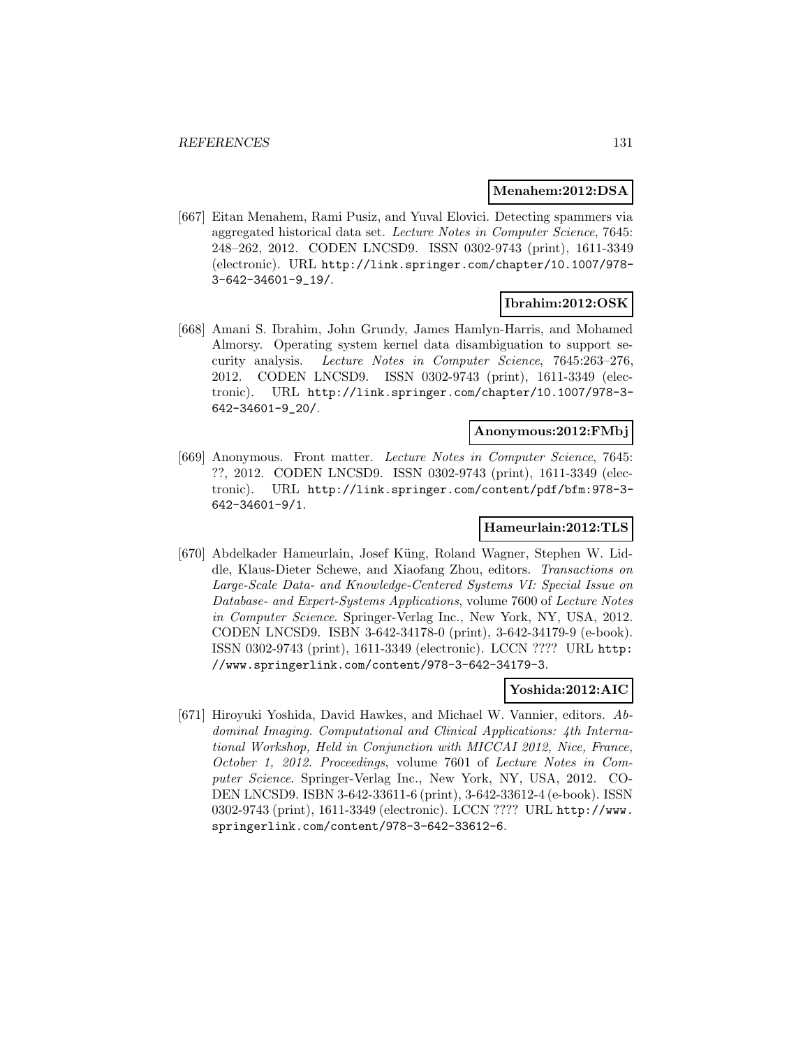**Menahem:2012:DSA**

[667] Eitan Menahem, Rami Pusiz, and Yuval Elovici. Detecting spammers via aggregated historical data set. *Lecture Notes in Computer Science*, 7645: 248–262, 2012. CODEN LNCSD9. ISSN 0302-9743 (print), 1611-3349 (electronic). URL http://link.springer.com/chapter/10.1007/978-3-642-34601-9_19/.

**Ibrahim:2012:OSK**

[668] Amani S. Ibrahim, John Grundy, James Hamlyn-Harris, and Mohamed Almorsy. Operating system kernel data disambiguation to support security analysis. *Lecture Notes in Computer Science*, 7645:263–276, 2012. CODEN LNCSD9. ISSN 0302-9743 (print), 1611-3349 (electronic). URL http://link.springer.com/chapter/10.1007/978-3-642-34601-9_20/.

**Anonymous:2012:FMbj**

[669] Anonymous. Front matter. *Lecture Notes in Computer Science*, 7645: ??, 2012. CODEN LNCSD9. ISSN 0302-9743 (print), 1611-3349 (electronic). URL http://link.springer.com/content/pdf/bfm:978-3-642-34601-9/1.

**Hameurlain:2012:TLS**

[670] Abdelkader Hameurlain, Josef Küng, Roland Wagner, Stephen W. Liddle, Klaus-Dieter Schewe, and Xiaofang Zhou, editors. *Transactions on Large-Scale Data- and Knowledge-Centered Systems VI: Special Issue on Database- and Expert-Systems Applications*, volume 7600 of *Lecture Notes in Computer Science*. Springer-Verlag Inc., New York, NY, USA, 2012. CODEN LNCSD9. ISBN 3-642-34178-0 (print), 3-642-34179-9 (e-book). ISSN 0302-9743 (print), 1611-3349 (electronic). LCCN ???? URL http://www.springerlink.com/content/978-3-642-34179-3.

**Yoshida:2012:AIC**

[671] Hiroyuki Yoshida, David Hawkes, and Michael W. Vannier, editors. *Abdominal Imaging. Computational and Clinical Applications: 4th International Workshop, Held in Conjunction with MICCAI 2012, Nice, France, October 1, 2012. Proceedings*, volume 7601 of *Lecture Notes in Computer Science*. Springer-Verlag Inc., New York, NY, USA, 2012. CODEN LNCSD9. ISBN 3-642-33611-6 (print), 3-642-33612-4 (e-book). ISSN 0302-9743 (print), 1611-3349 (electronic). LCCN ???? URL http://www.springerlink.com/content/978-3-642-33612-6.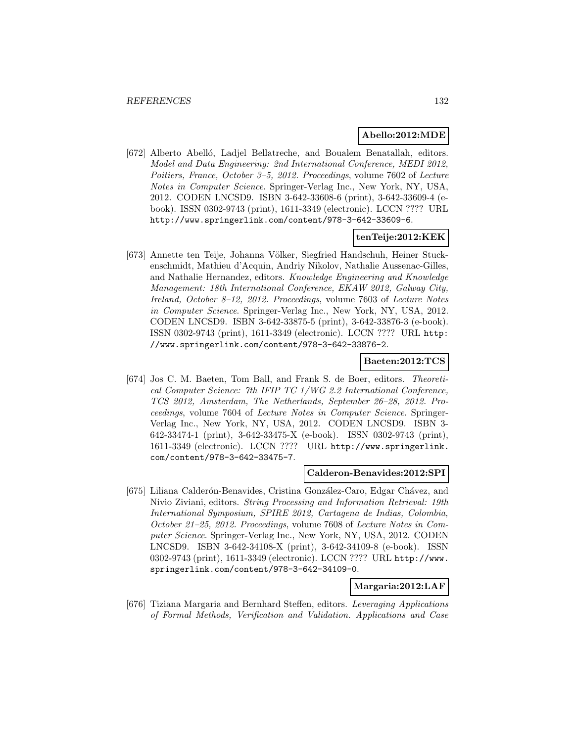**Abello:2012:MDE**

[672] Alberto Abelló, Ladjel Bellatreche, and Boualem Benatallah, editors. *Model and Data Engineering: 2nd International Conference, MEDI 2012, Poitiers, France, October 3–5, 2012. Proceedings*, volume 7602 of *Lecture Notes in Computer Science*. Springer-Verlag Inc., New York, NY, USA, 2012. CODEN LNCSD9. ISBN 3-642-33608-6 (print), 3-642-33609-4 (e-book). ISSN 0302-9743 (print), 1611-3349 (electronic). LCCN ???? URL http://www.springerlink.com/content/978-3-642-33609-6.

**tenTeije:2012:KEK**

[673] Annette ten Teije, Johanna Völker, Siegfried Handschuh, Heiner Stuckenschmidt, Mathieu d'Acquin, Andriy Nikolov, Nathalie Aussenac-Gilles, and Nathalie Hernandez, editors. *Knowledge Engineering and Knowledge Management: 18th International Conference, EKAW 2012, Galway City, Ireland, October 8–12, 2012. Proceedings*, volume 7603 of *Lecture Notes in Computer Science*. Springer-Verlag Inc., New York, NY, USA, 2012. CODEN LNCSD9. ISBN 3-642-33875-5 (print), 3-642-33876-3 (e-book). ISSN 0302-9743 (print), 1611-3349 (electronic). LCCN ???? URL http://www.springerlink.com/content/978-3-642-33876-2.

**Baeten:2012:TCS**

[674] Jos C. M. Baeten, Tom Ball, and Frank S. de Boer, editors. *Theoretical Computer Science: 7th IFIP TC 1/WG 2.2 International Conference, TCS 2012, Amsterdam, The Netherlands, September 26–28, 2012. Proceedings*, volume 7604 of *Lecture Notes in Computer Science*. Springer-Verlag Inc., New York, NY, USA, 2012. CODEN LNCSD9. ISBN 3-642-33474-1 (print), 3-642-33475-X (e-book). ISSN 0302-9743 (print), 1611-3349 (electronic). LCCN ???? URL http://www.springerlink.com/content/978-3-642-33475-7.

**Calderon-Benavides:2012:SPI**

[675] Liliana Calderón-Benavides, Cristina González-Caro, Edgar Chávez, and Nivio Ziviani, editors. *String Processing and Information Retrieval: 19th International Symposium, SPIRE 2012, Cartagena de Indias, Colombia, October 21–25, 2012. Proceedings*, volume 7608 of *Lecture Notes in Computer Science*. Springer-Verlag Inc., New York, NY, USA, 2012. CODEN LNCSD9. ISBN 3-642-34108-X (print), 3-642-34109-8 (e-book). ISSN 0302-9743 (print), 1611-3349 (electronic). LCCN ???? URL http://www.springerlink.com/content/978-3-642-34109-0.

**Margaria:2012:LAF**

[676] Tiziana Margaria and Bernhard Steffen, editors. *Leveraging Applications of Formal Methods, Verification and Validation. Applications and Case*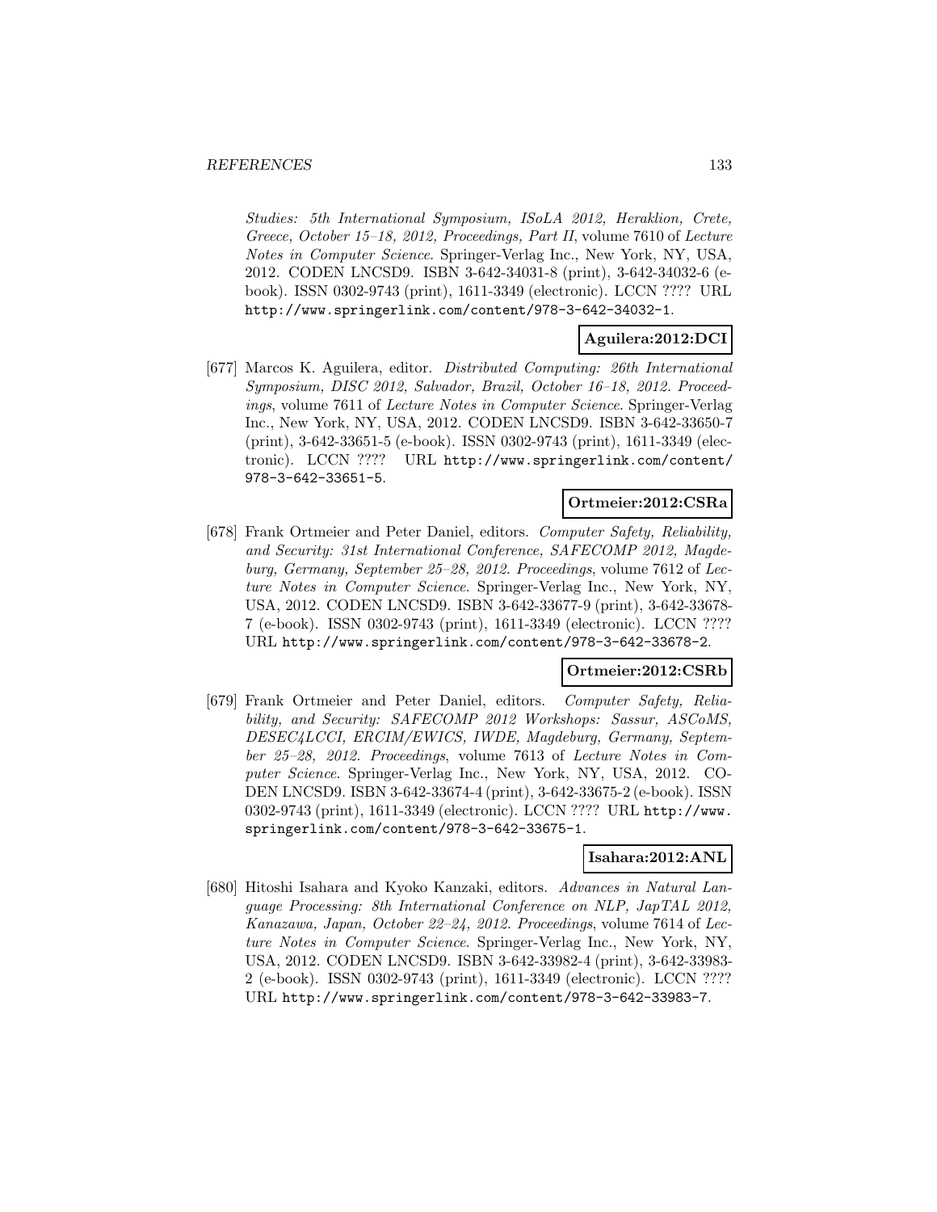*Studies: 5th International Symposium, ISoLA 2012, Heraklion, Crete, Greece, October 15–18, 2012, Proceedings, Part II*, volume 7610 of *Lecture Notes in Computer Science*. Springer-Verlag Inc., New York, NY, USA, 2012. CODEN LNCSD9. ISBN 3-642-34031-8 (print), 3-642-34032-6 (e-book). ISSN 0302-9743 (print), 1611-3349 (electronic). LCCN ???? URL http://www.springerlink.com/content/978-3-642-34032-1.

**Aguilera:2012:DCI**

[677] Marcos K. Aguilera, editor. *Distributed Computing: 26th International Symposium, DISC 2012, Salvador, Brazil, October 16–18, 2012. Proceedings*, volume 7611 of *Lecture Notes in Computer Science*. Springer-Verlag Inc., New York, NY, USA, 2012. CODEN LNCSD9. ISBN 3-642-33650-7 (print), 3-642-33651-5 (e-book). ISSN 0302-9743 (print), 1611-3349 (electronic). LCCN ???? URL http://www.springerlink.com/content/978-3-642-33651-5.

**Ortmeier:2012:CSRa**

[678] Frank Ortmeier and Peter Daniel, editors. *Computer Safety, Reliability, and Security: 31st International Conference, SAFECOMP 2012, Magdeburg, Germany, September 25–28, 2012. Proceedings*, volume 7612 of *Lecture Notes in Computer Science*. Springer-Verlag Inc., New York, NY, USA, 2012. CODEN LNCSD9. ISBN 3-642-33677-9 (print), 3-642-33678-7 (e-book). ISSN 0302-9743 (print), 1611-3349 (electronic). LCCN ???? URL http://www.springerlink.com/content/978-3-642-33678-2.

**Ortmeier:2012:CSRb**

[679] Frank Ortmeier and Peter Daniel, editors. *Computer Safety, Reliability, and Security: SAFECOMP 2012 Workshops: Sassur, ASCoMS, DESEC4LCCI, ERCIM/EWICS, IWDE, Magdeburg, Germany, September 25–28, 2012. Proceedings*, volume 7613 of *Lecture Notes in Computer Science*. Springer-Verlag Inc., New York, NY, USA, 2012. CODEN LNCSD9. ISBN 3-642-33674-4 (print), 3-642-33675-2 (e-book). ISSN 0302-9743 (print), 1611-3349 (electronic). LCCN ???? URL http://www.springerlink.com/content/978-3-642-33675-1.

**Isahara:2012:ANL**

[680] Hitoshi Isahara and Kyoko Kanzaki, editors. *Advances in Natural Language Processing: 8th International Conference on NLP, JapTAL 2012, Kanazawa, Japan, October 22–24, 2012. Proceedings*, volume 7614 of *Lecture Notes in Computer Science*. Springer-Verlag Inc., New York, NY, USA, 2012. CODEN LNCSD9. ISBN 3-642-33982-4 (print), 3-642-33983-2 (e-book). ISSN 0302-9743 (print), 1611-3349 (electronic). LCCN ???? URL http://www.springerlink.com/content/978-3-642-33983-7.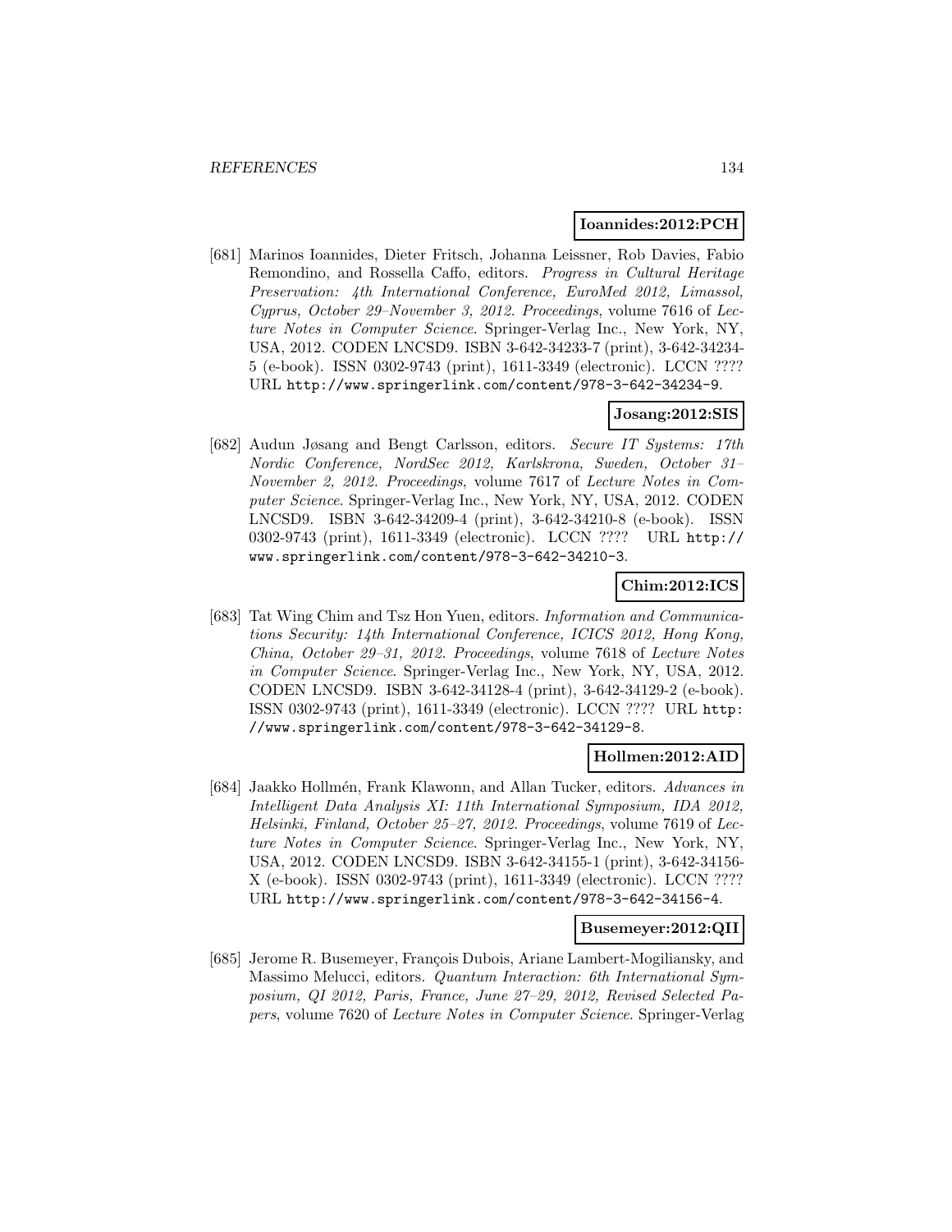**Ioannides:2012:PCH**

[681] Marinos Ioannides, Dieter Fritsch, Johanna Leissner, Rob Davies, Fabio Remondino, and Rossella Caffo, editors. *Progress in Cultural Heritage Preservation: 4th International Conference, EuroMed 2012, Limassol, Cyprus, October 29–November 3, 2012. Proceedings*, volume 7616 of *Lecture Notes in Computer Science*. Springer-Verlag Inc., New York, NY, USA, 2012. CODEN LNCSD9. ISBN 3-642-34233-7 (print), 3-642-34234-5 (e-book). ISSN 0302-9743 (print), 1611-3349 (electronic). LCCN ???? URL http://www.springerlink.com/content/978-3-642-34234-9.

**Josang:2012:SIS**

[682] Audun Jøsang and Bengt Carlsson, editors. *Secure IT Systems: 17th Nordic Conference, NordSec 2012, Karlskrona, Sweden, October 31–November 2, 2012. Proceedings*, volume 7617 of *Lecture Notes in Computer Science*. Springer-Verlag Inc., New York, NY, USA, 2012. CODEN LNCSD9. ISBN 3-642-34209-4 (print), 3-642-34210-8 (e-book). ISSN 0302-9743 (print), 1611-3349 (electronic). LCCN ???? URL http://www.springerlink.com/content/978-3-642-34210-3.

**Chim:2012:ICS**

[683] Tat Wing Chim and Tsz Hon Yuen, editors. *Information and Communications Security: 14th International Conference, ICICS 2012, Hong Kong, China, October 29–31, 2012. Proceedings*, volume 7618 of *Lecture Notes in Computer Science*. Springer-Verlag Inc., New York, NY, USA, 2012. CODEN LNCSD9. ISBN 3-642-34128-4 (print), 3-642-34129-2 (e-book). ISSN 0302-9743 (print), 1611-3349 (electronic). LCCN ???? URL http://www.springerlink.com/content/978-3-642-34129-8.

**Hollmen:2012:AID**

[684] Jaakko Hollmén, Frank Klawonn, and Allan Tucker, editors. *Advances in Intelligent Data Analysis XI: 11th International Symposium, IDA 2012, Helsinki, Finland, October 25–27, 2012. Proceedings*, volume 7619 of *Lecture Notes in Computer Science*. Springer-Verlag Inc., New York, NY, USA, 2012. CODEN LNCSD9. ISBN 3-642-34155-1 (print), 3-642-34156-X (e-book). ISSN 0302-9743 (print), 1611-3349 (electronic). LCCN ???? URL http://www.springerlink.com/content/978-3-642-34156-4.

**Busemeyer:2012:QII**

[685] Jerome R. Busemeyer, François Dubois, Ariane Lambert-Mogiliansky, and Massimo Melucci, editors. *Quantum Interaction: 6th International Symposium, QI 2012, Paris, France, June 27–29, 2012, Revised Selected Papers*, volume 7620 of *Lecture Notes in Computer Science*. Springer-Verlag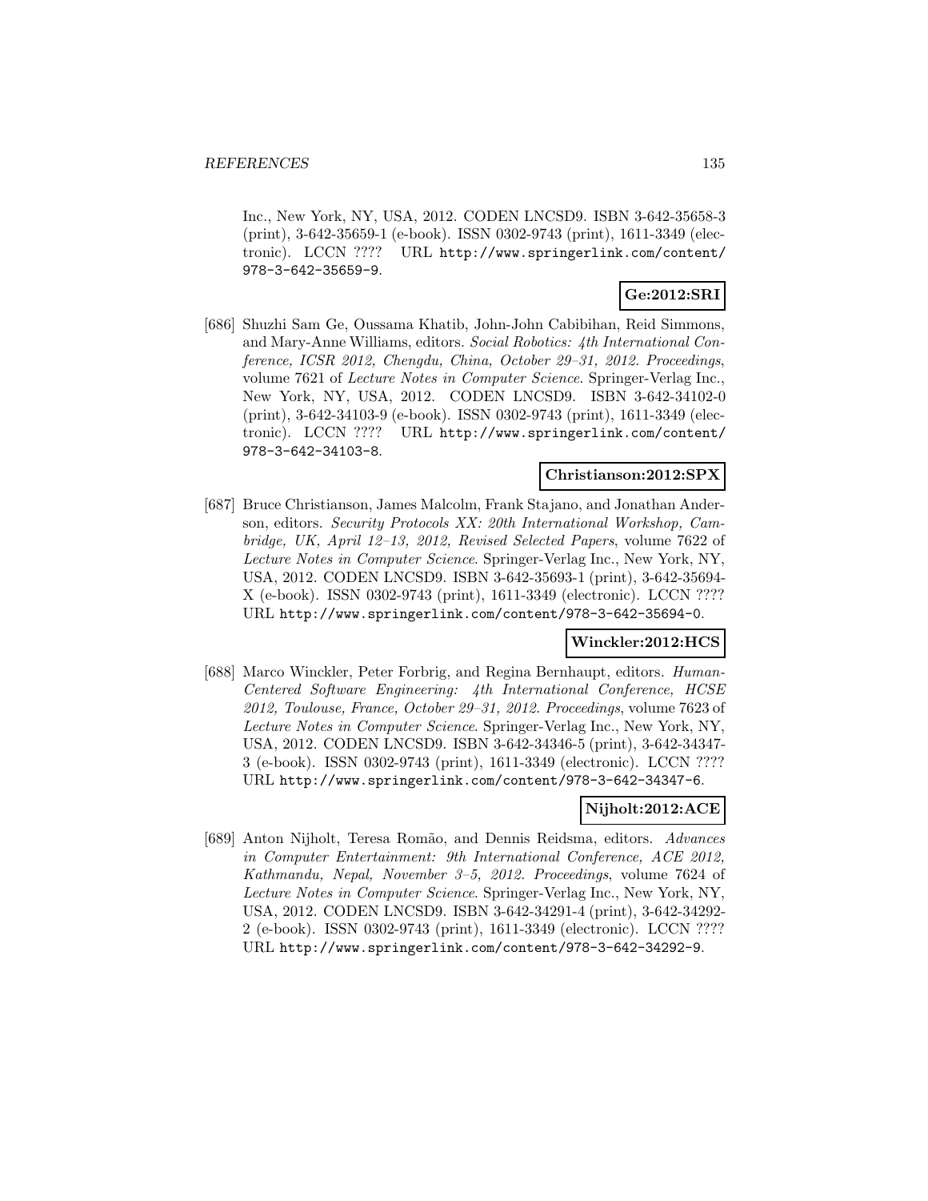Inc., New York, NY, USA, 2012. CODEN LNCSD9. ISBN 3-642-35658-3 (print), 3-642-35659-1 (e-book). ISSN 0302-9743 (print), 1611-3349 (electronic). LCCN ???? URL http://www.springerlink.com/content/978-3-642-35659-9.

**Ge:2012:SRI**

[686] Shuzhi Sam Ge, Oussama Khatib, John-John Cabibihan, Reid Simmons, and Mary-Anne Williams, editors. *Social Robotics: 4th International Conference, ICSR 2012, Chengdu, China, October 29–31, 2012. Proceedings*, volume 7621 of *Lecture Notes in Computer Science*. Springer-Verlag Inc., New York, NY, USA, 2012. CODEN LNCSD9. ISBN 3-642-34102-0 (print), 3-642-34103-9 (e-book). ISSN 0302-9743 (print), 1611-3349 (electronic). LCCN ???? URL http://www.springerlink.com/content/978-3-642-34103-8.

**Christianson:2012:SPX**

[687] Bruce Christianson, James Malcolm, Frank Stajano, and Jonathan Anderson, editors. *Security Protocols XX: 20th International Workshop, Cambridge, UK, April 12–13, 2012, Revised Selected Papers*, volume 7622 of *Lecture Notes in Computer Science*. Springer-Verlag Inc., New York, NY, USA, 2012. CODEN LNCSD9. ISBN 3-642-35693-1 (print), 3-642-35694-X (e-book). ISSN 0302-9743 (print), 1611-3349 (electronic). LCCN ???? URL http://www.springerlink.com/content/978-3-642-35694-0.

**Winckler:2012:HCS**

[688] Marco Winckler, Peter Forbrig, and Regina Bernhaupt, editors. *Human-Centered Software Engineering: 4th International Conference, HCSE 2012, Toulouse, France, October 29–31, 2012. Proceedings*, volume 7623 of *Lecture Notes in Computer Science*. Springer-Verlag Inc., New York, NY, USA, 2012. CODEN LNCSD9. ISBN 3-642-34346-5 (print), 3-642-34347-3 (e-book). ISSN 0302-9743 (print), 1611-3349 (electronic). LCCN ???? URL http://www.springerlink.com/content/978-3-642-34347-6.

**Nijholt:2012:ACE**

[689] Anton Nijholt, Teresa Romão, and Dennis Reidsma, editors. *Advances in Computer Entertainment: 9th International Conference, ACE 2012, Kathmandu, Nepal, November 3–5, 2012. Proceedings*, volume 7624 of *Lecture Notes in Computer Science*. Springer-Verlag Inc., New York, NY, USA, 2012. CODEN LNCSD9. ISBN 3-642-34291-4 (print), 3-642-34292-2 (e-book). ISSN 0302-9743 (print), 1611-3349 (electronic). LCCN ???? URL http://www.springerlink.com/content/978-3-642-34292-9.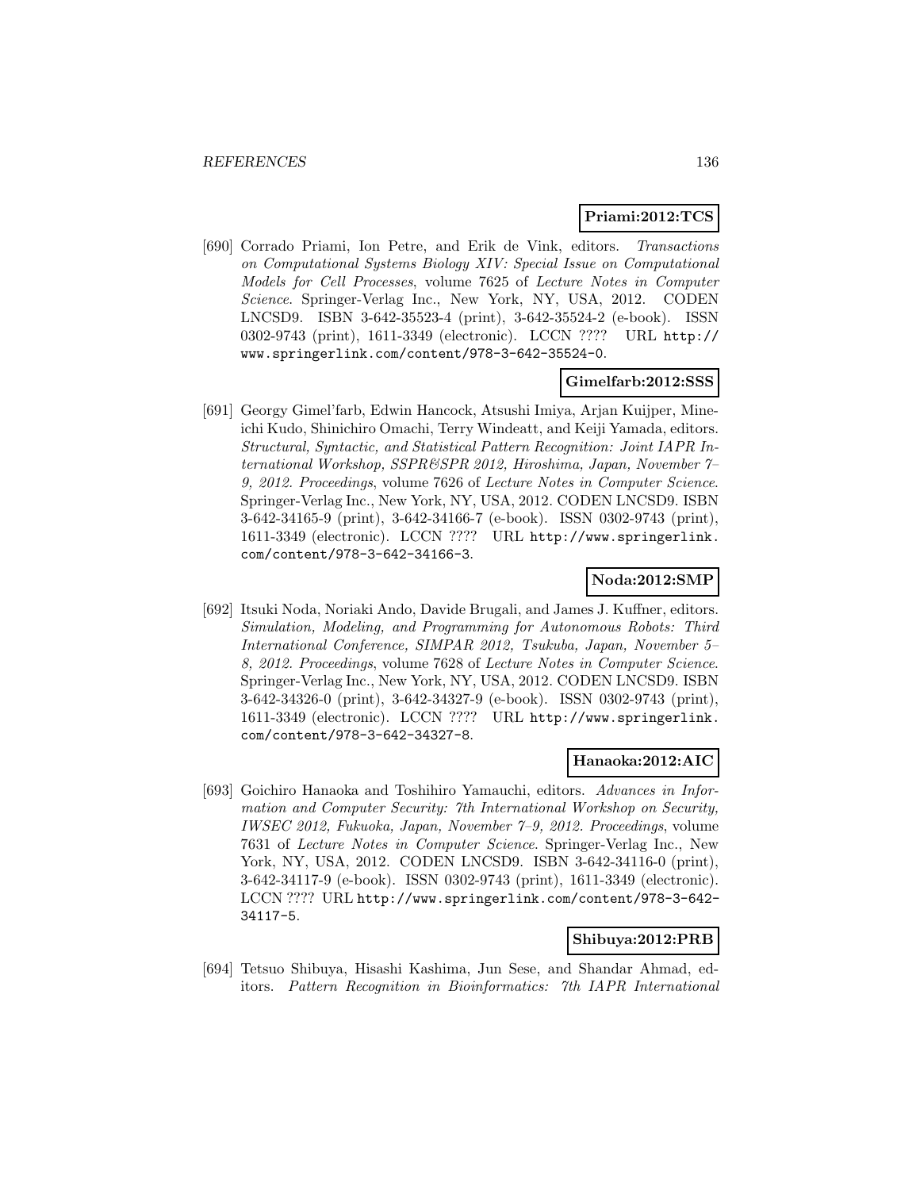**Priami:2012:TCS**

[690] Corrado Priami, Ion Petre, and Erik de Vink, editors. *Transactions on Computational Systems Biology XIV: Special Issue on Computational Models for Cell Processes*, volume 7625 of *Lecture Notes in Computer Science*. Springer-Verlag Inc., New York, NY, USA, 2012. CODEN LNCSD9. ISBN 3-642-35523-4 (print), 3-642-35524-2 (e-book). ISSN 0302-9743 (print), 1611-3349 (electronic). LCCN ???? URL http://www.springerlink.com/content/978-3-642-35524-0.

**Gimelfarb:2012:SSS**

[691] Georgy Gimel'farb, Edwin Hancock, Atsushi Imiya, Arjan Kuijper, Mineichi Kudo, Shinichiro Omachi, Terry Windeatt, and Keiji Yamada, editors. *Structural, Syntactic, and Statistical Pattern Recognition: Joint IAPR International Workshop, SSPR&SPR 2012, Hiroshima, Japan, November 7–9, 2012. Proceedings*, volume 7626 of *Lecture Notes in Computer Science*. Springer-Verlag Inc., New York, NY, USA, 2012. CODEN LNCSD9. ISBN 3-642-34165-9 (print), 3-642-34166-7 (e-book). ISSN 0302-9743 (print), 1611-3349 (electronic). LCCN ???? URL http://www.springerlink.com/content/978-3-642-34166-3.

**Noda:2012:SMP**

[692] Itsuki Noda, Noriaki Ando, Davide Brugali, and James J. Kuffner, editors. *Simulation, Modeling, and Programming for Autonomous Robots: Third International Conference, SIMPAR 2012, Tsukuba, Japan, November 5–8, 2012. Proceedings*, volume 7628 of *Lecture Notes in Computer Science*. Springer-Verlag Inc., New York, NY, USA, 2012. CODEN LNCSD9. ISBN 3-642-34326-0 (print), 3-642-34327-9 (e-book). ISSN 0302-9743 (print), 1611-3349 (electronic). LCCN ???? URL http://www.springerlink.com/content/978-3-642-34327-8.

**Hanaoka:2012:AIC**

[693] Goichiro Hanaoka and Toshihiro Yamauchi, editors. *Advances in Information and Computer Security: 7th International Workshop on Security, IWSEC 2012, Fukuoka, Japan, November 7–9, 2012. Proceedings*, volume 7631 of *Lecture Notes in Computer Science*. Springer-Verlag Inc., New York, NY, USA, 2012. CODEN LNCSD9. ISBN 3-642-34116-0 (print), 3-642-34117-9 (e-book). ISSN 0302-9743 (print), 1611-3349 (electronic). LCCN ???? URL http://www.springerlink.com/content/978-3-642-34117-5.

**Shibuya:2012:PRB**

[694] Tetsuo Shibuya, Hisashi Kashima, Jun Sese, and Shandar Ahmad, editors. *Pattern Recognition in Bioinformatics: 7th IAPR International*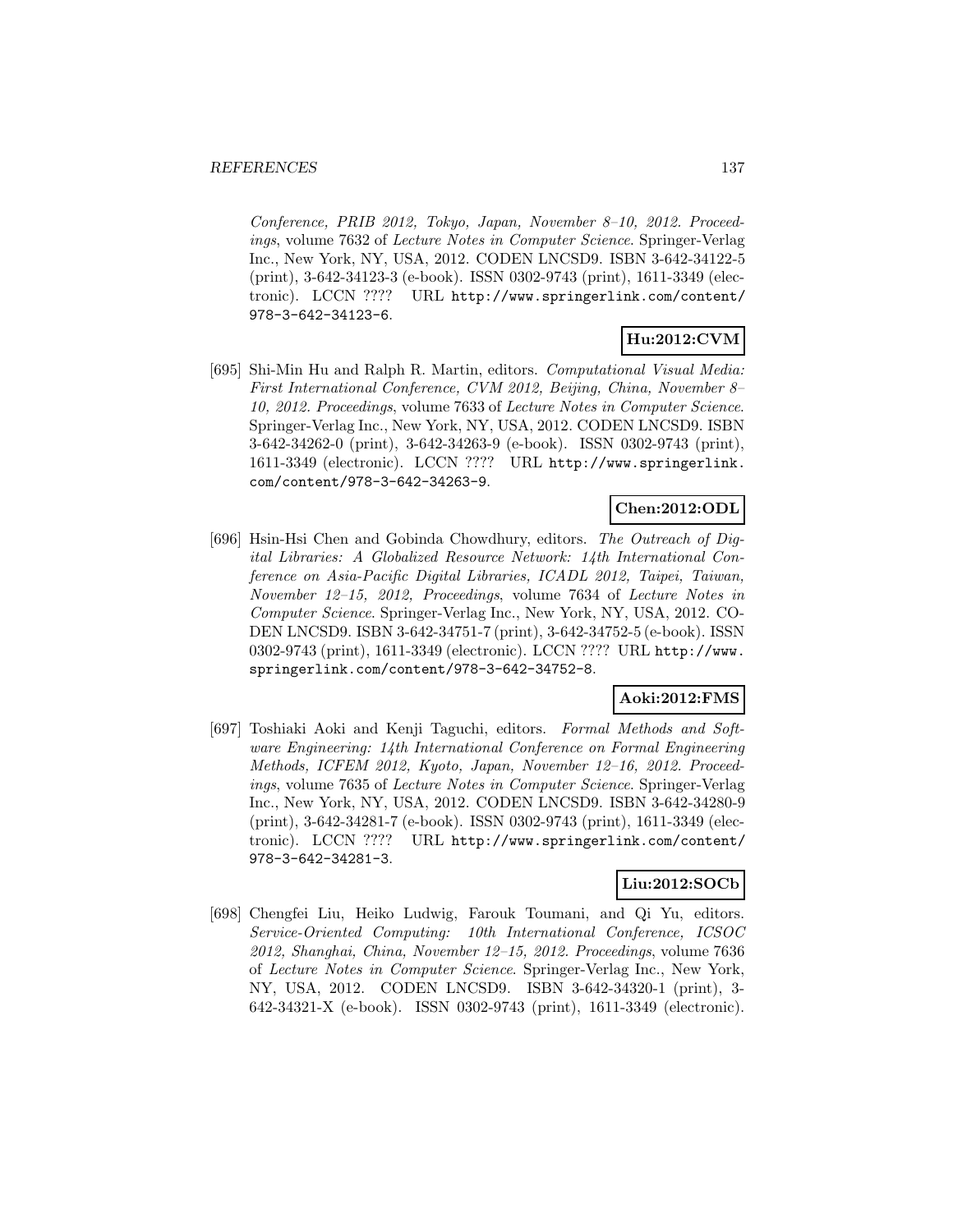*Conference, PRIB 2012, Tokyo, Japan, November 8–10, 2012. Proceedings*, volume 7632 of *Lecture Notes in Computer Science*. Springer-Verlag Inc., New York, NY, USA, 2012. CODEN LNCSD9. ISBN 3-642-34122-5 (print), 3-642-34123-3 (e-book). ISSN 0302-9743 (print), 1611-3349 (electronic). LCCN ???? URL http://www.springerlink.com/content/978-3-642-34123-6.

**Hu:2012:CVM**

[695] Shi-Min Hu and Ralph R. Martin, editors. *Computational Visual Media: First International Conference, CVM 2012, Beijing, China, November 8–10, 2012. Proceedings*, volume 7633 of *Lecture Notes in Computer Science*. Springer-Verlag Inc., New York, NY, USA, 2012. CODEN LNCSD9. ISBN 3-642-34262-0 (print), 3-642-34263-9 (e-book). ISSN 0302-9743 (print), 1611-3349 (electronic). LCCN ???? URL http://www.springerlink.com/content/978-3-642-34263-9.

**Chen:2012:ODL**

[696] Hsin-Hsi Chen and Gobinda Chowdhury, editors. *The Outreach of Digital Libraries: A Globalized Resource Network: 14th International Conference on Asia-Pacific Digital Libraries, ICADL 2012, Taipei, Taiwan, November 12–15, 2012, Proceedings*, volume 7634 of *Lecture Notes in Computer Science*. Springer-Verlag Inc., New York, NY, USA, 2012. CODEN LNCSD9. ISBN 3-642-34751-7 (print), 3-642-34752-5 (e-book). ISSN 0302-9743 (print), 1611-3349 (electronic). LCCN ???? URL http://www.springerlink.com/content/978-3-642-34752-8.

**Aoki:2012:FMS**

[697] Toshiaki Aoki and Kenji Taguchi, editors. *Formal Methods and Software Engineering: 14th International Conference on Formal Engineering Methods, ICFEM 2012, Kyoto, Japan, November 12–16, 2012. Proceedings*, volume 7635 of *Lecture Notes in Computer Science*. Springer-Verlag Inc., New York, NY, USA, 2012. CODEN LNCSD9. ISBN 3-642-34280-9 (print), 3-642-34281-7 (e-book). ISSN 0302-9743 (print), 1611-3349 (electronic). LCCN ???? URL http://www.springerlink.com/content/978-3-642-34281-3.

**Liu:2012:SOCb**

[698] Chengfei Liu, Heiko Ludwig, Farouk Toumani, and Qi Yu, editors. *Service-Oriented Computing: 10th International Conference, ICSOC 2012, Shanghai, China, November 12–15, 2012. Proceedings*, volume 7636 of *Lecture Notes in Computer Science*. Springer-Verlag Inc., New York, NY, USA, 2012. CODEN LNCSD9. ISBN 3-642-34320-1 (print), 3-642-34321-X (e-book). ISSN 0302-9743 (print), 1611-3349 (electronic).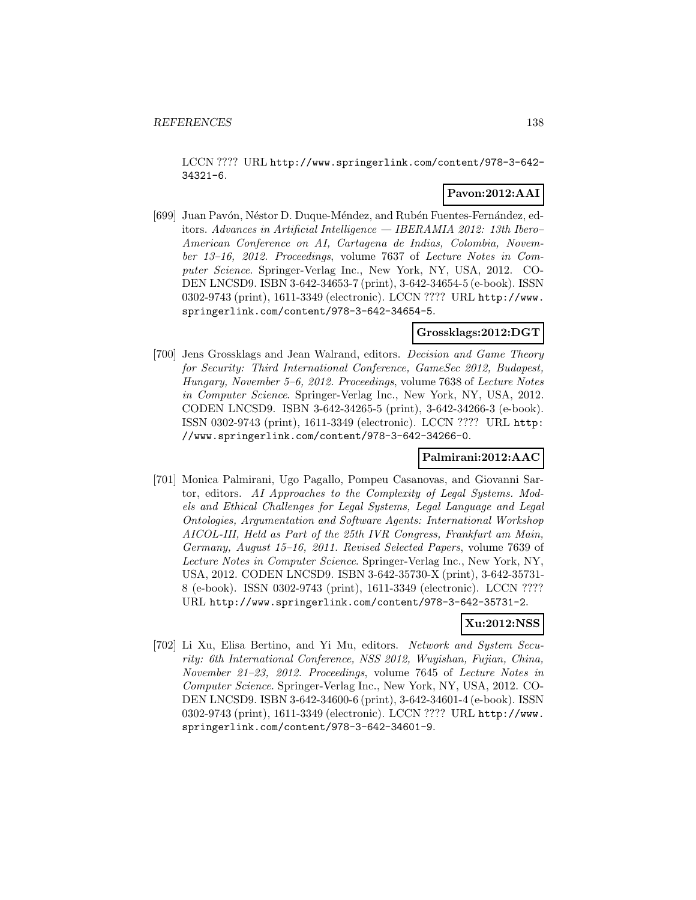LCCN ???? URL http://www.springerlink.com/content/978-3-642-34321-6.

**Pavon:2012:AAI**

[699] Juan Pavón, Néstor D. Duque-Méndez, and Rubén Fuentes-Fernández, editors. *Advances in Artificial Intelligence — IBERAMIA 2012: 13th Ibero–American Conference on AI, Cartagena de Indias, Colombia, November 13–16, 2012. Proceedings*, volume 7637 of *Lecture Notes in Computer Science*. Springer-Verlag Inc., New York, NY, USA, 2012. CODEN LNCSD9. ISBN 3-642-34653-7 (print), 3-642-34654-5 (e-book). ISSN 0302-9743 (print), 1611-3349 (electronic). LCCN ???? URL http://www.springerlink.com/content/978-3-642-34654-5.

**Grossklags:2012:DGT**

[700] Jens Grossklags and Jean Walrand, editors. *Decision and Game Theory for Security: Third International Conference, GameSec 2012, Budapest, Hungary, November 5–6, 2012. Proceedings*, volume 7638 of *Lecture Notes in Computer Science*. Springer-Verlag Inc., New York, NY, USA, 2012. CODEN LNCSD9. ISBN 3-642-34265-5 (print), 3-642-34266-3 (e-book). ISSN 0302-9743 (print), 1611-3349 (electronic). LCCN ???? URL http://www.springerlink.com/content/978-3-642-34266-0.

**Palmirani:2012:AAC**

[701] Monica Palmirani, Ugo Pagallo, Pompeu Casanovas, and Giovanni Sartor, editors. *AI Approaches to the Complexity of Legal Systems. Models and Ethical Challenges for Legal Systems, Legal Language and Legal Ontologies, Argumentation and Software Agents: International Workshop AICOL-III, Held as Part of the 25th IVR Congress, Frankfurt am Main, Germany, August 15–16, 2011. Revised Selected Papers*, volume 7639 of *Lecture Notes in Computer Science*. Springer-Verlag Inc., New York, NY, USA, 2012. CODEN LNCSD9. ISBN 3-642-35730-X (print), 3-642-35731-8 (e-book). ISSN 0302-9743 (print), 1611-3349 (electronic). LCCN ???? URL http://www.springerlink.com/content/978-3-642-35731-2.

**Xu:2012:NSS**

[702] Li Xu, Elisa Bertino, and Yi Mu, editors. *Network and System Security: 6th International Conference, NSS 2012, Wuyishan, Fujian, China, November 21–23, 2012. Proceedings*, volume 7645 of *Lecture Notes in Computer Science*. Springer-Verlag Inc., New York, NY, USA, 2012. CODEN LNCSD9. ISBN 3-642-34600-6 (print), 3-642-34601-4 (e-book). ISSN 0302-9743 (print), 1611-3349 (electronic). LCCN ???? URL http://www.springerlink.com/content/978-3-642-34601-9.